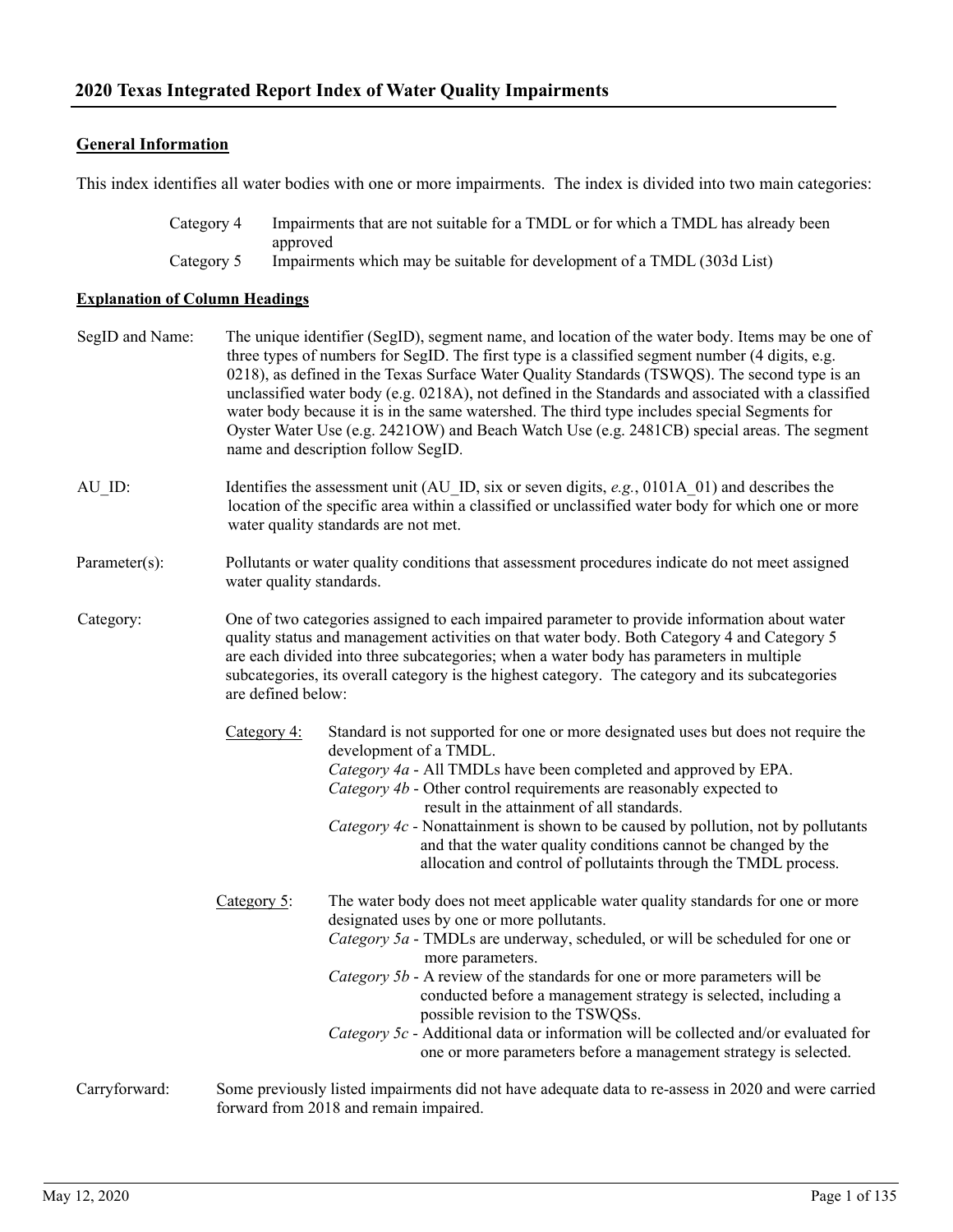## 2020 Texas Integrated Report Index of Water Quality Impairments

### General Information

This index identifies all water bodies with one or more impairments. The index is divided into two main categories:

| | |
|---|---|
| Category 4 | Impairments that are not suitable for a TMDL or for which a TMDL has already been approved |
| Category 5 | Impairments which may be suitable for development of a TMDL (303d List) |

### Explanation of Column Headings

**SegID and Name:** The unique identifier (SegID), segment name, and location of the water body. Items may be one of three types of numbers for SegID. The first type is a classified segment number (4 digits, e.g. 0218), as defined in the Texas Surface Water Quality Standards (TSWQS). The second type is an unclassified water body (e.g. 0218A), not defined in the Standards and associated with a classified water body because it is in the same watershed. The third type includes special Segments for Oyster Water Use (e.g. 2421OW) and Beach Watch Use (e.g. 2481CB) special areas. The segment name and description follow SegID.

**AU_ID:** Identifies the assessment unit (AU_ID, six or seven digits, *e.g.*, 0101A_01) and describes the location of the specific area within a classified or unclassified water body for which one or more water quality standards are not met.

**Parameter(s):** Pollutants or water quality conditions that assessment procedures indicate do not meet assigned water quality standards.

**Category:** One of two categories assigned to each impaired parameter to provide information about water quality status and management activities on that water body. Both Category 4 and Category 5 are each divided into three subcategories; when a water body has parameters in multiple subcategories, its overall category is the highest category. The category and its subcategories are defined below:

Category 4: Standard is not supported for one or more designated uses but does not require the development of a TMDL.
- *Category 4a* - All TMDLs have been completed and approved by EPA.
- *Category 4b* - Other control requirements are reasonably expected to result in the attainment of all standards.
- *Category 4c* - Nonattainment is shown to be caused by pollution, not by pollutants and that the water quality conditions cannot be changed by the allocation and control of pollutaints through the TMDL process.

Category 5: The water body does not meet applicable water quality standards for one or more designated uses by one or more pollutants.
- *Category 5a* - TMDLs are underway, scheduled, or will be scheduled for one or more parameters.
- *Category 5b* - A review of the standards for one or more parameters will be conducted before a management strategy is selected, including a possible revision to the TSWQSs.
- *Category 5c* - Additional data or information will be collected and/or evaluated for one or more parameters before a management strategy is selected.

**Carryforward:** Some previously listed impairments did not have adequate data to re-assess in 2020 and were carried forward from 2018 and remain impaired.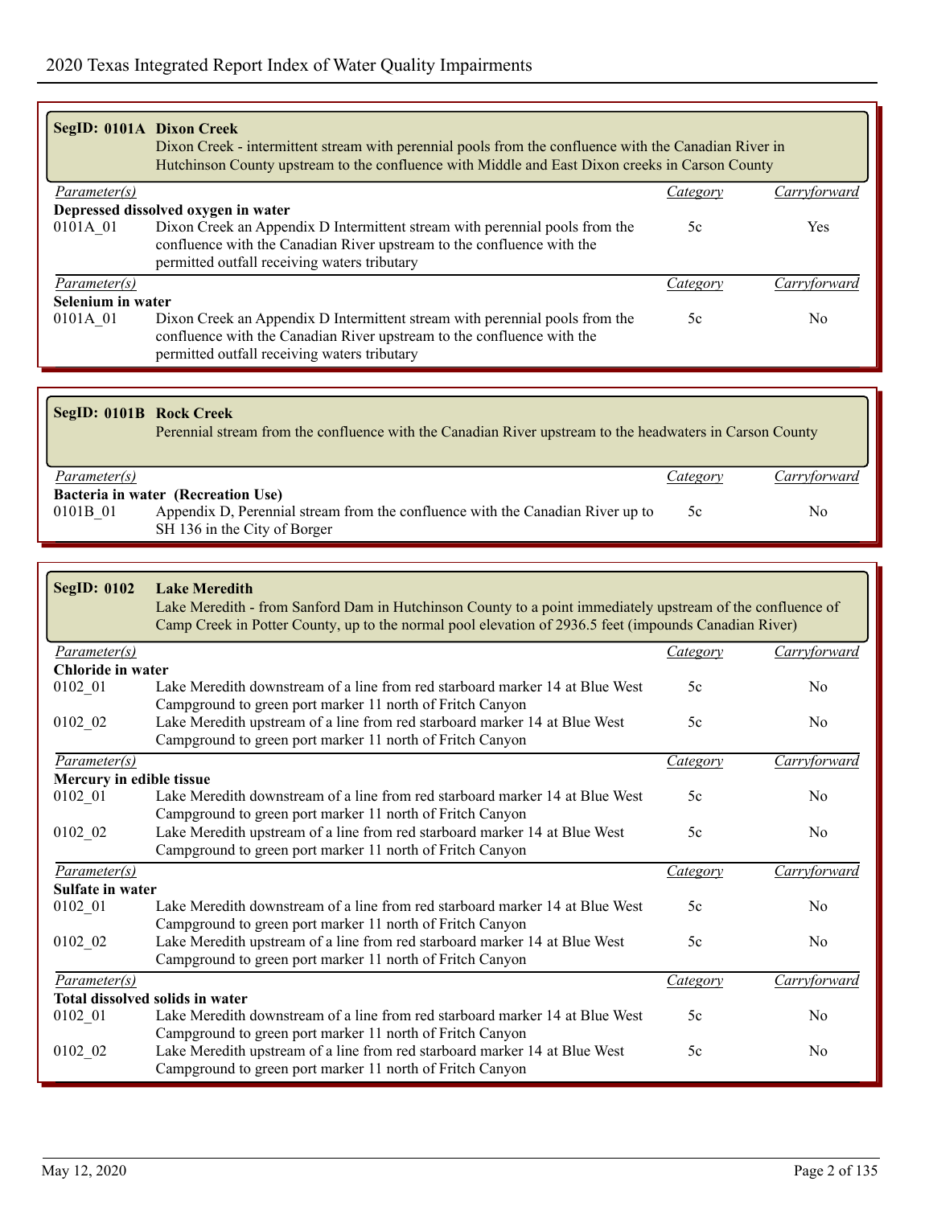## SegID: 0101A Dixon Creek

Dixon Creek - intermittent stream with perennial pools from the confluence with the Canadian River in Hutchinson County upstream to the confluence with Middle and East Dixon creeks in Carson County

| Parameter(s) | | Category | Carryforward |
|---|---|---|---|
| **Depressed dissolved oxygen in water** | | | |
| 0101A_01 | Dixon Creek an Appendix D Intermittent stream with perennial pools from the confluence with the Canadian River upstream to the confluence with the permitted outfall receiving waters tributary | 5c | Yes |
| **Selenium in water** | | | |
| 0101A_01 | Dixon Creek an Appendix D Intermittent stream with perennial pools from the confluence with the Canadian River upstream to the confluence with the permitted outfall receiving waters tributary | 5c | No |

## SegID: 0101B Rock Creek

Perennial stream from the confluence with the Canadian River upstream to the headwaters in Carson County

| Parameter(s) | | Category | Carryforward |
|---|---|---|---|
| **Bacteria in water (Recreation Use)** | | | |
| 0101B_01 | Appendix D, Perennial stream from the confluence with the Canadian River up to SH 136 in the City of Borger | 5c | No |

## SegID: 0102 Lake Meredith

Lake Meredith - from Sanford Dam in Hutchinson County to a point immediately upstream of the confluence of Camp Creek in Potter County, up to the normal pool elevation of 2936.5 feet (impounds Canadian River)

| Parameter(s) | | Category | Carryforward |
|---|---|---|---|
| **Chloride in water** | | | |
| 0102_01 | Lake Meredith downstream of a line from red starboard marker 14 at Blue West Campground to green port marker 11 north of Fritch Canyon | 5c | No |
| 0102_02 | Lake Meredith upstream of a line from red starboard marker 14 at Blue West Campground to green port marker 11 north of Fritch Canyon | 5c | No |
| **Mercury in edible tissue** | | | |
| 0102_01 | Lake Meredith downstream of a line from red starboard marker 14 at Blue West Campground to green port marker 11 north of Fritch Canyon | 5c | No |
| 0102_02 | Lake Meredith upstream of a line from red starboard marker 14 at Blue West Campground to green port marker 11 north of Fritch Canyon | 5c | No |
| **Sulfate in water** | | | |
| 0102_01 | Lake Meredith downstream of a line from red starboard marker 14 at Blue West Campground to green port marker 11 north of Fritch Canyon | 5c | No |
| 0102_02 | Lake Meredith upstream of a line from red starboard marker 14 at Blue West Campground to green port marker 11 north of Fritch Canyon | 5c | No |
| **Total dissolved solids in water** | | | |
| 0102_01 | Lake Meredith downstream of a line from red starboard marker 14 at Blue West Campground to green port marker 11 north of Fritch Canyon | 5c | No |
| 0102_02 | Lake Meredith upstream of a line from red starboard marker 14 at Blue West Campground to green port marker 11 north of Fritch Canyon | 5c | No |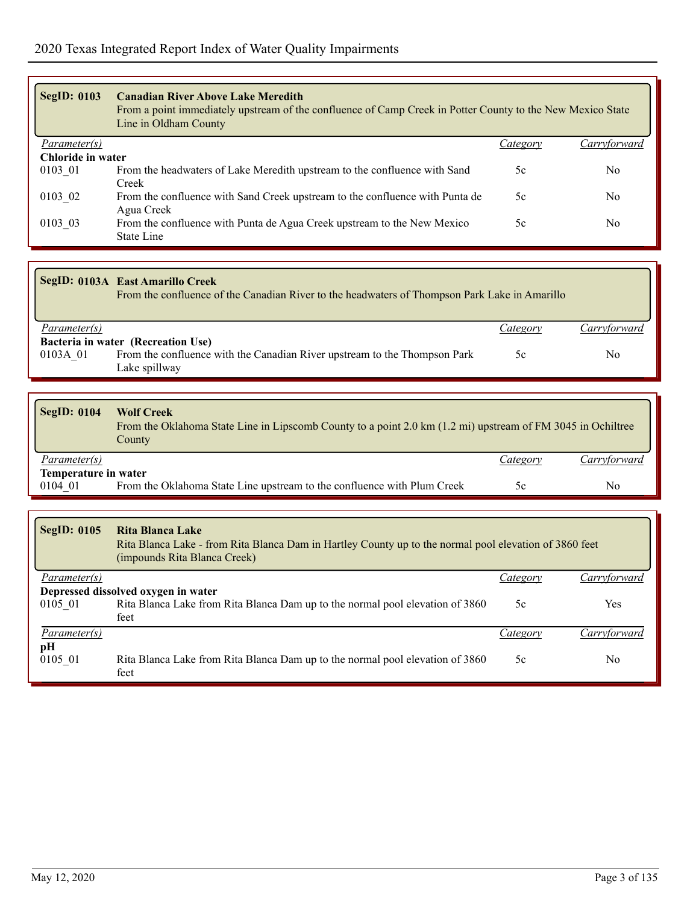## SegID: 0103 Canadian River Above Lake Meredith

From a point immediately upstream of the confluence of Camp Creek in Potter County to the New Mexico State Line in Oldham County

| *Parameter(s)* | | *Category* | *Carryforward* |
|---|---|---|---|
| **Chloride in water** | | | |
| 0103_01 | From the headwaters of Lake Meredith upstream to the confluence with Sand Creek | 5c | No |
| 0103_02 | From the confluence with Sand Creek upstream to the confluence with Punta de Agua Creek | 5c | No |
| 0103_03 | From the confluence with Punta de Agua Creek upstream to the New Mexico State Line | 5c | No |

## SegID: 0103A East Amarillo Creek

From the confluence of the Canadian River to the headwaters of Thompson Park Lake in Amarillo

| *Parameter(s)* | | *Category* | *Carryforward* |
|---|---|---|---|
| **Bacteria in water (Recreation Use)** | | | |
| 0103A_01 | From the confluence with the Canadian River upstream to the Thompson Park Lake spillway | 5c | No |

## SegID: 0104 Wolf Creek

From the Oklahoma State Line in Lipscomb County to a point 2.0 km (1.2 mi) upstream of FM 3045 in Ochiltree County

| *Parameter(s)* | | *Category* | *Carryforward* |
|---|---|---|---|
| **Temperature in water** | | | |
| 0104_01 | From the Oklahoma State Line upstream to the confluence with Plum Creek | 5c | No |

## SegID: 0105 Rita Blanca Lake

Rita Blanca Lake - from Rita Blanca Dam in Hartley County up to the normal pool elevation of 3860 feet (impounds Rita Blanca Creek)

| *Parameter(s)* | | *Category* | *Carryforward* |
|---|---|---|---|
| **Depressed dissolved oxygen in water** | | | |
| 0105_01 | Rita Blanca Lake from Rita Blanca Dam up to the normal pool elevation of 3860 feet | 5c | Yes |

| *Parameter(s)* | | *Category* | *Carryforward* |
|---|---|---|---|
| **pH** | | | |
| 0105_01 | Rita Blanca Lake from Rita Blanca Dam up to the normal pool elevation of 3860 feet | 5c | No |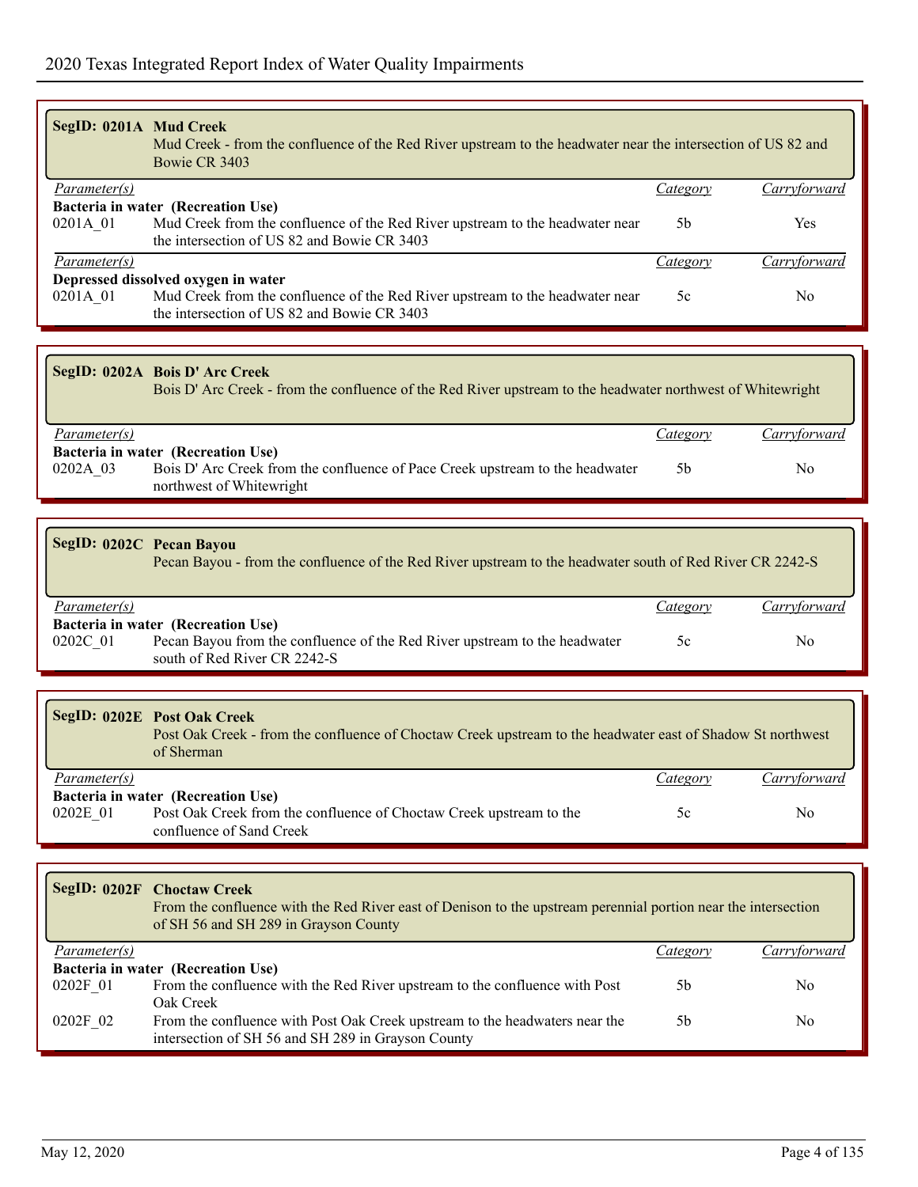## SegID: 0201A Mud Creek

Mud Creek - from the confluence of the Red River upstream to the headwater near the intersection of US 82 and Bowie CR 3403

| *Parameter(s)* | | *Category* | *Carryforward* |
|---|---|---|---|
| **Bacteria in water (Recreation Use)** | | | |
| 0201A_01 | Mud Creek from the confluence of the Red River upstream to the headwater near the intersection of US 82 and Bowie CR 3403 | 5b | Yes |

| *Parameter(s)* | | *Category* | *Carryforward* |
|---|---|---|---|
| **Depressed dissolved oxygen in water** | | | |
| 0201A_01 | Mud Creek from the confluence of the Red River upstream to the headwater near the intersection of US 82 and Bowie CR 3403 | 5c | No |

## SegID: 0202A Bois D' Arc Creek

Bois D' Arc Creek - from the confluence of the Red River upstream to the headwater northwest of Whitewright

| *Parameter(s)* | | *Category* | *Carryforward* |
|---|---|---|---|
| **Bacteria in water (Recreation Use)** | | | |
| 0202A_03 | Bois D' Arc Creek from the confluence of Pace Creek upstream to the headwater northwest of Whitewright | 5b | No |

## SegID: 0202C Pecan Bayou

Pecan Bayou - from the confluence of the Red River upstream to the headwater south of Red River CR 2242-S

| *Parameter(s)* | | *Category* | *Carryforward* |
|---|---|---|---|
| **Bacteria in water (Recreation Use)** | | | |
| 0202C_01 | Pecan Bayou from the confluence of the Red River upstream to the headwater south of Red River CR 2242-S | 5c | No |

## SegID: 0202E Post Oak Creek

Post Oak Creek - from the confluence of Choctaw Creek upstream to the headwater east of Shadow St northwest of Sherman

| *Parameter(s)* | | *Category* | *Carryforward* |
|---|---|---|---|
| **Bacteria in water (Recreation Use)** | | | |
| 0202E_01 | Post Oak Creek from the confluence of Choctaw Creek upstream to the confluence of Sand Creek | 5c | No |

## SegID: 0202F Choctaw Creek

From the confluence with the Red River east of Denison to the upstream perennial portion near the intersection of SH 56 and SH 289 in Grayson County

| *Parameter(s)* | | *Category* | *Carryforward* |
|---|---|---|---|
| **Bacteria in water (Recreation Use)** | | | |
| 0202F_01 | From the confluence with the Red River upstream to the confluence with Post Oak Creek | 5b | No |
| 0202F_02 | From the confluence with Post Oak Creek upstream to the headwaters near the intersection of SH 56 and SH 289 in Grayson County | 5b | No |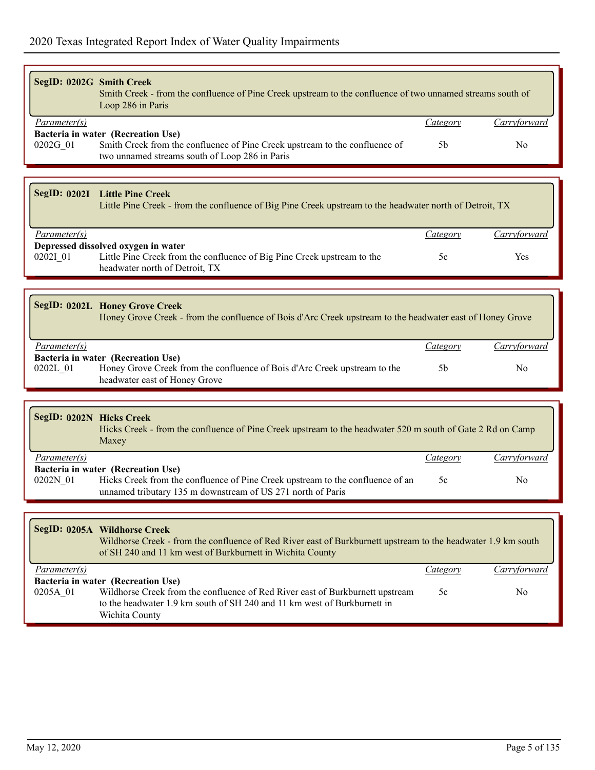**SegID: 0202G Smith Creek**
Smith Creek - from the confluence of Pine Creek upstream to the confluence of two unnamed streams south of Loop 286 in Paris

| *Parameter(s)* | | *Category* | *Carryforward* |
|---|---|---|---|
| **Bacteria in water (Recreation Use)** | | | |
| 0202G_01 | Smith Creek from the confluence of Pine Creek upstream to the confluence of two unnamed streams south of Loop 286 in Paris | 5b | No |

**SegID: 0202I Little Pine Creek**
Little Pine Creek - from the confluence of Big Pine Creek upstream to the headwater north of Detroit, TX

| *Parameter(s)* | | *Category* | *Carryforward* |
|---|---|---|---|
| **Depressed dissolved oxygen in water** | | | |
| 0202I_01 | Little Pine Creek from the confluence of Big Pine Creek upstream to the headwater north of Detroit, TX | 5c | Yes |

**SegID: 0202L Honey Grove Creek**
Honey Grove Creek - from the confluence of Bois d'Arc Creek upstream to the headwater east of Honey Grove

| *Parameter(s)* | | *Category* | *Carryforward* |
|---|---|---|---|
| **Bacteria in water (Recreation Use)** | | | |
| 0202L_01 | Honey Grove Creek from the confluence of Bois d'Arc Creek upstream to the headwater east of Honey Grove | 5b | No |

**SegID: 0202N Hicks Creek**
Hicks Creek - from the confluence of Pine Creek upstream to the headwater 520 m south of Gate 2 Rd on Camp Maxey

| *Parameter(s)* | | *Category* | *Carryforward* |
|---|---|---|---|
| **Bacteria in water (Recreation Use)** | | | |
| 0202N_01 | Hicks Creek from the confluence of Pine Creek upstream to the confluence of an unnamed tributary 135 m downstream of US 271 north of Paris | 5c | No |

**SegID: 0205A Wildhorse Creek**
Wildhorse Creek - from the confluence of Red River east of Burkburnett upstream to the headwater 1.9 km south of SH 240 and 11 km west of Burkburnett in Wichita County

| *Parameter(s)* | | *Category* | *Carryforward* |
|---|---|---|---|
| **Bacteria in water (Recreation Use)** | | | |
| 0205A_01 | Wildhorse Creek from the confluence of Red River east of Burkburnett upstream to the headwater 1.9 km south of SH 240 and 11 km west of Burkburnett in Wichita County | 5c | No |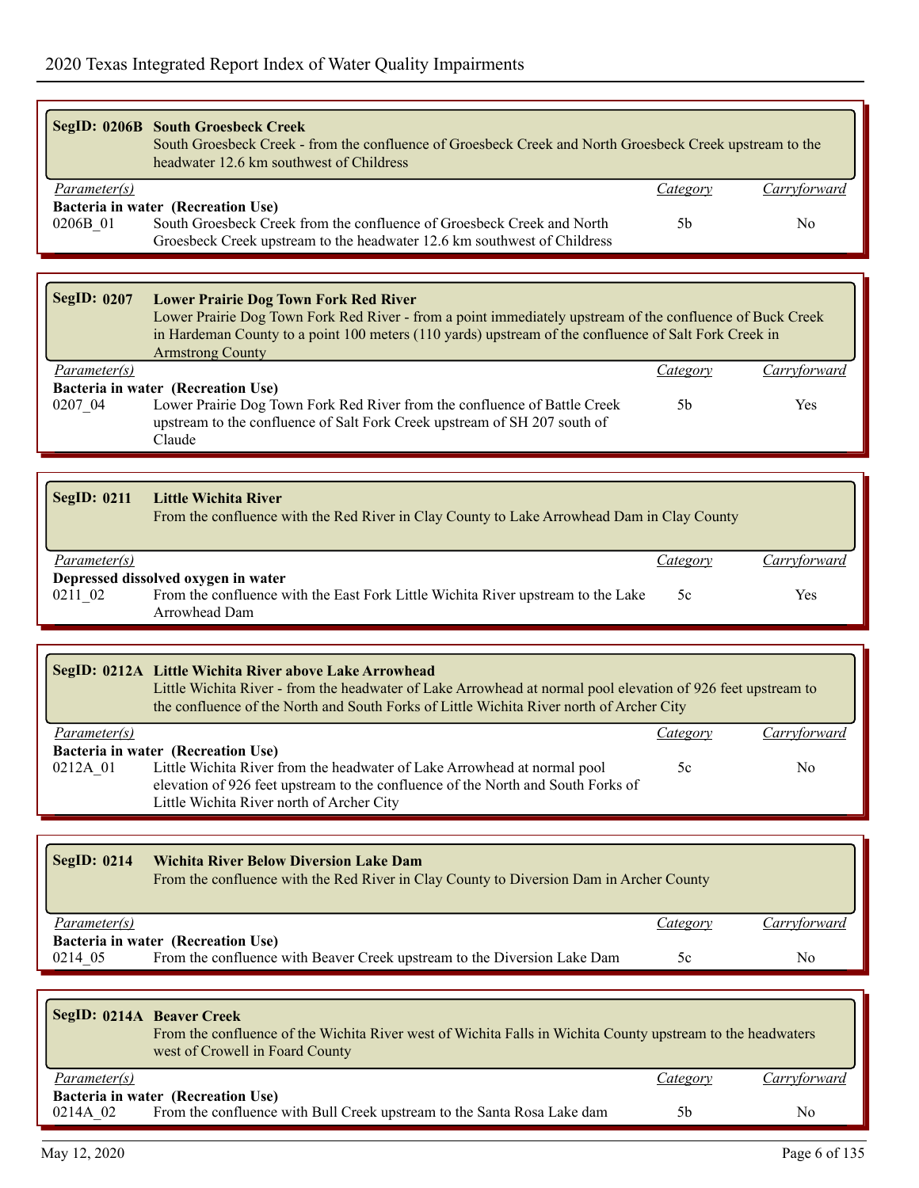**SegID: 0206B South Groesbeck Creek**
South Groesbeck Creek - from the confluence of Groesbeck Creek and North Groesbeck Creek upstream to the headwater 12.6 km southwest of Childress

| *Parameter(s)* | | *Category* | *Carryforward* |
|---|---|---|---|
| **Bacteria in water (Recreation Use)** | | | |
| 0206B_01 | South Groesbeck Creek from the confluence of Groesbeck Creek and North Groesbeck Creek upstream to the headwater 12.6 km southwest of Childress | 5b | No |

**SegID: 0207 Lower Prairie Dog Town Fork Red River**
Lower Prairie Dog Town Fork Red River - from a point immediately upstream of the confluence of Buck Creek in Hardeman County to a point 100 meters (110 yards) upstream of the confluence of Salt Fork Creek in Armstrong County

| *Parameter(s)* | | *Category* | *Carryforward* |
|---|---|---|---|
| **Bacteria in water (Recreation Use)** | | | |
| 0207_04 | Lower Prairie Dog Town Fork Red River from the confluence of Battle Creek upstream to the confluence of Salt Fork Creek upstream of SH 207 south of Claude | 5b | Yes |

**SegID: 0211 Little Wichita River**
From the confluence with the Red River in Clay County to Lake Arrowhead Dam in Clay County

| *Parameter(s)* | | *Category* | *Carryforward* |
|---|---|---|---|
| **Depressed dissolved oxygen in water** | | | |
| 0211_02 | From the confluence with the East Fork Little Wichita River upstream to the Lake Arrowhead Dam | 5c | Yes |

**SegID: 0212A Little Wichita River above Lake Arrowhead**
Little Wichita River - from the headwater of Lake Arrowhead at normal pool elevation of 926 feet upstream to the confluence of the North and South Forks of Little Wichita River north of Archer City

| *Parameter(s)* | | *Category* | *Carryforward* |
|---|---|---|---|
| **Bacteria in water (Recreation Use)** | | | |
| 0212A_01 | Little Wichita River from the headwater of Lake Arrowhead at normal pool elevation of 926 feet upstream to the confluence of the North and South Forks of Little Wichita River north of Archer City | 5c | No |

**SegID: 0214 Wichita River Below Diversion Lake Dam**
From the confluence with the Red River in Clay County to Diversion Dam in Archer County

| *Parameter(s)* | | *Category* | *Carryforward* |
|---|---|---|---|
| **Bacteria in water (Recreation Use)** | | | |
| 0214_05 | From the confluence with Beaver Creek upstream to the Diversion Lake Dam | 5c | No |

**SegID: 0214A Beaver Creek**
From the confluence of the Wichita River west of Wichita Falls in Wichita County upstream to the headwaters west of Crowell in Foard County

| *Parameter(s)* | | *Category* | *Carryforward* |
|---|---|---|---|
| **Bacteria in water (Recreation Use)** | | | |
| 0214A_02 | From the confluence with Bull Creek upstream to the Santa Rosa Lake dam | 5b | No |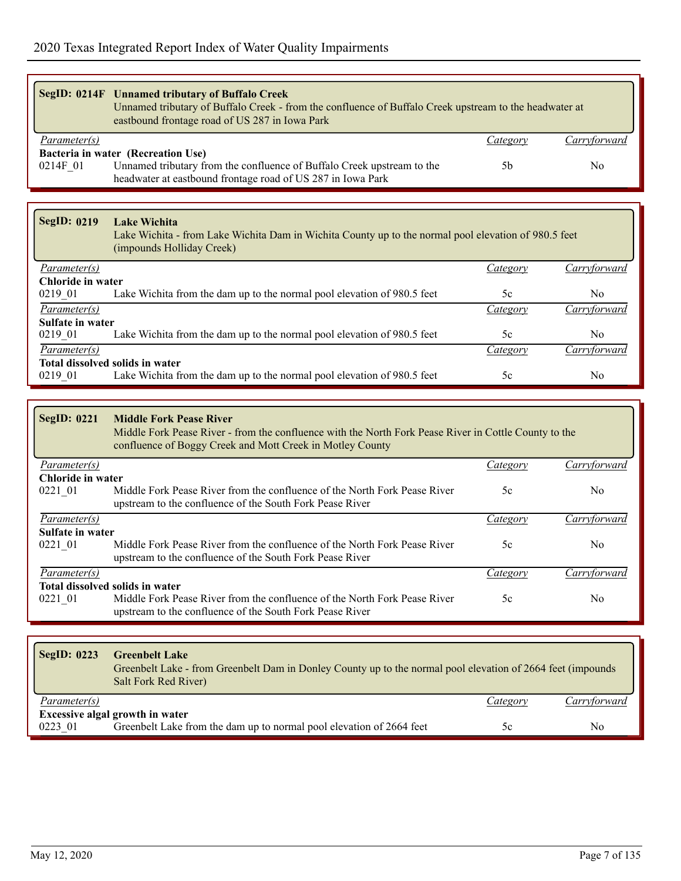## SegID: 0214F Unnamed tributary of Buffalo Creek

Unnamed tributary of Buffalo Creek - from the confluence of Buffalo Creek upstream to the headwater at eastbound frontage road of US 287 in Iowa Park

| *Parameter(s)* | | *Category* | *Carryforward* |
|---|---|---|---|
| **Bacteria in water (Recreation Use)** | | | |
| 0214F_01 | Unnamed tributary from the confluence of Buffalo Creek upstream to the headwater at eastbound frontage road of US 287 in Iowa Park | 5b | No |

## SegID: 0219 Lake Wichita

Lake Wichita - from Lake Wichita Dam in Wichita County up to the normal pool elevation of 980.5 feet (impounds Holliday Creek)

| *Parameter(s)* | | *Category* | *Carryforward* |
|---|---|---|---|
| **Chloride in water** | | | |
| 0219_01 | Lake Wichita from the dam up to the normal pool elevation of 980.5 feet | 5c | No |
| **Sulfate in water** | | | |
| 0219_01 | Lake Wichita from the dam up to the normal pool elevation of 980.5 feet | 5c | No |
| **Total dissolved solids in water** | | | |
| 0219_01 | Lake Wichita from the dam up to the normal pool elevation of 980.5 feet | 5c | No |

## SegID: 0221 Middle Fork Pease River

Middle Fork Pease River - from the confluence with the North Fork Pease River in Cottle County to the confluence of Boggy Creek and Mott Creek in Motley County

| *Parameter(s)* | | *Category* | *Carryforward* |
|---|---|---|---|
| **Chloride in water** | | | |
| 0221_01 | Middle Fork Pease River from the confluence of the North Fork Pease River upstream to the confluence of the South Fork Pease River | 5c | No |
| **Sulfate in water** | | | |
| 0221_01 | Middle Fork Pease River from the confluence of the North Fork Pease River upstream to the confluence of the South Fork Pease River | 5c | No |
| **Total dissolved solids in water** | | | |
| 0221_01 | Middle Fork Pease River from the confluence of the North Fork Pease River upstream to the confluence of the South Fork Pease River | 5c | No |

## SegID: 0223 Greenbelt Lake

Greenbelt Lake - from Greenbelt Dam in Donley County up to the normal pool elevation of 2664 feet (impounds Salt Fork Red River)

| *Parameter(s)* | | *Category* | *Carryforward* |
|---|---|---|---|
| **Excessive algal growth in water** | | | |
| 0223_01 | Greenbelt Lake from the dam up to normal pool elevation of 2664 feet | 5c | No |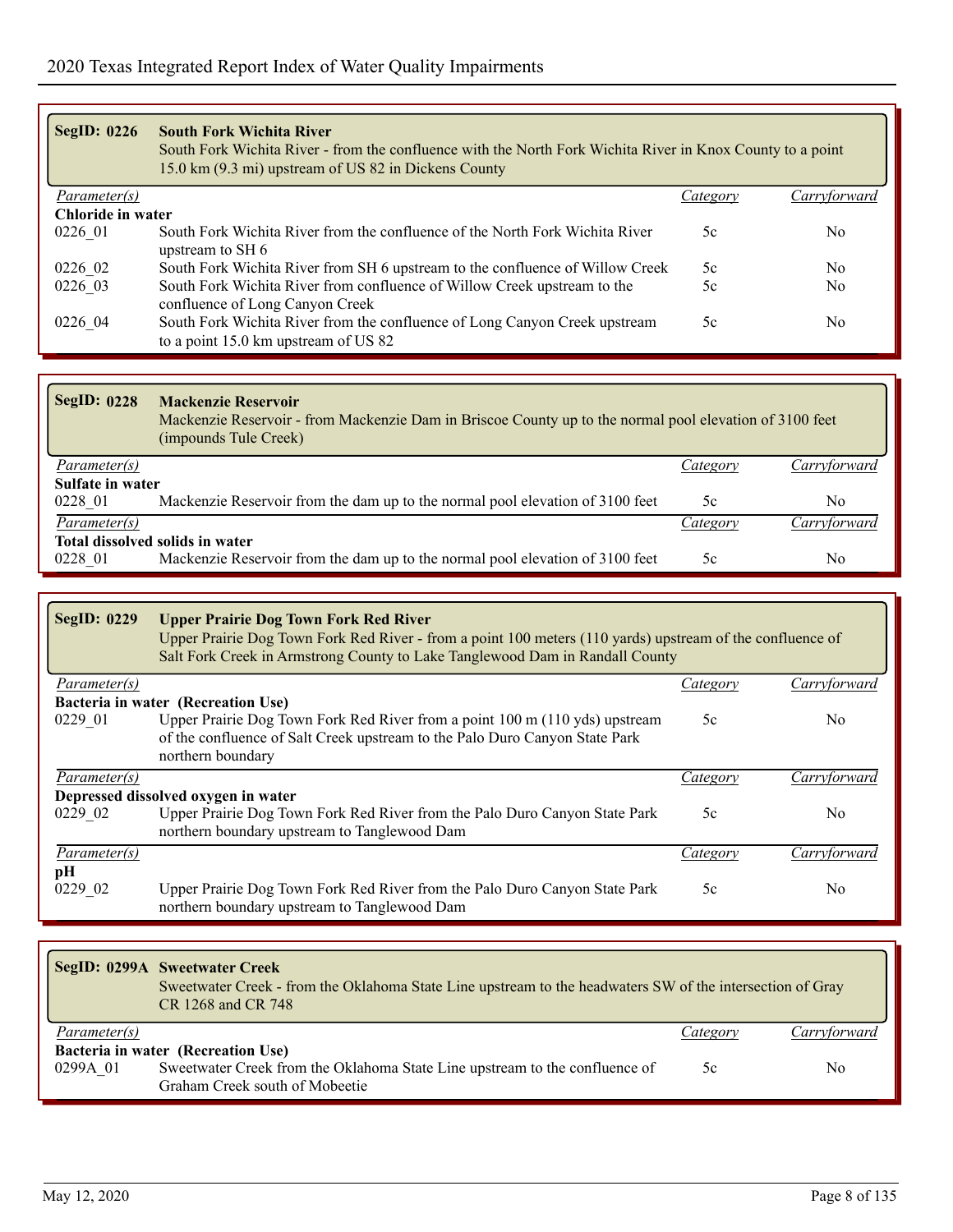## SegID: 0226 South Fork Wichita River

South Fork Wichita River - from the confluence with the North Fork Wichita River in Knox County to a point 15.0 km (9.3 mi) upstream of US 82 in Dickens County

| *Parameter(s)* | | *Category* | *Carryforward* |
|---|---|---|---|
| **Chloride in water** | | | |
| 0226_01 | South Fork Wichita River from the confluence of the North Fork Wichita River upstream to SH 6 | 5c | No |
| 0226_02 | South Fork Wichita River from SH 6 upstream to the confluence of Willow Creek | 5c | No |
| 0226_03 | South Fork Wichita River from confluence of Willow Creek upstream to the confluence of Long Canyon Creek | 5c | No |
| 0226_04 | South Fork Wichita River from the confluence of Long Canyon Creek upstream to a point 15.0 km upstream of US 82 | 5c | No |

## SegID: 0228 Mackenzie Reservoir

Mackenzie Reservoir - from Mackenzie Dam in Briscoe County up to the normal pool elevation of 3100 feet (impounds Tule Creek)

| *Parameter(s)* | | *Category* | *Carryforward* |
|---|---|---|---|
| **Sulfate in water** | | | |
| 0228_01 | Mackenzie Reservoir from the dam up to the normal pool elevation of 3100 feet | 5c | No |
| *Parameter(s)* | | *Category* | *Carryforward* |
| **Total dissolved solids in water** | | | |
| 0228_01 | Mackenzie Reservoir from the dam up to the normal pool elevation of 3100 feet | 5c | No |

## SegID: 0229 Upper Prairie Dog Town Fork Red River

Upper Prairie Dog Town Fork Red River - from a point 100 meters (110 yards) upstream of the confluence of Salt Fork Creek in Armstrong County to Lake Tanglewood Dam in Randall County

| *Parameter(s)* | | *Category* | *Carryforward* |
|---|---|---|---|
| **Bacteria in water (Recreation Use)** | | | |
| 0229_01 | Upper Prairie Dog Town Fork Red River from a point 100 m (110 yds) upstream of the confluence of Salt Creek upstream to the Palo Duro Canyon State Park northern boundary | 5c | No |
| *Parameter(s)* | | *Category* | *Carryforward* |
| **Depressed dissolved oxygen in water** | | | |
| 0229_02 | Upper Prairie Dog Town Fork Red River from the Palo Duro Canyon State Park northern boundary upstream to Tanglewood Dam | 5c | No |
| *Parameter(s)* | | *Category* | *Carryforward* |
| **pH** | | | |
| 0229_02 | Upper Prairie Dog Town Fork Red River from the Palo Duro Canyon State Park northern boundary upstream to Tanglewood Dam | 5c | No |

## SegID: 0299A Sweetwater Creek

Sweetwater Creek - from the Oklahoma State Line upstream to the headwaters SW of the intersection of Gray CR 1268 and CR 748

| *Parameter(s)* | | *Category* | *Carryforward* |
|---|---|---|---|
| **Bacteria in water (Recreation Use)** | | | |
| 0299A_01 | Sweetwater Creek from the Oklahoma State Line upstream to the confluence of Graham Creek south of Mobeetie | 5c | No |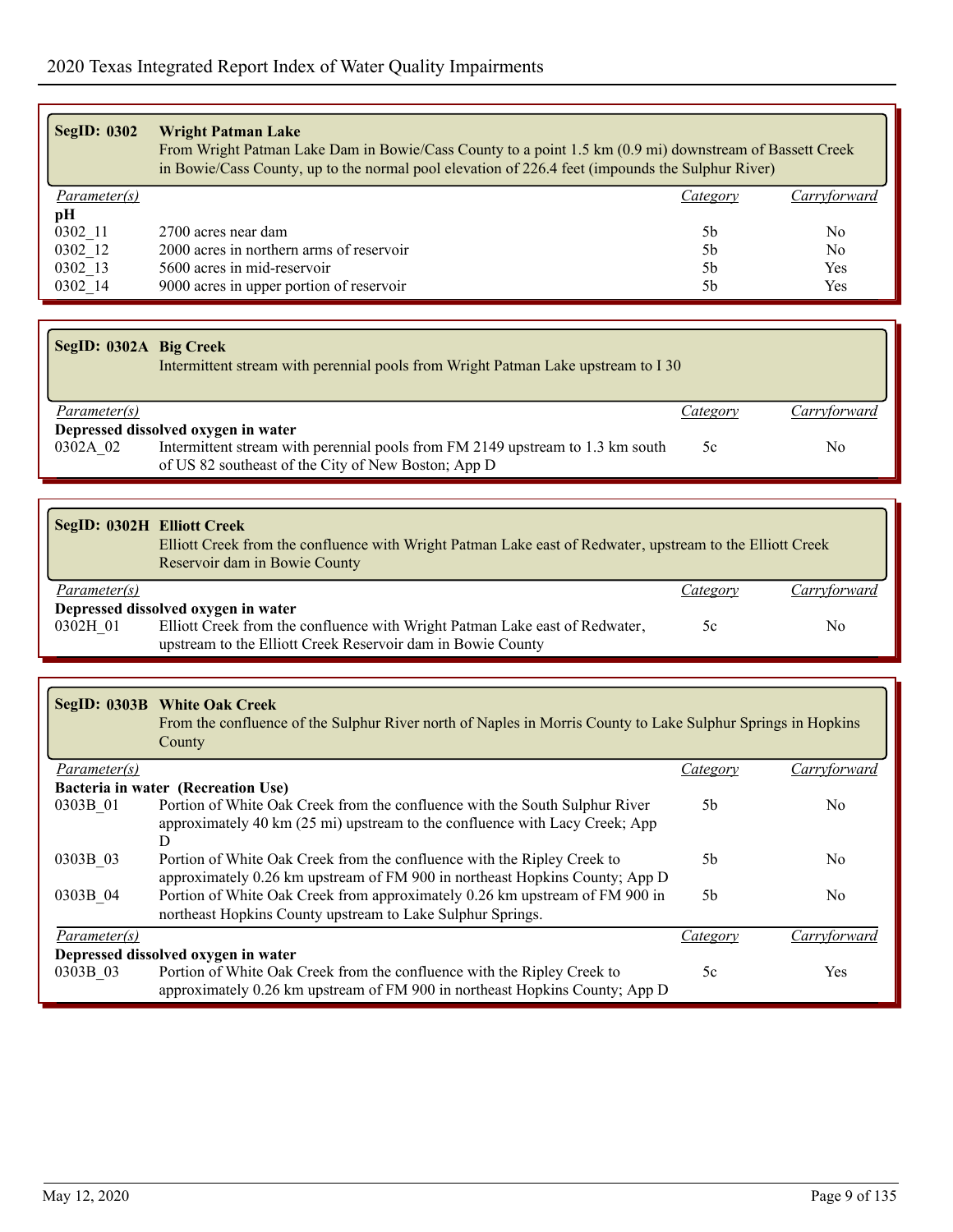## SegID: 0302 Wright Patman Lake

From Wright Patman Lake Dam in Bowie/Cass County to a point 1.5 km (0.9 mi) downstream of Bassett Creek in Bowie/Cass County, up to the normal pool elevation of 226.4 feet (impounds the Sulphur River)

| *Parameter(s)* | | *Category* | *Carryforward* |
|---|---|---|---|
| **pH** | | | |
| 0302_11 | 2700 acres near dam | 5b | No |
| 0302_12 | 2000 acres in northern arms of reservoir | 5b | No |
| 0302_13 | 5600 acres in mid-reservoir | 5b | Yes |
| 0302_14 | 9000 acres in upper portion of reservoir | 5b | Yes |

## SegID: 0302A Big Creek

Intermittent stream with perennial pools from Wright Patman Lake upstream to I 30

| *Parameter(s)* | | *Category* | *Carryforward* |
|---|---|---|---|
| **Depressed dissolved oxygen in water** | | | |
| 0302A_02 | Intermittent stream with perennial pools from FM 2149 upstream to 1.3 km south of US 82 southeast of the City of New Boston; App D | 5c | No |

## SegID: 0302H Elliott Creek

Elliott Creek from the confluence with Wright Patman Lake east of Redwater, upstream to the Elliott Creek Reservoir dam in Bowie County

| *Parameter(s)* | | *Category* | *Carryforward* |
|---|---|---|---|
| **Depressed dissolved oxygen in water** | | | |
| 0302H_01 | Elliott Creek from the confluence with Wright Patman Lake east of Redwater, upstream to the Elliott Creek Reservoir dam in Bowie County | 5c | No |

## SegID: 0303B White Oak Creek

From the confluence of the Sulphur River north of Naples in Morris County to Lake Sulphur Springs in Hopkins County

| *Parameter(s)* | | *Category* | *Carryforward* |
|---|---|---|---|
| **Bacteria in water (Recreation Use)** | | | |
| 0303B_01 | Portion of White Oak Creek from the confluence with the South Sulphur River approximately 40 km (25 mi) upstream to the confluence with Lacy Creek; App D | 5b | No |
| 0303B_03 | Portion of White Oak Creek from the confluence with the Ripley Creek to approximately 0.26 km upstream of FM 900 in northeast Hopkins County; App D | 5b | No |
| 0303B_04 | Portion of White Oak Creek from approximately 0.26 km upstream of FM 900 in northeast Hopkins County upstream to Lake Sulphur Springs. | 5b | No |
| *Parameter(s)* | | *Category* | *Carryforward* |
| **Depressed dissolved oxygen in water** | | | |
| 0303B_03 | Portion of White Oak Creek from the confluence with the Ripley Creek to approximately 0.26 km upstream of FM 900 in northeast Hopkins County; App D | 5c | Yes |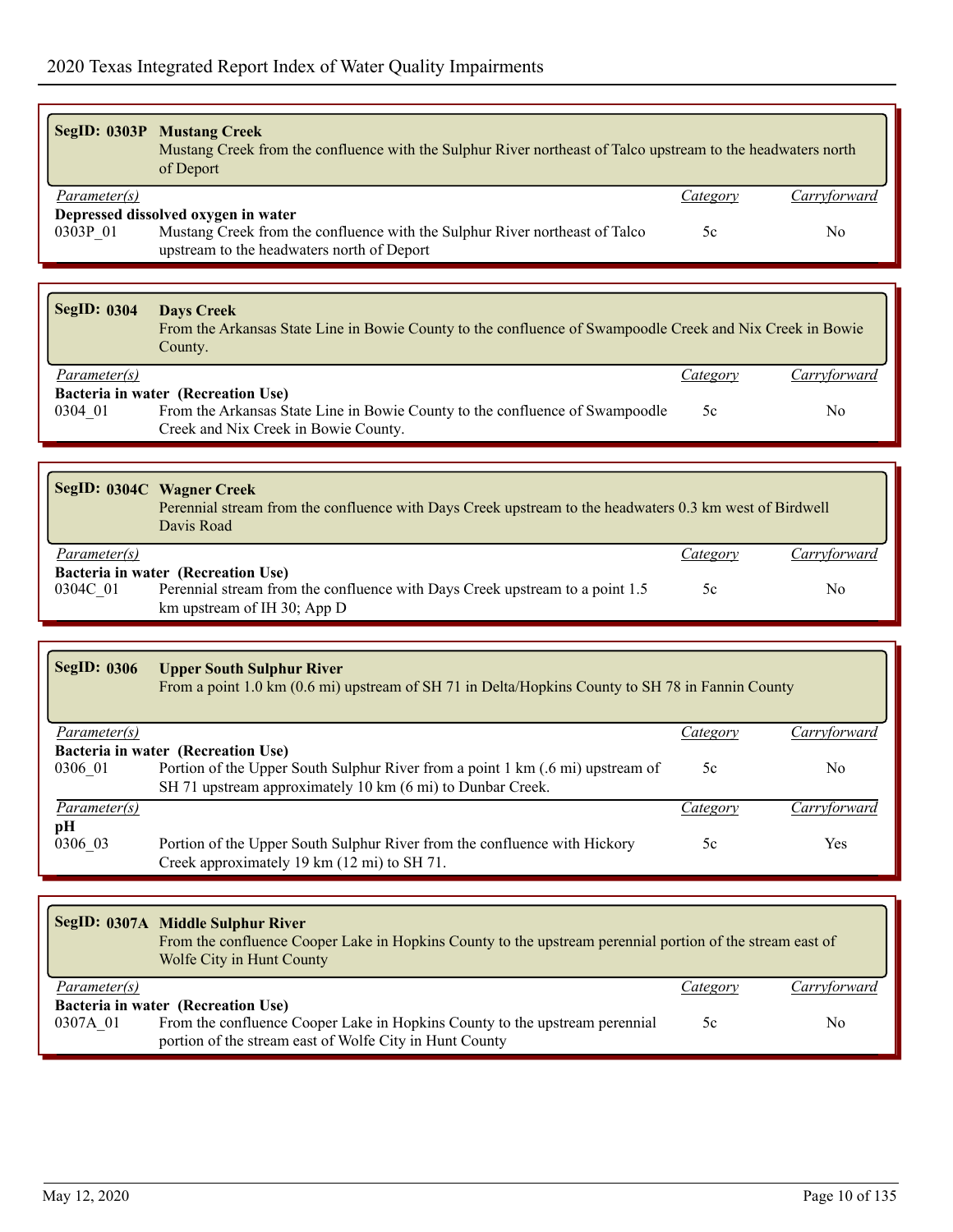## SegID: 0303P Mustang Creek

Mustang Creek from the confluence with the Sulphur River northeast of Talco upstream to the headwaters north of Deport

| *Parameter(s)* | | *Category* | *Carryforward* |
|---|---|---|---|
| **Depressed dissolved oxygen in water** | | | |
| 0303P_01 | Mustang Creek from the confluence with the Sulphur River northeast of Talco upstream to the headwaters north of Deport | 5c | No |

## SegID: 0304 Days Creek

From the Arkansas State Line in Bowie County to the confluence of Swampoodle Creek and Nix Creek in Bowie County.

| *Parameter(s)* | | *Category* | *Carryforward* |
|---|---|---|---|
| **Bacteria in water (Recreation Use)** | | | |
| 0304_01 | From the Arkansas State Line in Bowie County to the confluence of Swampoodle Creek and Nix Creek in Bowie County. | 5c | No |

## SegID: 0304C Wagner Creek

Perennial stream from the confluence with Days Creek upstream to the headwaters 0.3 km west of Birdwell Davis Road

| *Parameter(s)* | | *Category* | *Carryforward* |
|---|---|---|---|
| **Bacteria in water (Recreation Use)** | | | |
| 0304C_01 | Perennial stream from the confluence with Days Creek upstream to a point 1.5 km upstream of IH 30; App D | 5c | No |

## SegID: 0306 Upper South Sulphur River

From a point 1.0 km (0.6 mi) upstream of SH 71 in Delta/Hopkins County to SH 78 in Fannin County

| *Parameter(s)* | | *Category* | *Carryforward* |
|---|---|---|---|
| **Bacteria in water (Recreation Use)** | | | |
| 0306_01 | Portion of the Upper South Sulphur River from a point 1 km (.6 mi) upstream of SH 71 upstream approximately 10 km (6 mi) to Dunbar Creek. | 5c | No |
| *Parameter(s)* | | *Category* | *Carryforward* |
| **pH** | | | |
| 0306_03 | Portion of the Upper South Sulphur River from the confluence with Hickory Creek approximately 19 km (12 mi) to SH 71. | 5c | Yes |

## SegID: 0307A Middle Sulphur River

From the confluence Cooper Lake in Hopkins County to the upstream perennial portion of the stream east of Wolfe City in Hunt County

| *Parameter(s)* | | *Category* | *Carryforward* |
|---|---|---|---|
| **Bacteria in water (Recreation Use)** | | | |
| 0307A_01 | From the confluence Cooper Lake in Hopkins County to the upstream perennial portion of the stream east of Wolfe City in Hunt County | 5c | No |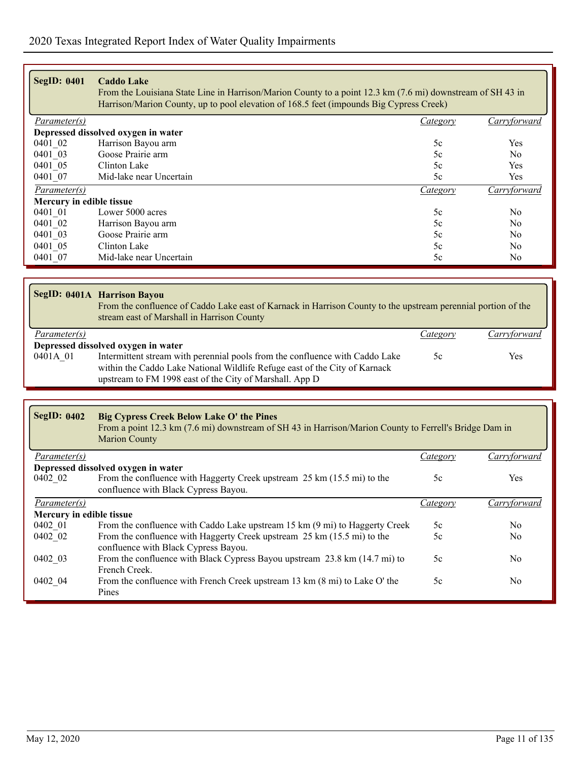## SegID: 0401 Caddo Lake

From the Louisiana State Line in Harrison/Marion County to a point 12.3 km (7.6 mi) downstream of SH 43 in Harrison/Marion County, up to pool elevation of 168.5 feet (impounds Big Cypress Creek)

| *Parameter(s)* | | *Category* | *Carryforward* |
|---|---|---|---|
| **Depressed dissolved oxygen in water** | | | |
| 0401_02 | Harrison Bayou arm | 5c | Yes |
| 0401_03 | Goose Prairie arm | 5c | No |
| 0401_05 | Clinton Lake | 5c | Yes |
| 0401_07 | Mid-lake near Uncertain | 5c | Yes |

| *Parameter(s)* | | *Category* | *Carryforward* |
|---|---|---|---|
| **Mercury in edible tissue** | | | |
| 0401_01 | Lower 5000 acres | 5c | No |
| 0401_02 | Harrison Bayou arm | 5c | No |
| 0401_03 | Goose Prairie arm | 5c | No |
| 0401_05 | Clinton Lake | 5c | No |
| 0401_07 | Mid-lake near Uncertain | 5c | No |

## SegID: 0401A Harrison Bayou

From the confluence of Caddo Lake east of Karnack in Harrison County to the upstream perennial portion of the stream east of Marshall in Harrison County

| *Parameter(s)* | | *Category* | *Carryforward* |
|---|---|---|---|
| **Depressed dissolved oxygen in water** | | | |
| 0401A_01 | Intermittent stream with perennial pools from the confluence with Caddo Lake within the Caddo Lake National Wildlife Refuge east of the City of Karnack upstream to FM 1998 east of the City of Marshall. App D | 5c | Yes |

## SegID: 0402 Big Cypress Creek Below Lake O' the Pines

From a point 12.3 km (7.6 mi) downstream of SH 43 in Harrison/Marion County to Ferrell's Bridge Dam in Marion County

| *Parameter(s)* | | *Category* | *Carryforward* |
|---|---|---|---|
| **Depressed dissolved oxygen in water** | | | |
| 0402_02 | From the confluence with Haggerty Creek upstream 25 km (15.5 mi) to the confluence with Black Cypress Bayou. | 5c | Yes |

| *Parameter(s)* | | *Category* | *Carryforward* |
|---|---|---|---|
| **Mercury in edible tissue** | | | |
| 0402_01 | From the confluence with Caddo Lake upstream 15 km (9 mi) to Haggerty Creek | 5c | No |
| 0402_02 | From the confluence with Haggerty Creek upstream 25 km (15.5 mi) to the confluence with Black Cypress Bayou. | 5c | No |
| 0402_03 | From the confluence with Black Cypress Bayou upstream 23.8 km (14.7 mi) to French Creek. | 5c | No |
| 0402_04 | From the confluence with French Creek upstream 13 km (8 mi) to Lake O' the Pines | 5c | No |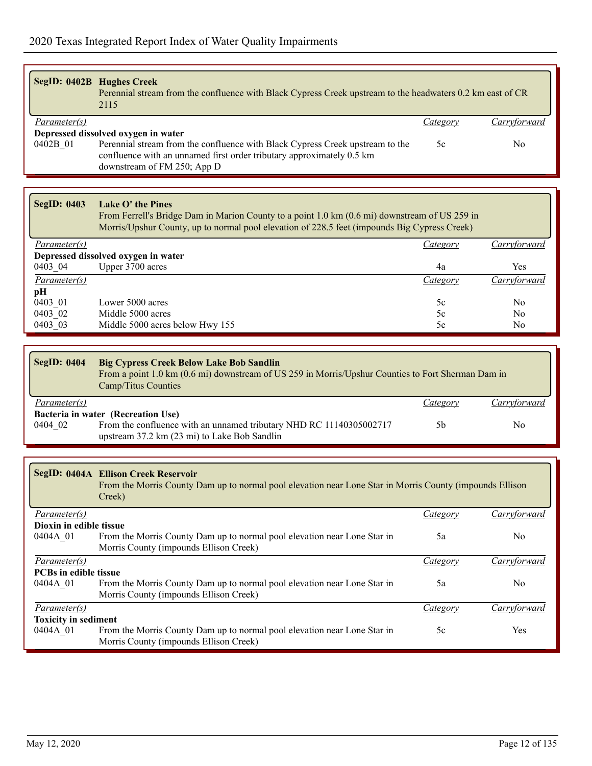## SegID: 0402B Hughes Creek

Perennial stream from the confluence with Black Cypress Creek upstream to the headwaters 0.2 km east of CR 2115

| *Parameter(s)* | | *Category* | *Carryforward* |
|---|---|---|---|
| **Depressed dissolved oxygen in water** | | | |
| 0402B_01 | Perennial stream from the confluence with Black Cypress Creek upstream to the confluence with an unnamed first order tributary approximately 0.5 km downstream of FM 250; App D | 5c | No |

## SegID: 0403 Lake O' the Pines

From Ferrell's Bridge Dam in Marion County to a point 1.0 km (0.6 mi) downstream of US 259 in Morris/Upshur County, up to normal pool elevation of 228.5 feet (impounds Big Cypress Creek)

| *Parameter(s)* | | *Category* | *Carryforward* |
|---|---|---|---|
| **Depressed dissolved oxygen in water** | | | |
| 0403_04 | Upper 3700 acres | 4a | Yes |
| *Parameter(s)* | | *Category* | *Carryforward* |
| **pH** | | | |
| 0403_01 | Lower 5000 acres | 5c | No |
| 0403_02 | Middle 5000 acres | 5c | No |
| 0403_03 | Middle 5000 acres below Hwy 155 | 5c | No |

## SegID: 0404 Big Cypress Creek Below Lake Bob Sandlin

From a point 1.0 km (0.6 mi) downstream of US 259 in Morris/Upshur Counties to Fort Sherman Dam in Camp/Titus Counties

| *Parameter(s)* | | *Category* | *Carryforward* |
|---|---|---|---|
| **Bacteria in water (Recreation Use)** | | | |
| 0404_02 | From the confluence with an unnamed tributary NHD RC 11140305002717 upstream 37.2 km (23 mi) to Lake Bob Sandlin | 5b | No |

## SegID: 0404A Ellison Creek Reservoir

From the Morris County Dam up to normal pool elevation near Lone Star in Morris County (impounds Ellison Creek)

| *Parameter(s)* | | *Category* | *Carryforward* |
|---|---|---|---|
| **Dioxin in edible tissue** | | | |
| 0404A_01 | From the Morris County Dam up to normal pool elevation near Lone Star in Morris County (impounds Ellison Creek) | 5a | No |
| *Parameter(s)* | | *Category* | *Carryforward* |
| **PCBs in edible tissue** | | | |
| 0404A_01 | From the Morris County Dam up to normal pool elevation near Lone Star in Morris County (impounds Ellison Creek) | 5a | No |
| *Parameter(s)* | | *Category* | *Carryforward* |
| **Toxicity in sediment** | | | |
| 0404A_01 | From the Morris County Dam up to normal pool elevation near Lone Star in Morris County (impounds Ellison Creek) | 5c | Yes |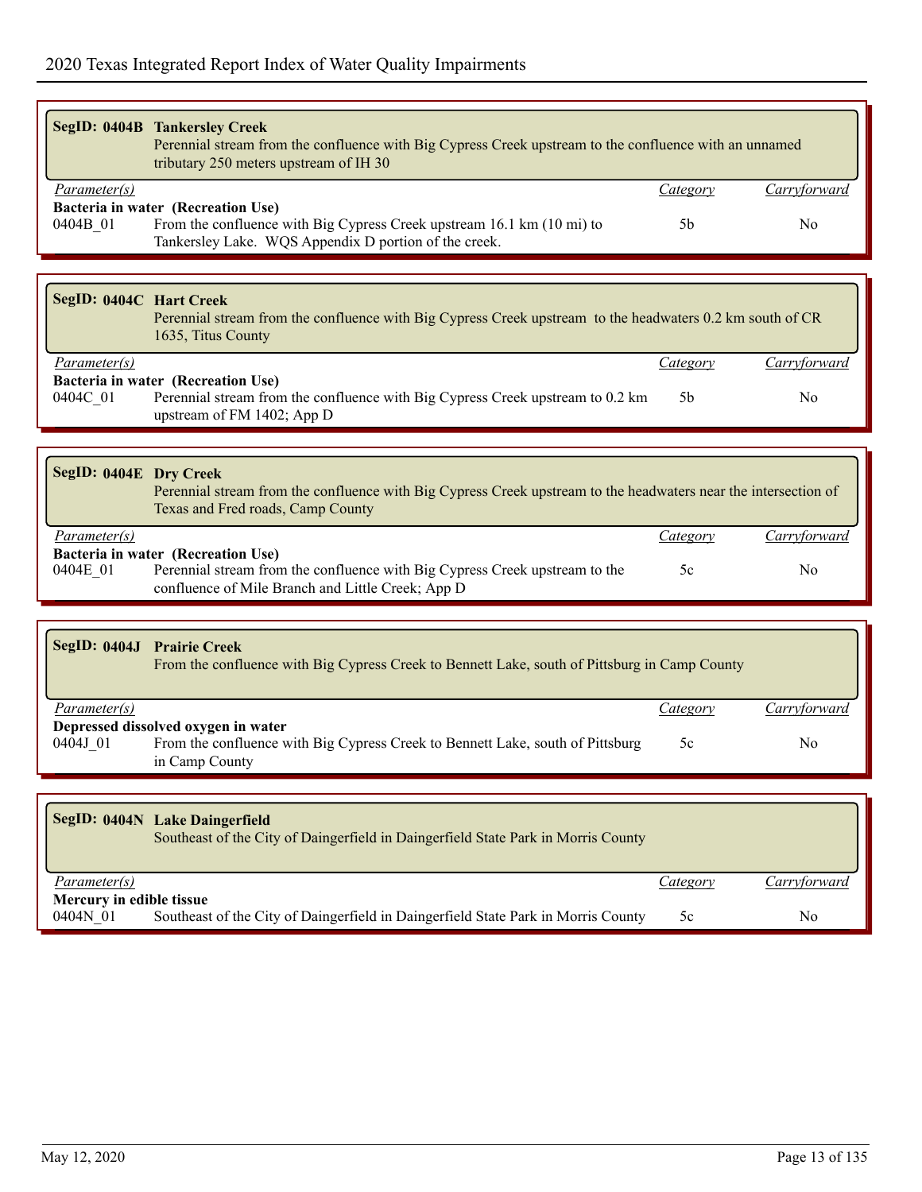## SegID: 0404B Tankersley Creek

Perennial stream from the confluence with Big Cypress Creek upstream to the confluence with an unnamed tributary 250 meters upstream of IH 30

| *Parameter(s)* | | *Category* | *Carryforward* |
|---|---|---|---|
| **Bacteria in water (Recreation Use)** | | | |
| 0404B_01 | From the confluence with Big Cypress Creek upstream 16.1 km (10 mi) to Tankersley Lake. WQS Appendix D portion of the creek. | 5b | No |

## SegID: 0404C Hart Creek

Perennial stream from the confluence with Big Cypress Creek upstream to the headwaters 0.2 km south of CR 1635, Titus County

| *Parameter(s)* | | *Category* | *Carryforward* |
|---|---|---|---|
| **Bacteria in water (Recreation Use)** | | | |
| 0404C_01 | Perennial stream from the confluence with Big Cypress Creek upstream to 0.2 km upstream of FM 1402; App D | 5b | No |

## SegID: 0404E Dry Creek

Perennial stream from the confluence with Big Cypress Creek upstream to the headwaters near the intersection of Texas and Fred roads, Camp County

| *Parameter(s)* | | *Category* | *Carryforward* |
|---|---|---|---|
| **Bacteria in water (Recreation Use)** | | | |
| 0404E_01 | Perennial stream from the confluence with Big Cypress Creek upstream to the confluence of Mile Branch and Little Creek; App D | 5c | No |

## SegID: 0404J Prairie Creek

From the confluence with Big Cypress Creek to Bennett Lake, south of Pittsburg in Camp County

| *Parameter(s)* | | *Category* | *Carryforward* |
|---|---|---|---|
| **Depressed dissolved oxygen in water** | | | |
| 0404J_01 | From the confluence with Big Cypress Creek to Bennett Lake, south of Pittsburg in Camp County | 5c | No |

## SegID: 0404N Lake Daingerfield

Southeast of the City of Daingerfield in Daingerfield State Park in Morris County

| *Parameter(s)* | | *Category* | *Carryforward* |
|---|---|---|---|
| **Mercury in edible tissue** | | | |
| 0404N_01 | Southeast of the City of Daingerfield in Daingerfield State Park in Morris County | 5c | No |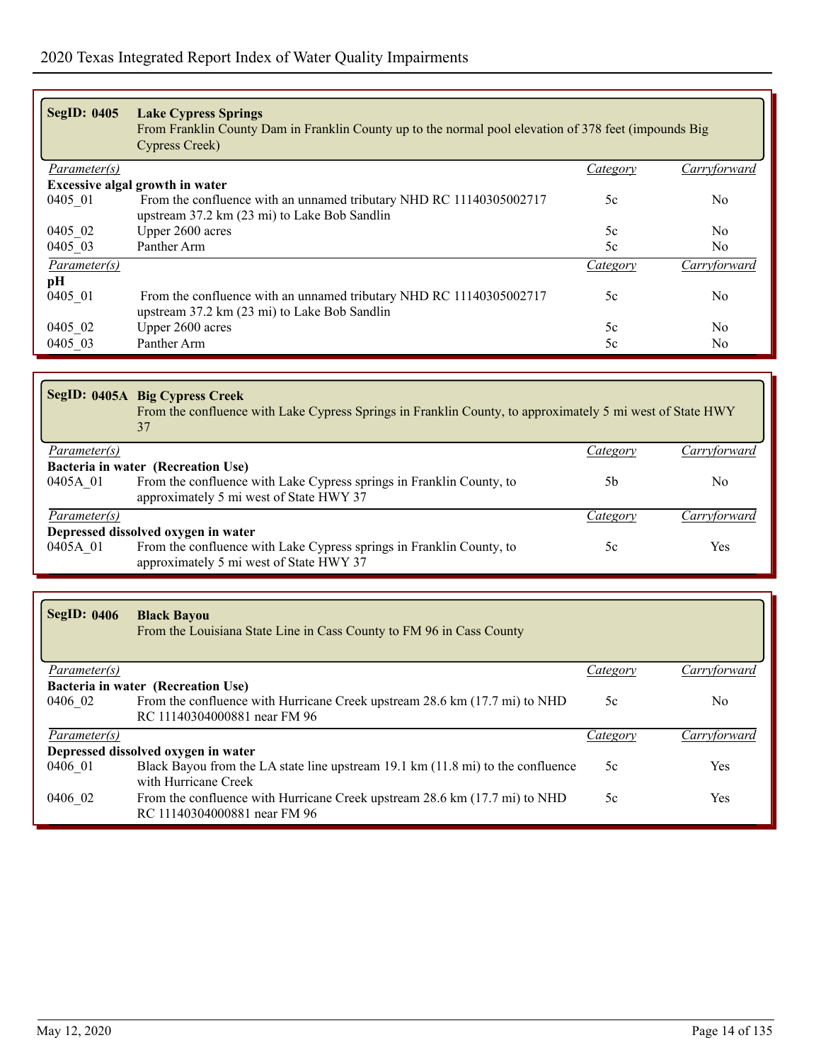## SegID: 0405 Lake Cypress Springs

From Franklin County Dam in Franklin County up to the normal pool elevation of 378 feet (impounds Big Cypress Creek)

| *Parameter(s)* | | *Category* | *Carryforward* |
|---|---|---|---|
| **Excessive algal growth in water** | | | |
| 0405_01 | From the confluence with an unnamed tributary NHD RC 11140305002717 upstream 37.2 km (23 mi) to Lake Bob Sandlin | 5c | No |
| 0405_02 | Upper 2600 acres | 5c | No |
| 0405_03 | Panther Arm | 5c | No |

| *Parameter(s)* | | *Category* | *Carryforward* |
|---|---|---|---|
| **pH** | | | |
| 0405_01 | From the confluence with an unnamed tributary NHD RC 11140305002717 upstream 37.2 km (23 mi) to Lake Bob Sandlin | 5c | No |
| 0405_02 | Upper 2600 acres | 5c | No |
| 0405_03 | Panther Arm | 5c | No |

## SegID: 0405A Big Cypress Creek

From the confluence with Lake Cypress Springs in Franklin County, to approximately 5 mi west of State HWY 37

| *Parameter(s)* | | *Category* | *Carryforward* |
|---|---|---|---|
| **Bacteria in water (Recreation Use)** | | | |
| 0405A_01 | From the confluence with Lake Cypress springs in Franklin County, to approximately 5 mi west of State HWY 37 | 5b | No |

| *Parameter(s)* | | *Category* | *Carryforward* |
|---|---|---|---|
| **Depressed dissolved oxygen in water** | | | |
| 0405A_01 | From the confluence with Lake Cypress springs in Franklin County, to approximately 5 mi west of State HWY 37 | 5c | Yes |

## SegID: 0406 Black Bayou

From the Louisiana State Line in Cass County to FM 96 in Cass County

| *Parameter(s)* | | *Category* | *Carryforward* |
|---|---|---|---|
| **Bacteria in water (Recreation Use)** | | | |
| 0406_02 | From the confluence with Hurricane Creek upstream 28.6 km (17.7 mi) to NHD RC 11140304000881 near FM 96 | 5c | No |

| *Parameter(s)* | | *Category* | *Carryforward* |
|---|---|---|---|
| **Depressed dissolved oxygen in water** | | | |
| 0406_01 | Black Bayou from the LA state line upstream 19.1 km (11.8 mi) to the confluence with Hurricane Creek | 5c | Yes |
| 0406_02 | From the confluence with Hurricane Creek upstream 28.6 km (17.7 mi) to NHD RC 11140304000881 near FM 96 | 5c | Yes |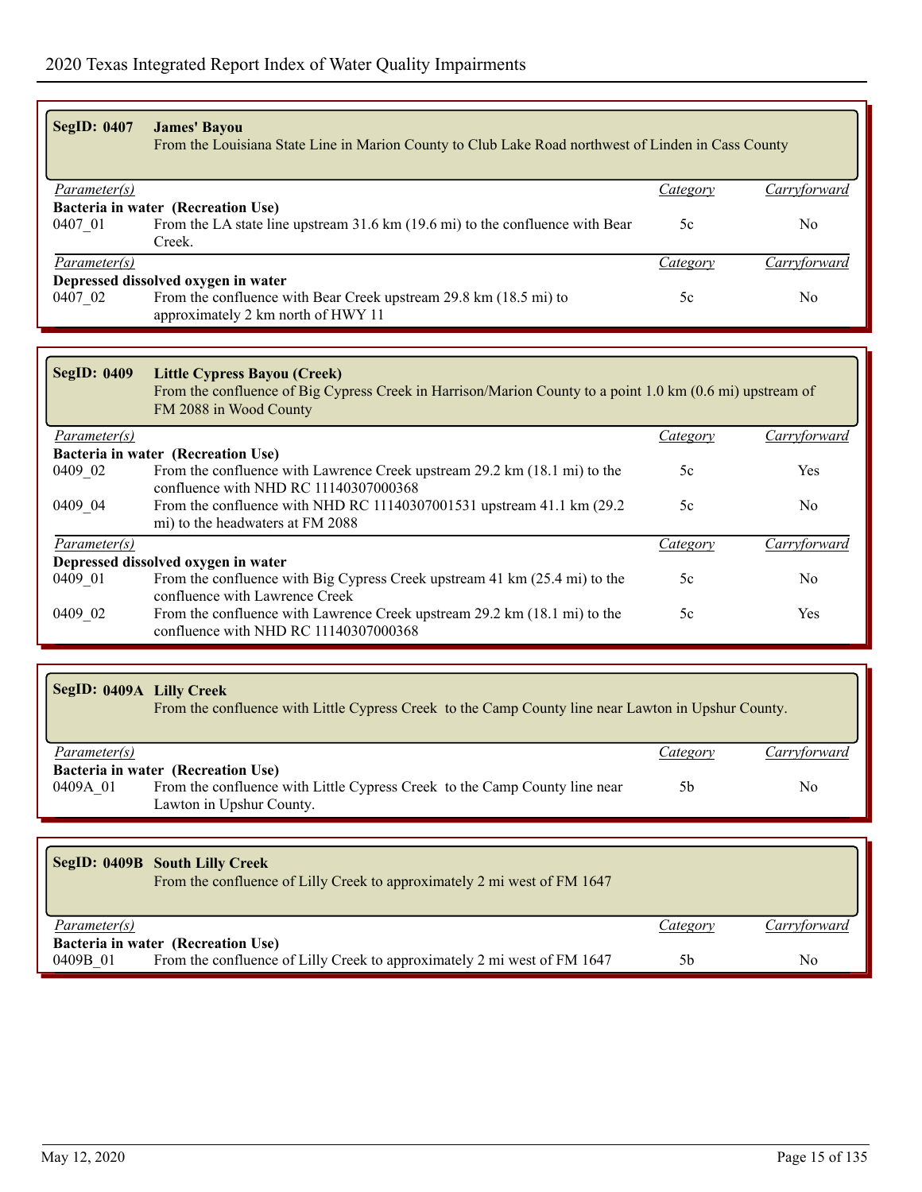## SegID: 0407 James' Bayou

From the Louisiana State Line in Marion County to Club Lake Road northwest of Linden in Cass County

| *Parameter(s)* | | *Category* | *Carryforward* |
|---|---|---|---|
| **Bacteria in water (Recreation Use)** | | | |
| 0407_01 | From the LA state line upstream 31.6 km (19.6 mi) to the confluence with Bear Creek. | 5c | No |
| *Parameter(s)* | | *Category* | *Carryforward* |
| **Depressed dissolved oxygen in water** | | | |
| 0407_02 | From the confluence with Bear Creek upstream 29.8 km (18.5 mi) to approximately 2 km north of HWY 11 | 5c | No |

## SegID: 0409 Little Cypress Bayou (Creek)

From the confluence of Big Cypress Creek in Harrison/Marion County to a point 1.0 km (0.6 mi) upstream of FM 2088 in Wood County

| *Parameter(s)* | | *Category* | *Carryforward* |
|---|---|---|---|
| **Bacteria in water (Recreation Use)** | | | |
| 0409_02 | From the confluence with Lawrence Creek upstream 29.2 km (18.1 mi) to the confluence with NHD RC 11140307000368 | 5c | Yes |
| 0409_04 | From the confluence with NHD RC 11140307001531 upstream 41.1 km (29.2 mi) to the headwaters at FM 2088 | 5c | No |
| *Parameter(s)* | | *Category* | *Carryforward* |
| **Depressed dissolved oxygen in water** | | | |
| 0409_01 | From the confluence with Big Cypress Creek upstream 41 km (25.4 mi) to the confluence with Lawrence Creek | 5c | No |
| 0409_02 | From the confluence with Lawrence Creek upstream 29.2 km (18.1 mi) to the confluence with NHD RC 11140307000368 | 5c | Yes |

## SegID: 0409A Lilly Creek

From the confluence with Little Cypress Creek to the Camp County line near Lawton in Upshur County.

| *Parameter(s)* | | *Category* | *Carryforward* |
|---|---|---|---|
| **Bacteria in water (Recreation Use)** | | | |
| 0409A_01 | From the confluence with Little Cypress Creek to the Camp County line near Lawton in Upshur County. | 5b | No |

## SegID: 0409B South Lilly Creek

From the confluence of Lilly Creek to approximately 2 mi west of FM 1647

| *Parameter(s)* | | *Category* | *Carryforward* |
|---|---|---|---|
| **Bacteria in water (Recreation Use)** | | | |
| 0409B_01 | From the confluence of Lilly Creek to approximately 2 mi west of FM 1647 | 5b | No |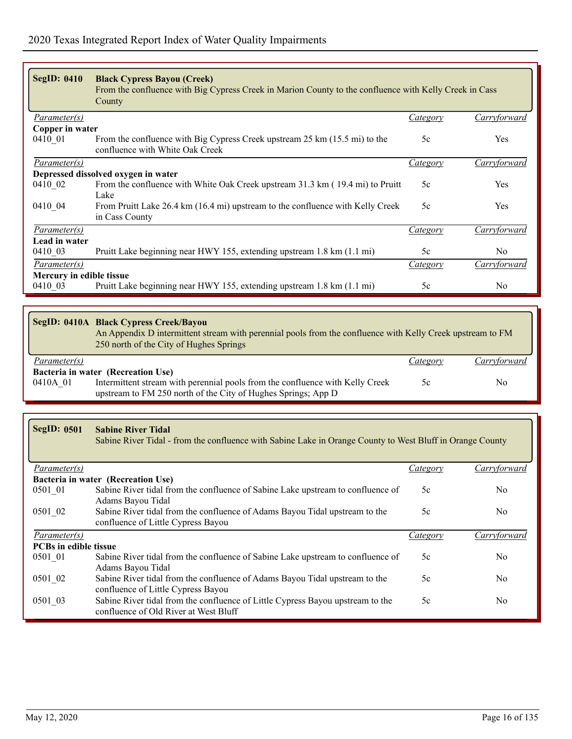**SegID: 0410** **Black Cypress Bayou (Creek)**
From the confluence with Big Cypress Creek in Marion County to the confluence with Kelly Creek in Cass County

| *Parameter(s)* | | *Category* | *Carryforward* |
|---|---|---|---|
| **Copper in water** | | | |
| 0410_01 | From the confluence with Big Cypress Creek upstream 25 km (15.5 mi) to the confluence with White Oak Creek | 5c | Yes |
| *Parameter(s)* | | *Category* | *Carryforward* |
| **Depressed dissolved oxygen in water** | | | |
| 0410_02 | From the confluence with White Oak Creek upstream 31.3 km ( 19.4 mi) to Pruitt Lake | 5c | Yes |
| 0410_04 | From Pruitt Lake 26.4 km (16.4 mi) upstream to the confluence with Kelly Creek in Cass County | 5c | Yes |
| *Parameter(s)* | | *Category* | *Carryforward* |
| **Lead in water** | | | |
| 0410_03 | Pruitt Lake beginning near HWY 155, extending upstream 1.8 km (1.1 mi) | 5c | No |
| *Parameter(s)* | | *Category* | *Carryforward* |
| **Mercury in edible tissue** | | | |
| 0410_03 | Pruitt Lake beginning near HWY 155, extending upstream 1.8 km (1.1 mi) | 5c | No |

**SegID: 0410A** **Black Cypress Creek/Bayou**
An Appendix D intermittent stream with perennial pools from the confluence with Kelly Creek upstream to FM 250 north of the City of Hughes Springs

| *Parameter(s)* | | *Category* | *Carryforward* |
|---|---|---|---|
| **Bacteria in water (Recreation Use)** | | | |
| 0410A_01 | Intermittent stream with perennial pools from the confluence with Kelly Creek upstream to FM 250 north of the City of Hughes Springs; App D | 5c | No |

**SegID: 0501** **Sabine River Tidal**
Sabine River Tidal - from the confluence with Sabine Lake in Orange County to West Bluff in Orange County

| *Parameter(s)* | | *Category* | *Carryforward* |
|---|---|---|---|
| **Bacteria in water (Recreation Use)** | | | |
| 0501_01 | Sabine River tidal from the confluence of Sabine Lake upstream to confluence of Adams Bayou Tidal | 5c | No |
| 0501_02 | Sabine River tidal from the confluence of Adams Bayou Tidal upstream to the confluence of Little Cypress Bayou | 5c | No |
| *Parameter(s)* | | *Category* | *Carryforward* |
| **PCBs in edible tissue** | | | |
| 0501_01 | Sabine River tidal from the confluence of Sabine Lake upstream to confluence of Adams Bayou Tidal | 5c | No |
| 0501_02 | Sabine River tidal from the confluence of Adams Bayou Tidal upstream to the confluence of Little Cypress Bayou | 5c | No |
| 0501_03 | Sabine River tidal from the confluence of Little Cypress Bayou upstream to the confluence of Old River at West Bluff | 5c | No |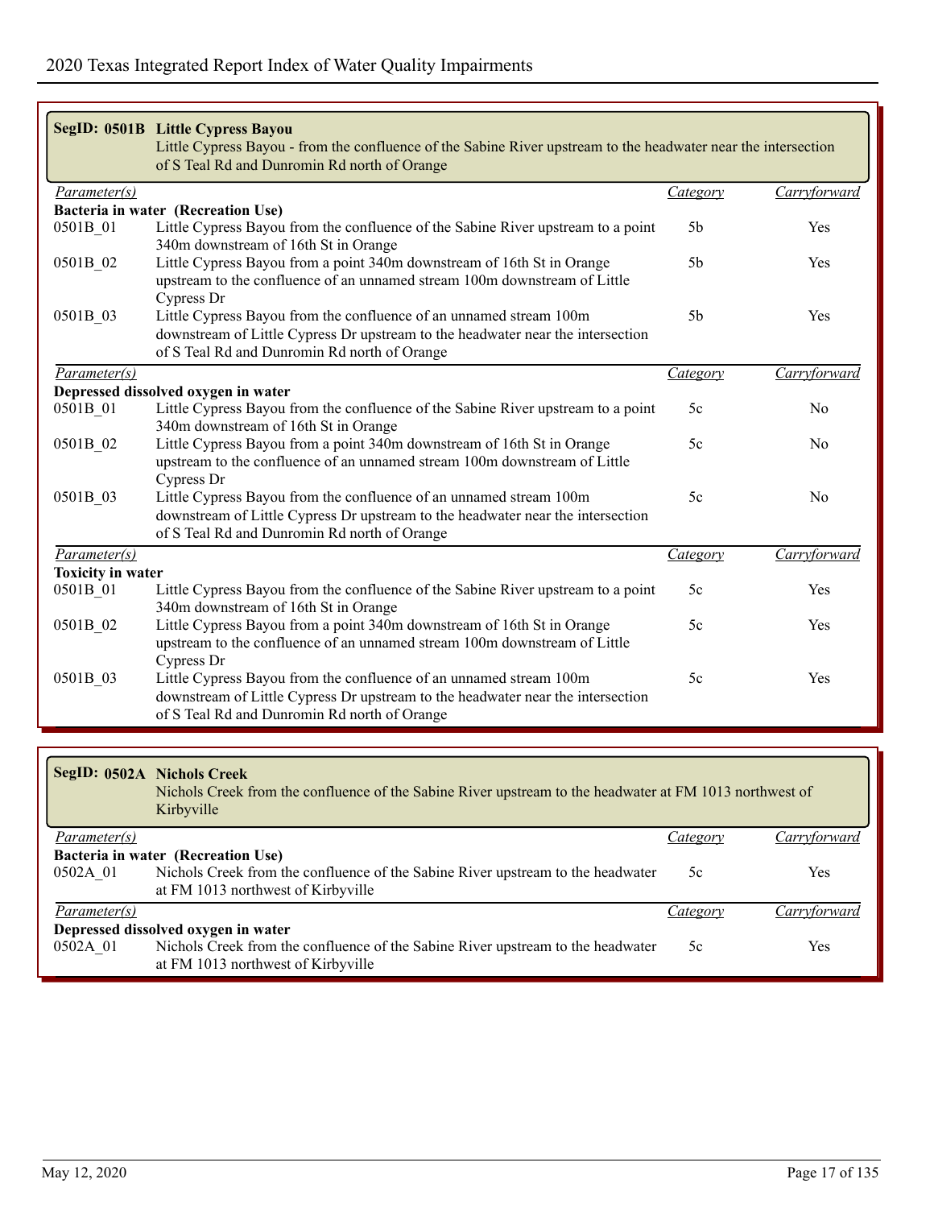## SegID: 0501B Little Cypress Bayou

Little Cypress Bayou - from the confluence of the Sabine River upstream to the headwater near the intersection of S Teal Rd and Dunromin Rd north of Orange

| *Parameter(s)* | | *Category* | *Carryforward* |
|---|---|---|---|
| **Bacteria in water (Recreation Use)** | | | |
| 0501B_01 | Little Cypress Bayou from the confluence of the Sabine River upstream to a point 340m downstream of 16th St in Orange | 5b | Yes |
| 0501B_02 | Little Cypress Bayou from a point 340m downstream of 16th St in Orange upstream to the confluence of an unnamed stream 100m downstream of Little Cypress Dr | 5b | Yes |
| 0501B_03 | Little Cypress Bayou from the confluence of an unnamed stream 100m downstream of Little Cypress Dr upstream to the headwater near the intersection of S Teal Rd and Dunromin Rd north of Orange | 5b | Yes |

| *Parameter(s)* | | *Category* | *Carryforward* |
|---|---|---|---|
| **Depressed dissolved oxygen in water** | | | |
| 0501B_01 | Little Cypress Bayou from the confluence of the Sabine River upstream to a point 340m downstream of 16th St in Orange | 5c | No |
| 0501B_02 | Little Cypress Bayou from a point 340m downstream of 16th St in Orange upstream to the confluence of an unnamed stream 100m downstream of Little Cypress Dr | 5c | No |
| 0501B_03 | Little Cypress Bayou from the confluence of an unnamed stream 100m downstream of Little Cypress Dr upstream to the headwater near the intersection of S Teal Rd and Dunromin Rd north of Orange | 5c | No |

| *Parameter(s)* | | *Category* | *Carryforward* |
|---|---|---|---|
| **Toxicity in water** | | | |
| 0501B_01 | Little Cypress Bayou from the confluence of the Sabine River upstream to a point 340m downstream of 16th St in Orange | 5c | Yes |
| 0501B_02 | Little Cypress Bayou from a point 340m downstream of 16th St in Orange upstream to the confluence of an unnamed stream 100m downstream of Little Cypress Dr | 5c | Yes |
| 0501B_03 | Little Cypress Bayou from the confluence of an unnamed stream 100m downstream of Little Cypress Dr upstream to the headwater near the intersection of S Teal Rd and Dunromin Rd north of Orange | 5c | Yes |

## SegID: 0502A Nichols Creek

Nichols Creek from the confluence of the Sabine River upstream to the headwater at FM 1013 northwest of Kirbyville

| *Parameter(s)* | | *Category* | *Carryforward* |
|---|---|---|---|
| **Bacteria in water (Recreation Use)** | | | |
| 0502A_01 | Nichols Creek from the confluence of the Sabine River upstream to the headwater at FM 1013 northwest of Kirbyville | 5c | Yes |

| *Parameter(s)* | | *Category* | *Carryforward* |
|---|---|---|---|
| **Depressed dissolved oxygen in water** | | | |
| 0502A_01 | Nichols Creek from the confluence of the Sabine River upstream to the headwater at FM 1013 northwest of Kirbyville | 5c | Yes |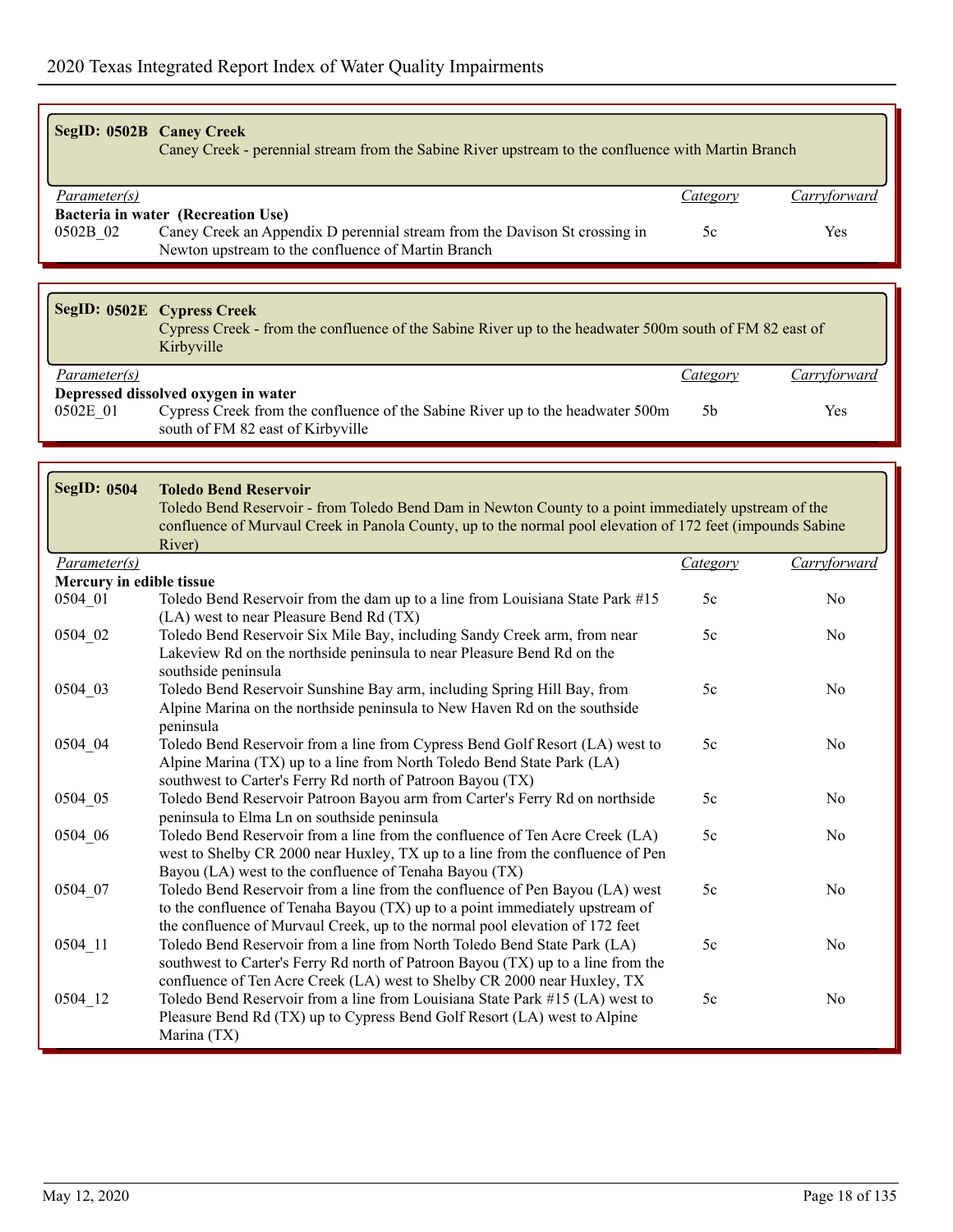**SegID: 0502B Caney Creek**
Caney Creek - perennial stream from the Sabine River upstream to the confluence with Martin Branch

| *Parameter(s)* | | *Category* | *Carryforward* |
|---|---|---|---|
| **Bacteria in water (Recreation Use)** | | | |
| 0502B_02 | Caney Creek an Appendix D perennial stream from the Davison St crossing in Newton upstream to the confluence of Martin Branch | 5c | Yes |

**SegID: 0502E Cypress Creek**
Cypress Creek - from the confluence of the Sabine River up to the headwater 500m south of FM 82 east of Kirbyville

| *Parameter(s)* | | *Category* | *Carryforward* |
|---|---|---|---|
| **Depressed dissolved oxygen in water** | | | |
| 0502E_01 | Cypress Creek from the confluence of the Sabine River up to the headwater 500m south of FM 82 east of Kirbyville | 5b | Yes |

**SegID: 0504 Toledo Bend Reservoir**
Toledo Bend Reservoir - from Toledo Bend Dam in Newton County to a point immediately upstream of the confluence of Murvaul Creek in Panola County, up to the normal pool elevation of 172 feet (impounds Sabine River)

| *Parameter(s)* | | *Category* | *Carryforward* |
|---|---|---|---|
| **Mercury in edible tissue** | | | |
| 0504_01 | Toledo Bend Reservoir from the dam up to a line from Louisiana State Park #15 (LA) west to near Pleasure Bend Rd (TX) | 5c | No |
| 0504_02 | Toledo Bend Reservoir Six Mile Bay, including Sandy Creek arm, from near Lakeview Rd on the northside peninsula to near Pleasure Bend Rd on the southside peninsula | 5c | No |
| 0504_03 | Toledo Bend Reservoir Sunshine Bay arm, including Spring Hill Bay, from Alpine Marina on the northside peninsula to New Haven Rd on the southside peninsula | 5c | No |
| 0504_04 | Toledo Bend Reservoir from a line from Cypress Bend Golf Resort (LA) west to Alpine Marina (TX) up to a line from North Toledo Bend State Park (LA) southwest to Carter's Ferry Rd north of Patroon Bayou (TX) | 5c | No |
| 0504_05 | Toledo Bend Reservoir Patroon Bayou arm from Carter's Ferry Rd on northside peninsula to Elma Ln on southside peninsula | 5c | No |
| 0504_06 | Toledo Bend Reservoir from a line from the confluence of Ten Acre Creek (LA) west to Shelby CR 2000 near Huxley, TX up to a line from the confluence of Pen Bayou (LA) west to the confluence of Tenaha Bayou (TX) | 5c | No |
| 0504_07 | Toledo Bend Reservoir from a line from the confluence of Pen Bayou (LA) west to the confluence of Tenaha Bayou (TX) up to a point immediately upstream of the confluence of Murvaul Creek, up to the normal pool elevation of 172 feet | 5c | No |
| 0504_11 | Toledo Bend Reservoir from a line from North Toledo Bend State Park (LA) southwest to Carter's Ferry Rd north of Patroon Bayou (TX) up to a line from the confluence of Ten Acre Creek (LA) west to Shelby CR 2000 near Huxley, TX | 5c | No |
| 0504_12 | Toledo Bend Reservoir from a line from Louisiana State Park #15 (LA) west to Pleasure Bend Rd (TX) up to Cypress Bend Golf Resort (LA) west to Alpine Marina (TX) | 5c | No |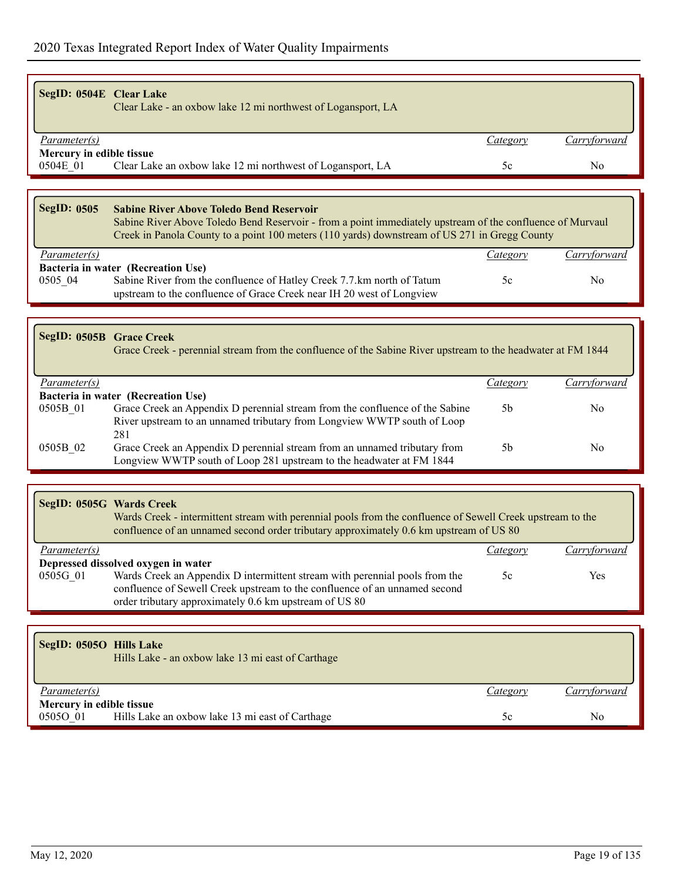## SegID: 0504E Clear Lake

Clear Lake - an oxbow lake 12 mi northwest of Logansport, LA

| *Parameter(s)* | | *Category* | *Carryforward* |
|---|---|---|---|
| **Mercury in edible tissue** | | | |
| 0504E_01 | Clear Lake an oxbow lake 12 mi northwest of Logansport, LA | 5c | No |

## SegID: 0505 Sabine River Above Toledo Bend Reservoir

Sabine River Above Toledo Bend Reservoir - from a point immediately upstream of the confluence of Murvaul Creek in Panola County to a point 100 meters (110 yards) downstream of US 271 in Gregg County

| *Parameter(s)* | | *Category* | *Carryforward* |
|---|---|---|---|
| **Bacteria in water (Recreation Use)** | | | |
| 0505_04 | Sabine River from the confluence of Hatley Creek 7.7.km north of Tatum upstream to the confluence of Grace Creek near IH 20 west of Longview | 5c | No |

## SegID: 0505B Grace Creek

Grace Creek - perennial stream from the confluence of the Sabine River upstream to the headwater at FM 1844

| *Parameter(s)* | | *Category* | *Carryforward* |
|---|---|---|---|
| **Bacteria in water (Recreation Use)** | | | |
| 0505B_01 | Grace Creek an Appendix D perennial stream from the confluence of the Sabine River upstream to an unnamed tributary from Longview WWTP south of Loop 281 | 5b | No |
| 0505B_02 | Grace Creek an Appendix D perennial stream from an unnamed tributary from Longview WWTP south of Loop 281 upstream to the headwater at FM 1844 | 5b | No |

## SegID: 0505G Wards Creek

Wards Creek - intermittent stream with perennial pools from the confluence of Sewell Creek upstream to the confluence of an unnamed second order tributary approximately 0.6 km upstream of US 80

| *Parameter(s)* | | *Category* | *Carryforward* |
|---|---|---|---|
| **Depressed dissolved oxygen in water** | | | |
| 0505G_01 | Wards Creek an Appendix D intermittent stream with perennial pools from the confluence of Sewell Creek upstream to the confluence of an unnamed second order tributary approximately 0.6 km upstream of US 80 | 5c | Yes |

## SegID: 0505O Hills Lake

Hills Lake - an oxbow lake 13 mi east of Carthage

| *Parameter(s)* | | *Category* | *Carryforward* |
|---|---|---|---|
| **Mercury in edible tissue** | | | |
| 0505O_01 | Hills Lake an oxbow lake 13 mi east of Carthage | 5c | No |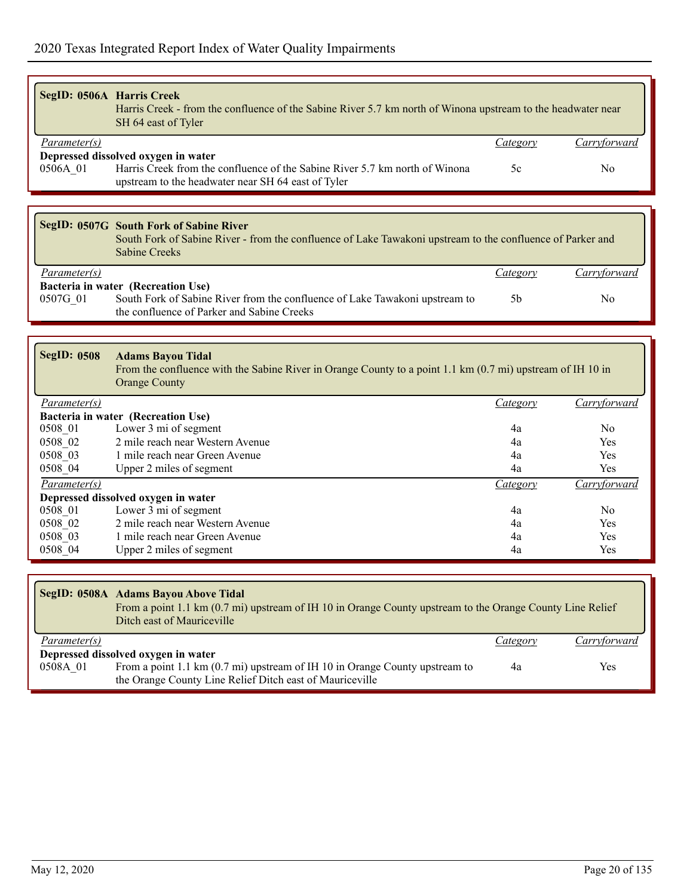## SegID: 0506A Harris Creek

Harris Creek - from the confluence of the Sabine River 5.7 km north of Winona upstream to the headwater near SH 64 east of Tyler

| *Parameter(s)* | | *Category* | *Carryforward* |
|---|---|---|---|
| **Depressed dissolved oxygen in water** | | | |
| 0506A_01 | Harris Creek from the confluence of the Sabine River 5.7 km north of Winona upstream to the headwater near SH 64 east of Tyler | 5c | No |

## SegID: 0507G South Fork of Sabine River

South Fork of Sabine River - from the confluence of Lake Tawakoni upstream to the confluence of Parker and Sabine Creeks

| *Parameter(s)* | | *Category* | *Carryforward* |
|---|---|---|---|
| **Bacteria in water (Recreation Use)** | | | |
| 0507G_01 | South Fork of Sabine River from the confluence of Lake Tawakoni upstream to the confluence of Parker and Sabine Creeks | 5b | No |

## SegID: 0508 Adams Bayou Tidal

From the confluence with the Sabine River in Orange County to a point 1.1 km (0.7 mi) upstream of IH 10 in Orange County

| *Parameter(s)* | | *Category* | *Carryforward* |
|---|---|---|---|
| **Bacteria in water (Recreation Use)** | | | |
| 0508_01 | Lower 3 mi of segment | 4a | No |
| 0508_02 | 2 mile reach near Western Avenue | 4a | Yes |
| 0508_03 | 1 mile reach near Green Avenue | 4a | Yes |
| 0508_04 | Upper 2 miles of segment | 4a | Yes |

| *Parameter(s)* | | *Category* | *Carryforward* |
|---|---|---|---|
| **Depressed dissolved oxygen in water** | | | |
| 0508_01 | Lower 3 mi of segment | 4a | No |
| 0508_02 | 2 mile reach near Western Avenue | 4a | Yes |
| 0508_03 | 1 mile reach near Green Avenue | 4a | Yes |
| 0508_04 | Upper 2 miles of segment | 4a | Yes |

## SegID: 0508A Adams Bayou Above Tidal

From a point 1.1 km (0.7 mi) upstream of IH 10 in Orange County upstream to the Orange County Line Relief Ditch east of Mauriceville

| *Parameter(s)* | | *Category* | *Carryforward* |
|---|---|---|---|
| **Depressed dissolved oxygen in water** | | | |
| 0508A_01 | From a point 1.1 km (0.7 mi) upstream of IH 10 in Orange County upstream to the Orange County Line Relief Ditch east of Mauriceville | 4a | Yes |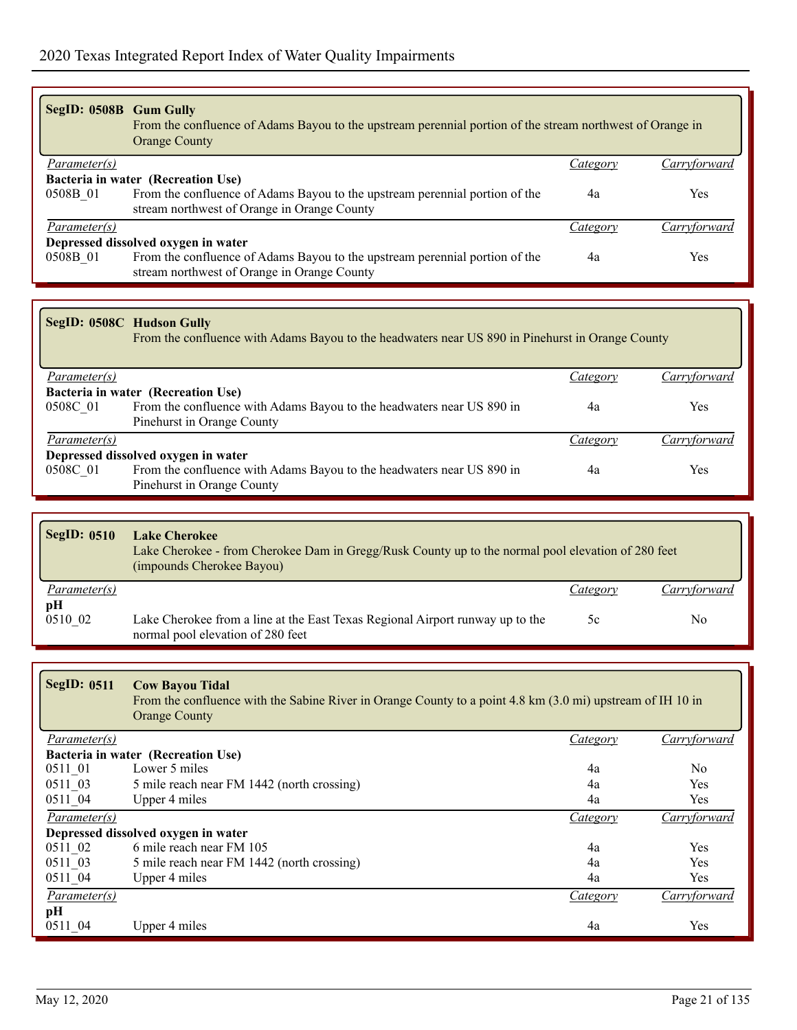## SegID: 0508B Gum Gully

From the confluence of Adams Bayou to the upstream perennial portion of the stream northwest of Orange in Orange County

| *Parameter(s)* | | *Category* | *Carryforward* |
|---|---|---|---|
| **Bacteria in water (Recreation Use)** | | | |
| 0508B_01 | From the confluence of Adams Bayou to the upstream perennial portion of the stream northwest of Orange in Orange County | 4a | Yes |

| *Parameter(s)* | | *Category* | *Carryforward* |
|---|---|---|---|
| **Depressed dissolved oxygen in water** | | | |
| 0508B_01 | From the confluence of Adams Bayou to the upstream perennial portion of the stream northwest of Orange in Orange County | 4a | Yes |

## SegID: 0508C Hudson Gully

From the confluence with Adams Bayou to the headwaters near US 890 in Pinehurst in Orange County

| *Parameter(s)* | | *Category* | *Carryforward* |
|---|---|---|---|
| **Bacteria in water (Recreation Use)** | | | |
| 0508C_01 | From the confluence with Adams Bayou to the headwaters near US 890 in Pinehurst in Orange County | 4a | Yes |

| *Parameter(s)* | | *Category* | *Carryforward* |
|---|---|---|---|
| **Depressed dissolved oxygen in water** | | | |
| 0508C_01 | From the confluence with Adams Bayou to the headwaters near US 890 in Pinehurst in Orange County | 4a | Yes |

## SegID: 0510 Lake Cherokee

Lake Cherokee - from Cherokee Dam in Gregg/Rusk County up to the normal pool elevation of 280 feet (impounds Cherokee Bayou)

| *Parameter(s)* | | *Category* | *Carryforward* |
|---|---|---|---|
| **pH** | | | |
| 0510_02 | Lake Cherokee from a line at the East Texas Regional Airport runway up to the normal pool elevation of 280 feet | 5c | No |

## SegID: 0511 Cow Bayou Tidal

From the confluence with the Sabine River in Orange County to a point 4.8 km (3.0 mi) upstream of IH 10 in Orange County

| *Parameter(s)* | | *Category* | *Carryforward* |
|---|---|---|---|
| **Bacteria in water (Recreation Use)** | | | |
| 0511_01 | Lower 5 miles | 4a | No |
| 0511_03 | 5 mile reach near FM 1442 (north crossing) | 4a | Yes |
| 0511_04 | Upper 4 miles | 4a | Yes |

| *Parameter(s)* | | *Category* | *Carryforward* |
|---|---|---|---|
| **Depressed dissolved oxygen in water** | | | |
| 0511_02 | 6 mile reach near FM 105 | 4a | Yes |
| 0511_03 | 5 mile reach near FM 1442 (north crossing) | 4a | Yes |
| 0511_04 | Upper 4 miles | 4a | Yes |

| *Parameter(s)* | | *Category* | *Carryforward* |
|---|---|---|---|
| **pH** | | | |
| 0511_04 | Upper 4 miles | 4a | Yes |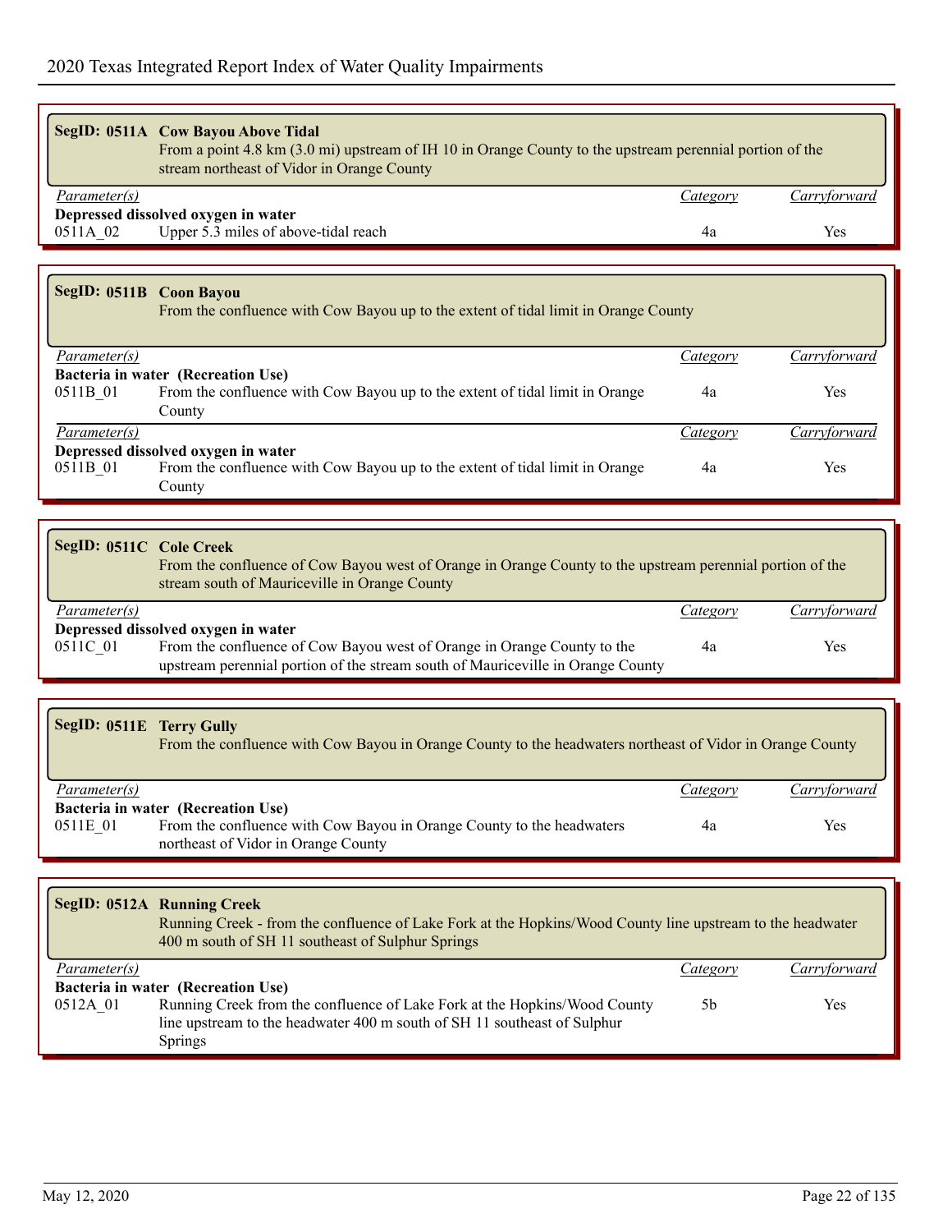## SegID: 0511A Cow Bayou Above Tidal

From a point 4.8 km (3.0 mi) upstream of IH 10 in Orange County to the upstream perennial portion of the stream northeast of Vidor in Orange County

| *Parameter(s)* | | *Category* | *Carryforward* |
|---|---|---|---|
| **Depressed dissolved oxygen in water** | | | |
| 0511A_02 | Upper 5.3 miles of above-tidal reach | 4a | Yes |

## SegID: 0511B Coon Bayou

From the confluence with Cow Bayou up to the extent of tidal limit in Orange County

| *Parameter(s)* | | *Category* | *Carryforward* |
|---|---|---|---|
| **Bacteria in water (Recreation Use)** | | | |
| 0511B_01 | From the confluence with Cow Bayou up to the extent of tidal limit in Orange County | 4a | Yes |

| *Parameter(s)* | | *Category* | *Carryforward* |
|---|---|---|---|
| **Depressed dissolved oxygen in water** | | | |
| 0511B_01 | From the confluence with Cow Bayou up to the extent of tidal limit in Orange County | 4a | Yes |

## SegID: 0511C Cole Creek

From the confluence of Cow Bayou west of Orange in Orange County to the upstream perennial portion of the stream south of Mauriceville in Orange County

| *Parameter(s)* | | *Category* | *Carryforward* |
|---|---|---|---|
| **Depressed dissolved oxygen in water** | | | |
| 0511C_01 | From the confluence of Cow Bayou west of Orange in Orange County to the upstream perennial portion of the stream south of Mauriceville in Orange County | 4a | Yes |

## SegID: 0511E Terry Gully

From the confluence with Cow Bayou in Orange County to the headwaters northeast of Vidor in Orange County

| *Parameter(s)* | | *Category* | *Carryforward* |
|---|---|---|---|
| **Bacteria in water (Recreation Use)** | | | |
| 0511E_01 | From the confluence with Cow Bayou in Orange County to the headwaters northeast of Vidor in Orange County | 4a | Yes |

## SegID: 0512A Running Creek

Running Creek - from the confluence of Lake Fork at the Hopkins/Wood County line upstream to the headwater 400 m south of SH 11 southeast of Sulphur Springs

| *Parameter(s)* | | *Category* | *Carryforward* |
|---|---|---|---|
| **Bacteria in water (Recreation Use)** | | | |
| 0512A_01 | Running Creek from the confluence of Lake Fork at the Hopkins/Wood County line upstream to the headwater 400 m south of SH 11 southeast of Sulphur Springs | 5b | Yes |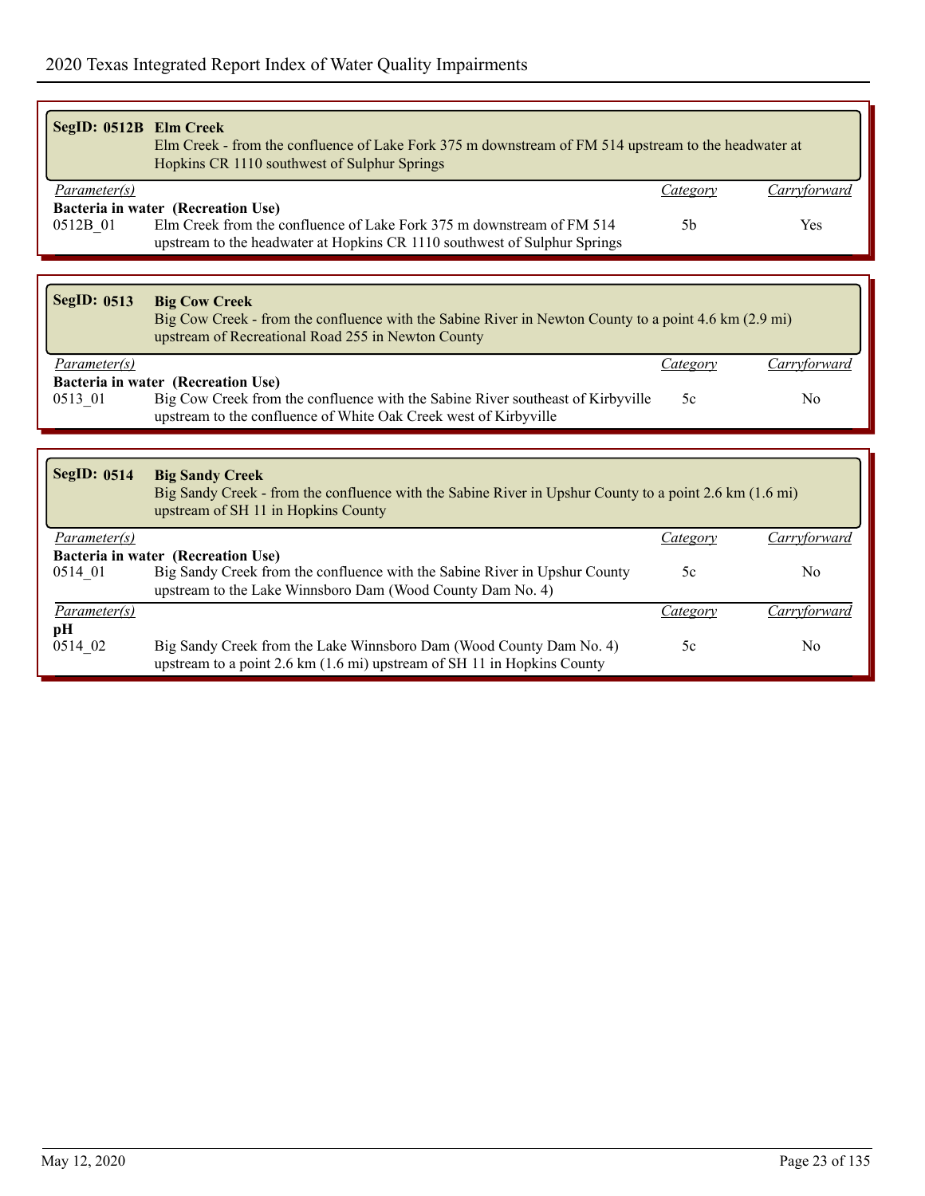## SegID: 0512B Elm Creek

Elm Creek - from the confluence of Lake Fork 375 m downstream of FM 514 upstream to the headwater at Hopkins CR 1110 southwest of Sulphur Springs

| *Parameter(s)* | | *Category* | *Carryforward* |
|---|---|---|---|
| **Bacteria in water (Recreation Use)** | | | |
| 0512B_01 | Elm Creek from the confluence of Lake Fork 375 m downstream of FM 514 upstream to the headwater at Hopkins CR 1110 southwest of Sulphur Springs | 5b | Yes |

## SegID: 0513 Big Cow Creek

Big Cow Creek - from the confluence with the Sabine River in Newton County to a point 4.6 km (2.9 mi) upstream of Recreational Road 255 in Newton County

| *Parameter(s)* | | *Category* | *Carryforward* |
|---|---|---|---|
| **Bacteria in water (Recreation Use)** | | | |
| 0513_01 | Big Cow Creek from the confluence with the Sabine River southeast of Kirbyville upstream to the confluence of White Oak Creek west of Kirbyville | 5c | No |

## SegID: 0514 Big Sandy Creek

Big Sandy Creek - from the confluence with the Sabine River in Upshur County to a point 2.6 km (1.6 mi) upstream of SH 11 in Hopkins County

| *Parameter(s)* | | *Category* | *Carryforward* |
|---|---|---|---|
| **Bacteria in water (Recreation Use)** | | | |
| 0514_01 | Big Sandy Creek from the confluence with the Sabine River in Upshur County upstream to the Lake Winnsboro Dam (Wood County Dam No. 4) | 5c | No |

| *Parameter(s)* | | *Category* | *Carryforward* |
|---|---|---|---|
| **pH** | | | |
| 0514_02 | Big Sandy Creek from the Lake Winnsboro Dam (Wood County Dam No. 4) upstream to a point 2.6 km (1.6 mi) upstream of SH 11 in Hopkins County | 5c | No |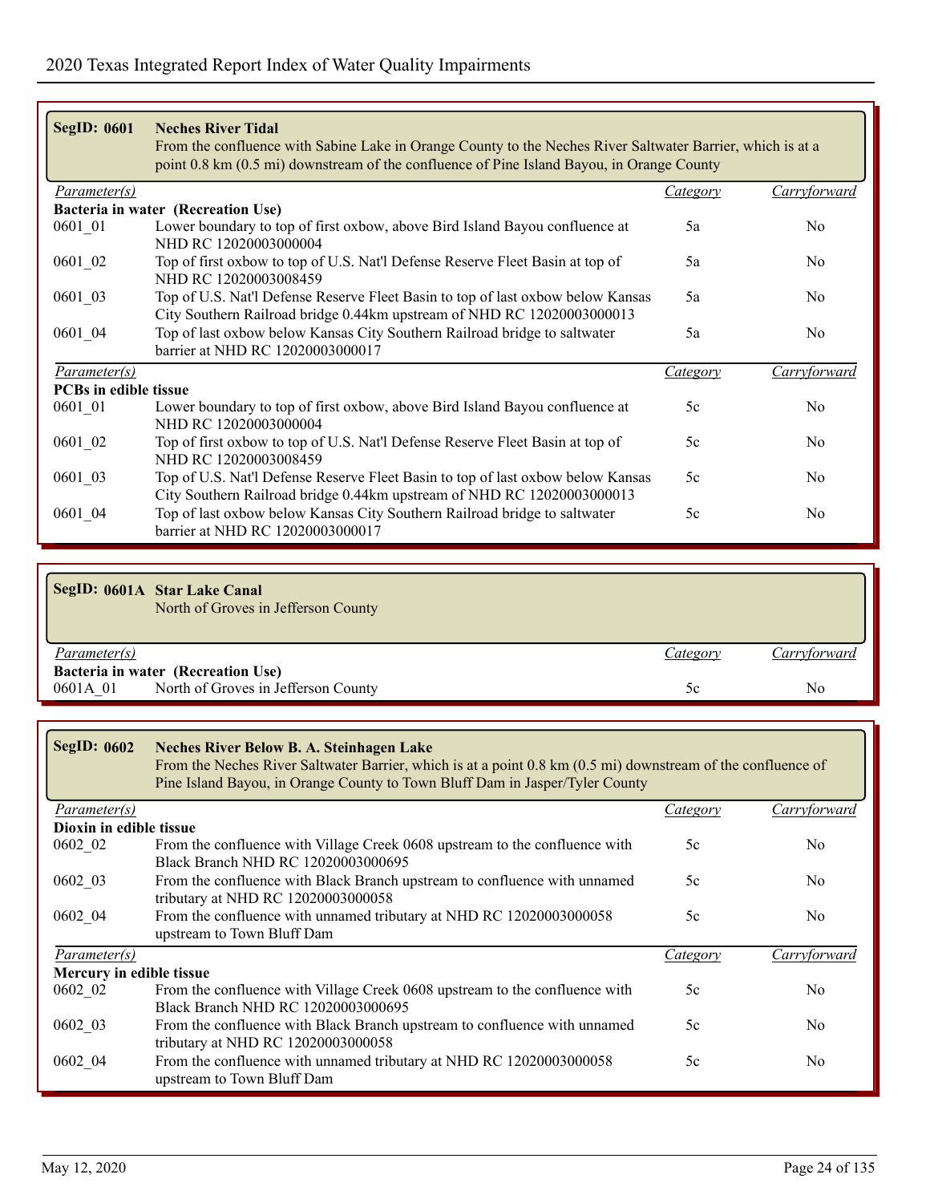## SegID: 0601 Neches River Tidal

From the confluence with Sabine Lake in Orange County to the Neches River Saltwater Barrier, which is at a point 0.8 km (0.5 mi) downstream of the confluence of Pine Island Bayou, in Orange County

| *Parameter(s)* | | *Category* | *Carryforward* |
|---|---|---|---|
| **Bacteria in water (Recreation Use)** | | | |
| 0601_01 | Lower boundary to top of first oxbow, above Bird Island Bayou confluence at NHD RC 12020003000004 | 5a | No |
| 0601_02 | Top of first oxbow to top of U.S. Nat'l Defense Reserve Fleet Basin at top of NHD RC 12020003008459 | 5a | No |
| 0601_03 | Top of U.S. Nat'l Defense Reserve Fleet Basin to top of last oxbow below Kansas City Southern Railroad bridge 0.44km upstream of NHD RC 12020003000013 | 5a | No |
| 0601_04 | Top of last oxbow below Kansas City Southern Railroad bridge to saltwater barrier at NHD RC 12020003000017 | 5a | No |

| *Parameter(s)* | | *Category* | *Carryforward* |
|---|---|---|---|
| **PCBs in edible tissue** | | | |
| 0601_01 | Lower boundary to top of first oxbow, above Bird Island Bayou confluence at NHD RC 12020003000004 | 5c | No |
| 0601_02 | Top of first oxbow to top of U.S. Nat'l Defense Reserve Fleet Basin at top of NHD RC 12020003008459 | 5c | No |
| 0601_03 | Top of U.S. Nat'l Defense Reserve Fleet Basin to top of last oxbow below Kansas City Southern Railroad bridge 0.44km upstream of NHD RC 12020003000013 | 5c | No |
| 0601_04 | Top of last oxbow below Kansas City Southern Railroad bridge to saltwater barrier at NHD RC 12020003000017 | 5c | No |

## SegID: 0601A Star Lake Canal

North of Groves in Jefferson County

| *Parameter(s)* | | *Category* | *Carryforward* |
|---|---|---|---|
| **Bacteria in water (Recreation Use)** | | | |
| 0601A_01 | North of Groves in Jefferson County | 5c | No |

## SegID: 0602 Neches River Below B. A. Steinhagen Lake

From the Neches River Saltwater Barrier, which is at a point 0.8 km (0.5 mi) downstream of the confluence of Pine Island Bayou, in Orange County to Town Bluff Dam in Jasper/Tyler County

| *Parameter(s)* | | *Category* | *Carryforward* |
|---|---|---|---|
| **Dioxin in edible tissue** | | | |
| 0602_02 | From the confluence with Village Creek 0608 upstream to the confluence with Black Branch NHD RC 12020003000695 | 5c | No |
| 0602_03 | From the confluence with Black Branch upstream to confluence with unnamed tributary at NHD RC 12020003000058 | 5c | No |
| 0602_04 | From the confluence with unnamed tributary at NHD RC 12020003000058 upstream to Town Bluff Dam | 5c | No |

| *Parameter(s)* | | *Category* | *Carryforward* |
|---|---|---|---|
| **Mercury in edible tissue** | | | |
| 0602_02 | From the confluence with Village Creek 0608 upstream to the confluence with Black Branch NHD RC 12020003000695 | 5c | No |
| 0602_03 | From the confluence with Black Branch upstream to confluence with unnamed tributary at NHD RC 12020003000058 | 5c | No |
| 0602_04 | From the confluence with unnamed tributary at NHD RC 12020003000058 upstream to Town Bluff Dam | 5c | No |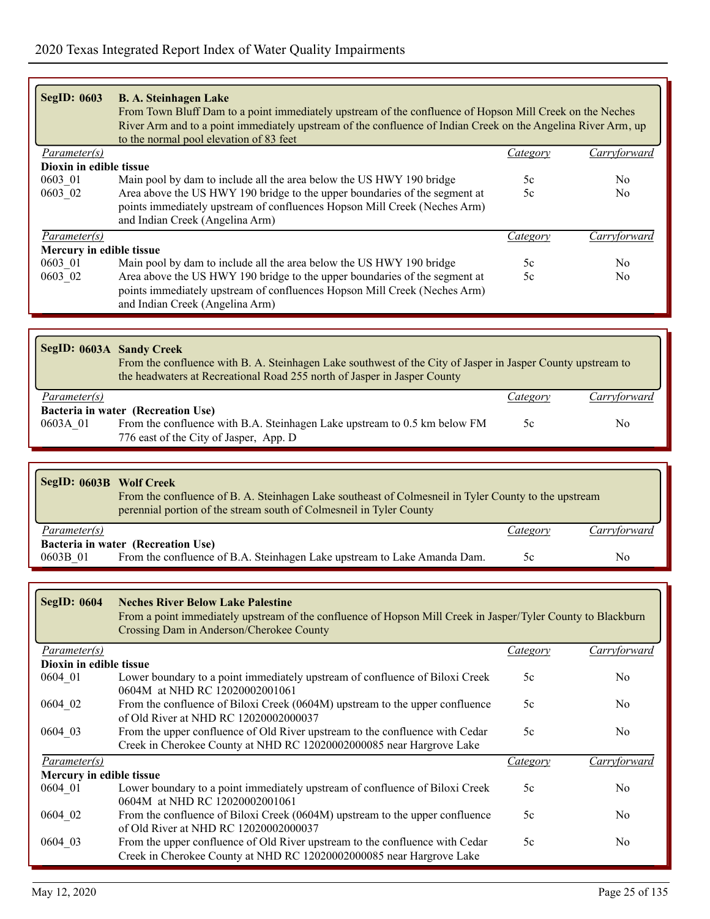## SegID: 0603 B. A. Steinhagen Lake

From Town Bluff Dam to a point immediately upstream of the confluence of Hopson Mill Creek on the Neches River Arm and to a point immediately upstream of the confluence of Indian Creek on the Angelina River Arm, up to the normal pool elevation of 83 feet

| *Parameter(s)* | | *Category* | *Carryforward* |
|---|---|---|---|
| **Dioxin in edible tissue** | | | |
| 0603_01 | Main pool by dam to include all the area below the US HWY 190 bridge | 5c | No |
| 0603_02 | Area above the US HWY 190 bridge to the upper boundaries of the segment at points immediately upstream of confluences Hopson Mill Creek (Neches Arm) and Indian Creek (Angelina Arm) | 5c | No |
| *Parameter(s)* | | *Category* | *Carryforward* |
| **Mercury in edible tissue** | | | |
| 0603_01 | Main pool by dam to include all the area below the US HWY 190 bridge | 5c | No |
| 0603_02 | Area above the US HWY 190 bridge to the upper boundaries of the segment at points immediately upstream of confluences Hopson Mill Creek (Neches Arm) and Indian Creek (Angelina Arm) | 5c | No |

## SegID: 0603A Sandy Creek

From the confluence with B. A. Steinhagen Lake southwest of the City of Jasper in Jasper County upstream to the headwaters at Recreational Road 255 north of Jasper in Jasper County

| *Parameter(s)* | | *Category* | *Carryforward* |
|---|---|---|---|
| **Bacteria in water (Recreation Use)** | | | |
| 0603A_01 | From the confluence with B.A. Steinhagen Lake upstream to 0.5 km below FM 776 east of the City of Jasper, App. D | 5c | No |

## SegID: 0603B Wolf Creek

From the confluence of B. A. Steinhagen Lake southeast of Colmesneil in Tyler County to the upstream perennial portion of the stream south of Colmesneil in Tyler County

| *Parameter(s)* | | *Category* | *Carryforward* |
|---|---|---|---|
| **Bacteria in water (Recreation Use)** | | | |
| 0603B_01 | From the confluence of B.A. Steinhagen Lake upstream to Lake Amanda Dam. | 5c | No |

## SegID: 0604 Neches River Below Lake Palestine

From a point immediately upstream of the confluence of Hopson Mill Creek in Jasper/Tyler County to Blackburn Crossing Dam in Anderson/Cherokee County

| *Parameter(s)* | | *Category* | *Carryforward* |
|---|---|---|---|
| **Dioxin in edible tissue** | | | |
| 0604_01 | Lower boundary to a point immediately upstream of confluence of Biloxi Creek 0604M at NHD RC 12020002001061 | 5c | No |
| 0604_02 | From the confluence of Biloxi Creek (0604M) upstream to the upper confluence of Old River at NHD RC 12020002000037 | 5c | No |
| 0604_03 | From the upper confluence of Old River upstream to the confluence with Cedar Creek in Cherokee County at NHD RC 12020002000085 near Hargrove Lake | 5c | No |
| *Parameter(s)* | | *Category* | *Carryforward* |
| **Mercury in edible tissue** | | | |
| 0604_01 | Lower boundary to a point immediately upstream of confluence of Biloxi Creek 0604M at NHD RC 12020002001061 | 5c | No |
| 0604_02 | From the confluence of Biloxi Creek (0604M) upstream to the upper confluence of Old River at NHD RC 12020002000037 | 5c | No |
| 0604_03 | From the upper confluence of Old River upstream to the confluence with Cedar Creek in Cherokee County at NHD RC 12020002000085 near Hargrove Lake | 5c | No |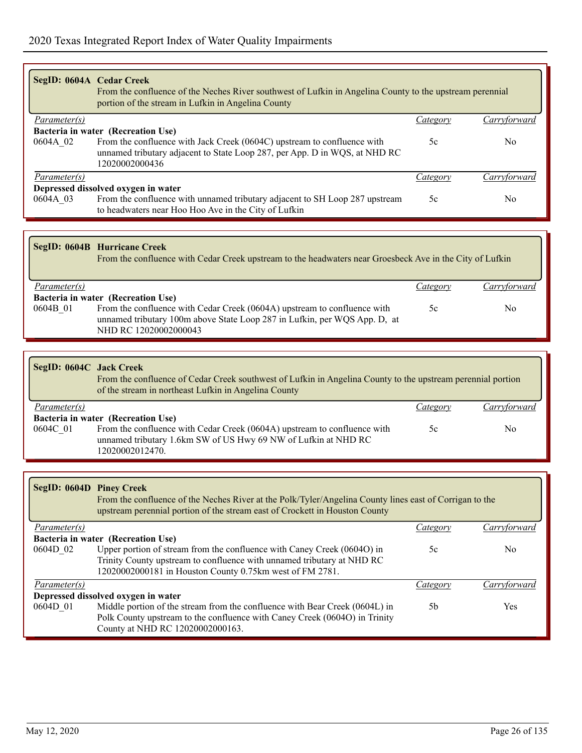## SegID: 0604A Cedar Creek

From the confluence of the Neches River southwest of Lufkin in Angelina County to the upstream perennial portion of the stream in Lufkin in Angelina County

| *Parameter(s)* | | *Category* | *Carryforward* |
|---|---|---|---|
| **Bacteria in water (Recreation Use)** | | | |
| 0604A_02 | From the confluence with Jack Creek (0604C) upstream to confluence with unnamed tributary adjacent to State Loop 287, per App. D in WQS, at NHD RC 12020002000436 | 5c | No |

| *Parameter(s)* | | *Category* | *Carryforward* |
|---|---|---|---|
| **Depressed dissolved oxygen in water** | | | |
| 0604A_03 | From the confluence with unnamed tributary adjacent to SH Loop 287 upstream to headwaters near Hoo Hoo Ave in the City of Lufkin | 5c | No |

## SegID: 0604B Hurricane Creek

From the confluence with Cedar Creek upstream to the headwaters near Groesbeck Ave in the City of Lufkin

| *Parameter(s)* | | *Category* | *Carryforward* |
|---|---|---|---|
| **Bacteria in water (Recreation Use)** | | | |
| 0604B_01 | From the confluence with Cedar Creek (0604A) upstream to confluence with unnamed tributary 100m above State Loop 287 in Lufkin, per WQS App. D, at NHD RC 12020002000043 | 5c | No |

## SegID: 0604C Jack Creek

From the confluence of Cedar Creek southwest of Lufkin in Angelina County to the upstream perennial portion of the stream in northeast Lufkin in Angelina County

| *Parameter(s)* | | *Category* | *Carryforward* |
|---|---|---|---|
| **Bacteria in water (Recreation Use)** | | | |
| 0604C_01 | From the confluence with Cedar Creek (0604A) upstream to confluence with unnamed tributary 1.6km SW of US Hwy 69 NW of Lufkin at NHD RC 12020002012470. | 5c | No |

## SegID: 0604D Piney Creek

From the confluence of the Neches River at the Polk/Tyler/Angelina County lines east of Corrigan to the upstream perennial portion of the stream east of Crockett in Houston County

| *Parameter(s)* | | *Category* | *Carryforward* |
|---|---|---|---|
| **Bacteria in water (Recreation Use)** | | | |
| 0604D_02 | Upper portion of stream from the confluence with Caney Creek (0604O) in Trinity County upstream to confluence with unnamed tributary at NHD RC 12020002000181 in Houston County 0.75km west of FM 2781. | 5c | No |

| *Parameter(s)* | | *Category* | *Carryforward* |
|---|---|---|---|
| **Depressed dissolved oxygen in water** | | | |
| 0604D_01 | Middle portion of the stream from the confluence with Bear Creek (0604L) in Polk County upstream to the confluence with Caney Creek (0604O) in Trinity County at NHD RC 12020002000163. | 5b | Yes |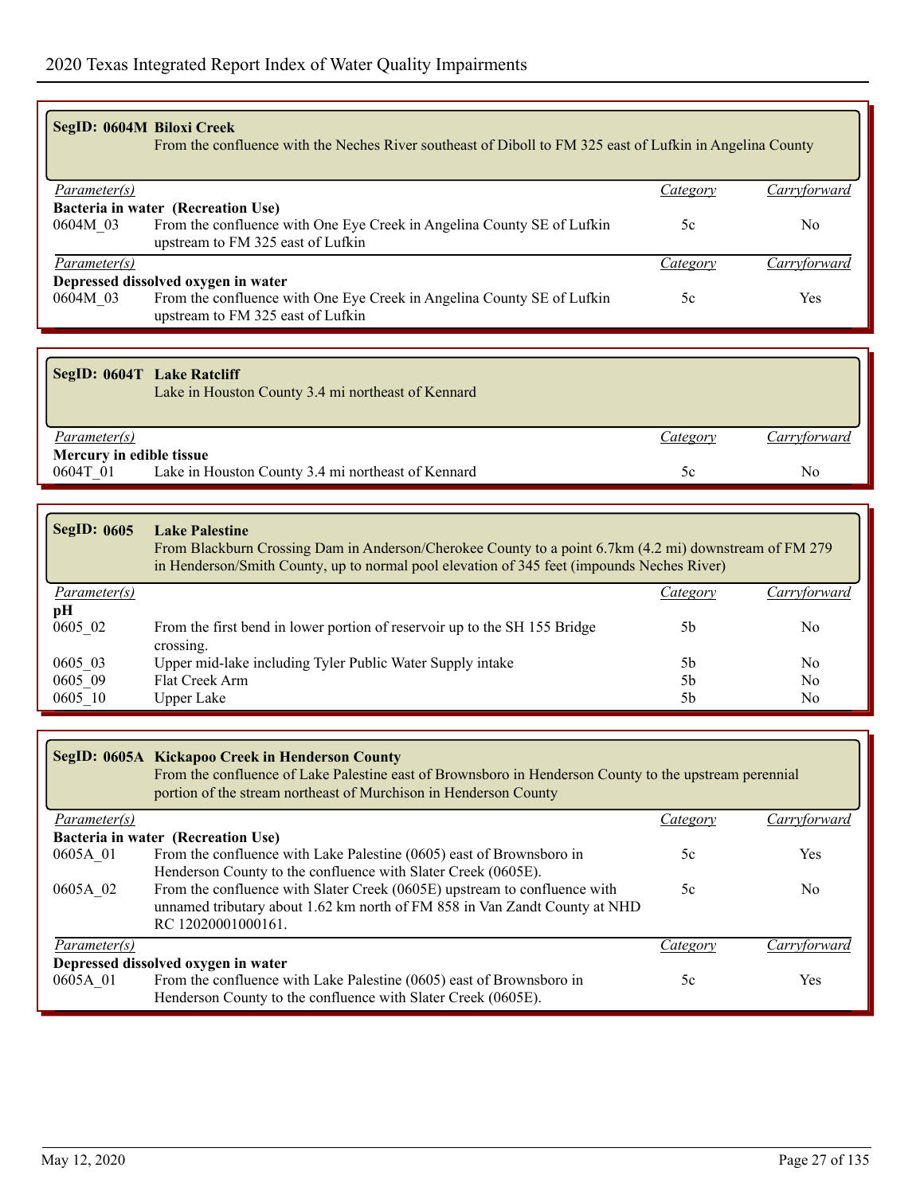## SegID: 0604M Biloxi Creek

From the confluence with the Neches River southeast of Diboll to FM 325 east of Lufkin in Angelina County

| *Parameter(s)* | | *Category* | *Carryforward* |
|---|---|---|---|
| **Bacteria in water (Recreation Use)** | | | |
| 0604M_03 | From the confluence with One Eye Creek in Angelina County SE of Lufkin upstream to FM 325 east of Lufkin | 5c | No |

| *Parameter(s)* | | *Category* | *Carryforward* |
|---|---|---|---|
| **Depressed dissolved oxygen in water** | | | |
| 0604M_03 | From the confluence with One Eye Creek in Angelina County SE of Lufkin upstream to FM 325 east of Lufkin | 5c | Yes |

## SegID: 0604T Lake Ratcliff

Lake in Houston County 3.4 mi northeast of Kennard

| *Parameter(s)* | | *Category* | *Carryforward* |
|---|---|---|---|
| **Mercury in edible tissue** | | | |
| 0604T_01 | Lake in Houston County 3.4 mi northeast of Kennard | 5c | No |

## SegID: 0605 Lake Palestine

From Blackburn Crossing Dam in Anderson/Cherokee County to a point 6.7km (4.2 mi) downstream of FM 279 in Henderson/Smith County, up to normal pool elevation of 345 feet (impounds Neches River)

| *Parameter(s)* | | *Category* | *Carryforward* |
|---|---|---|---|
| **pH** | | | |
| 0605_02 | From the first bend in lower portion of reservoir up to the SH 155 Bridge crossing. | 5b | No |
| 0605_03 | Upper mid-lake including Tyler Public Water Supply intake | 5b | No |
| 0605_09 | Flat Creek Arm | 5b | No |
| 0605_10 | Upper Lake | 5b | No |

## SegID: 0605A Kickapoo Creek in Henderson County

From the confluence of Lake Palestine east of Brownsboro in Henderson County to the upstream perennial portion of the stream northeast of Murchison in Henderson County

| *Parameter(s)* | | *Category* | *Carryforward* |
|---|---|---|---|
| **Bacteria in water (Recreation Use)** | | | |
| 0605A_01 | From the confluence with Lake Palestine (0605) east of Brownsboro in Henderson County to the confluence with Slater Creek (0605E). | 5c | Yes |
| 0605A_02 | From the confluence with Slater Creek (0605E) upstream to confluence with unnamed tributary about 1.62 km north of FM 858 in Van Zandt County at NHD RC 12020001000161. | 5c | No |

| *Parameter(s)* | | *Category* | *Carryforward* |
|---|---|---|---|
| **Depressed dissolved oxygen in water** | | | |
| 0605A_01 | From the confluence with Lake Palestine (0605) east of Brownsboro in Henderson County to the confluence with Slater Creek (0605E). | 5c | Yes |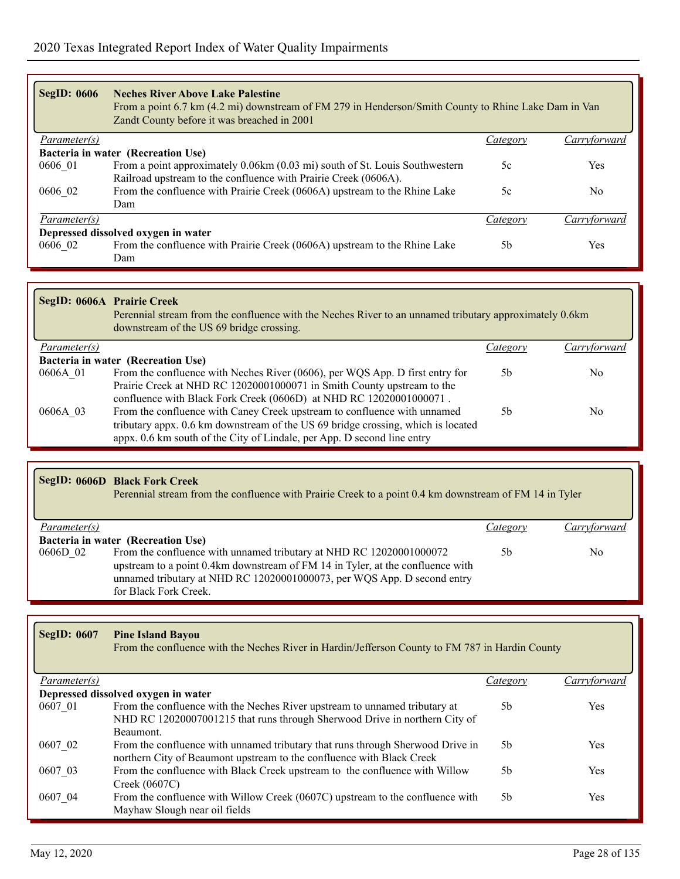**SegID: 0606** **Neches River Above Lake Palestine**
From a point 6.7 km (4.2 mi) downstream of FM 279 in Henderson/Smith County to Rhine Lake Dam in Van Zandt County before it was breached in 2001

| *Parameter(s)* | | *Category* | *Carryforward* |
|---|---|---|---|
| **Bacteria in water (Recreation Use)** | | | |
| 0606_01 | From a point approximately 0.06km (0.03 mi) south of St. Louis Southwestern Railroad upstream to the confluence with Prairie Creek (0606A). | 5c | Yes |
| 0606_02 | From the confluence with Prairie Creek (0606A) upstream to the Rhine Lake Dam | 5c | No |
| **Depressed dissolved oxygen in water** | | | |
| 0606_02 | From the confluence with Prairie Creek (0606A) upstream to the Rhine Lake Dam | 5b | Yes |

**SegID: 0606A** **Prairie Creek**
Perennial stream from the confluence with the Neches River to an unnamed tributary approximately 0.6km downstream of the US 69 bridge crossing.

| *Parameter(s)* | | *Category* | *Carryforward* |
|---|---|---|---|
| **Bacteria in water (Recreation Use)** | | | |
| 0606A_01 | From the confluence with Neches River (0606), per WQS App. D first entry for Prairie Creek at NHD RC 12020001000071 in Smith County upstream to the confluence with Black Fork Creek (0606D) at NHD RC 12020001000071 . | 5b | No |
| 0606A_03 | From the confluence with Caney Creek upstream to confluence with unnamed tributary appx. 0.6 km downstream of the US 69 bridge crossing, which is located appx. 0.6 km south of the City of Lindale, per App. D second line entry | 5b | No |

**SegID: 0606D** **Black Fork Creek**
Perennial stream from the confluence with Prairie Creek to a point 0.4 km downstream of FM 14 in Tyler

| *Parameter(s)* | | *Category* | *Carryforward* |
|---|---|---|---|
| **Bacteria in water (Recreation Use)** | | | |
| 0606D_02 | From the confluence with unnamed tributary at NHD RC 12020001000072 upstream to a point 0.4km downstream of FM 14 in Tyler, at the confluence with unnamed tributary at NHD RC 12020001000073, per WQS App. D second entry for Black Fork Creek. | 5b | No |

**SegID: 0607** **Pine Island Bayou**
From the confluence with the Neches River in Hardin/Jefferson County to FM 787 in Hardin County

| *Parameter(s)* | | *Category* | *Carryforward* |
|---|---|---|---|
| **Depressed dissolved oxygen in water** | | | |
| 0607_01 | From the confluence with the Neches River upstream to unnamed tributary at NHD RC 12020007001215 that runs through Sherwood Drive in northern City of Beaumont. | 5b | Yes |
| 0607_02 | From the confluence with unnamed tributary that runs through Sherwood Drive in northern City of Beaumont upstream to the confluence with Black Creek | 5b | Yes |
| 0607_03 | From the confluence with Black Creek upstream to the confluence with Willow Creek (0607C) | 5b | Yes |
| 0607_04 | From the confluence with Willow Creek (0607C) upstream to the confluence with Mayhaw Slough near oil fields | 5b | Yes |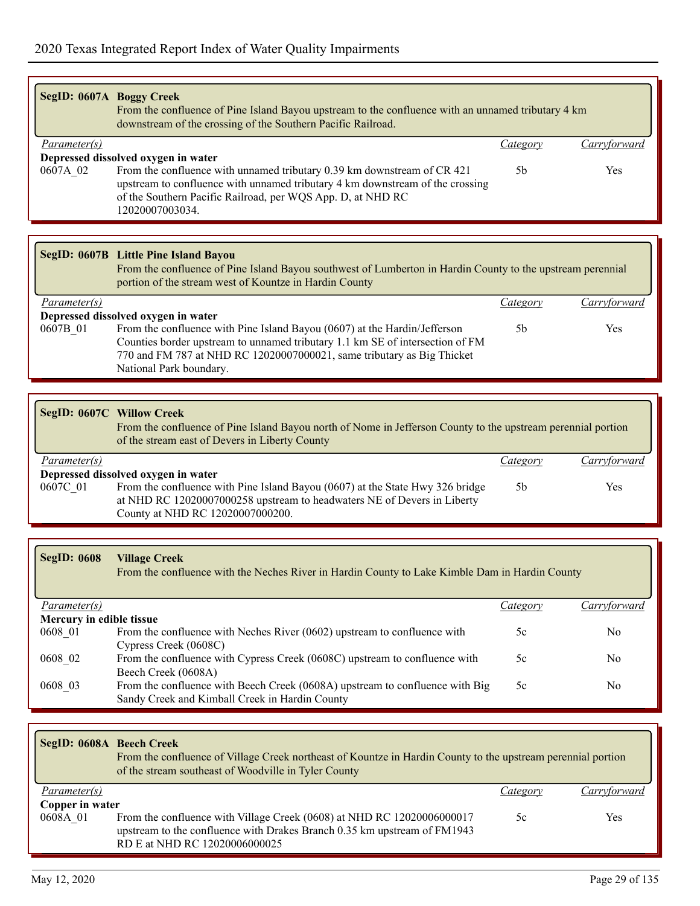## SegID: 0607A Boggy Creek

From the confluence of Pine Island Bayou upstream to the confluence with an unnamed tributary 4 km downstream of the crossing of the Southern Pacific Railroad.

| *Parameter(s)* | | *Category* | *Carryforward* |
|---|---|---|---|
| **Depressed dissolved oxygen in water** | | | |
| 0607A_02 | From the confluence with unnamed tributary 0.39 km downstream of CR 421 upstream to confluence with unnamed tributary 4 km downstream of the crossing of the Southern Pacific Railroad, per WQS App. D, at NHD RC 12020007003034. | 5b | Yes |

## SegID: 0607B Little Pine Island Bayou

From the confluence of Pine Island Bayou southwest of Lumberton in Hardin County to the upstream perennial portion of the stream west of Kountze in Hardin County

| *Parameter(s)* | | *Category* | *Carryforward* |
|---|---|---|---|
| **Depressed dissolved oxygen in water** | | | |
| 0607B_01 | From the confluence with Pine Island Bayou (0607) at the Hardin/Jefferson Counties border upstream to unnamed tributary 1.1 km SE of intersection of FM 770 and FM 787 at NHD RC 12020007000021, same tributary as Big Thicket National Park boundary. | 5b | Yes |

## SegID: 0607C Willow Creek

From the confluence of Pine Island Bayou north of Nome in Jefferson County to the upstream perennial portion of the stream east of Devers in Liberty County

| *Parameter(s)* | | *Category* | *Carryforward* |
|---|---|---|---|
| **Depressed dissolved oxygen in water** | | | |
| 0607C_01 | From the confluence with Pine Island Bayou (0607) at the State Hwy 326 bridge at NHD RC 12020007000258 upstream to headwaters NE of Devers in Liberty County at NHD RC 12020007000200. | 5b | Yes |

## SegID: 0608 Village Creek

From the confluence with the Neches River in Hardin County to Lake Kimble Dam in Hardin County

| *Parameter(s)* | | *Category* | *Carryforward* |
|---|---|---|---|
| **Mercury in edible tissue** | | | |
| 0608_01 | From the confluence with Neches River (0602) upstream to confluence with Cypress Creek (0608C) | 5c | No |
| 0608_02 | From the confluence with Cypress Creek (0608C) upstream to confluence with Beech Creek (0608A) | 5c | No |
| 0608_03 | From the confluence with Beech Creek (0608A) upstream to confluence with Big Sandy Creek and Kimball Creek in Hardin County | 5c | No |

## SegID: 0608A Beech Creek

From the confluence of Village Creek northeast of Kountze in Hardin County to the upstream perennial portion of the stream southeast of Woodville in Tyler County

| *Parameter(s)* | | *Category* | *Carryforward* |
|---|---|---|---|
| **Copper in water** | | | |
| 0608A_01 | From the confluence with Village Creek (0608) at NHD RC 12020006000017 upstream to the confluence with Drakes Branch 0.35 km upstream of FM1943 RD E at NHD RC 12020006000025 | 5c | Yes |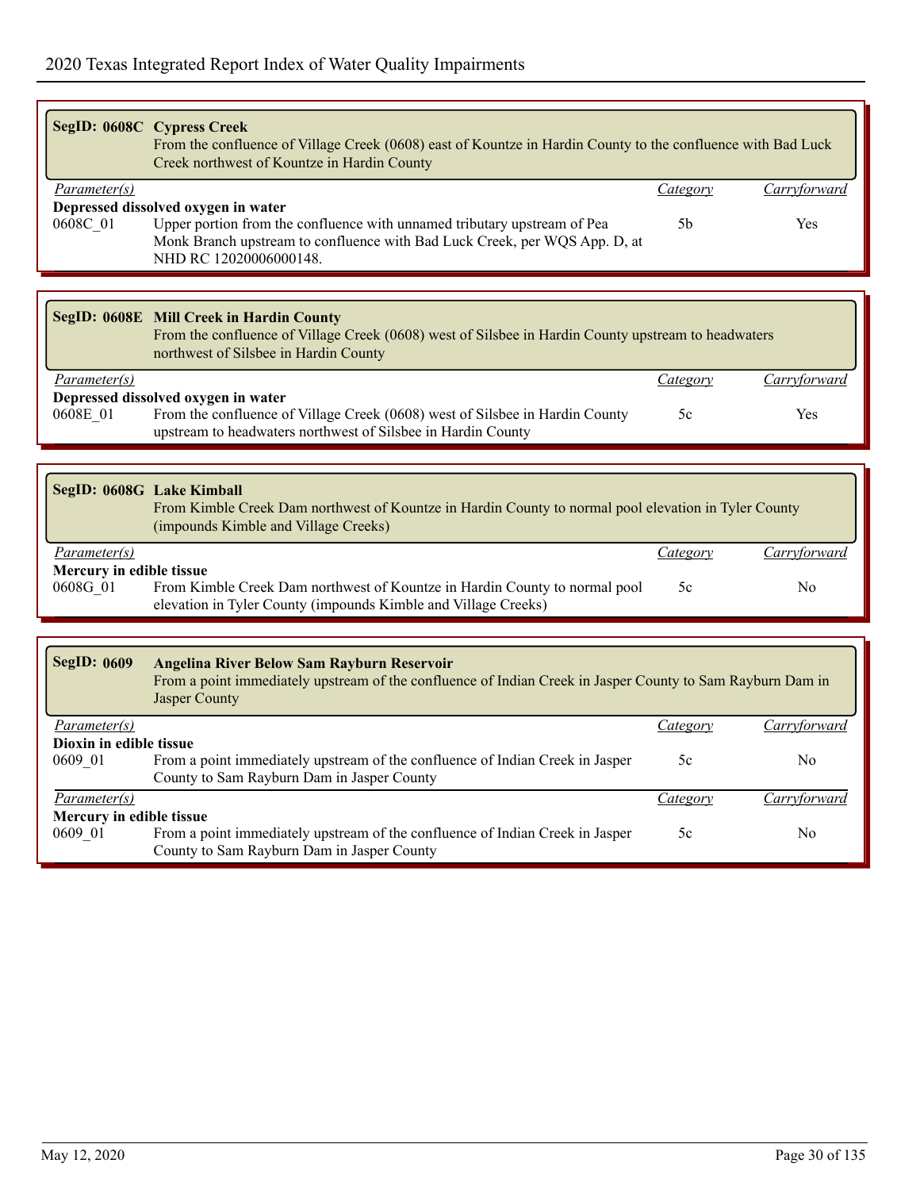## SegID: 0608C Cypress Creek

From the confluence of Village Creek (0608) east of Kountze in Hardin County to the confluence with Bad Luck Creek northwest of Kountze in Hardin County

| *Parameter(s)* | | *Category* | *Carryforward* |
|---|---|---|---|
| **Depressed dissolved oxygen in water** | | | |
| 0608C_01 | Upper portion from the confluence with unnamed tributary upstream of Pea Monk Branch upstream to confluence with Bad Luck Creek, per WQS App. D, at NHD RC 12020006000148. | 5b | Yes |

## SegID: 0608E Mill Creek in Hardin County

From the confluence of Village Creek (0608) west of Silsbee in Hardin County upstream to headwaters northwest of Silsbee in Hardin County

| *Parameter(s)* | | *Category* | *Carryforward* |
|---|---|---|---|
| **Depressed dissolved oxygen in water** | | | |
| 0608E_01 | From the confluence of Village Creek (0608) west of Silsbee in Hardin County upstream to headwaters northwest of Silsbee in Hardin County | 5c | Yes |

## SegID: 0608G Lake Kimball

From Kimble Creek Dam northwest of Kountze in Hardin County to normal pool elevation in Tyler County (impounds Kimble and Village Creeks)

| *Parameter(s)* | | *Category* | *Carryforward* |
|---|---|---|---|
| **Mercury in edible tissue** | | | |
| 0608G_01 | From Kimble Creek Dam northwest of Kountze in Hardin County to normal pool elevation in Tyler County (impounds Kimble and Village Creeks) | 5c | No |

## SegID: 0609 Angelina River Below Sam Rayburn Reservoir

From a point immediately upstream of the confluence of Indian Creek in Jasper County to Sam Rayburn Dam in Jasper County

| *Parameter(s)* | | *Category* | *Carryforward* |
|---|---|---|---|
| **Dioxin in edible tissue** | | | |
| 0609_01 | From a point immediately upstream of the confluence of Indian Creek in Jasper County to Sam Rayburn Dam in Jasper County | 5c | No |
| *Parameter(s)* | | *Category* | *Carryforward* |
| **Mercury in edible tissue** | | | |
| 0609_01 | From a point immediately upstream of the confluence of Indian Creek in Jasper County to Sam Rayburn Dam in Jasper County | 5c | No |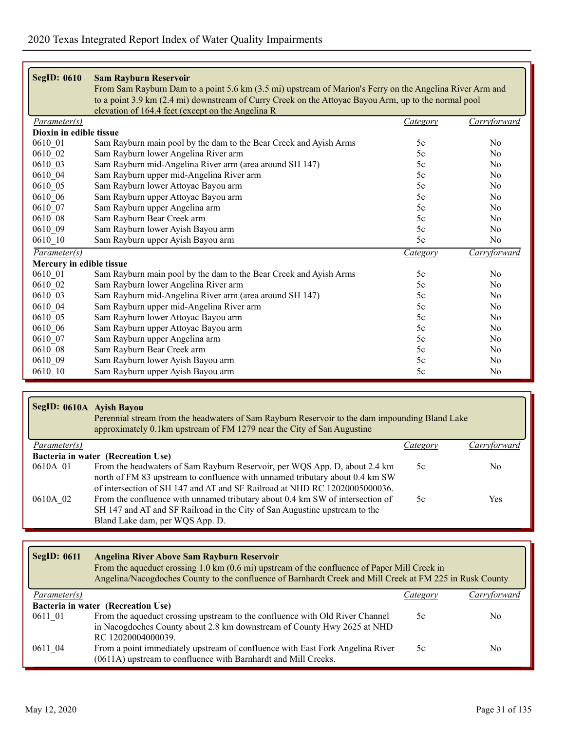**SegID: 0610** **Sam Rayburn Reservoir**

From Sam Rayburn Dam to a point 5.6 km (3.5 mi) upstream of Marion's Ferry on the Angelina River Arm and to a point 3.9 km (2.4 mi) downstream of Curry Creek on the Attoyac Bayou Arm, up to the normal pool elevation of 164.4 feet (except on the Angelina R

| *Parameter(s)* | | *Category* | *Carryforward* |
|---|---|---|---|
| **Dioxin in edible tissue** | | | |
| 0610_01 | Sam Rayburn main pool by the dam to the Bear Creek and Ayish Arms | 5c | No |
| 0610_02 | Sam Rayburn lower Angelina River arm | 5c | No |
| 0610_03 | Sam Rayburn mid-Angelina River arm (area around SH 147) | 5c | No |
| 0610_04 | Sam Rayburn upper mid-Angelina River arm | 5c | No |
| 0610_05 | Sam Rayburn lower Attoyac Bayou arm | 5c | No |
| 0610_06 | Sam Rayburn upper Attoyac Bayou arm | 5c | No |
| 0610_07 | Sam Rayburn upper Angelina arm | 5c | No |
| 0610_08 | Sam Rayburn Bear Creek arm | 5c | No |
| 0610_09 | Sam Rayburn lower Ayish Bayou arm | 5c | No |
| 0610_10 | Sam Rayburn upper Ayish Bayou arm | 5c | No |
| *Parameter(s)* | | *Category* | *Carryforward* |
| **Mercury in edible tissue** | | | |
| 0610_01 | Sam Rayburn main pool by the dam to the Bear Creek and Ayish Arms | 5c | No |
| 0610_02 | Sam Rayburn lower Angelina River arm | 5c | No |
| 0610_03 | Sam Rayburn mid-Angelina River arm (area around SH 147) | 5c | No |
| 0610_04 | Sam Rayburn upper mid-Angelina River arm | 5c | No |
| 0610_05 | Sam Rayburn lower Attoyac Bayou arm | 5c | No |
| 0610_06 | Sam Rayburn upper Attoyac Bayou arm | 5c | No |
| 0610_07 | Sam Rayburn upper Angelina arm | 5c | No |
| 0610_08 | Sam Rayburn Bear Creek arm | 5c | No |
| 0610_09 | Sam Rayburn lower Ayish Bayou arm | 5c | No |
| 0610_10 | Sam Rayburn upper Ayish Bayou arm | 5c | No |

**SegID: 0610A** **Ayish Bayou**

Perennial stream from the headwaters of Sam Rayburn Reservoir to the dam impounding Bland Lake approximately 0.1km upstream of FM 1279 near the City of San Augustine

| *Parameter(s)* | | *Category* | *Carryforward* |
|---|---|---|---|
| **Bacteria in water (Recreation Use)** | | | |
| 0610A_01 | From the headwaters of Sam Rayburn Reservoir, per WQS App. D, about 2.4 km north of FM 83 upstream to confluence with unnamed tributary about 0.4 km SW of intersection of SH 147 and AT and SF Railroad at NHD RC 12020005000036. | 5c | No |
| 0610A_02 | From the confluence with unnamed tributary about 0.4 km SW of intersection of SH 147 and AT and SF Railroad in the City of San Augustine upstream to the Bland Lake dam, per WQS App. D. | 5c | Yes |

**SegID: 0611** **Angelina River Above Sam Rayburn Reservoir**

From the aqueduct crossing 1.0 km (0.6 mi) upstream of the confluence of Paper Mill Creek in Angelina/Nacogdoches County to the confluence of Barnhardt Creek and Mill Creek at FM 225 in Rusk County

| *Parameter(s)* | | *Category* | *Carryforward* |
|---|---|---|---|
| **Bacteria in water (Recreation Use)** | | | |
| 0611_01 | From the aqueduct crossing upstream to the confluence with Old River Channel in Nacogdoches County about 2.8 km downstream of County Hwy 2625 at NHD RC 12020004000039. | 5c | No |
| 0611_04 | From a point immediately upstream of confluence with East Fork Angelina River (0611A) upstream to confluence with Barnhardt and Mill Creeks. | 5c | No |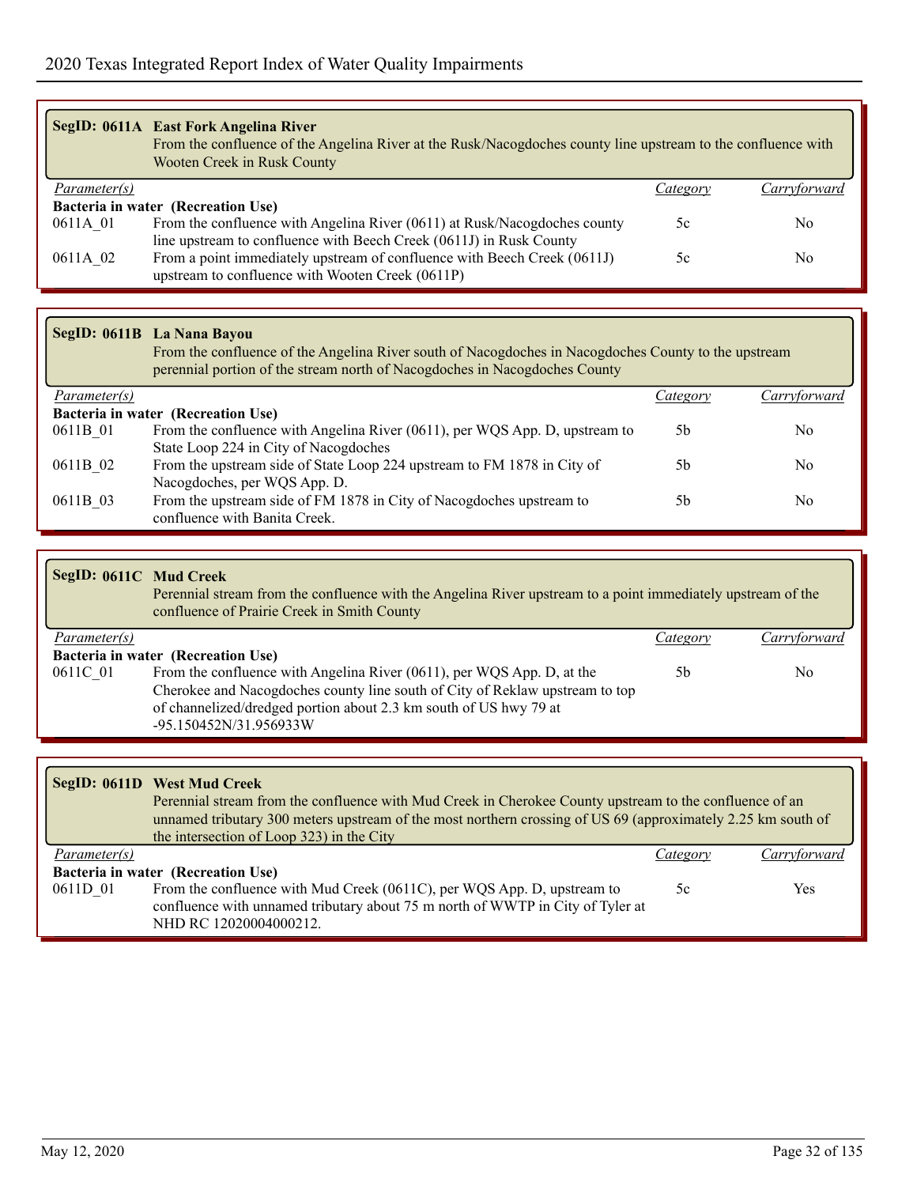## SegID: 0611A East Fork Angelina River

From the confluence of the Angelina River at the Rusk/Nacogdoches county line upstream to the confluence with Wooten Creek in Rusk County

| *Parameter(s)* | | *Category* | *Carryforward* |
|---|---|---|---|
| **Bacteria in water (Recreation Use)** | | | |
| 0611A_01 | From the confluence with Angelina River (0611) at Rusk/Nacogdoches county line upstream to confluence with Beech Creek (0611J) in Rusk County | 5c | No |
| 0611A_02 | From a point immediately upstream of confluence with Beech Creek (0611J) upstream to confluence with Wooten Creek (0611P) | 5c | No |

## SegID: 0611B La Nana Bayou

From the confluence of the Angelina River south of Nacogdoches in Nacogdoches County to the upstream perennial portion of the stream north of Nacogdoches in Nacogdoches County

| *Parameter(s)* | | *Category* | *Carryforward* |
|---|---|---|---|
| **Bacteria in water (Recreation Use)** | | | |
| 0611B_01 | From the confluence with Angelina River (0611), per WQS App. D, upstream to State Loop 224 in City of Nacogdoches | 5b | No |
| 0611B_02 | From the upstream side of State Loop 224 upstream to FM 1878 in City of Nacogdoches, per WQS App. D. | 5b | No |
| 0611B_03 | From the upstream side of FM 1878 in City of Nacogdoches upstream to confluence with Banita Creek. | 5b | No |

## SegID: 0611C Mud Creek

Perennial stream from the confluence with the Angelina River upstream to a point immediately upstream of the confluence of Prairie Creek in Smith County

| *Parameter(s)* | | *Category* | *Carryforward* |
|---|---|---|---|
| **Bacteria in water (Recreation Use)** | | | |
| 0611C_01 | From the confluence with Angelina River (0611), per WQS App. D, at the Cherokee and Nacogdoches county line south of City of Reklaw upstream to top of channelized/dredged portion about 2.3 km south of US hwy 79 at -95.150452N/31.956933W | 5b | No |

## SegID: 0611D West Mud Creek

Perennial stream from the confluence with Mud Creek in Cherokee County upstream to the confluence of an unnamed tributary 300 meters upstream of the most northern crossing of US 69 (approximately 2.25 km south of the intersection of Loop 323) in the City

| *Parameter(s)* | | *Category* | *Carryforward* |
|---|---|---|---|
| **Bacteria in water (Recreation Use)** | | | |
| 0611D_01 | From the confluence with Mud Creek (0611C), per WQS App. D, upstream to confluence with unnamed tributary about 75 m north of WWTP in City of Tyler at NHD RC 12020004000212. | 5c | Yes |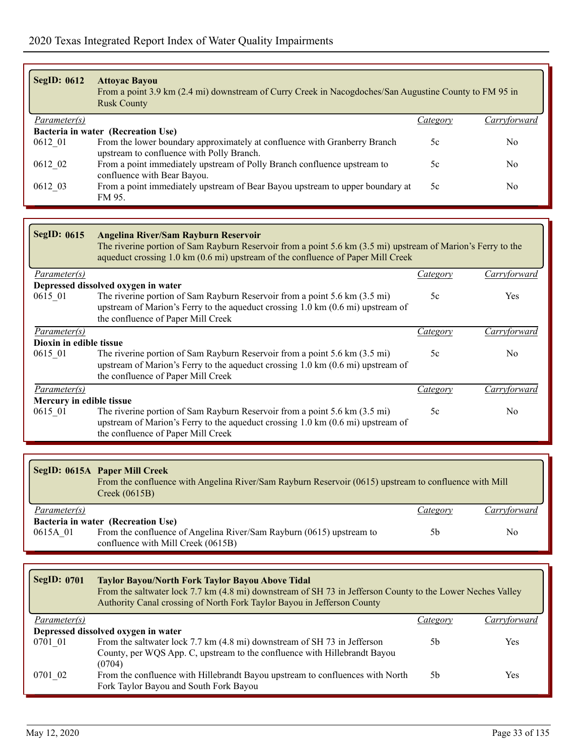## SegID: 0612 Attoyac Bayou

From a point 3.9 km (2.4 mi) downstream of Curry Creek in Nacogdoches/San Augustine County to FM 95 in Rusk County

| *Parameter(s)* | | *Category* | *Carryforward* |
|---|---|---|---|
| **Bacteria in water (Recreation Use)** | | | |
| 0612_01 | From the lower boundary approximately at confluence with Granberry Branch upstream to confluence with Polly Branch. | 5c | No |
| 0612_02 | From a point immediately upstream of Polly Branch confluence upstream to confluence with Bear Bayou. | 5c | No |
| 0612_03 | From a point immediately upstream of Bear Bayou upstream to upper boundary at FM 95. | 5c | No |

## SegID: 0615 Angelina River/Sam Rayburn Reservoir

The riverine portion of Sam Rayburn Reservoir from a point 5.6 km (3.5 mi) upstream of Marion's Ferry to the aqueduct crossing 1.0 km (0.6 mi) upstream of the confluence of Paper Mill Creek

| *Parameter(s)* | | *Category* | *Carryforward* |
|---|---|---|---|
| **Depressed dissolved oxygen in water** | | | |
| 0615_01 | The riverine portion of Sam Rayburn Reservoir from a point 5.6 km (3.5 mi) upstream of Marion's Ferry to the aqueduct crossing 1.0 km (0.6 mi) upstream of the confluence of Paper Mill Creek | 5c | Yes |

| *Parameter(s)* | | *Category* | *Carryforward* |
|---|---|---|---|
| **Dioxin in edible tissue** | | | |
| 0615_01 | The riverine portion of Sam Rayburn Reservoir from a point 5.6 km (3.5 mi) upstream of Marion's Ferry to the aqueduct crossing 1.0 km (0.6 mi) upstream of the confluence of Paper Mill Creek | 5c | No |

| *Parameter(s)* | | *Category* | *Carryforward* |
|---|---|---|---|
| **Mercury in edible tissue** | | | |
| 0615_01 | The riverine portion of Sam Rayburn Reservoir from a point 5.6 km (3.5 mi) upstream of Marion's Ferry to the aqueduct crossing 1.0 km (0.6 mi) upstream of the confluence of Paper Mill Creek | 5c | No |

## SegID: 0615A Paper Mill Creek

From the confluence with Angelina River/Sam Rayburn Reservoir (0615) upstream to confluence with Mill Creek (0615B)

| *Parameter(s)* | | *Category* | *Carryforward* |
|---|---|---|---|
| **Bacteria in water (Recreation Use)** | | | |
| 0615A_01 | From the confluence of Angelina River/Sam Rayburn (0615) upstream to confluence with Mill Creek (0615B) | 5b | No |

## SegID: 0701 Taylor Bayou/North Fork Taylor Bayou Above Tidal

From the saltwater lock 7.7 km (4.8 mi) downstream of SH 73 in Jefferson County to the Lower Neches Valley Authority Canal crossing of North Fork Taylor Bayou in Jefferson County

| *Parameter(s)* | | *Category* | *Carryforward* |
|---|---|---|---|
| **Depressed dissolved oxygen in water** | | | |
| 0701_01 | From the saltwater lock 7.7 km (4.8 mi) downstream of SH 73 in Jefferson County, per WQS App. C, upstream to the confluence with Hillebrandt Bayou (0704) | 5b | Yes |
| 0701_02 | From the confluence with Hillebrandt Bayou upstream to confluences with North Fork Taylor Bayou and South Fork Bayou | 5b | Yes |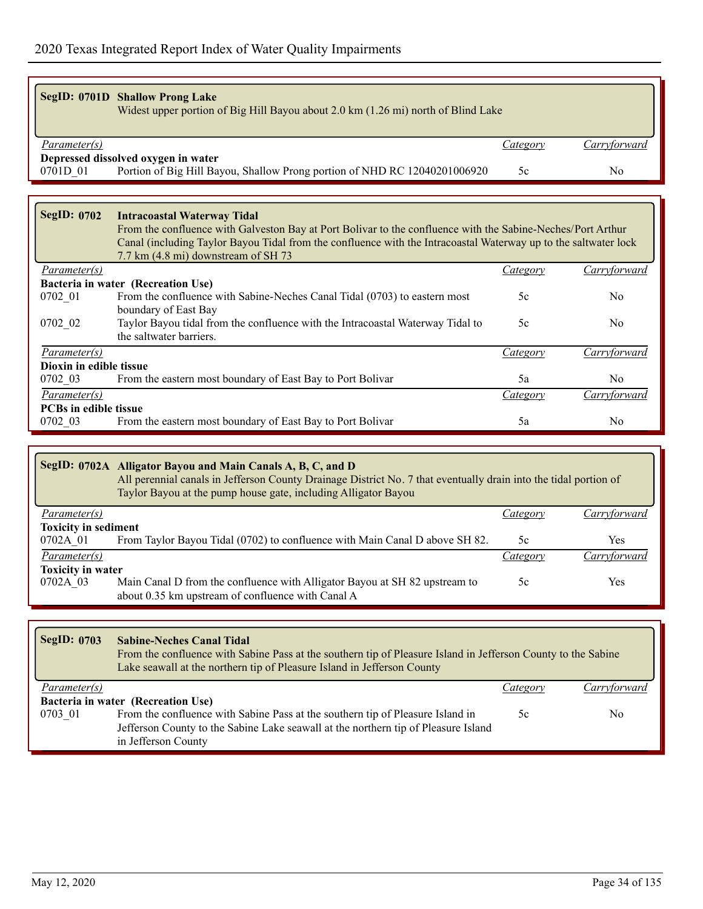### SegID: 0701D Shallow Prong Lake

Widest upper portion of Big Hill Bayou about 2.0 km (1.26 mi) north of Blind Lake

| *Parameter(s)* | | *Category* | *Carryforward* |
|---|---|---|---|
| **Depressed dissolved oxygen in water** | | | |
| 0701D_01 | Portion of Big Hill Bayou, Shallow Prong portion of NHD RC 12040201006920 | 5c | No |

### SegID: 0702 Intracoastal Waterway Tidal

From the confluence with Galveston Bay at Port Bolivar to the confluence with the Sabine-Neches/Port Arthur Canal (including Taylor Bayou Tidal from the confluence with the Intracoastal Waterway up to the saltwater lock 7.7 km (4.8 mi) downstream of SH 73

| *Parameter(s)* | | *Category* | *Carryforward* |
|---|---|---|---|
| **Bacteria in water (Recreation Use)** | | | |
| 0702_01 | From the confluence with Sabine-Neches Canal Tidal (0703) to eastern most boundary of East Bay | 5c | No |
| 0702_02 | Taylor Bayou tidal from the confluence with the Intracoastal Waterway Tidal to the saltwater barriers. | 5c | No |
| *Parameter(s)* | | *Category* | *Carryforward* |
| **Dioxin in edible tissue** | | | |
| 0702_03 | From the eastern most boundary of East Bay to Port Bolivar | 5a | No |
| *Parameter(s)* | | *Category* | *Carryforward* |
| **PCBs in edible tissue** | | | |
| 0702_03 | From the eastern most boundary of East Bay to Port Bolivar | 5a | No |

### SegID: 0702A Alligator Bayou and Main Canals A, B, C, and D

All perennial canals in Jefferson County Drainage District No. 7 that eventually drain into the tidal portion of Taylor Bayou at the pump house gate, including Alligator Bayou

| *Parameter(s)* | | *Category* | *Carryforward* |
|---|---|---|---|
| **Toxicity in sediment** | | | |
| 0702A_01 | From Taylor Bayou Tidal (0702) to confluence with Main Canal D above SH 82. | 5c | Yes |
| *Parameter(s)* | | *Category* | *Carryforward* |
| **Toxicity in water** | | | |
| 0702A_03 | Main Canal D from the confluence with Alligator Bayou at SH 82 upstream to about 0.35 km upstream of confluence with Canal A | 5c | Yes |

### SegID: 0703 Sabine-Neches Canal Tidal

From the confluence with Sabine Pass at the southern tip of Pleasure Island in Jefferson County to the Sabine Lake seawall at the northern tip of Pleasure Island in Jefferson County

| *Parameter(s)* | | *Category* | *Carryforward* |
|---|---|---|---|
| **Bacteria in water (Recreation Use)** | | | |
| 0703_01 | From the confluence with Sabine Pass at the southern tip of Pleasure Island in Jefferson County to the Sabine Lake seawall at the northern tip of Pleasure Island in Jefferson County | 5c | No |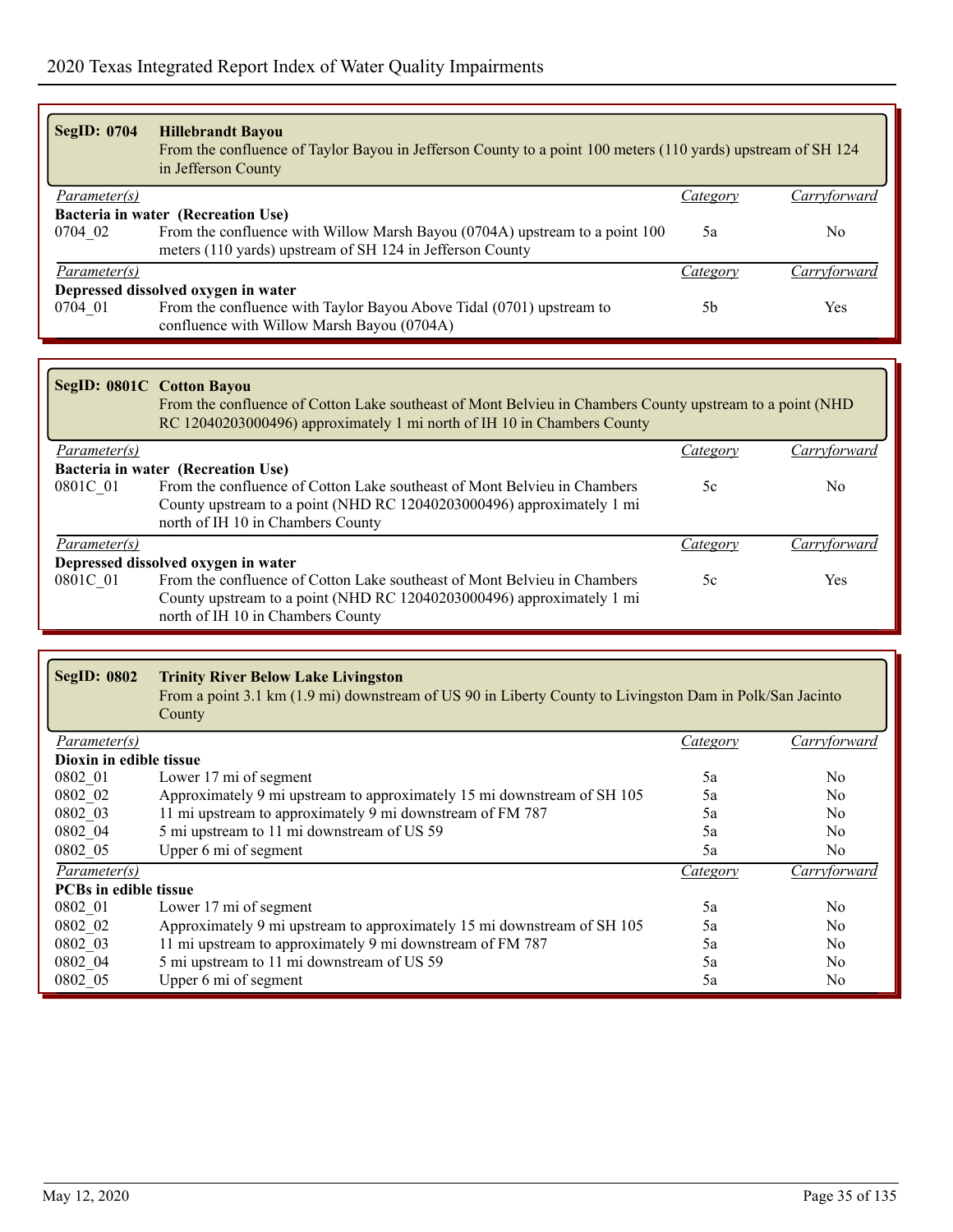## SegID: 0704 Hillebrandt Bayou

From the confluence of Taylor Bayou in Jefferson County to a point 100 meters (110 yards) upstream of SH 124 in Jefferson County

| *Parameter(s)* | | *Category* | *Carryforward* |
|---|---|---|---|
| **Bacteria in water (Recreation Use)** | | | |
| 0704_02 | From the confluence with Willow Marsh Bayou (0704A) upstream to a point 100 meters (110 yards) upstream of SH 124 in Jefferson County | 5a | No |

| *Parameter(s)* | | *Category* | *Carryforward* |
|---|---|---|---|
| **Depressed dissolved oxygen in water** | | | |
| 0704_01 | From the confluence with Taylor Bayou Above Tidal (0701) upstream to confluence with Willow Marsh Bayou (0704A) | 5b | Yes |

## SegID: 0801C Cotton Bayou

From the confluence of Cotton Lake southeast of Mont Belvieu in Chambers County upstream to a point (NHD RC 12040203000496) approximately 1 mi north of IH 10 in Chambers County

| *Parameter(s)* | | *Category* | *Carryforward* |
|---|---|---|---|
| **Bacteria in water (Recreation Use)** | | | |
| 0801C_01 | From the confluence of Cotton Lake southeast of Mont Belvieu in Chambers County upstream to a point (NHD RC 12040203000496) approximately 1 mi north of IH 10 in Chambers County | 5c | No |

| *Parameter(s)* | | *Category* | *Carryforward* |
|---|---|---|---|
| **Depressed dissolved oxygen in water** | | | |
| 0801C_01 | From the confluence of Cotton Lake southeast of Mont Belvieu in Chambers County upstream to a point (NHD RC 12040203000496) approximately 1 mi north of IH 10 in Chambers County | 5c | Yes |

## SegID: 0802 Trinity River Below Lake Livingston

From a point 3.1 km (1.9 mi) downstream of US 90 in Liberty County to Livingston Dam in Polk/San Jacinto County

| *Parameter(s)* | | *Category* | *Carryforward* |
|---|---|---|---|
| **Dioxin in edible tissue** | | | |
| 0802_01 | Lower 17 mi of segment | 5a | No |
| 0802_02 | Approximately 9 mi upstream to approximately 15 mi downstream of SH 105 | 5a | No |
| 0802_03 | 11 mi upstream to approximately 9 mi downstream of FM 787 | 5a | No |
| 0802_04 | 5 mi upstream to 11 mi downstream of US 59 | 5a | No |
| 0802_05 | Upper 6 mi of segment | 5a | No |

| *Parameter(s)* | | *Category* | *Carryforward* |
|---|---|---|---|
| **PCBs in edible tissue** | | | |
| 0802_01 | Lower 17 mi of segment | 5a | No |
| 0802_02 | Approximately 9 mi upstream to approximately 15 mi downstream of SH 105 | 5a | No |
| 0802_03 | 11 mi upstream to approximately 9 mi downstream of FM 787 | 5a | No |
| 0802_04 | 5 mi upstream to 11 mi downstream of US 59 | 5a | No |
| 0802_05 | Upper 6 mi of segment | 5a | No |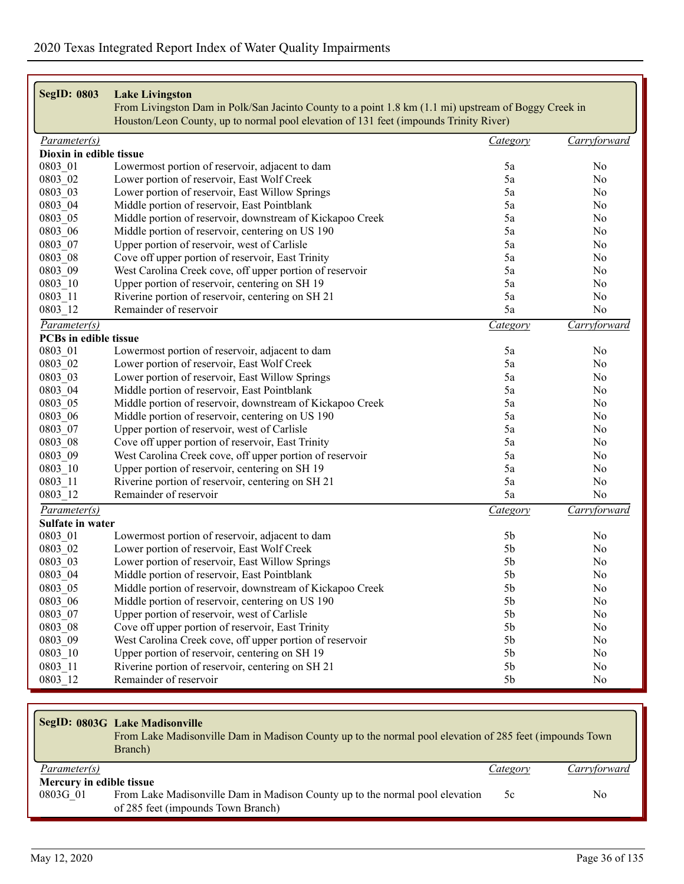**SegID: 0803** **Lake Livingston**

From Livingston Dam in Polk/San Jacinto County to a point 1.8 km (1.1 mi) upstream of Boggy Creek in Houston/Leon County, up to normal pool elevation of 131 feet (impounds Trinity River)

| *Parameter(s)* | | *Category* | *Carryforward* |
|---|---|---|---|
| **Dioxin in edible tissue** | | | |
| 0803_01 | Lowermost portion of reservoir, adjacent to dam | 5a | No |
| 0803_02 | Lower portion of reservoir, East Wolf Creek | 5a | No |
| 0803_03 | Lower portion of reservoir, East Willow Springs | 5a | No |
| 0803_04 | Middle portion of reservoir, East Pointblank | 5a | No |
| 0803_05 | Middle portion of reservoir, downstream of Kickapoo Creek | 5a | No |
| 0803_06 | Middle portion of reservoir, centering on US 190 | 5a | No |
| 0803_07 | Upper portion of reservoir, west of Carlisle | 5a | No |
| 0803_08 | Cove off upper portion of reservoir, East Trinity | 5a | No |
| 0803_09 | West Carolina Creek cove, off upper portion of reservoir | 5a | No |
| 0803_10 | Upper portion of reservoir, centering on SH 19 | 5a | No |
| 0803_11 | Riverine portion of reservoir, centering on SH 21 | 5a | No |
| 0803_12 | Remainder of reservoir | 5a | No |

| *Parameter(s)* | | *Category* | *Carryforward* |
|---|---|---|---|
| **PCBs in edible tissue** | | | |
| 0803_01 | Lowermost portion of reservoir, adjacent to dam | 5a | No |
| 0803_02 | Lower portion of reservoir, East Wolf Creek | 5a | No |
| 0803_03 | Lower portion of reservoir, East Willow Springs | 5a | No |
| 0803_04 | Middle portion of reservoir, East Pointblank | 5a | No |
| 0803_05 | Middle portion of reservoir, downstream of Kickapoo Creek | 5a | No |
| 0803_06 | Middle portion of reservoir, centering on US 190 | 5a | No |
| 0803_07 | Upper portion of reservoir, west of Carlisle | 5a | No |
| 0803_08 | Cove off upper portion of reservoir, East Trinity | 5a | No |
| 0803_09 | West Carolina Creek cove, off upper portion of reservoir | 5a | No |
| 0803_10 | Upper portion of reservoir, centering on SH 19 | 5a | No |
| 0803_11 | Riverine portion of reservoir, centering on SH 21 | 5a | No |
| 0803_12 | Remainder of reservoir | 5a | No |

| *Parameter(s)* | | *Category* | *Carryforward* |
|---|---|---|---|
| **Sulfate in water** | | | |
| 0803_01 | Lowermost portion of reservoir, adjacent to dam | 5b | No |
| 0803_02 | Lower portion of reservoir, East Wolf Creek | 5b | No |
| 0803_03 | Lower portion of reservoir, East Willow Springs | 5b | No |
| 0803_04 | Middle portion of reservoir, East Pointblank | 5b | No |
| 0803_05 | Middle portion of reservoir, downstream of Kickapoo Creek | 5b | No |
| 0803_06 | Middle portion of reservoir, centering on US 190 | 5b | No |
| 0803_07 | Upper portion of reservoir, west of Carlisle | 5b | No |
| 0803_08 | Cove off upper portion of reservoir, East Trinity | 5b | No |
| 0803_09 | West Carolina Creek cove, off upper portion of reservoir | 5b | No |
| 0803_10 | Upper portion of reservoir, centering on SH 19 | 5b | No |
| 0803_11 | Riverine portion of reservoir, centering on SH 21 | 5b | No |
| 0803_12 | Remainder of reservoir | 5b | No |

**SegID: 0803G** **Lake Madisonville**

From Lake Madisonville Dam in Madison County up to the normal pool elevation of 285 feet (impounds Town Branch)

| *Parameter(s)* | | *Category* | *Carryforward* |
|---|---|---|---|
| **Mercury in edible tissue** | | | |
| 0803G_01 | From Lake Madisonville Dam in Madison County up to the normal pool elevation of 285 feet (impounds Town Branch) | 5c | No |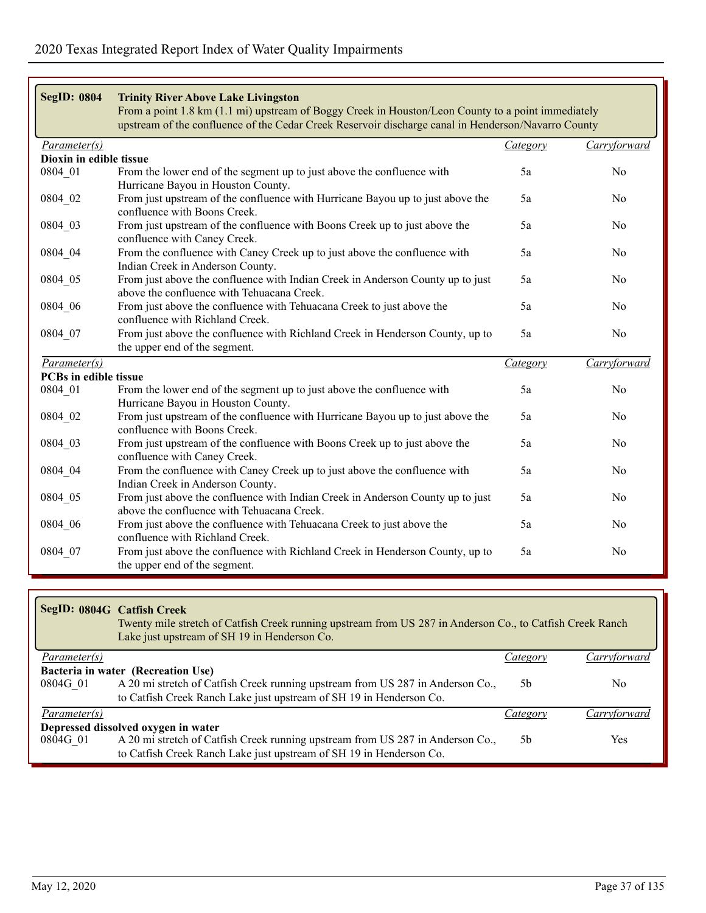**SegID: 0804** **Trinity River Above Lake Livingston**

From a point 1.8 km (1.1 mi) upstream of Boggy Creek in Houston/Leon County to a point immediately upstream of the confluence of the Cedar Creek Reservoir discharge canal in Henderson/Navarro County

| *Parameter(s)* | | *Category* | *Carryforward* |
|---|---|---|---|
| **Dioxin in edible tissue** | | | |
| 0804_01 | From the lower end of the segment up to just above the confluence with Hurricane Bayou in Houston County. | 5a | No |
| 0804_02 | From just upstream of the confluence with Hurricane Bayou up to just above the confluence with Boons Creek. | 5a | No |
| 0804_03 | From just upstream of the confluence with Boons Creek up to just above the confluence with Caney Creek. | 5a | No |
| 0804_04 | From the confluence with Caney Creek up to just above the confluence with Indian Creek in Anderson County. | 5a | No |
| 0804_05 | From just above the confluence with Indian Creek in Anderson County up to just above the confluence with Tehuacana Creek. | 5a | No |
| 0804_06 | From just above the confluence with Tehuacana Creek to just above the confluence with Richland Creek. | 5a | No |
| 0804_07 | From just above the confluence with Richland Creek in Henderson County, up to the upper end of the segment. | 5a | No |

| *Parameter(s)* | | *Category* | *Carryforward* |
|---|---|---|---|
| **PCBs in edible tissue** | | | |
| 0804_01 | From the lower end of the segment up to just above the confluence with Hurricane Bayou in Houston County. | 5a | No |
| 0804_02 | From just upstream of the confluence with Hurricane Bayou up to just above the confluence with Boons Creek. | 5a | No |
| 0804_03 | From just upstream of the confluence with Boons Creek up to just above the confluence with Caney Creek. | 5a | No |
| 0804_04 | From the confluence with Caney Creek up to just above the confluence with Indian Creek in Anderson County. | 5a | No |
| 0804_05 | From just above the confluence with Indian Creek in Anderson County up to just above the confluence with Tehuacana Creek. | 5a | No |
| 0804_06 | From just above the confluence with Tehuacana Creek to just above the confluence with Richland Creek. | 5a | No |
| 0804_07 | From just above the confluence with Richland Creek in Henderson County, up to the upper end of the segment. | 5a | No |

**SegID: 0804G** **Catfish Creek**

Twenty mile stretch of Catfish Creek running upstream from US 287 in Anderson Co., to Catfish Creek Ranch Lake just upstream of SH 19 in Henderson Co.

| *Parameter(s)* | | *Category* | *Carryforward* |
|---|---|---|---|
| **Bacteria in water (Recreation Use)** | | | |
| 0804G_01 | A 20 mi stretch of Catfish Creek running upstream from US 287 in Anderson Co., to Catfish Creek Ranch Lake just upstream of SH 19 in Henderson Co. | 5b | No |

| *Parameter(s)* | | *Category* | *Carryforward* |
|---|---|---|---|
| **Depressed dissolved oxygen in water** | | | |
| 0804G_01 | A 20 mi stretch of Catfish Creek running upstream from US 287 in Anderson Co., to Catfish Creek Ranch Lake just upstream of SH 19 in Henderson Co. | 5b | Yes |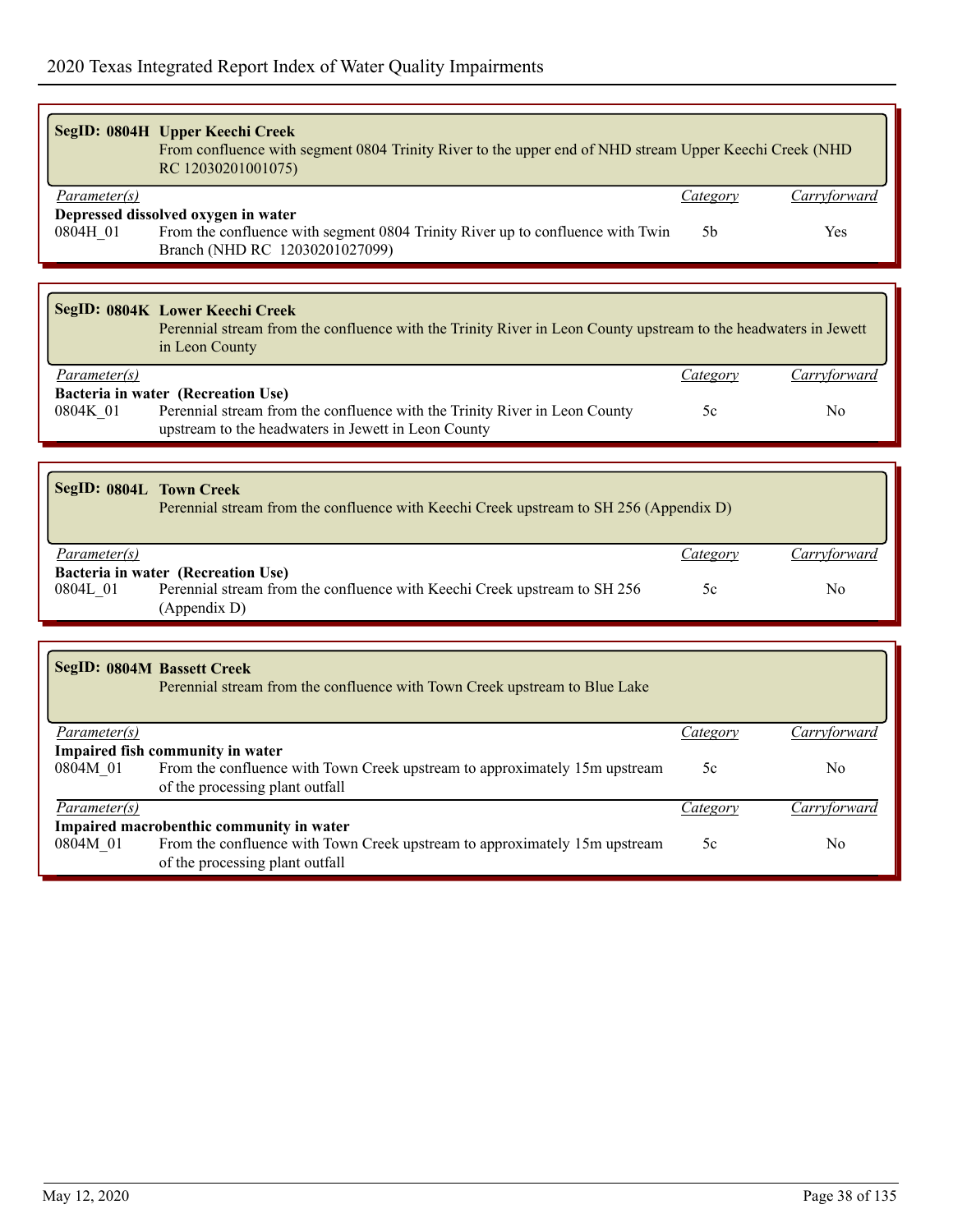**SegID: 0804H Upper Keechi Creek**
From confluence with segment 0804 Trinity River to the upper end of NHD stream Upper Keechi Creek (NHD RC 12030201001075)

| *Parameter(s)* | | *Category* | *Carryforward* |
|---|---|---|---|
| **Depressed dissolved oxygen in water** | | | |
| 0804H_01 | From the confluence with segment 0804 Trinity River up to confluence with Twin Branch (NHD RC 12030201027099) | 5b | Yes |

**SegID: 0804K Lower Keechi Creek**
Perennial stream from the confluence with the Trinity River in Leon County upstream to the headwaters in Jewett in Leon County

| *Parameter(s)* | | *Category* | *Carryforward* |
|---|---|---|---|
| **Bacteria in water (Recreation Use)** | | | |
| 0804K_01 | Perennial stream from the confluence with the Trinity River in Leon County upstream to the headwaters in Jewett in Leon County | 5c | No |

**SegID: 0804L Town Creek**
Perennial stream from the confluence with Keechi Creek upstream to SH 256 (Appendix D)

| *Parameter(s)* | | *Category* | *Carryforward* |
|---|---|---|---|
| **Bacteria in water (Recreation Use)** | | | |
| 0804L_01 | Perennial stream from the confluence with Keechi Creek upstream to SH 256 (Appendix D) | 5c | No |

**SegID: 0804M Bassett Creek**
Perennial stream from the confluence with Town Creek upstream to Blue Lake

| *Parameter(s)* | | *Category* | *Carryforward* |
|---|---|---|---|
| **Impaired fish community in water** | | | |
| 0804M_01 | From the confluence with Town Creek upstream to approximately 15m upstream of the processing plant outfall | 5c | No |

| *Parameter(s)* | | *Category* | *Carryforward* |
|---|---|---|---|
| **Impaired macrobenthic community in water** | | | |
| 0804M_01 | From the confluence with Town Creek upstream to approximately 15m upstream of the processing plant outfall | 5c | No |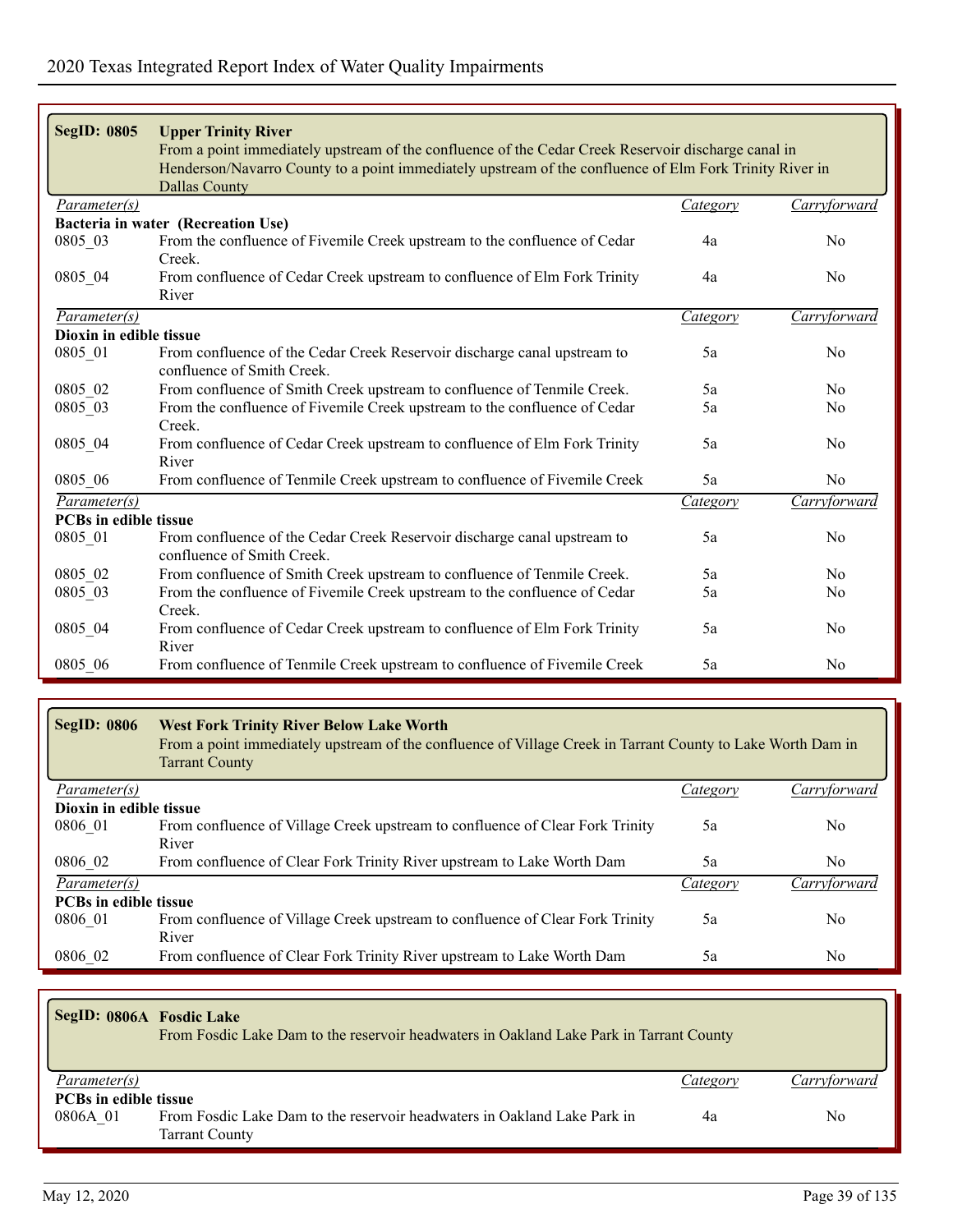## SegID: 0805 Upper Trinity River

From a point immediately upstream of the confluence of the Cedar Creek Reservoir discharge canal in Henderson/Navarro County to a point immediately upstream of the confluence of Elm Fork Trinity River in Dallas County

| *Parameter(s)* | | *Category* | *Carryforward* |
|---|---|---|---|
| **Bacteria in water (Recreation Use)** | | | |
| 0805_03 | From the confluence of Fivemile Creek upstream to the confluence of Cedar Creek. | 4a | No |
| 0805_04 | From confluence of Cedar Creek upstream to confluence of Elm Fork Trinity River | 4a | No |

| *Parameter(s)* | | *Category* | *Carryforward* |
|---|---|---|---|
| **Dioxin in edible tissue** | | | |
| 0805_01 | From confluence of the Cedar Creek Reservoir discharge canal upstream to confluence of Smith Creek. | 5a | No |
| 0805_02 | From confluence of Smith Creek upstream to confluence of Tenmile Creek. | 5a | No |
| 0805_03 | From the confluence of Fivemile Creek upstream to the confluence of Cedar Creek. | 5a | No |
| 0805_04 | From confluence of Cedar Creek upstream to confluence of Elm Fork Trinity River | 5a | No |
| 0805_06 | From confluence of Tenmile Creek upstream to confluence of Fivemile Creek | 5a | No |

| *Parameter(s)* | | *Category* | *Carryforward* |
|---|---|---|---|
| **PCBs in edible tissue** | | | |
| 0805_01 | From confluence of the Cedar Creek Reservoir discharge canal upstream to confluence of Smith Creek. | 5a | No |
| 0805_02 | From confluence of Smith Creek upstream to confluence of Tenmile Creek. | 5a | No |
| 0805_03 | From the confluence of Fivemile Creek upstream to the confluence of Cedar Creek. | 5a | No |
| 0805_04 | From confluence of Cedar Creek upstream to confluence of Elm Fork Trinity River | 5a | No |
| 0805_06 | From confluence of Tenmile Creek upstream to confluence of Fivemile Creek | 5a | No |

## SegID: 0806 West Fork Trinity River Below Lake Worth

From a point immediately upstream of the confluence of Village Creek in Tarrant County to Lake Worth Dam in Tarrant County

| *Parameter(s)* | | *Category* | *Carryforward* |
|---|---|---|---|
| **Dioxin in edible tissue** | | | |
| 0806_01 | From confluence of Village Creek upstream to confluence of Clear Fork Trinity River | 5a | No |
| 0806_02 | From confluence of Clear Fork Trinity River upstream to Lake Worth Dam | 5a | No |

| *Parameter(s)* | | *Category* | *Carryforward* |
|---|---|---|---|
| **PCBs in edible tissue** | | | |
| 0806_01 | From confluence of Village Creek upstream to confluence of Clear Fork Trinity River | 5a | No |
| 0806_02 | From confluence of Clear Fork Trinity River upstream to Lake Worth Dam | 5a | No |

## SegID: 0806A Fosdic Lake

From Fosdic Lake Dam to the reservoir headwaters in Oakland Lake Park in Tarrant County

| *Parameter(s)* | | *Category* | *Carryforward* |
|---|---|---|---|
| **PCBs in edible tissue** | | | |
| 0806A_01 | From Fosdic Lake Dam to the reservoir headwaters in Oakland Lake Park in Tarrant County | 4a | No |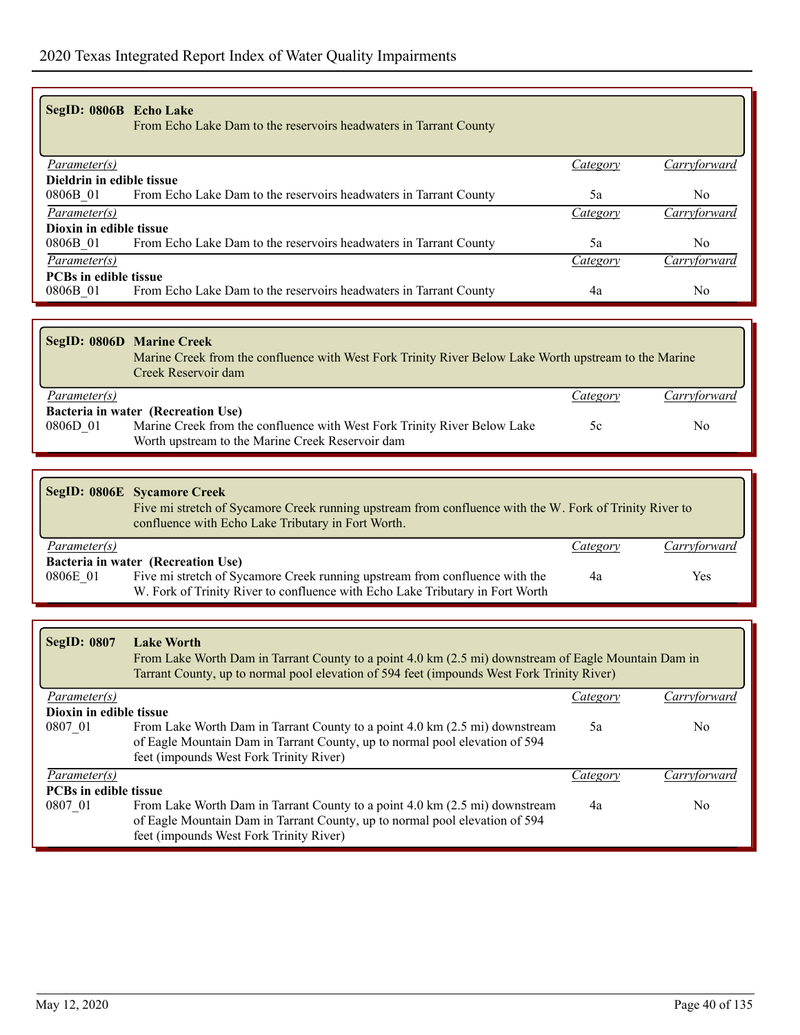## SegID: 0806B Echo Lake

From Echo Lake Dam to the reservoirs headwaters in Tarrant County

| *Parameter(s)* | | *Category* | *Carryforward* |
|---|---|---|---|
| **Dieldrin in edible tissue** | | | |
| 0806B_01 | From Echo Lake Dam to the reservoirs headwaters in Tarrant County | 5a | No |
| *Parameter(s)* | | *Category* | *Carryforward* |
| **Dioxin in edible tissue** | | | |
| 0806B_01 | From Echo Lake Dam to the reservoirs headwaters in Tarrant County | 5a | No |
| *Parameter(s)* | | *Category* | *Carryforward* |
| **PCBs in edible tissue** | | | |
| 0806B_01 | From Echo Lake Dam to the reservoirs headwaters in Tarrant County | 4a | No |

## SegID: 0806D Marine Creek

Marine Creek from the confluence with West Fork Trinity River Below Lake Worth upstream to the Marine Creek Reservoir dam

| *Parameter(s)* | | *Category* | *Carryforward* |
|---|---|---|---|
| **Bacteria in water (Recreation Use)** | | | |
| 0806D_01 | Marine Creek from the confluence with West Fork Trinity River Below Lake Worth upstream to the Marine Creek Reservoir dam | 5c | No |

## SegID: 0806E Sycamore Creek

Five mi stretch of Sycamore Creek running upstream from confluence with the W. Fork of Trinity River to confluence with Echo Lake Tributary in Fort Worth.

| *Parameter(s)* | | *Category* | *Carryforward* |
|---|---|---|---|
| **Bacteria in water (Recreation Use)** | | | |
| 0806E_01 | Five mi stretch of Sycamore Creek running upstream from confluence with the W. Fork of Trinity River to confluence with Echo Lake Tributary in Fort Worth | 4a | Yes |

## SegID: 0807 Lake Worth

From Lake Worth Dam in Tarrant County to a point 4.0 km (2.5 mi) downstream of Eagle Mountain Dam in Tarrant County, up to normal pool elevation of 594 feet (impounds West Fork Trinity River)

| *Parameter(s)* | | *Category* | *Carryforward* |
|---|---|---|---|
| **Dioxin in edible tissue** | | | |
| 0807_01 | From Lake Worth Dam in Tarrant County to a point 4.0 km (2.5 mi) downstream of Eagle Mountain Dam in Tarrant County, up to normal pool elevation of 594 feet (impounds West Fork Trinity River) | 5a | No |
| *Parameter(s)* | | *Category* | *Carryforward* |
| **PCBs in edible tissue** | | | |
| 0807_01 | From Lake Worth Dam in Tarrant County to a point 4.0 km (2.5 mi) downstream of Eagle Mountain Dam in Tarrant County, up to normal pool elevation of 594 feet (impounds West Fork Trinity River) | 4a | No |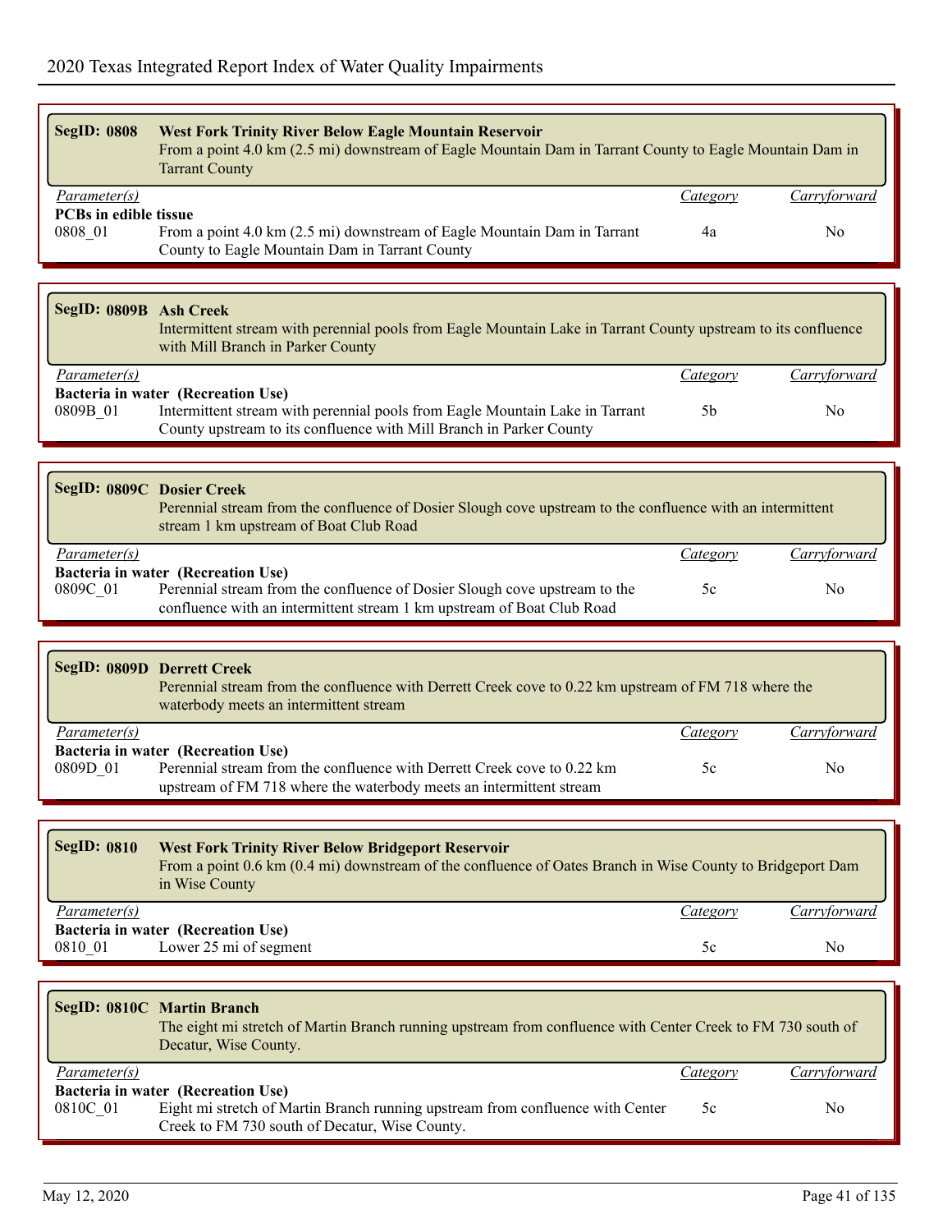**SegID: 0808** **West Fork Trinity River Below Eagle Mountain Reservoir**

From a point 4.0 km (2.5 mi) downstream of Eagle Mountain Dam in Tarrant County to Eagle Mountain Dam in Tarrant County

| *Parameter(s)* | | *Category* | *Carryforward* |
|---|---|---|---|
| **PCBs in edible tissue** | | | |
| 0808_01 | From a point 4.0 km (2.5 mi) downstream of Eagle Mountain Dam in Tarrant County to Eagle Mountain Dam in Tarrant County | 4a | No |

**SegID: 0809B** **Ash Creek**

Intermittent stream with perennial pools from Eagle Mountain Lake in Tarrant County upstream to its confluence with Mill Branch in Parker County

| *Parameter(s)* | | *Category* | *Carryforward* |
|---|---|---|---|
| **Bacteria in water (Recreation Use)** | | | |
| 0809B_01 | Intermittent stream with perennial pools from Eagle Mountain Lake in Tarrant County upstream to its confluence with Mill Branch in Parker County | 5b | No |

**SegID: 0809C** **Dosier Creek**

Perennial stream from the confluence of Dosier Slough cove upstream to the confluence with an intermittent stream 1 km upstream of Boat Club Road

| *Parameter(s)* | | *Category* | *Carryforward* |
|---|---|---|---|
| **Bacteria in water (Recreation Use)** | | | |
| 0809C_01 | Perennial stream from the confluence of Dosier Slough cove upstream to the confluence with an intermittent stream 1 km upstream of Boat Club Road | 5c | No |

**SegID: 0809D** **Derrett Creek**

Perennial stream from the confluence with Derrett Creek cove to 0.22 km upstream of FM 718 where the waterbody meets an intermittent stream

| *Parameter(s)* | | *Category* | *Carryforward* |
|---|---|---|---|
| **Bacteria in water (Recreation Use)** | | | |
| 0809D_01 | Perennial stream from the confluence with Derrett Creek cove to 0.22 km upstream of FM 718 where the waterbody meets an intermittent stream | 5c | No |

**SegID: 0810** **West Fork Trinity River Below Bridgeport Reservoir**

From a point 0.6 km (0.4 mi) downstream of the confluence of Oates Branch in Wise County to Bridgeport Dam in Wise County

| *Parameter(s)* | | *Category* | *Carryforward* |
|---|---|---|---|
| **Bacteria in water (Recreation Use)** | | | |
| 0810_01 | Lower 25 mi of segment | 5c | No |

**SegID: 0810C** **Martin Branch**

The eight mi stretch of Martin Branch running upstream from confluence with Center Creek to FM 730 south of Decatur, Wise County.

| *Parameter(s)* | | *Category* | *Carryforward* |
|---|---|---|---|
| **Bacteria in water (Recreation Use)** | | | |
| 0810C_01 | Eight mi stretch of Martin Branch running upstream from confluence with Center Creek to FM 730 south of Decatur, Wise County. | 5c | No |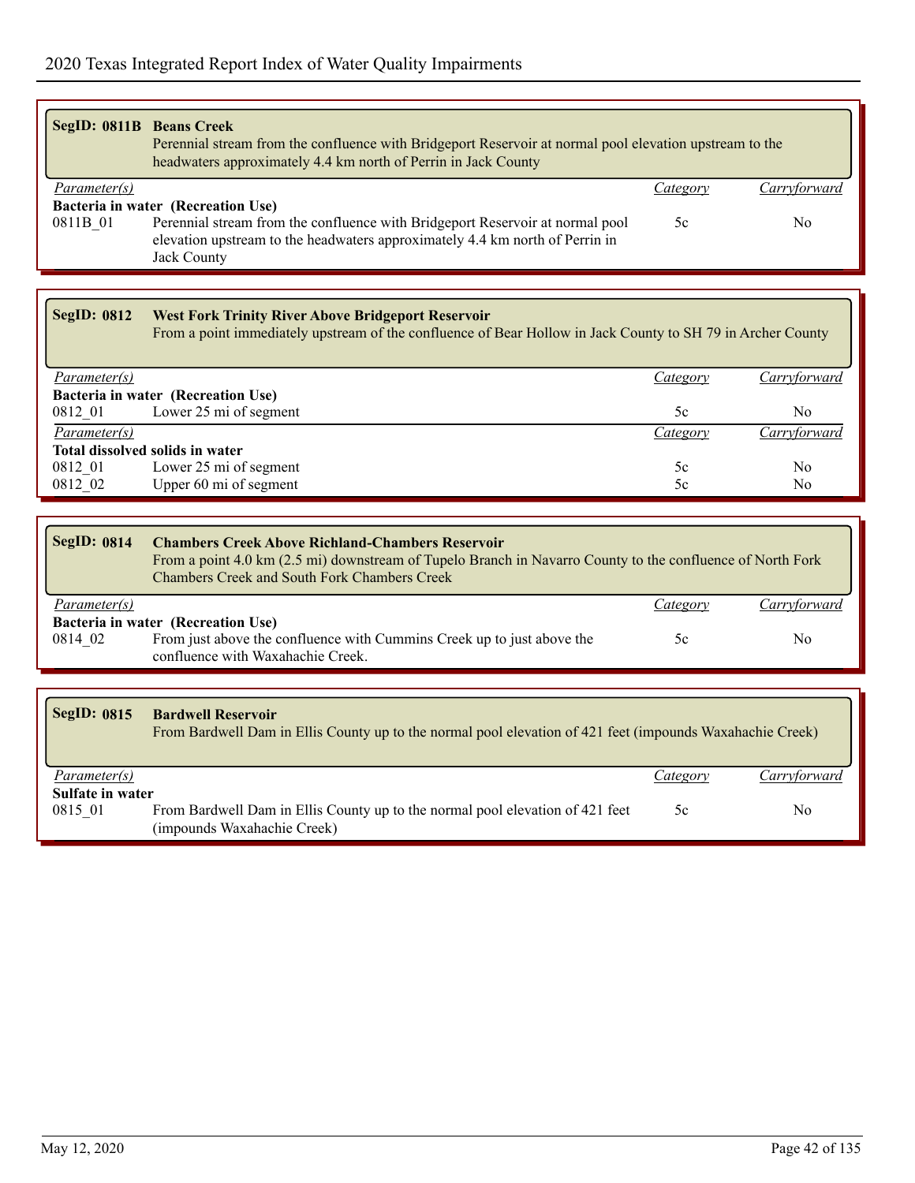## SegID: 0811B Beans Creek

Perennial stream from the confluence with Bridgeport Reservoir at normal pool elevation upstream to the headwaters approximately 4.4 km north of Perrin in Jack County

| *Parameter(s)* | | *Category* | *Carryforward* |
|---|---|---|---|
| **Bacteria in water (Recreation Use)** | | | |
| 0811B_01 | Perennial stream from the confluence with Bridgeport Reservoir at normal pool elevation upstream to the headwaters approximately 4.4 km north of Perrin in Jack County | 5c | No |

## SegID: 0812 West Fork Trinity River Above Bridgeport Reservoir

From a point immediately upstream of the confluence of Bear Hollow in Jack County to SH 79 in Archer County

| *Parameter(s)* | | *Category* | *Carryforward* |
|---|---|---|---|
| **Bacteria in water (Recreation Use)** | | | |
| 0812_01 | Lower 25 mi of segment | 5c | No |
| *Parameter(s)* | | *Category* | *Carryforward* |
| **Total dissolved solids in water** | | | |
| 0812_01 | Lower 25 mi of segment | 5c | No |
| 0812_02 | Upper 60 mi of segment | 5c | No |

## SegID: 0814 Chambers Creek Above Richland-Chambers Reservoir

From a point 4.0 km (2.5 mi) downstream of Tupelo Branch in Navarro County to the confluence of North Fork Chambers Creek and South Fork Chambers Creek

| *Parameter(s)* | | *Category* | *Carryforward* |
|---|---|---|---|
| **Bacteria in water (Recreation Use)** | | | |
| 0814_02 | From just above the confluence with Cummins Creek up to just above the confluence with Waxahachie Creek. | 5c | No |

## SegID: 0815 Bardwell Reservoir

From Bardwell Dam in Ellis County up to the normal pool elevation of 421 feet (impounds Waxahachie Creek)

| *Parameter(s)* | | *Category* | *Carryforward* |
|---|---|---|---|
| **Sulfate in water** | | | |
| 0815_01 | From Bardwell Dam in Ellis County up to the normal pool elevation of 421 feet (impounds Waxahachie Creek) | 5c | No |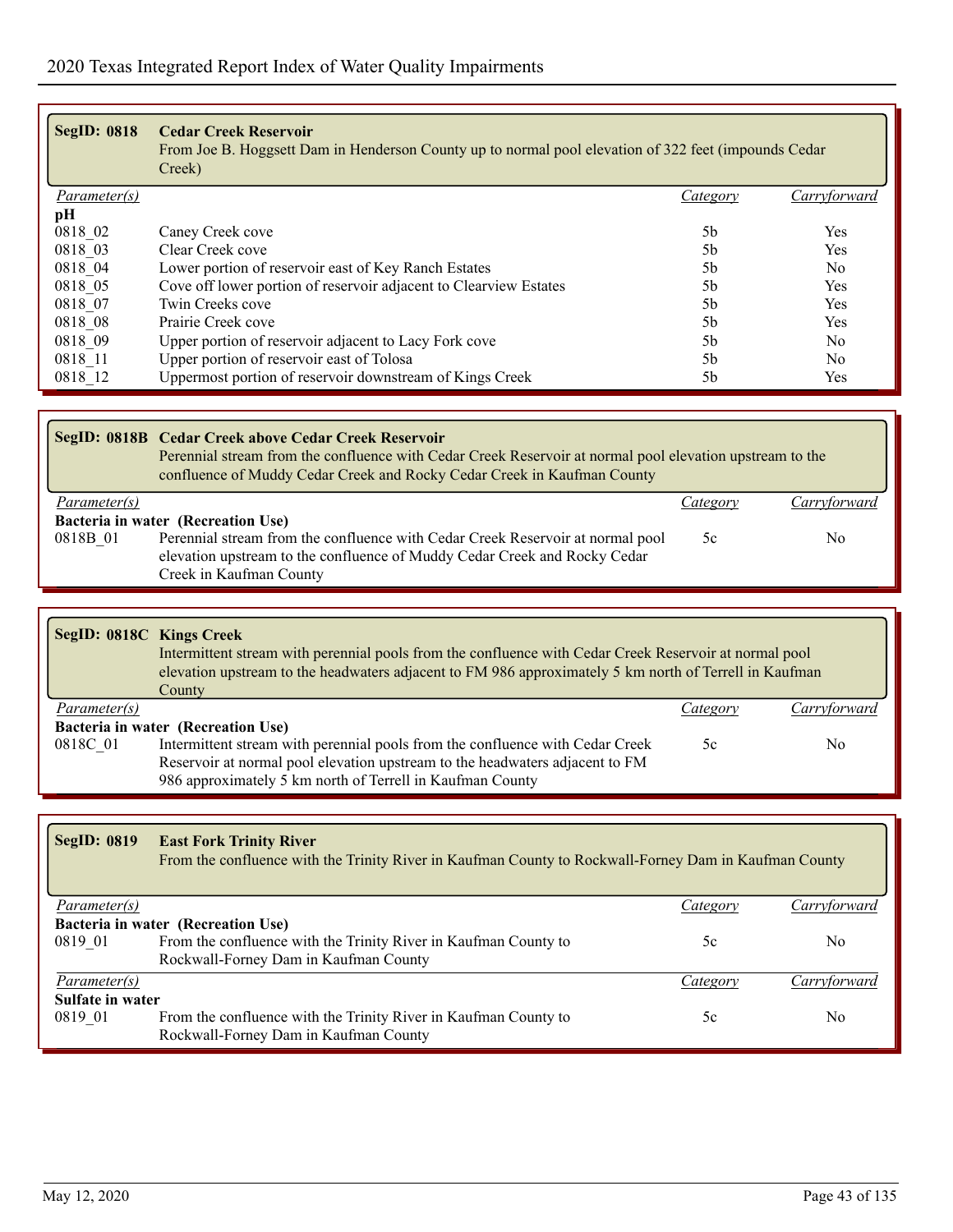**SegID: 0818** **Cedar Creek Reservoir**
From Joe B. Hoggsett Dam in Henderson County up to normal pool elevation of 322 feet (impounds Cedar Creek)

| *Parameter(s)* | | *Category* | *Carryforward* |
|---|---|---|---|
| **pH** | | | |
| 0818_02 | Caney Creek cove | 5b | Yes |
| 0818_03 | Clear Creek cove | 5b | Yes |
| 0818_04 | Lower portion of reservoir east of Key Ranch Estates | 5b | No |
| 0818_05 | Cove off lower portion of reservoir adjacent to Clearview Estates | 5b | Yes |
| 0818_07 | Twin Creeks cove | 5b | Yes |
| 0818_08 | Prairie Creek cove | 5b | Yes |
| 0818_09 | Upper portion of reservoir adjacent to Lacy Fork cove | 5b | No |
| 0818_11 | Upper portion of reservoir east of Tolosa | 5b | No |
| 0818_12 | Uppermost portion of reservoir downstream of Kings Creek | 5b | Yes |

**SegID: 0818B** **Cedar Creek above Cedar Creek Reservoir**
Perennial stream from the confluence with Cedar Creek Reservoir at normal pool elevation upstream to the confluence of Muddy Cedar Creek and Rocky Cedar Creek in Kaufman County

| *Parameter(s)* | | *Category* | *Carryforward* |
|---|---|---|---|
| **Bacteria in water (Recreation Use)** | | | |
| 0818B_01 | Perennial stream from the confluence with Cedar Creek Reservoir at normal pool elevation upstream to the confluence of Muddy Cedar Creek and Rocky Cedar Creek in Kaufman County | 5c | No |

**SegID: 0818C** **Kings Creek**
Intermittent stream with perennial pools from the confluence with Cedar Creek Reservoir at normal pool elevation upstream to the headwaters adjacent to FM 986 approximately 5 km north of Terrell in Kaufman County

| *Parameter(s)* | | *Category* | *Carryforward* |
|---|---|---|---|
| **Bacteria in water (Recreation Use)** | | | |
| 0818C_01 | Intermittent stream with perennial pools from the confluence with Cedar Creek Reservoir at normal pool elevation upstream to the headwaters adjacent to FM 986 approximately 5 km north of Terrell in Kaufman County | 5c | No |

**SegID: 0819** **East Fork Trinity River**
From the confluence with the Trinity River in Kaufman County to Rockwall-Forney Dam in Kaufman County

| *Parameter(s)* | | *Category* | *Carryforward* |
|---|---|---|---|
| **Bacteria in water (Recreation Use)** | | | |
| 0819_01 | From the confluence with the Trinity River in Kaufman County to Rockwall-Forney Dam in Kaufman County | 5c | No |

| *Parameter(s)* | | *Category* | *Carryforward* |
|---|---|---|---|
| **Sulfate in water** | | | |
| 0819_01 | From the confluence with the Trinity River in Kaufman County to Rockwall-Forney Dam in Kaufman County | 5c | No |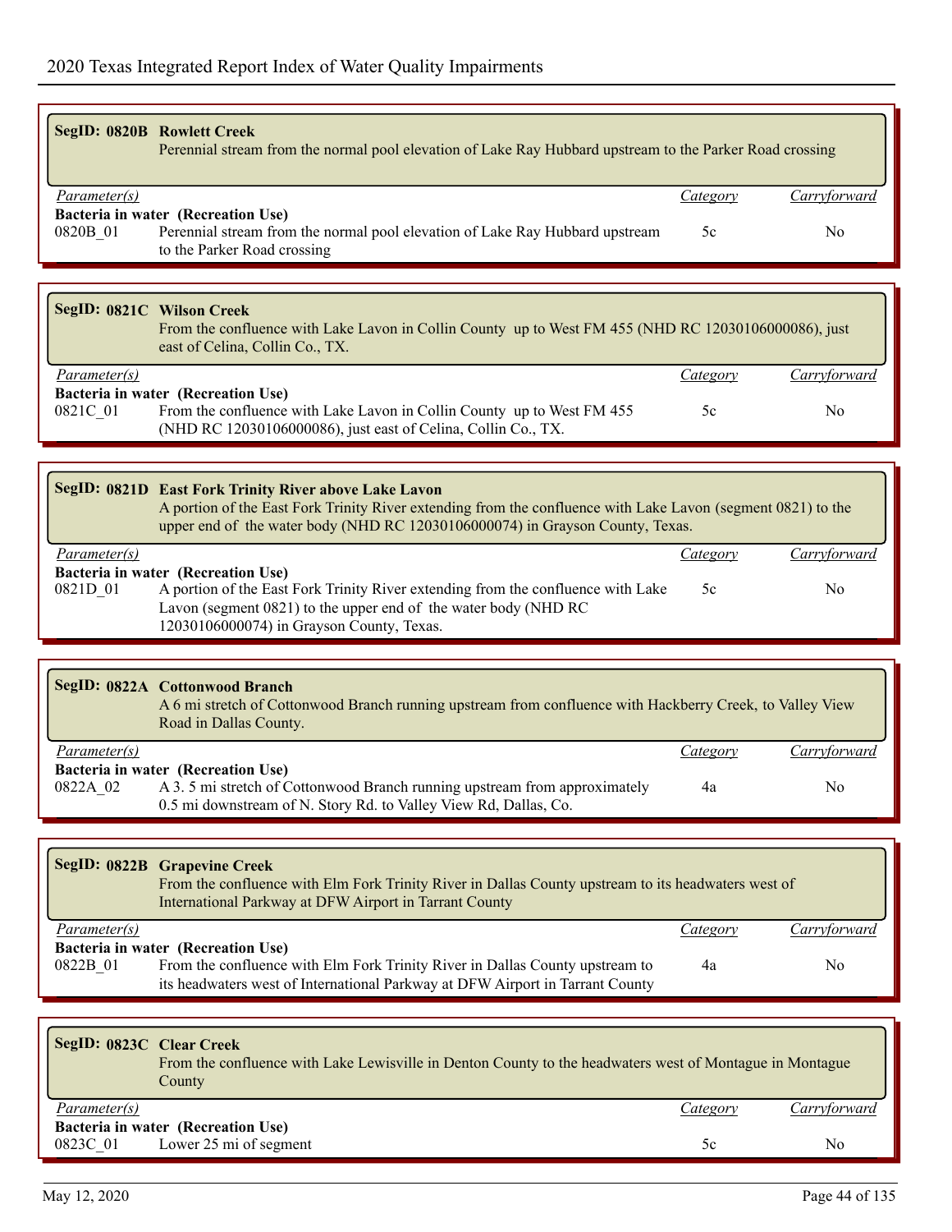### SegID: 0820B Rowlett Creek

Perennial stream from the normal pool elevation of Lake Ray Hubbard upstream to the Parker Road crossing

| *Parameter(s)* | | *Category* | *Carryforward* |
|---|---|---|---|
| **Bacteria in water (Recreation Use)** | | | |
| 0820B_01 | Perennial stream from the normal pool elevation of Lake Ray Hubbard upstream to the Parker Road crossing | 5c | No |

### SegID: 0821C Wilson Creek

From the confluence with Lake Lavon in Collin County up to West FM 455 (NHD RC 12030106000086), just east of Celina, Collin Co., TX.

| *Parameter(s)* | | *Category* | *Carryforward* |
|---|---|---|---|
| **Bacteria in water (Recreation Use)** | | | |
| 0821C_01 | From the confluence with Lake Lavon in Collin County up to West FM 455 (NHD RC 12030106000086), just east of Celina, Collin Co., TX. | 5c | No |

### SegID: 0821D East Fork Trinity River above Lake Lavon

A portion of the East Fork Trinity River extending from the confluence with Lake Lavon (segment 0821) to the upper end of the water body (NHD RC 12030106000074) in Grayson County, Texas.

| *Parameter(s)* | | *Category* | *Carryforward* |
|---|---|---|---|
| **Bacteria in water (Recreation Use)** | | | |
| 0821D_01 | A portion of the East Fork Trinity River extending from the confluence with Lake Lavon (segment 0821) to the upper end of the water body (NHD RC 12030106000074) in Grayson County, Texas. | 5c | No |

### SegID: 0822A Cottonwood Branch

A 6 mi stretch of Cottonwood Branch running upstream from confluence with Hackberry Creek, to Valley View Road in Dallas County.

| *Parameter(s)* | | *Category* | *Carryforward* |
|---|---|---|---|
| **Bacteria in water (Recreation Use)** | | | |
| 0822A_02 | A 3. 5 mi stretch of Cottonwood Branch running upstream from approximately 0.5 mi downstream of N. Story Rd. to Valley View Rd, Dallas, Co. | 4a | No |

### SegID: 0822B Grapevine Creek

From the confluence with Elm Fork Trinity River in Dallas County upstream to its headwaters west of International Parkway at DFW Airport in Tarrant County

| *Parameter(s)* | | *Category* | *Carryforward* |
|---|---|---|---|
| **Bacteria in water (Recreation Use)** | | | |
| 0822B_01 | From the confluence with Elm Fork Trinity River in Dallas County upstream to its headwaters west of International Parkway at DFW Airport in Tarrant County | 4a | No |

### SegID: 0823C Clear Creek

From the confluence with Lake Lewisville in Denton County to the headwaters west of Montague in Montague County

| *Parameter(s)* | | *Category* | *Carryforward* |
|---|---|---|---|
| **Bacteria in water (Recreation Use)** | | | |
| 0823C_01 | Lower 25 mi of segment | 5c | No |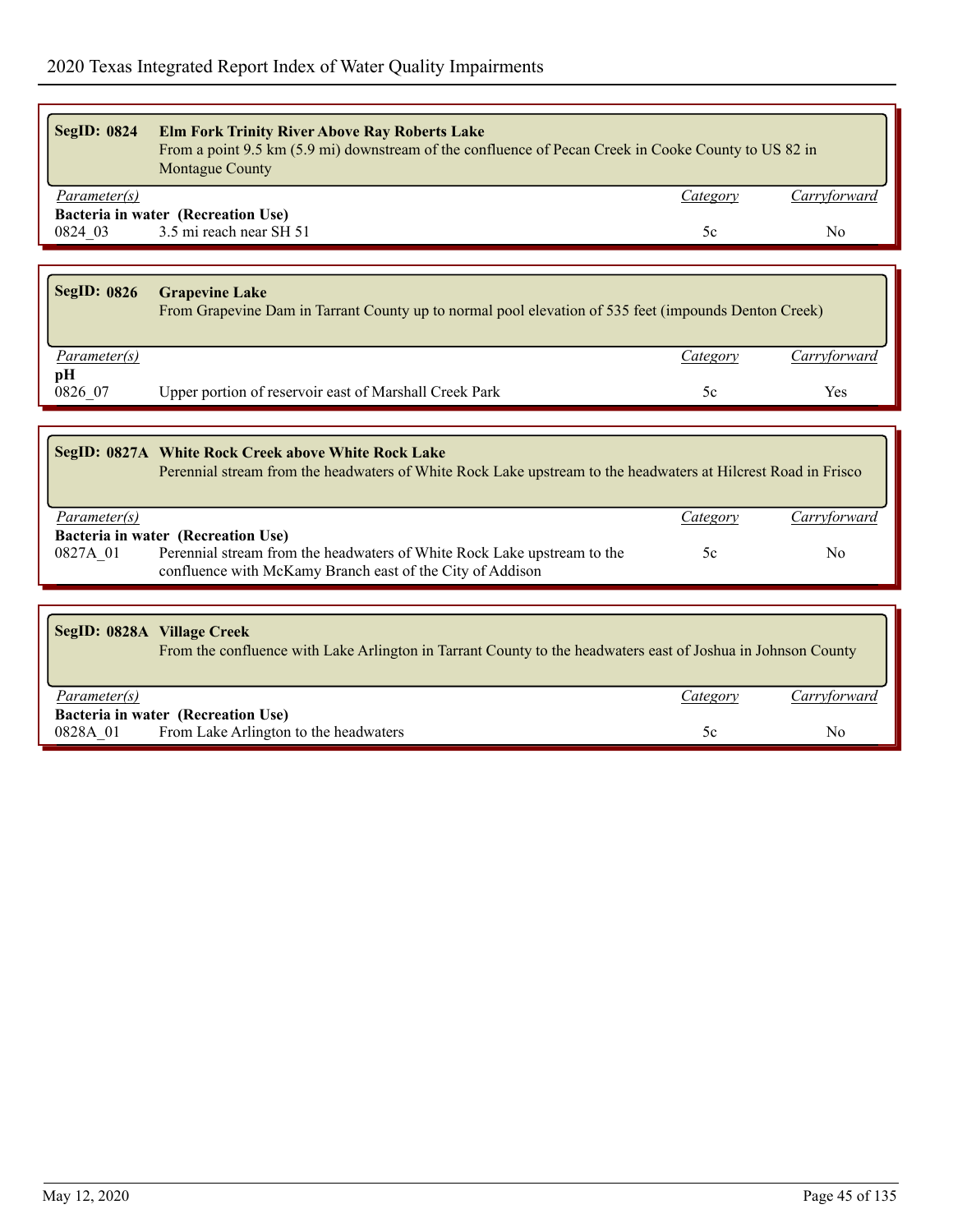### SegID: 0824 Elm Fork Trinity River Above Ray Roberts Lake

From a point 9.5 km (5.9 mi) downstream of the confluence of Pecan Creek in Cooke County to US 82 in Montague County

| *Parameter(s)* | | *Category* | *Carryforward* |
|---|---|---|---|
| **Bacteria in water (Recreation Use)** | | | |
| 0824_03 | 3.5 mi reach near SH 51 | 5c | No |

### SegID: 0826 Grapevine Lake

From Grapevine Dam in Tarrant County up to normal pool elevation of 535 feet (impounds Denton Creek)

| *Parameter(s)* | | *Category* | *Carryforward* |
|---|---|---|---|
| **pH** | | | |
| 0826_07 | Upper portion of reservoir east of Marshall Creek Park | 5c | Yes |

### SegID: 0827A White Rock Creek above White Rock Lake

Perennial stream from the headwaters of White Rock Lake upstream to the headwaters at Hilcrest Road in Frisco

| *Parameter(s)* | | *Category* | *Carryforward* |
|---|---|---|---|
| **Bacteria in water (Recreation Use)** | | | |
| 0827A_01 | Perennial stream from the headwaters of White Rock Lake upstream to the confluence with McKamy Branch east of the City of Addison | 5c | No |

### SegID: 0828A Village Creek

From the confluence with Lake Arlington in Tarrant County to the headwaters east of Joshua in Johnson County

| *Parameter(s)* | | *Category* | *Carryforward* |
|---|---|---|---|
| **Bacteria in water (Recreation Use)** | | | |
| 0828A_01 | From Lake Arlington to the headwaters | 5c | No |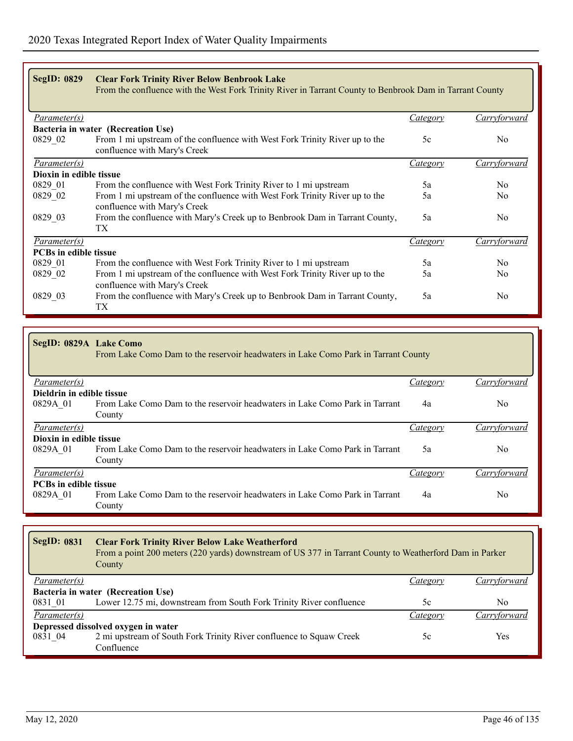## SegID: 0829 Clear Fork Trinity River Below Benbrook Lake

From the confluence with the West Fork Trinity River in Tarrant County to Benbrook Dam in Tarrant County

| *Parameter(s)* | | *Category* | *Carryforward* |
|---|---|---|---|
| **Bacteria in water (Recreation Use)** | | | |
| 0829_02 | From 1 mi upstream of the confluence with West Fork Trinity River up to the confluence with Mary's Creek | 5c | No |

| *Parameter(s)* | | *Category* | *Carryforward* |
|---|---|---|---|
| **Dioxin in edible tissue** | | | |
| 0829_01 | From the confluence with West Fork Trinity River to 1 mi upstream | 5a | No |
| 0829_02 | From 1 mi upstream of the confluence with West Fork Trinity River up to the confluence with Mary's Creek | 5a | No |
| 0829_03 | From the confluence with Mary's Creek up to Benbrook Dam in Tarrant County, TX | 5a | No |

| *Parameter(s)* | | *Category* | *Carryforward* |
|---|---|---|---|
| **PCBs in edible tissue** | | | |
| 0829_01 | From the confluence with West Fork Trinity River to 1 mi upstream | 5a | No |
| 0829_02 | From 1 mi upstream of the confluence with West Fork Trinity River up to the confluence with Mary's Creek | 5a | No |
| 0829_03 | From the confluence with Mary's Creek up to Benbrook Dam in Tarrant County, TX | 5a | No |

## SegID: 0829A Lake Como

From Lake Como Dam to the reservoir headwaters in Lake Como Park in Tarrant County

| *Parameter(s)* | | *Category* | *Carryforward* |
|---|---|---|---|
| **Dieldrin in edible tissue** | | | |
| 0829A_01 | From Lake Como Dam to the reservoir headwaters in Lake Como Park in Tarrant County | 4a | No |

| *Parameter(s)* | | *Category* | *Carryforward* |
|---|---|---|---|
| **Dioxin in edible tissue** | | | |
| 0829A_01 | From Lake Como Dam to the reservoir headwaters in Lake Como Park in Tarrant County | 5a | No |

| *Parameter(s)* | | *Category* | *Carryforward* |
|---|---|---|---|
| **PCBs in edible tissue** | | | |
| 0829A_01 | From Lake Como Dam to the reservoir headwaters in Lake Como Park in Tarrant County | 4a | No |

## SegID: 0831 Clear Fork Trinity River Below Lake Weatherford

From a point 200 meters (220 yards) downstream of US 377 in Tarrant County to Weatherford Dam in Parker County

| *Parameter(s)* | | *Category* | *Carryforward* |
|---|---|---|---|
| **Bacteria in water (Recreation Use)** | | | |
| 0831_01 | Lower 12.75 mi, downstream from South Fork Trinity River confluence | 5c | No |

| *Parameter(s)* | | *Category* | *Carryforward* |
|---|---|---|---|
| **Depressed dissolved oxygen in water** | | | |
| 0831_04 | 2 mi upstream of South Fork Trinity River confluence to Squaw Creek Confluence | 5c | Yes |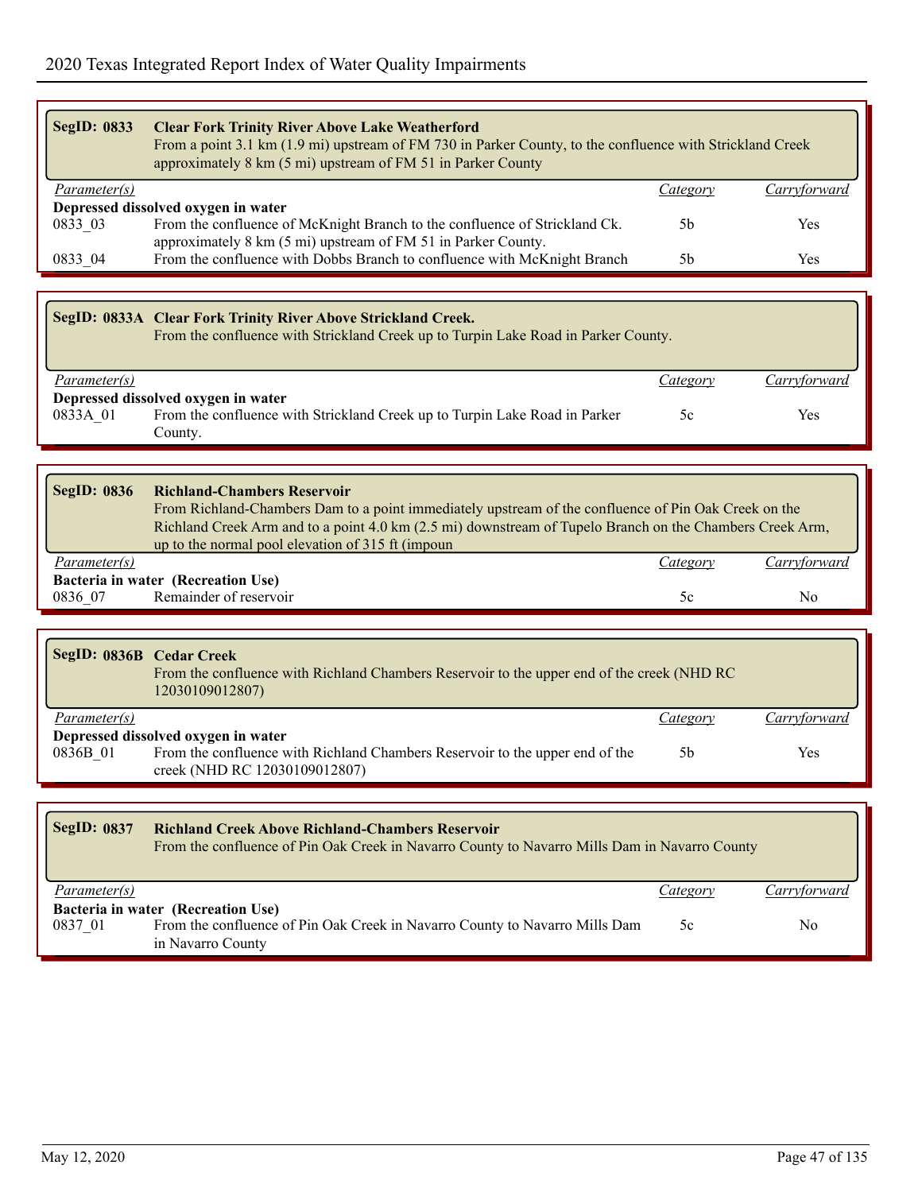**SegID: 0833** **Clear Fork Trinity River Above Lake Weatherford**
From a point 3.1 km (1.9 mi) upstream of FM 730 in Parker County, to the confluence with Strickland Creek approximately 8 km (5 mi) upstream of FM 51 in Parker County

| *Parameter(s)* | | *Category* | *Carryforward* |
|---|---|---|---|
| **Depressed dissolved oxygen in water** | | | |
| 0833_03 | From the confluence of McKnight Branch to the confluence of Strickland Ck. approximately 8 km (5 mi) upstream of FM 51 in Parker County. | 5b | Yes |
| 0833_04 | From the confluence with Dobbs Branch to confluence with McKnight Branch | 5b | Yes |

**SegID: 0833A** **Clear Fork Trinity River Above Strickland Creek.**
From the confluence with Strickland Creek up to Turpin Lake Road in Parker County.

| *Parameter(s)* | | *Category* | *Carryforward* |
|---|---|---|---|
| **Depressed dissolved oxygen in water** | | | |
| 0833A_01 | From the confluence with Strickland Creek up to Turpin Lake Road in Parker County. | 5c | Yes |

**SegID: 0836** **Richland-Chambers Reservoir**
From Richland-Chambers Dam to a point immediately upstream of the confluence of Pin Oak Creek on the Richland Creek Arm and to a point 4.0 km (2.5 mi) downstream of Tupelo Branch on the Chambers Creek Arm, up to the normal pool elevation of 315 ft (impoun

| *Parameter(s)* | | *Category* | *Carryforward* |
|---|---|---|---|
| **Bacteria in water (Recreation Use)** | | | |
| 0836_07 | Remainder of reservoir | 5c | No |

**SegID: 0836B** **Cedar Creek**
From the confluence with Richland Chambers Reservoir to the upper end of the creek (NHD RC 12030109012807)

| *Parameter(s)* | | *Category* | *Carryforward* |
|---|---|---|---|
| **Depressed dissolved oxygen in water** | | | |
| 0836B_01 | From the confluence with Richland Chambers Reservoir to the upper end of the creek (NHD RC 12030109012807) | 5b | Yes |

**SegID: 0837** **Richland Creek Above Richland-Chambers Reservoir**
From the confluence of Pin Oak Creek in Navarro County to Navarro Mills Dam in Navarro County

| *Parameter(s)* | | *Category* | *Carryforward* |
|---|---|---|---|
| **Bacteria in water (Recreation Use)** | | | |
| 0837_01 | From the confluence of Pin Oak Creek in Navarro County to Navarro Mills Dam in Navarro County | 5c | No |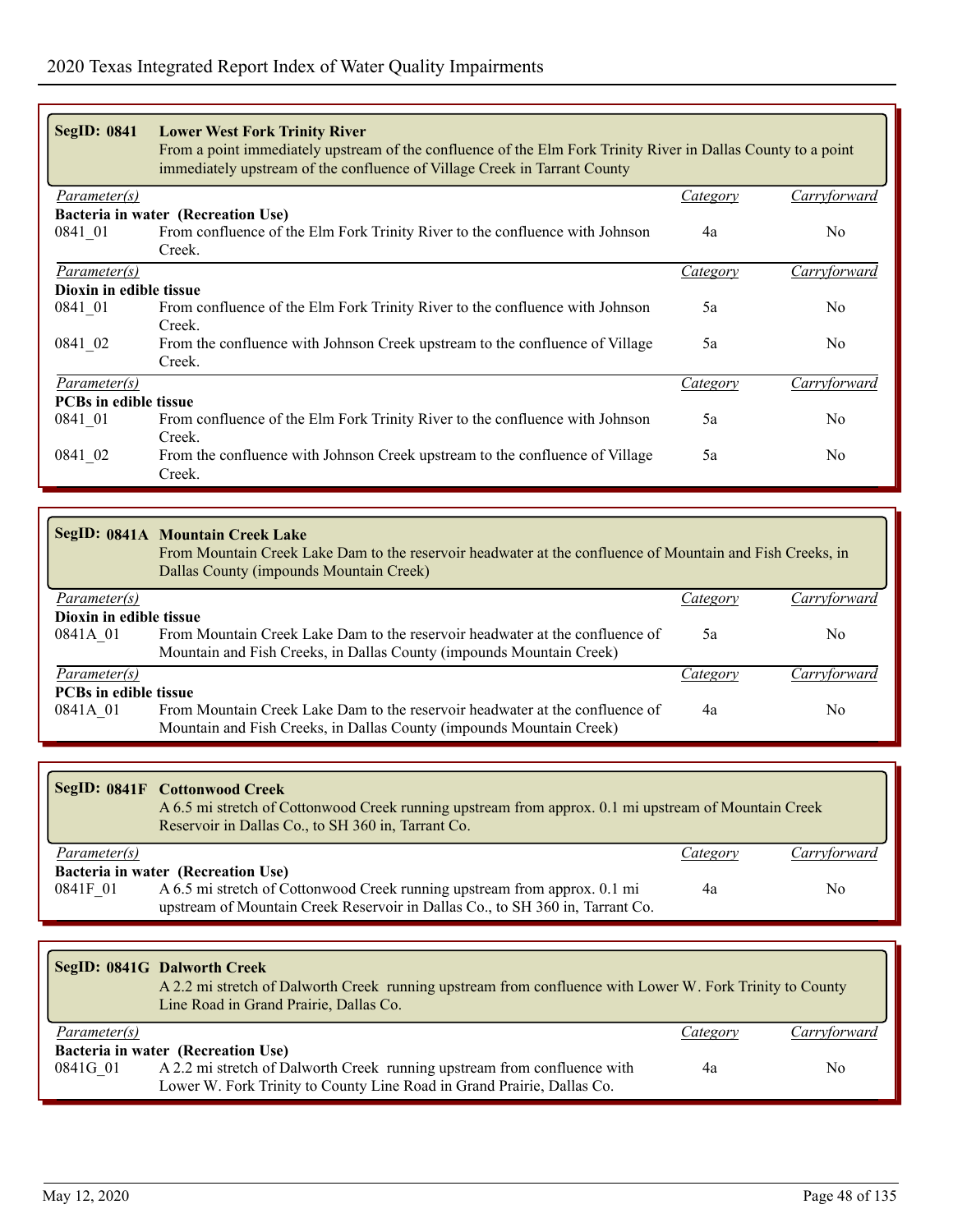## SegID: 0841 Lower West Fork Trinity River

From a point immediately upstream of the confluence of the Elm Fork Trinity River in Dallas County to a point immediately upstream of the confluence of Village Creek in Tarrant County

| *Parameter(s)* | | *Category* | *Carryforward* |
|---|---|---|---|
| **Bacteria in water (Recreation Use)** | | | |
| 0841_01 | From confluence of the Elm Fork Trinity River to the confluence with Johnson Creek. | 4a | No |

| *Parameter(s)* | | *Category* | *Carryforward* |
|---|---|---|---|
| **Dioxin in edible tissue** | | | |
| 0841_01 | From confluence of the Elm Fork Trinity River to the confluence with Johnson Creek. | 5a | No |
| 0841_02 | From the confluence with Johnson Creek upstream to the confluence of Village Creek. | 5a | No |

| *Parameter(s)* | | *Category* | *Carryforward* |
|---|---|---|---|
| **PCBs in edible tissue** | | | |
| 0841_01 | From confluence of the Elm Fork Trinity River to the confluence with Johnson Creek. | 5a | No |
| 0841_02 | From the confluence with Johnson Creek upstream to the confluence of Village Creek. | 5a | No |

## SegID: 0841A Mountain Creek Lake

From Mountain Creek Lake Dam to the reservoir headwater at the confluence of Mountain and Fish Creeks, in Dallas County (impounds Mountain Creek)

| *Parameter(s)* | | *Category* | *Carryforward* |
|---|---|---|---|
| **Dioxin in edible tissue** | | | |
| 0841A_01 | From Mountain Creek Lake Dam to the reservoir headwater at the confluence of Mountain and Fish Creeks, in Dallas County (impounds Mountain Creek) | 5a | No |

| *Parameter(s)* | | *Category* | *Carryforward* |
|---|---|---|---|
| **PCBs in edible tissue** | | | |
| 0841A_01 | From Mountain Creek Lake Dam to the reservoir headwater at the confluence of Mountain and Fish Creeks, in Dallas County (impounds Mountain Creek) | 4a | No |

## SegID: 0841F Cottonwood Creek

A 6.5 mi stretch of Cottonwood Creek running upstream from approx. 0.1 mi upstream of Mountain Creek Reservoir in Dallas Co., to SH 360 in, Tarrant Co.

| *Parameter(s)* | | *Category* | *Carryforward* |
|---|---|---|---|
| **Bacteria in water (Recreation Use)** | | | |
| 0841F_01 | A 6.5 mi stretch of Cottonwood Creek running upstream from approx. 0.1 mi upstream of Mountain Creek Reservoir in Dallas Co., to SH 360 in, Tarrant Co. | 4a | No |

## SegID: 0841G Dalworth Creek

A 2.2 mi stretch of Dalworth Creek running upstream from confluence with Lower W. Fork Trinity to County Line Road in Grand Prairie, Dallas Co.

| *Parameter(s)* | | *Category* | *Carryforward* |
|---|---|---|---|
| **Bacteria in water (Recreation Use)** | | | |
| 0841G_01 | A 2.2 mi stretch of Dalworth Creek running upstream from confluence with Lower W. Fork Trinity to County Line Road in Grand Prairie, Dallas Co. | 4a | No |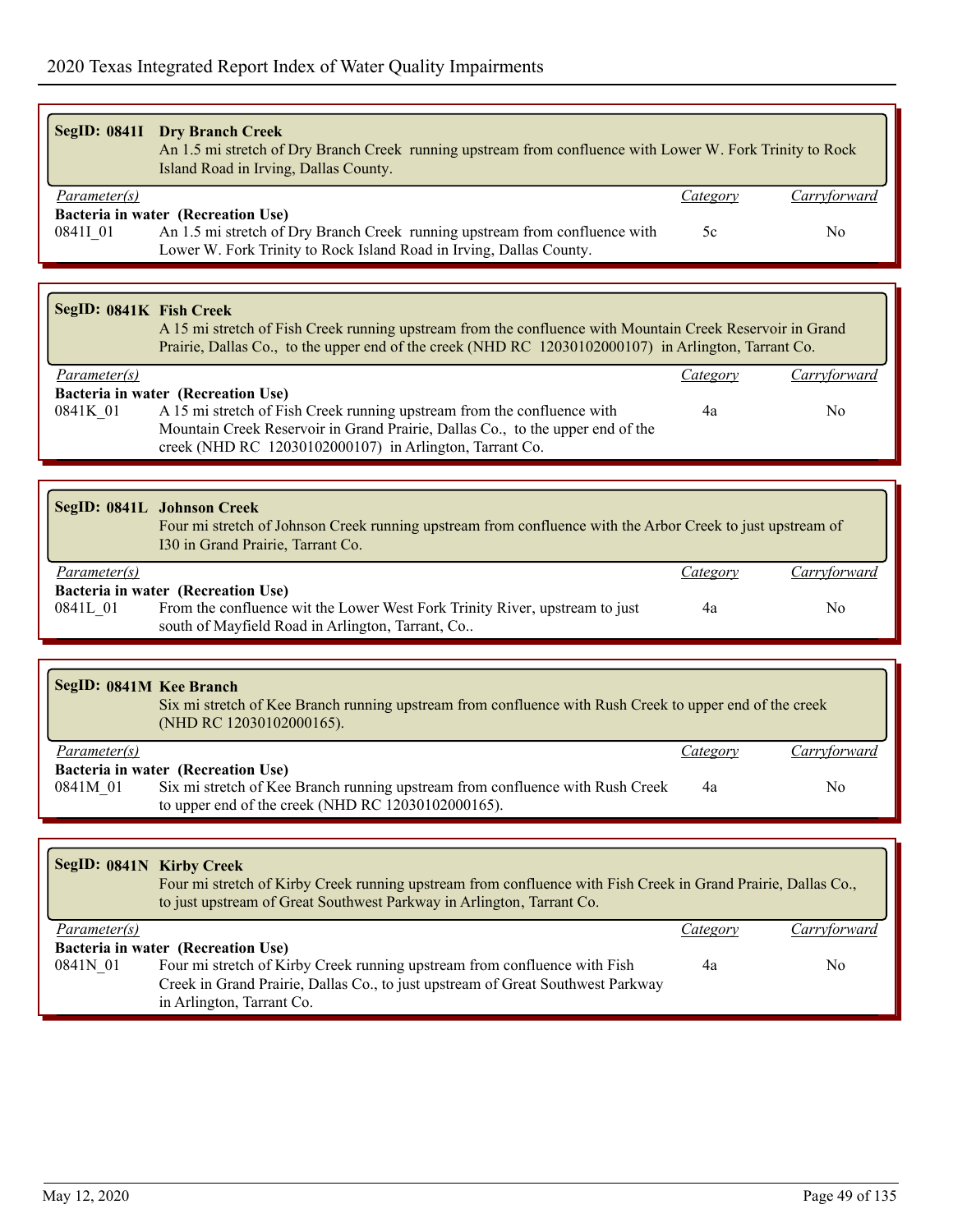### SegID: 0841I Dry Branch Creek

An 1.5 mi stretch of Dry Branch Creek running upstream from confluence with Lower W. Fork Trinity to Rock Island Road in Irving, Dallas County.

| *Parameter(s)* | | *Category* | *Carryforward* |
|---|---|---|---|
| **Bacteria in water (Recreation Use)** | | | |
| 0841I_01 | An 1.5 mi stretch of Dry Branch Creek running upstream from confluence with Lower W. Fork Trinity to Rock Island Road in Irving, Dallas County. | 5c | No |

### SegID: 0841K Fish Creek

A 15 mi stretch of Fish Creek running upstream from the confluence with Mountain Creek Reservoir in Grand Prairie, Dallas Co., to the upper end of the creek (NHD RC 12030102000107) in Arlington, Tarrant Co.

| *Parameter(s)* | | *Category* | *Carryforward* |
|---|---|---|---|
| **Bacteria in water (Recreation Use)** | | | |
| 0841K_01 | A 15 mi stretch of Fish Creek running upstream from the confluence with Mountain Creek Reservoir in Grand Prairie, Dallas Co., to the upper end of the creek (NHD RC 12030102000107) in Arlington, Tarrant Co. | 4a | No |

### SegID: 0841L Johnson Creek

Four mi stretch of Johnson Creek running upstream from confluence with the Arbor Creek to just upstream of I30 in Grand Prairie, Tarrant Co.

| *Parameter(s)* | | *Category* | *Carryforward* |
|---|---|---|---|
| **Bacteria in water (Recreation Use)** | | | |
| 0841L_01 | From the confluence wit the Lower West Fork Trinity River, upstream to just south of Mayfield Road in Arlington, Tarrant, Co.. | 4a | No |

### SegID: 0841M Kee Branch

Six mi stretch of Kee Branch running upstream from confluence with Rush Creek to upper end of the creek (NHD RC 12030102000165).

| *Parameter(s)* | | *Category* | *Carryforward* |
|---|---|---|---|
| **Bacteria in water (Recreation Use)** | | | |
| 0841M_01 | Six mi stretch of Kee Branch running upstream from confluence with Rush Creek to upper end of the creek (NHD RC 12030102000165). | 4a | No |

### SegID: 0841N Kirby Creek

Four mi stretch of Kirby Creek running upstream from confluence with Fish Creek in Grand Prairie, Dallas Co., to just upstream of Great Southwest Parkway in Arlington, Tarrant Co.

| *Parameter(s)* | | *Category* | *Carryforward* |
|---|---|---|---|
| **Bacteria in water (Recreation Use)** | | | |
| 0841N_01 | Four mi stretch of Kirby Creek running upstream from confluence with Fish Creek in Grand Prairie, Dallas Co., to just upstream of Great Southwest Parkway in Arlington, Tarrant Co. | 4a | No |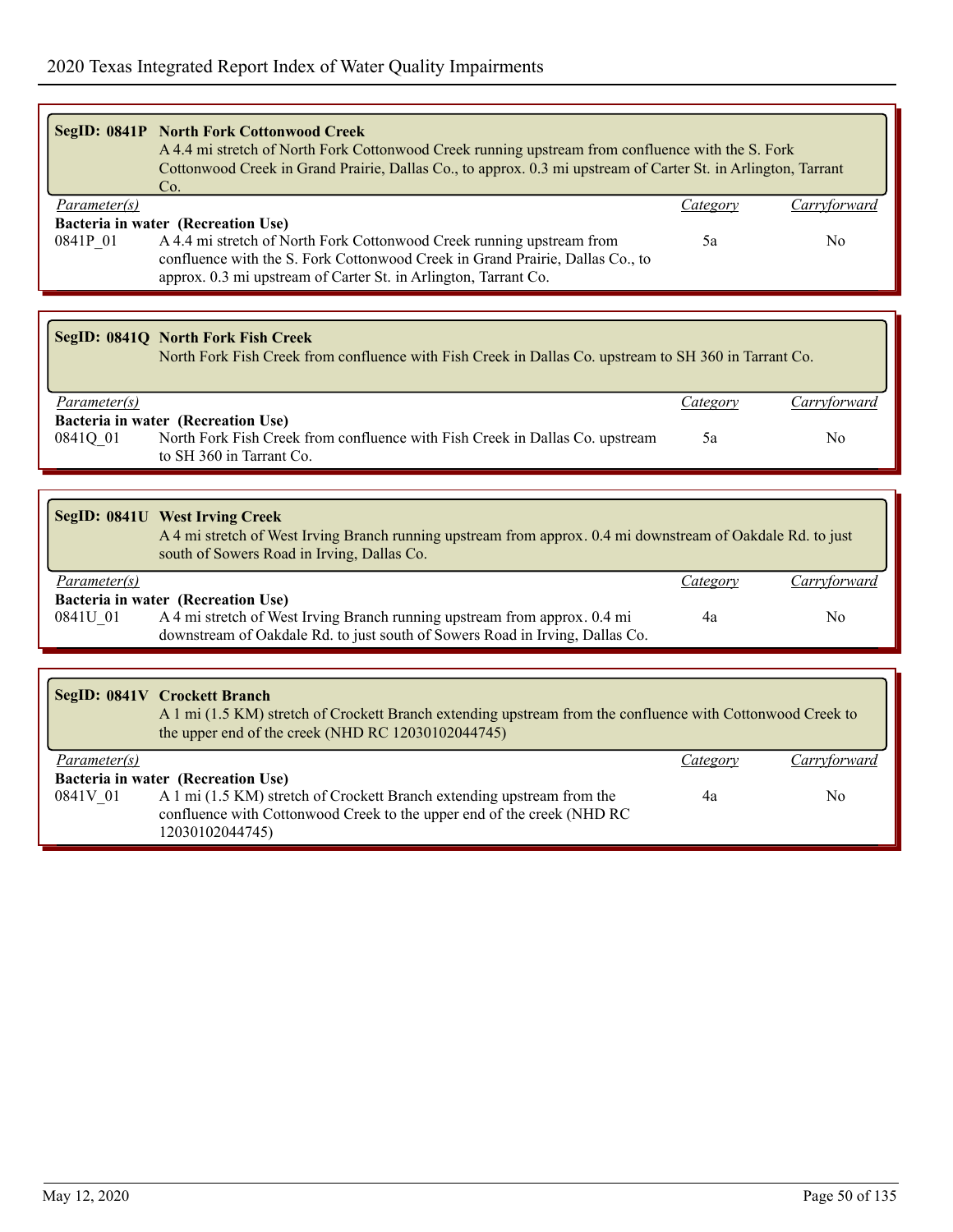## SegID: 0841P North Fork Cottonwood Creek

A 4.4 mi stretch of North Fork Cottonwood Creek running upstream from confluence with the S. Fork Cottonwood Creek in Grand Prairie, Dallas Co., to approx. 0.3 mi upstream of Carter St. in Arlington, Tarrant Co.

| *Parameter(s)* | | *Category* | *Carryforward* |
|---|---|---|---|
| **Bacteria in water (Recreation Use)** | | | |
| 0841P_01 | A 4.4 mi stretch of North Fork Cottonwood Creek running upstream from confluence with the S. Fork Cottonwood Creek in Grand Prairie, Dallas Co., to approx. 0.3 mi upstream of Carter St. in Arlington, Tarrant Co. | 5a | No |

## SegID: 0841Q North Fork Fish Creek

North Fork Fish Creek from confluence with Fish Creek in Dallas Co. upstream to SH 360 in Tarrant Co.

| *Parameter(s)* | | *Category* | *Carryforward* |
|---|---|---|---|
| **Bacteria in water (Recreation Use)** | | | |
| 0841Q_01 | North Fork Fish Creek from confluence with Fish Creek in Dallas Co. upstream to SH 360 in Tarrant Co. | 5a | No |

## SegID: 0841U West Irving Creek

A 4 mi stretch of West Irving Branch running upstream from approx. 0.4 mi downstream of Oakdale Rd. to just south of Sowers Road in Irving, Dallas Co.

| *Parameter(s)* | | *Category* | *Carryforward* |
|---|---|---|---|
| **Bacteria in water (Recreation Use)** | | | |
| 0841U_01 | A 4 mi stretch of West Irving Branch running upstream from approx. 0.4 mi downstream of Oakdale Rd. to just south of Sowers Road in Irving, Dallas Co. | 4a | No |

## SegID: 0841V Crockett Branch

A 1 mi (1.5 KM) stretch of Crockett Branch extending upstream from the confluence with Cottonwood Creek to the upper end of the creek (NHD RC 12030102044745)

| *Parameter(s)* | | *Category* | *Carryforward* |
|---|---|---|---|
| **Bacteria in water (Recreation Use)** | | | |
| 0841V_01 | A 1 mi (1.5 KM) stretch of Crockett Branch extending upstream from the confluence with Cottonwood Creek to the upper end of the creek (NHD RC 12030102044745) | 4a | No |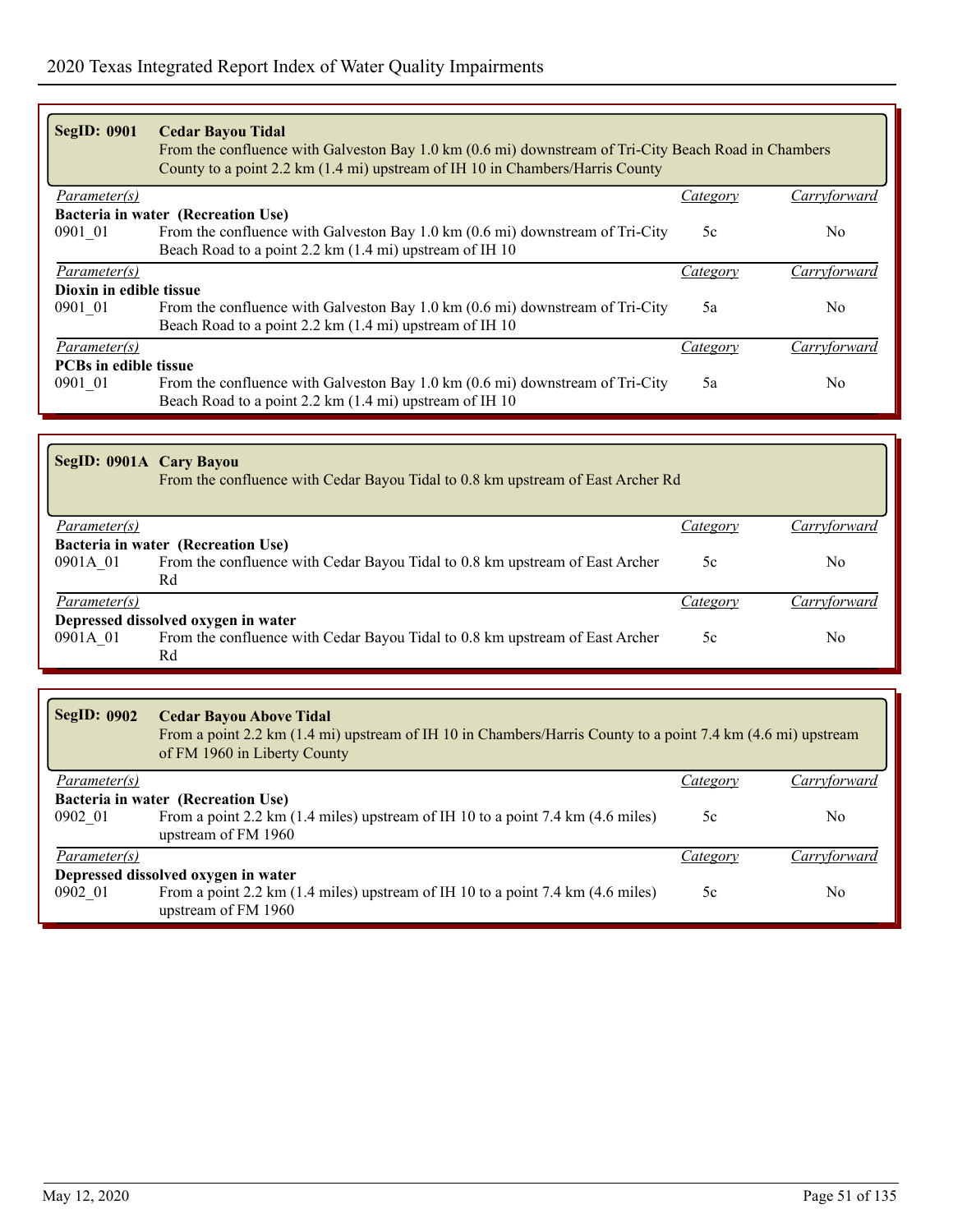**SegID: 0901** **Cedar Bayou Tidal**
From the confluence with Galveston Bay 1.0 km (0.6 mi) downstream of Tri-City Beach Road in Chambers County to a point 2.2 km (1.4 mi) upstream of IH 10 in Chambers/Harris County

| *Parameter(s)* | | *Category* | *Carryforward* |
|---|---|---|---|
| **Bacteria in water (Recreation Use)** | | | |
| 0901_01 | From the confluence with Galveston Bay 1.0 km (0.6 mi) downstream of Tri-City Beach Road to a point 2.2 km (1.4 mi) upstream of IH 10 | 5c | No |
| **Dioxin in edible tissue** | | | |
| 0901_01 | From the confluence with Galveston Bay 1.0 km (0.6 mi) downstream of Tri-City Beach Road to a point 2.2 km (1.4 mi) upstream of IH 10 | 5a | No |
| **PCBs in edible tissue** | | | |
| 0901_01 | From the confluence with Galveston Bay 1.0 km (0.6 mi) downstream of Tri-City Beach Road to a point 2.2 km (1.4 mi) upstream of IH 10 | 5a | No |

**SegID: 0901A** **Cary Bayou**
From the confluence with Cedar Bayou Tidal to 0.8 km upstream of East Archer Rd

| *Parameter(s)* | | *Category* | *Carryforward* |
|---|---|---|---|
| **Bacteria in water (Recreation Use)** | | | |
| 0901A_01 | From the confluence with Cedar Bayou Tidal to 0.8 km upstream of East Archer Rd | 5c | No |
| **Depressed dissolved oxygen in water** | | | |
| 0901A_01 | From the confluence with Cedar Bayou Tidal to 0.8 km upstream of East Archer Rd | 5c | No |

**SegID: 0902** **Cedar Bayou Above Tidal**
From a point 2.2 km (1.4 mi) upstream of IH 10 in Chambers/Harris County to a point 7.4 km (4.6 mi) upstream of FM 1960 in Liberty County

| *Parameter(s)* | | *Category* | *Carryforward* |
|---|---|---|---|
| **Bacteria in water (Recreation Use)** | | | |
| 0902_01 | From a point 2.2 km (1.4 miles) upstream of IH 10 to a point 7.4 km (4.6 miles) upstream of FM 1960 | 5c | No |
| **Depressed dissolved oxygen in water** | | | |
| 0902_01 | From a point 2.2 km (1.4 miles) upstream of IH 10 to a point 7.4 km (4.6 miles) upstream of FM 1960 | 5c | No |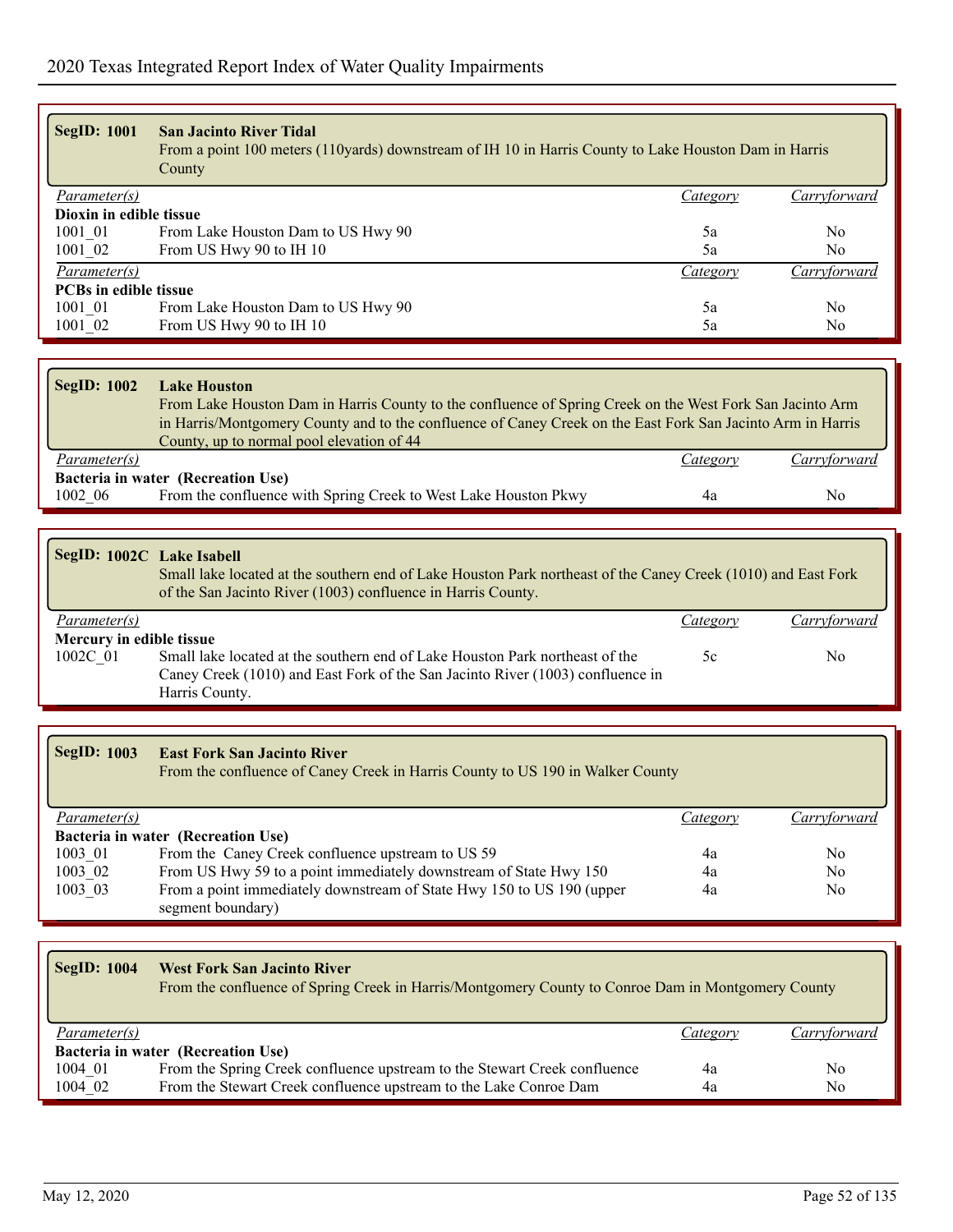## SegID: 1001 San Jacinto River Tidal

From a point 100 meters (110yards) downstream of IH 10 in Harris County to Lake Houston Dam in Harris County

| *Parameter(s)* | | *Category* | *Carryforward* |
|---|---|---|---|
| **Dioxin in edible tissue** | | | |
| 1001_01 | From Lake Houston Dam to US Hwy 90 | 5a | No |
| 1001_02 | From US Hwy 90 to IH 10 | 5a | No |

| *Parameter(s)* | | *Category* | *Carryforward* |
|---|---|---|---|
| **PCBs in edible tissue** | | | |
| 1001_01 | From Lake Houston Dam to US Hwy 90 | 5a | No |
| 1001_02 | From US Hwy 90 to IH 10 | 5a | No |

## SegID: 1002 Lake Houston

From Lake Houston Dam in Harris County to the confluence of Spring Creek on the West Fork San Jacinto Arm in Harris/Montgomery County and to the confluence of Caney Creek on the East Fork San Jacinto Arm in Harris County, up to normal pool elevation of 44

| *Parameter(s)* | | *Category* | *Carryforward* |
|---|---|---|---|
| **Bacteria in water (Recreation Use)** | | | |
| 1002_06 | From the confluence with Spring Creek to West Lake Houston Pkwy | 4a | No |

## SegID: 1002C Lake Isabell

Small lake located at the southern end of Lake Houston Park northeast of the Caney Creek (1010) and East Fork of the San Jacinto River (1003) confluence in Harris County.

| *Parameter(s)* | | *Category* | *Carryforward* |
|---|---|---|---|
| **Mercury in edible tissue** | | | |
| 1002C_01 | Small lake located at the southern end of Lake Houston Park northeast of the Caney Creek (1010) and East Fork of the San Jacinto River (1003) confluence in Harris County. | 5c | No |

## SegID: 1003 East Fork San Jacinto River

From the confluence of Caney Creek in Harris County to US 190 in Walker County

| *Parameter(s)* | | *Category* | *Carryforward* |
|---|---|---|---|
| **Bacteria in water (Recreation Use)** | | | |
| 1003_01 | From the Caney Creek confluence upstream to US 59 | 4a | No |
| 1003_02 | From US Hwy 59 to a point immediately downstream of State Hwy 150 | 4a | No |
| 1003_03 | From a point immediately downstream of State Hwy 150 to US 190 (upper segment boundary) | 4a | No |

## SegID: 1004 West Fork San Jacinto River

From the confluence of Spring Creek in Harris/Montgomery County to Conroe Dam in Montgomery County

| *Parameter(s)* | | *Category* | *Carryforward* |
|---|---|---|---|
| **Bacteria in water (Recreation Use)** | | | |
| 1004_01 | From the Spring Creek confluence upstream to the Stewart Creek confluence | 4a | No |
| 1004_02 | From the Stewart Creek confluence upstream to the Lake Conroe Dam | 4a | No |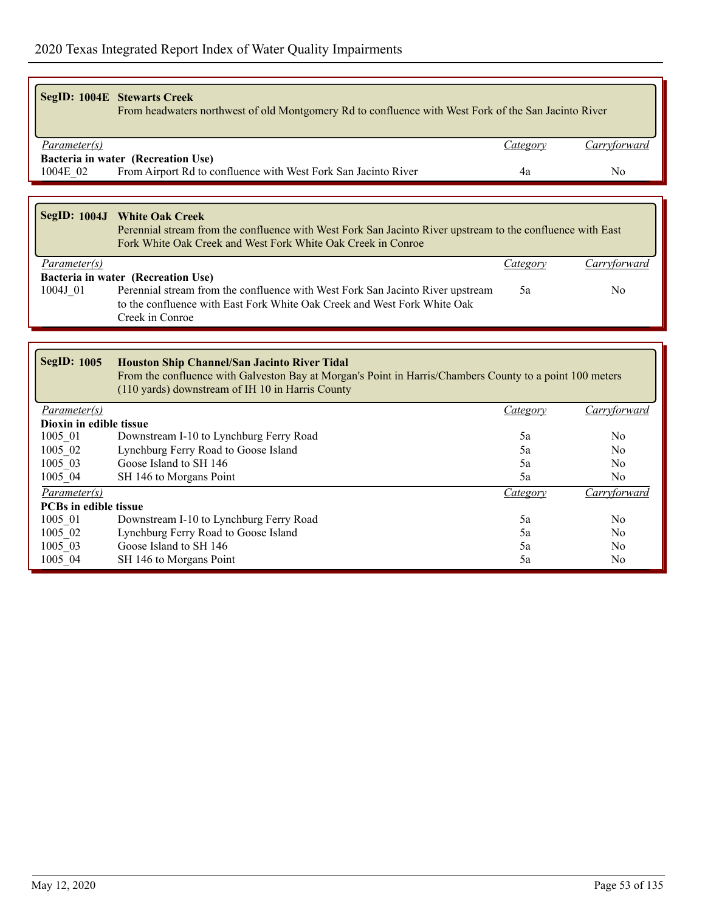## SegID: 1004E Stewarts Creek

From headwaters northwest of old Montgomery Rd to confluence with West Fork of the San Jacinto River

| *Parameter(s)* | | *Category* | *Carryforward* |
|---|---|---|---|
| **Bacteria in water (Recreation Use)** | | | |
| 1004E_02 | From Airport Rd to confluence with West Fork San Jacinto River | 4a | No |

## SegID: 1004J White Oak Creek

Perennial stream from the confluence with West Fork San Jacinto River upstream to the confluence with East Fork White Oak Creek and West Fork White Oak Creek in Conroe

| *Parameter(s)* | | *Category* | *Carryforward* |
|---|---|---|---|
| **Bacteria in water (Recreation Use)** | | | |
| 1004J_01 | Perennial stream from the confluence with West Fork San Jacinto River upstream to the confluence with East Fork White Oak Creek and West Fork White Oak Creek in Conroe | 5a | No |

## SegID: 1005 Houston Ship Channel/San Jacinto River Tidal

From the confluence with Galveston Bay at Morgan's Point in Harris/Chambers County to a point 100 meters (110 yards) downstream of IH 10 in Harris County

| *Parameter(s)* | | *Category* | *Carryforward* |
|---|---|---|---|
| **Dioxin in edible tissue** | | | |
| 1005_01 | Downstream I-10 to Lynchburg Ferry Road | 5a | No |
| 1005_02 | Lynchburg Ferry Road to Goose Island | 5a | No |
| 1005_03 | Goose Island to SH 146 | 5a | No |
| 1005_04 | SH 146 to Morgans Point | 5a | No |

| *Parameter(s)* | | *Category* | *Carryforward* |
|---|---|---|---|
| **PCBs in edible tissue** | | | |
| 1005_01 | Downstream I-10 to Lynchburg Ferry Road | 5a | No |
| 1005_02 | Lynchburg Ferry Road to Goose Island | 5a | No |
| 1005_03 | Goose Island to SH 146 | 5a | No |
| 1005_04 | SH 146 to Morgans Point | 5a | No |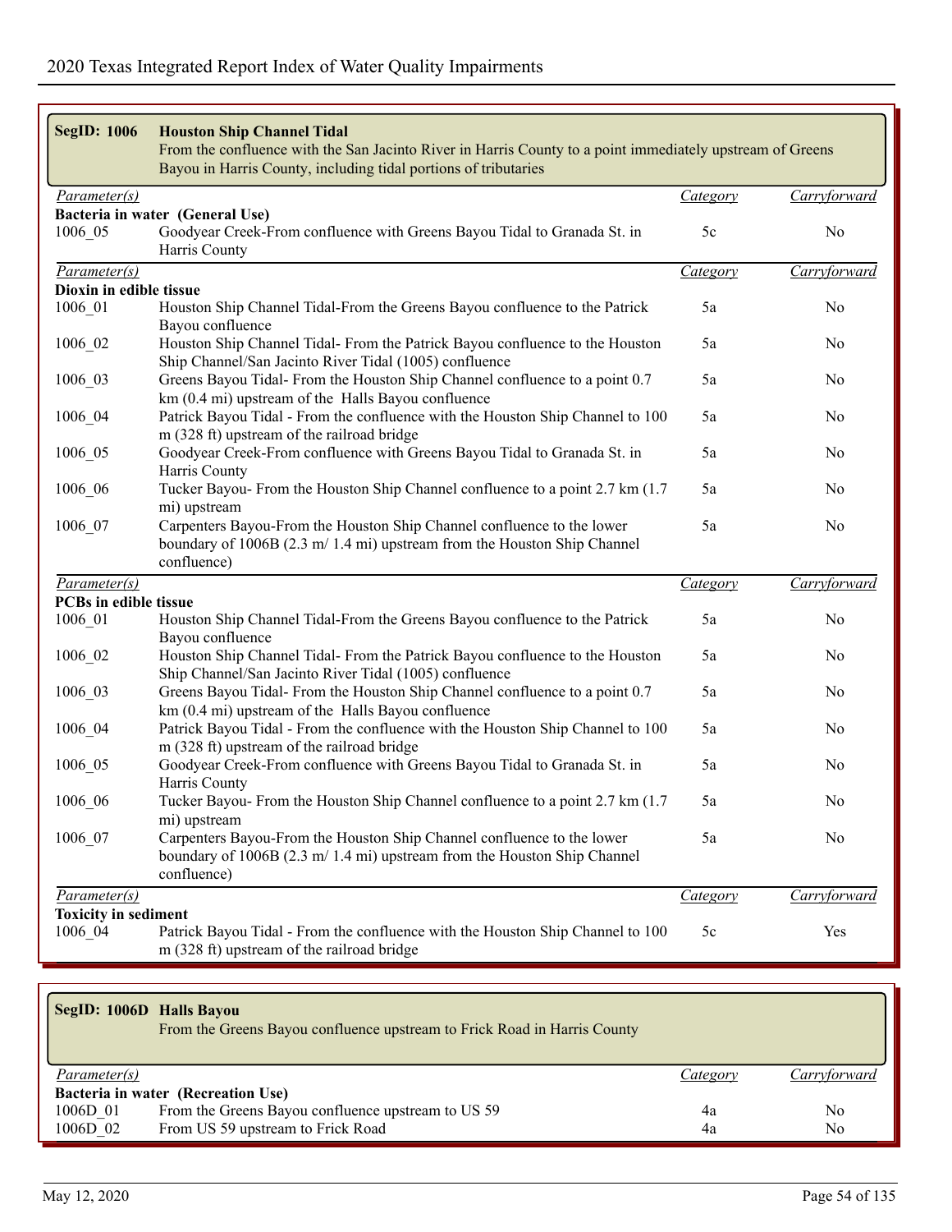## SegID: 1006 Houston Ship Channel Tidal

From the confluence with the San Jacinto River in Harris County to a point immediately upstream of Greens Bayou in Harris County, including tidal portions of tributaries

| *Parameter(s)* | | *Category* | *Carryforward* |
|---|---|---|---|
| **Bacteria in water (General Use)** | | | |
| 1006_05 | Goodyear Creek-From confluence with Greens Bayou Tidal to Granada St. in Harris County | 5c | No |

| *Parameter(s)* | | *Category* | *Carryforward* |
|---|---|---|---|
| **Dioxin in edible tissue** | | | |
| 1006_01 | Houston Ship Channel Tidal-From the Greens Bayou confluence to the Patrick Bayou confluence | 5a | No |
| 1006_02 | Houston Ship Channel Tidal- From the Patrick Bayou confluence to the Houston Ship Channel/San Jacinto River Tidal (1005) confluence | 5a | No |
| 1006_03 | Greens Bayou Tidal- From the Houston Ship Channel confluence to a point 0.7 km (0.4 mi) upstream of the Halls Bayou confluence | 5a | No |
| 1006_04 | Patrick Bayou Tidal - From the confluence with the Houston Ship Channel to 100 m (328 ft) upstream of the railroad bridge | 5a | No |
| 1006_05 | Goodyear Creek-From confluence with Greens Bayou Tidal to Granada St. in Harris County | 5a | No |
| 1006_06 | Tucker Bayou- From the Houston Ship Channel confluence to a point 2.7 km (1.7 mi) upstream | 5a | No |
| 1006_07 | Carpenters Bayou-From the Houston Ship Channel confluence to the lower boundary of 1006B (2.3 m/ 1.4 mi) upstream from the Houston Ship Channel confluence) | 5a | No |

| *Parameter(s)* | | *Category* | *Carryforward* |
|---|---|---|---|
| **PCBs in edible tissue** | | | |
| 1006_01 | Houston Ship Channel Tidal-From the Greens Bayou confluence to the Patrick Bayou confluence | 5a | No |
| 1006_02 | Houston Ship Channel Tidal- From the Patrick Bayou confluence to the Houston Ship Channel/San Jacinto River Tidal (1005) confluence | 5a | No |
| 1006_03 | Greens Bayou Tidal- From the Houston Ship Channel confluence to a point 0.7 km (0.4 mi) upstream of the Halls Bayou confluence | 5a | No |
| 1006_04 | Patrick Bayou Tidal - From the confluence with the Houston Ship Channel to 100 m (328 ft) upstream of the railroad bridge | 5a | No |
| 1006_05 | Goodyear Creek-From confluence with Greens Bayou Tidal to Granada St. in Harris County | 5a | No |
| 1006_06 | Tucker Bayou- From the Houston Ship Channel confluence to a point 2.7 km (1.7 mi) upstream | 5a | No |
| 1006_07 | Carpenters Bayou-From the Houston Ship Channel confluence to the lower boundary of 1006B (2.3 m/ 1.4 mi) upstream from the Houston Ship Channel confluence) | 5a | No |

| *Parameter(s)* | | *Category* | *Carryforward* |
|---|---|---|---|
| **Toxicity in sediment** | | | |
| 1006_04 | Patrick Bayou Tidal - From the confluence with the Houston Ship Channel to 100 m (328 ft) upstream of the railroad bridge | 5c | Yes |

## SegID: 1006D Halls Bayou

From the Greens Bayou confluence upstream to Frick Road in Harris County

| *Parameter(s)* | | *Category* | *Carryforward* |
|---|---|---|---|
| **Bacteria in water (Recreation Use)** | | | |
| 1006D_01 | From the Greens Bayou confluence upstream to US 59 | 4a | No |
| 1006D_02 | From US 59 upstream to Frick Road | 4a | No |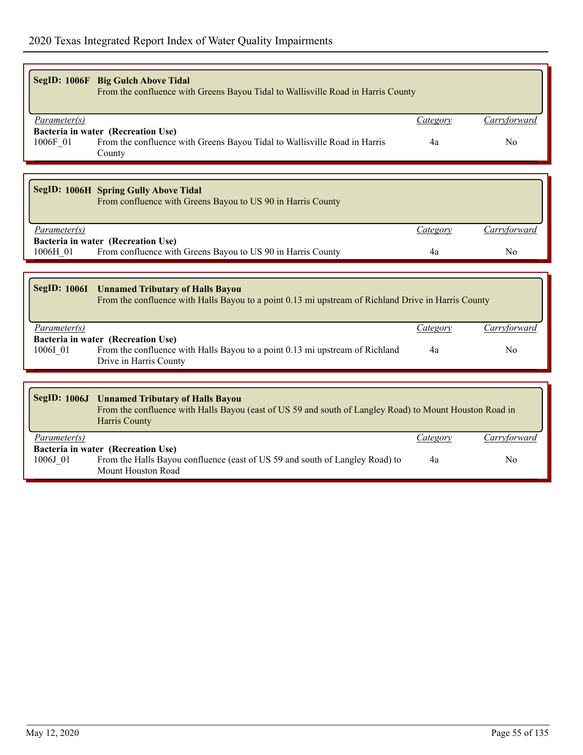**SegID: 1006F Big Gulch Above Tidal**
From the confluence with Greens Bayou Tidal to Wallisville Road in Harris County

| *Parameter(s)* | | *Category* | *Carryforward* |
|---|---|---|---|
| **Bacteria in water (Recreation Use)** | | | |
| 1006F_01 | From the confluence with Greens Bayou Tidal to Wallisville Road in Harris County | 4a | No |

**SegID: 1006H Spring Gully Above Tidal**
From confluence with Greens Bayou to US 90 in Harris County

| *Parameter(s)* | | *Category* | *Carryforward* |
|---|---|---|---|
| **Bacteria in water (Recreation Use)** | | | |
| 1006H_01 | From confluence with Greens Bayou to US 90 in Harris County | 4a | No |

**SegID: 1006I Unnamed Tributary of Halls Bayou**
From the confluence with Halls Bayou to a point 0.13 mi upstream of Richland Drive in Harris County

| *Parameter(s)* | | *Category* | *Carryforward* |
|---|---|---|---|
| **Bacteria in water (Recreation Use)** | | | |
| 1006I_01 | From the confluence with Halls Bayou to a point 0.13 mi upstream of Richland Drive in Harris County | 4a | No |

**SegID: 1006J Unnamed Tributary of Halls Bayou**
From the confluence with Halls Bayou (east of US 59 and south of Langley Road) to Mount Houston Road in Harris County

| *Parameter(s)* | | *Category* | *Carryforward* |
|---|---|---|---|
| **Bacteria in water (Recreation Use)** | | | |
| 1006J_01 | From the Halls Bayou confluence (east of US 59 and south of Langley Road) to Mount Houston Road | 4a | No |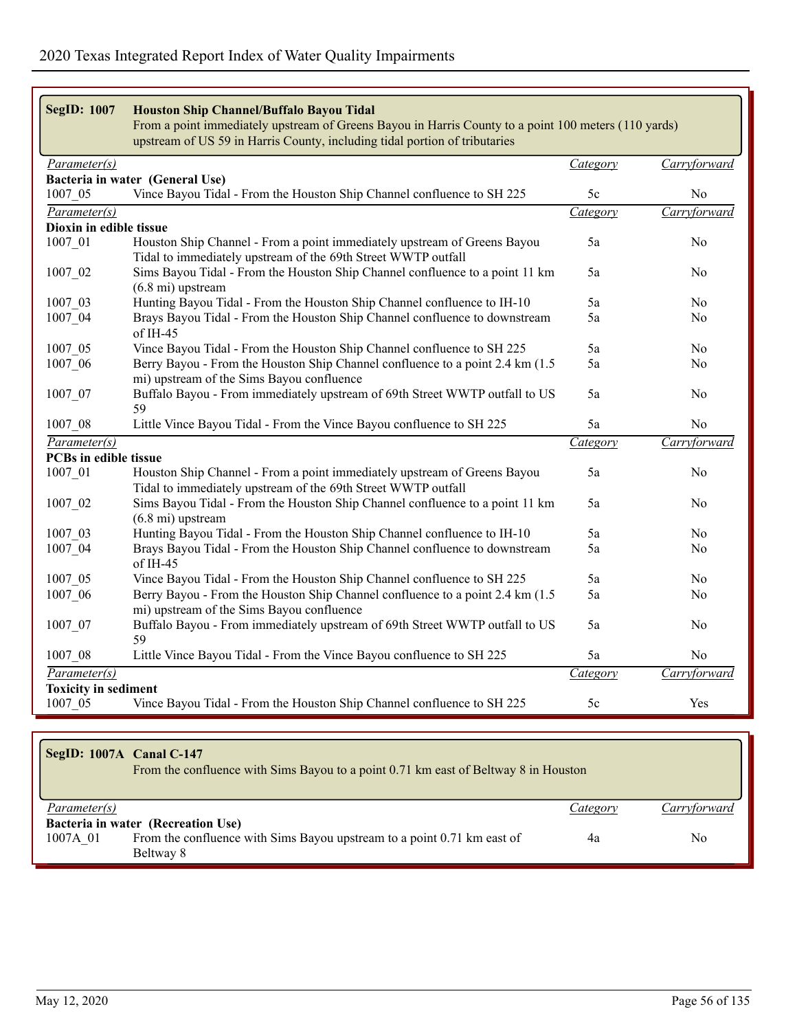## SegID: 1007 Houston Ship Channel/Buffalo Bayou Tidal

From a point immediately upstream of Greens Bayou in Harris County to a point 100 meters (110 yards) upstream of US 59 in Harris County, including tidal portion of tributaries

| *Parameter(s)* | | *Category* | *Carryforward* |
|---|---|---|---|
| **Bacteria in water (General Use)** | | | |
| 1007_05 | Vince Bayou Tidal - From the Houston Ship Channel confluence to SH 225 | 5c | No |

| *Parameter(s)* | | *Category* | *Carryforward* |
|---|---|---|---|
| **Dioxin in edible tissue** | | | |
| 1007_01 | Houston Ship Channel - From a point immediately upstream of Greens Bayou Tidal to immediately upstream of the 69th Street WWTP outfall | 5a | No |
| 1007_02 | Sims Bayou Tidal - From the Houston Ship Channel confluence to a point 11 km (6.8 mi) upstream | 5a | No |
| 1007_03 | Hunting Bayou Tidal - From the Houston Ship Channel confluence to IH-10 | 5a | No |
| 1007_04 | Brays Bayou Tidal - From the Houston Ship Channel confluence to downstream of IH-45 | 5a | No |
| 1007_05 | Vince Bayou Tidal - From the Houston Ship Channel confluence to SH 225 | 5a | No |
| 1007_06 | Berry Bayou - From the Houston Ship Channel confluence to a point 2.4 km (1.5 mi) upstream of the Sims Bayou confluence | 5a | No |
| 1007_07 | Buffalo Bayou - From immediately upstream of 69th Street WWTP outfall to US 59 | 5a | No |
| 1007_08 | Little Vince Bayou Tidal - From the Vince Bayou confluence to SH 225 | 5a | No |

| *Parameter(s)* | | *Category* | *Carryforward* |
|---|---|---|---|
| **PCBs in edible tissue** | | | |
| 1007_01 | Houston Ship Channel - From a point immediately upstream of Greens Bayou Tidal to immediately upstream of the 69th Street WWTP outfall | 5a | No |
| 1007_02 | Sims Bayou Tidal - From the Houston Ship Channel confluence to a point 11 km (6.8 mi) upstream | 5a | No |
| 1007_03 | Hunting Bayou Tidal - From the Houston Ship Channel confluence to IH-10 | 5a | No |
| 1007_04 | Brays Bayou Tidal - From the Houston Ship Channel confluence to downstream of IH-45 | 5a | No |
| 1007_05 | Vince Bayou Tidal - From the Houston Ship Channel confluence to SH 225 | 5a | No |
| 1007_06 | Berry Bayou - From the Houston Ship Channel confluence to a point 2.4 km (1.5 mi) upstream of the Sims Bayou confluence | 5a | No |
| 1007_07 | Buffalo Bayou - From immediately upstream of 69th Street WWTP outfall to US 59 | 5a | No |
| 1007_08 | Little Vince Bayou Tidal - From the Vince Bayou confluence to SH 225 | 5a | No |

| *Parameter(s)* | | *Category* | *Carryforward* |
|---|---|---|---|
| **Toxicity in sediment** | | | |
| 1007_05 | Vince Bayou Tidal - From the Houston Ship Channel confluence to SH 225 | 5c | Yes |

## SegID: 1007A Canal C-147

From the confluence with Sims Bayou to a point 0.71 km east of Beltway 8 in Houston

| *Parameter(s)* | | *Category* | *Carryforward* |
|---|---|---|---|
| **Bacteria in water (Recreation Use)** | | | |
| 1007A_01 | From the confluence with Sims Bayou upstream to a point 0.71 km east of Beltway 8 | 4a | No |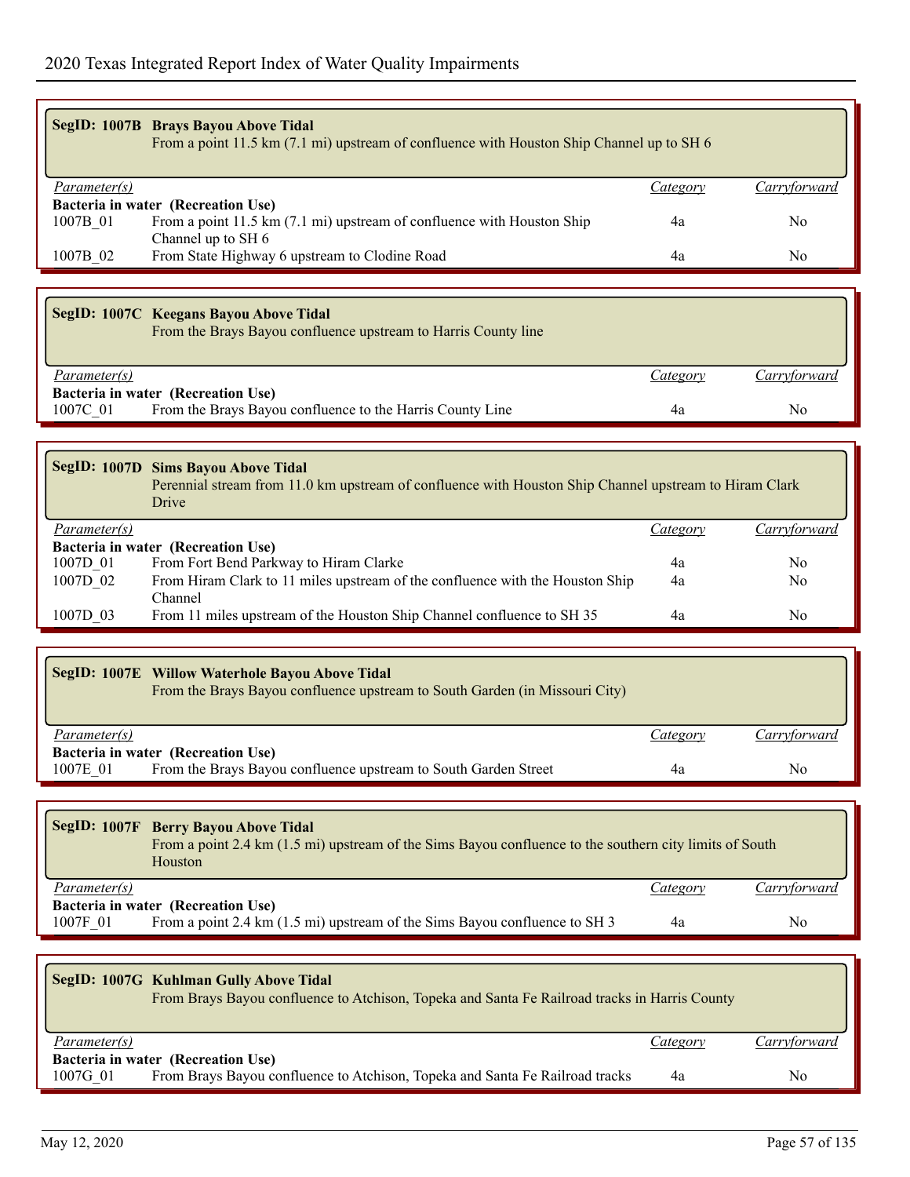## SegID: 1007B Brays Bayou Above Tidal

From a point 11.5 km (7.1 mi) upstream of confluence with Houston Ship Channel up to SH 6

| *Parameter(s)* | | *Category* | *Carryforward* |
|---|---|---|---|
| **Bacteria in water (Recreation Use)** | | | |
| 1007B_01 | From a point 11.5 km (7.1 mi) upstream of confluence with Houston Ship Channel up to SH 6 | 4a | No |
| 1007B_02 | From State Highway 6 upstream to Clodine Road | 4a | No |

## SegID: 1007C Keegans Bayou Above Tidal

From the Brays Bayou confluence upstream to Harris County line

| *Parameter(s)* | | *Category* | *Carryforward* |
|---|---|---|---|
| **Bacteria in water (Recreation Use)** | | | |
| 1007C_01 | From the Brays Bayou confluence to the Harris County Line | 4a | No |

## SegID: 1007D Sims Bayou Above Tidal

Perennial stream from 11.0 km upstream of confluence with Houston Ship Channel upstream to Hiram Clark Drive

| *Parameter(s)* | | *Category* | *Carryforward* |
|---|---|---|---|
| **Bacteria in water (Recreation Use)** | | | |
| 1007D_01 | From Fort Bend Parkway to Hiram Clarke | 4a | No |
| 1007D_02 | From Hiram Clark to 11 miles upstream of the confluence with the Houston Ship Channel | 4a | No |
| 1007D_03 | From 11 miles upstream of the Houston Ship Channel confluence to SH 35 | 4a | No |

## SegID: 1007E Willow Waterhole Bayou Above Tidal

From the Brays Bayou confluence upstream to South Garden (in Missouri City)

| *Parameter(s)* | | *Category* | *Carryforward* |
|---|---|---|---|
| **Bacteria in water (Recreation Use)** | | | |
| 1007E_01 | From the Brays Bayou confluence upstream to South Garden Street | 4a | No |

## SegID: 1007F Berry Bayou Above Tidal

From a point 2.4 km (1.5 mi) upstream of the Sims Bayou confluence to the southern city limits of South Houston

| *Parameter(s)* | | *Category* | *Carryforward* |
|---|---|---|---|
| **Bacteria in water (Recreation Use)** | | | |
| 1007F_01 | From a point 2.4 km (1.5 mi) upstream of the Sims Bayou confluence to SH 3 | 4a | No |

## SegID: 1007G Kuhlman Gully Above Tidal

From Brays Bayou confluence to Atchison, Topeka and Santa Fe Railroad tracks in Harris County

| *Parameter(s)* | | *Category* | *Carryforward* |
|---|---|---|---|
| **Bacteria in water (Recreation Use)** | | | |
| 1007G_01 | From Brays Bayou confluence to Atchison, Topeka and Santa Fe Railroad tracks | 4a | No |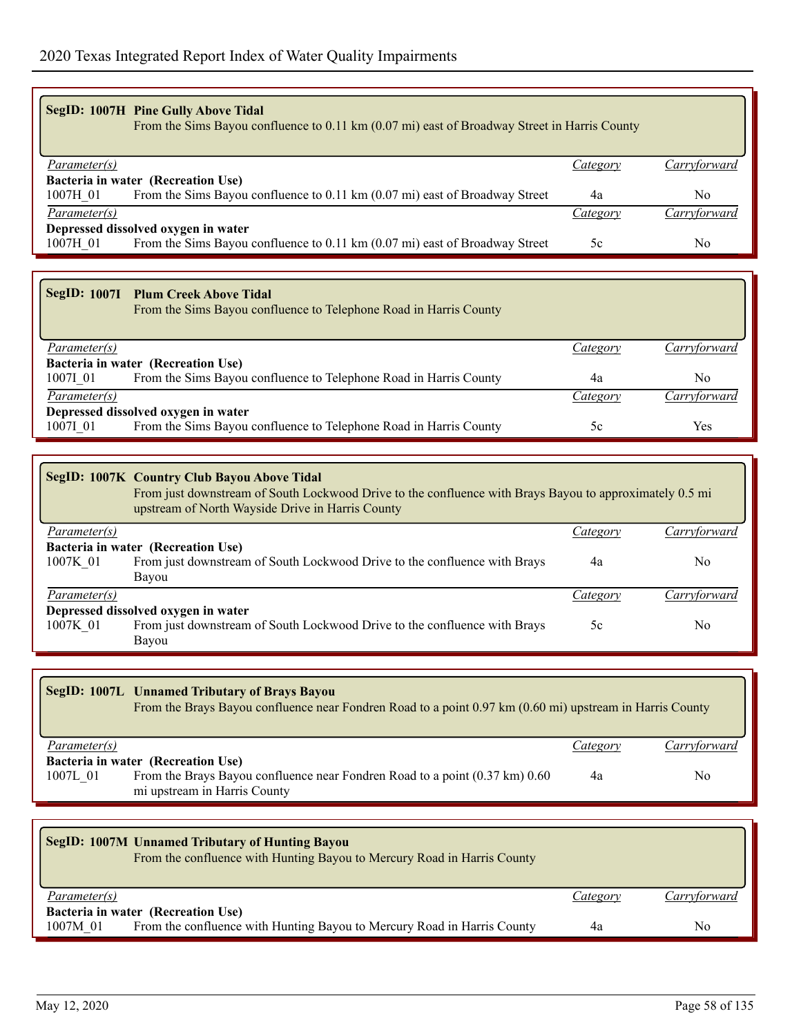### SegID: 1007H Pine Gully Above Tidal

From the Sims Bayou confluence to 0.11 km (0.07 mi) east of Broadway Street in Harris County

| *Parameter(s)* | | *Category* | *Carryforward* |
|---|---|---|---|
| **Bacteria in water (Recreation Use)** | | | |
| 1007H_01 | From the Sims Bayou confluence to 0.11 km (0.07 mi) east of Broadway Street | 4a | No |
| *Parameter(s)* | | *Category* | *Carryforward* |
| **Depressed dissolved oxygen in water** | | | |
| 1007H_01 | From the Sims Bayou confluence to 0.11 km (0.07 mi) east of Broadway Street | 5c | No |

### SegID: 1007I Plum Creek Above Tidal

From the Sims Bayou confluence to Telephone Road in Harris County

| *Parameter(s)* | | *Category* | *Carryforward* |
|---|---|---|---|
| **Bacteria in water (Recreation Use)** | | | |
| 1007I_01 | From the Sims Bayou confluence to Telephone Road in Harris County | 4a | No |
| *Parameter(s)* | | *Category* | *Carryforward* |
| **Depressed dissolved oxygen in water** | | | |
| 1007I_01 | From the Sims Bayou confluence to Telephone Road in Harris County | 5c | Yes |

### SegID: 1007K Country Club Bayou Above Tidal

From just downstream of South Lockwood Drive to the confluence with Brays Bayou to approximately 0.5 mi upstream of North Wayside Drive in Harris County

| *Parameter(s)* | | *Category* | *Carryforward* |
|---|---|---|---|
| **Bacteria in water (Recreation Use)** | | | |
| 1007K_01 | From just downstream of South Lockwood Drive to the confluence with Brays Bayou | 4a | No |
| *Parameter(s)* | | *Category* | *Carryforward* |
| **Depressed dissolved oxygen in water** | | | |
| 1007K_01 | From just downstream of South Lockwood Drive to the confluence with Brays Bayou | 5c | No |

### SegID: 1007L Unnamed Tributary of Brays Bayou

From the Brays Bayou confluence near Fondren Road to a point 0.97 km (0.60 mi) upstream in Harris County

| *Parameter(s)* | | *Category* | *Carryforward* |
|---|---|---|---|
| **Bacteria in water (Recreation Use)** | | | |
| 1007L_01 | From the Brays Bayou confluence near Fondren Road to a point (0.37 km) 0.60 mi upstream in Harris County | 4a | No |

### SegID: 1007M Unnamed Tributary of Hunting Bayou

From the confluence with Hunting Bayou to Mercury Road in Harris County

| *Parameter(s)* | | *Category* | *Carryforward* |
|---|---|---|---|
| **Bacteria in water (Recreation Use)** | | | |
| 1007M_01 | From the confluence with Hunting Bayou to Mercury Road in Harris County | 4a | No |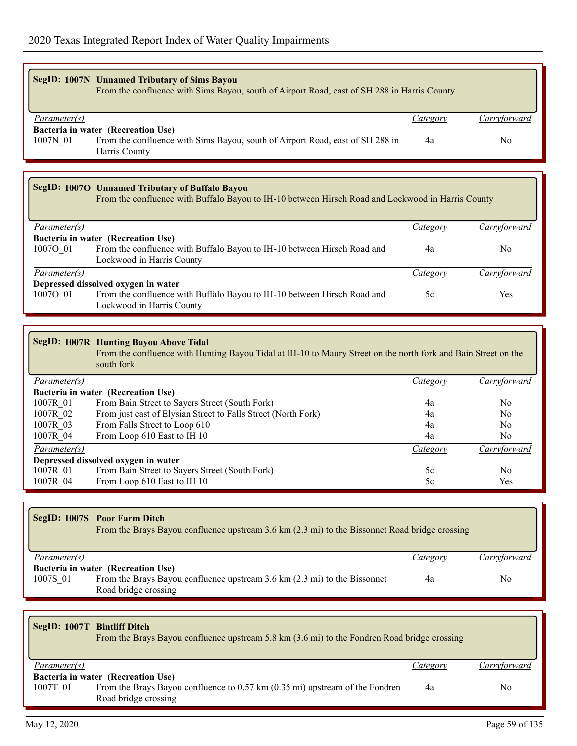## SegID: 1007N Unnamed Tributary of Sims Bayou

From the confluence with Sims Bayou, south of Airport Road, east of SH 288 in Harris County

| *Parameter(s)* | | *Category* | *Carryforward* |
|---|---|---|---|
| **Bacteria in water (Recreation Use)** | | | |
| 1007N_01 | From the confluence with Sims Bayou, south of Airport Road, east of SH 288 in Harris County | 4a | No |

## SegID: 1007O Unnamed Tributary of Buffalo Bayou

From the confluence with Buffalo Bayou to IH-10 between Hirsch Road and Lockwood in Harris County

| *Parameter(s)* | | *Category* | *Carryforward* |
|---|---|---|---|
| **Bacteria in water (Recreation Use)** | | | |
| 1007O_01 | From the confluence with Buffalo Bayou to IH-10 between Hirsch Road and Lockwood in Harris County | 4a | No |
| *Parameter(s)* | | *Category* | *Carryforward* |
| **Depressed dissolved oxygen in water** | | | |
| 1007O_01 | From the confluence with Buffalo Bayou to IH-10 between Hirsch Road and Lockwood in Harris County | 5c | Yes |

## SegID: 1007R Hunting Bayou Above Tidal

From the confluence with Hunting Bayou Tidal at IH-10 to Maury Street on the north fork and Bain Street on the south fork

| *Parameter(s)* | | *Category* | *Carryforward* |
|---|---|---|---|
| **Bacteria in water (Recreation Use)** | | | |
| 1007R_01 | From Bain Street to Sayers Street (South Fork) | 4a | No |
| 1007R_02 | From just east of Elysian Street to Falls Street (North Fork) | 4a | No |
| 1007R_03 | From Falls Street to Loop 610 | 4a | No |
| 1007R_04 | From Loop 610 East to IH 10 | 4a | No |
| *Parameter(s)* | | *Category* | *Carryforward* |
| **Depressed dissolved oxygen in water** | | | |
| 1007R_01 | From Bain Street to Sayers Street (South Fork) | 5c | No |
| 1007R_04 | From Loop 610 East to IH 10 | 5c | Yes |

## SegID: 1007S Poor Farm Ditch

From the Brays Bayou confluence upstream 3.6 km (2.3 mi) to the Bissonnet Road bridge crossing

| *Parameter(s)* | | *Category* | *Carryforward* |
|---|---|---|---|
| **Bacteria in water (Recreation Use)** | | | |
| 1007S_01 | From the Brays Bayou confluence upstream 3.6 km (2.3 mi) to the Bissonnet Road bridge crossing | 4a | No |

## SegID: 1007T Bintliff Ditch

From the Brays Bayou confluence upstream 5.8 km (3.6 mi) to the Fondren Road bridge crossing

| *Parameter(s)* | | *Category* | *Carryforward* |
|---|---|---|---|
| **Bacteria in water (Recreation Use)** | | | |
| 1007T_01 | From the Brays Bayou confluence to 0.57 km (0.35 mi) upstream of the Fondren Road bridge crossing | 4a | No |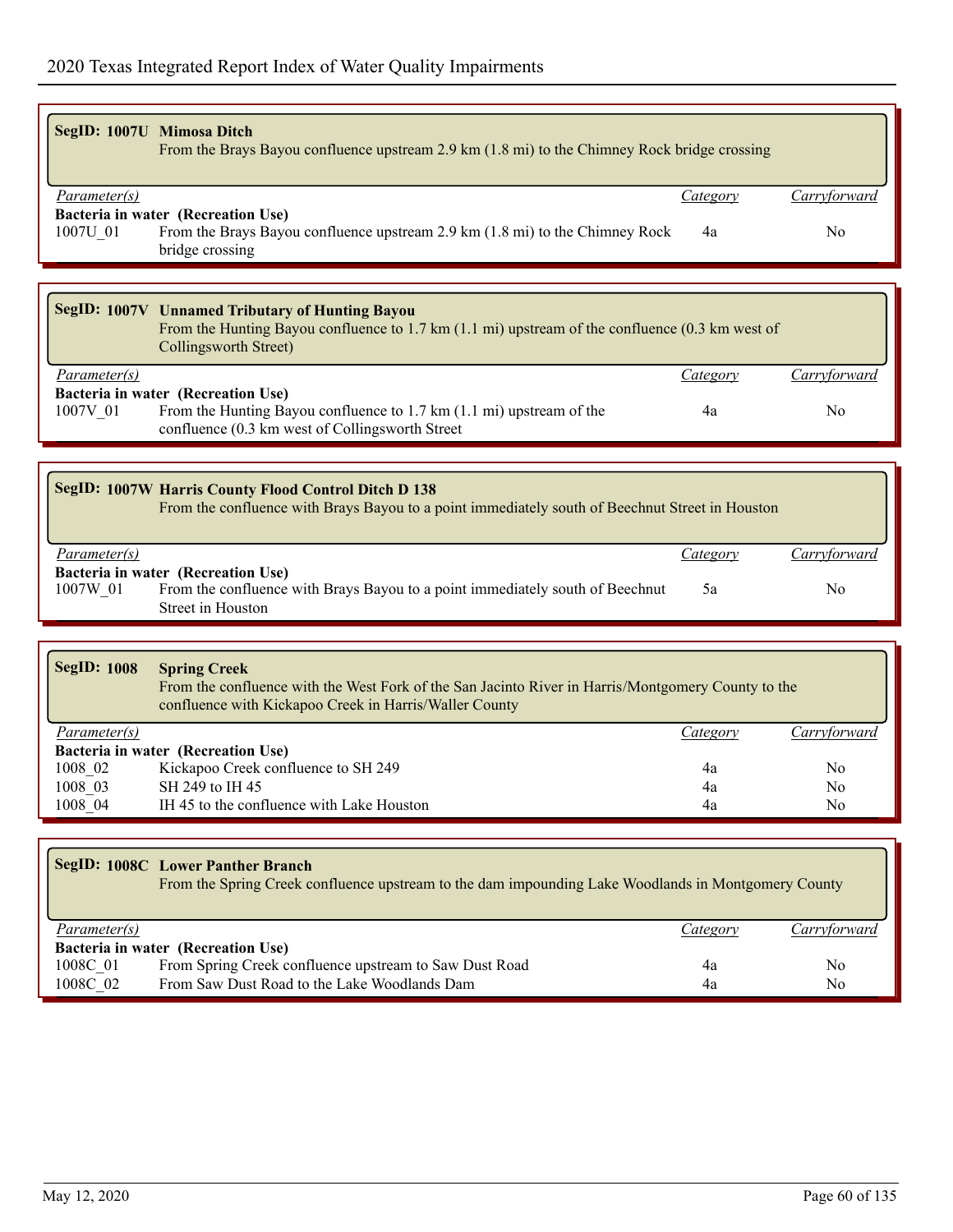## SegID: 1007U Mimosa Ditch

From the Brays Bayou confluence upstream 2.9 km (1.8 mi) to the Chimney Rock bridge crossing

| *Parameter(s)* | | *Category* | *Carryforward* |
|---|---|---|---|
| **Bacteria in water (Recreation Use)** | | | |
| 1007U_01 | From the Brays Bayou confluence upstream 2.9 km (1.8 mi) to the Chimney Rock bridge crossing | 4a | No |

## SegID: 1007V Unnamed Tributary of Hunting Bayou

From the Hunting Bayou confluence to 1.7 km (1.1 mi) upstream of the confluence (0.3 km west of Collingsworth Street)

| *Parameter(s)* | | *Category* | *Carryforward* |
|---|---|---|---|
| **Bacteria in water (Recreation Use)** | | | |
| 1007V_01 | From the Hunting Bayou confluence to 1.7 km (1.1 mi) upstream of the confluence (0.3 km west of Collingsworth Street | 4a | No |

## SegID: 1007W Harris County Flood Control Ditch D 138

From the confluence with Brays Bayou to a point immediately south of Beechnut Street in Houston

| *Parameter(s)* | | *Category* | *Carryforward* |
|---|---|---|---|
| **Bacteria in water (Recreation Use)** | | | |
| 1007W_01 | From the confluence with Brays Bayou to a point immediately south of Beechnut Street in Houston | 5a | No |

## SegID: 1008 Spring Creek

From the confluence with the West Fork of the San Jacinto River in Harris/Montgomery County to the confluence with Kickapoo Creek in Harris/Waller County

| *Parameter(s)* | | *Category* | *Carryforward* |
|---|---|---|---|
| **Bacteria in water (Recreation Use)** | | | |
| 1008_02 | Kickapoo Creek confluence to SH 249 | 4a | No |
| 1008_03 | SH 249 to IH 45 | 4a | No |
| 1008_04 | IH 45 to the confluence with Lake Houston | 4a | No |

## SegID: 1008C Lower Panther Branch

From the Spring Creek confluence upstream to the dam impounding Lake Woodlands in Montgomery County

| *Parameter(s)* | | *Category* | *Carryforward* |
|---|---|---|---|
| **Bacteria in water (Recreation Use)** | | | |
| 1008C_01 | From Spring Creek confluence upstream to Saw Dust Road | 4a | No |
| 1008C_02 | From Saw Dust Road to the Lake Woodlands Dam | 4a | No |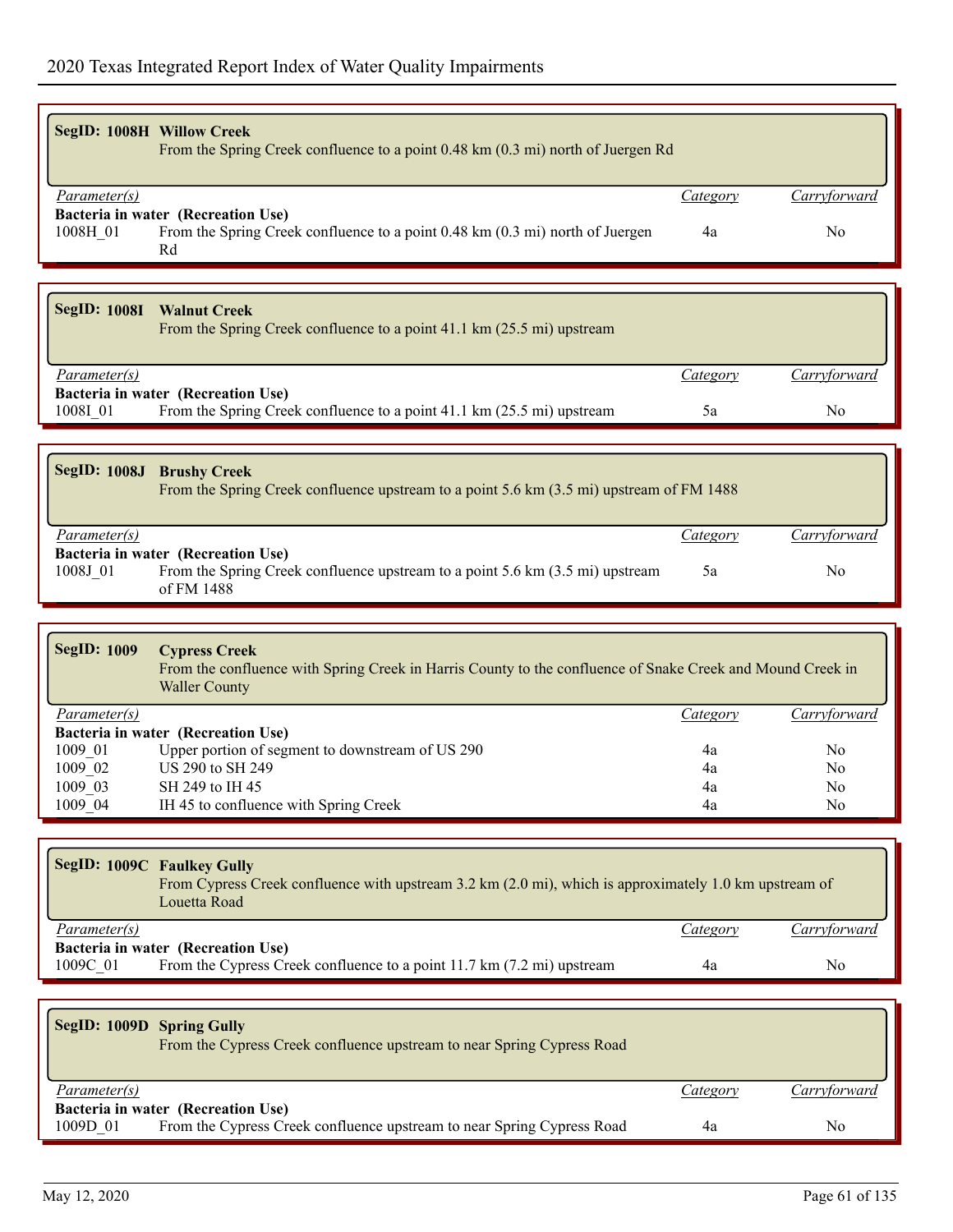## SegID: 1008H Willow Creek

From the Spring Creek confluence to a point 0.48 km (0.3 mi) north of Juergen Rd

| Parameter(s) | | Category | Carryforward |
|---|---|---|---|
| **Bacteria in water (Recreation Use)** | | | |
| 1008H_01 | From the Spring Creek confluence to a point 0.48 km (0.3 mi) north of Juergen Rd | 4a | No |

## SegID: 1008I Walnut Creek

From the Spring Creek confluence to a point 41.1 km (25.5 mi) upstream

| Parameter(s) | | Category | Carryforward |
|---|---|---|---|
| **Bacteria in water (Recreation Use)** | | | |
| 1008I_01 | From the Spring Creek confluence to a point 41.1 km (25.5 mi) upstream | 5a | No |

## SegID: 1008J Brushy Creek

From the Spring Creek confluence upstream to a point 5.6 km (3.5 mi) upstream of FM 1488

| Parameter(s) | | Category | Carryforward |
|---|---|---|---|
| **Bacteria in water (Recreation Use)** | | | |
| 1008J_01 | From the Spring Creek confluence upstream to a point 5.6 km (3.5 mi) upstream of FM 1488 | 5a | No |

## SegID: 1009 Cypress Creek

From the confluence with Spring Creek in Harris County to the confluence of Snake Creek and Mound Creek in Waller County

| Parameter(s) | | Category | Carryforward |
|---|---|---|---|
| **Bacteria in water (Recreation Use)** | | | |
| 1009_01 | Upper portion of segment to downstream of US 290 | 4a | No |
| 1009_02 | US 290 to SH 249 | 4a | No |
| 1009_03 | SH 249 to IH 45 | 4a | No |
| 1009_04 | IH 45 to confluence with Spring Creek | 4a | No |

## SegID: 1009C Faulkey Gully

From Cypress Creek confluence with upstream 3.2 km (2.0 mi), which is approximately 1.0 km upstream of Louetta Road

| Parameter(s) | | Category | Carryforward |
|---|---|---|---|
| **Bacteria in water (Recreation Use)** | | | |
| 1009C_01 | From the Cypress Creek confluence to a point 11.7 km (7.2 mi) upstream | 4a | No |

## SegID: 1009D Spring Gully

From the Cypress Creek confluence upstream to near Spring Cypress Road

| Parameter(s) | | Category | Carryforward |
|---|---|---|---|
| **Bacteria in water (Recreation Use)** | | | |
| 1009D_01 | From the Cypress Creek confluence upstream to near Spring Cypress Road | 4a | No |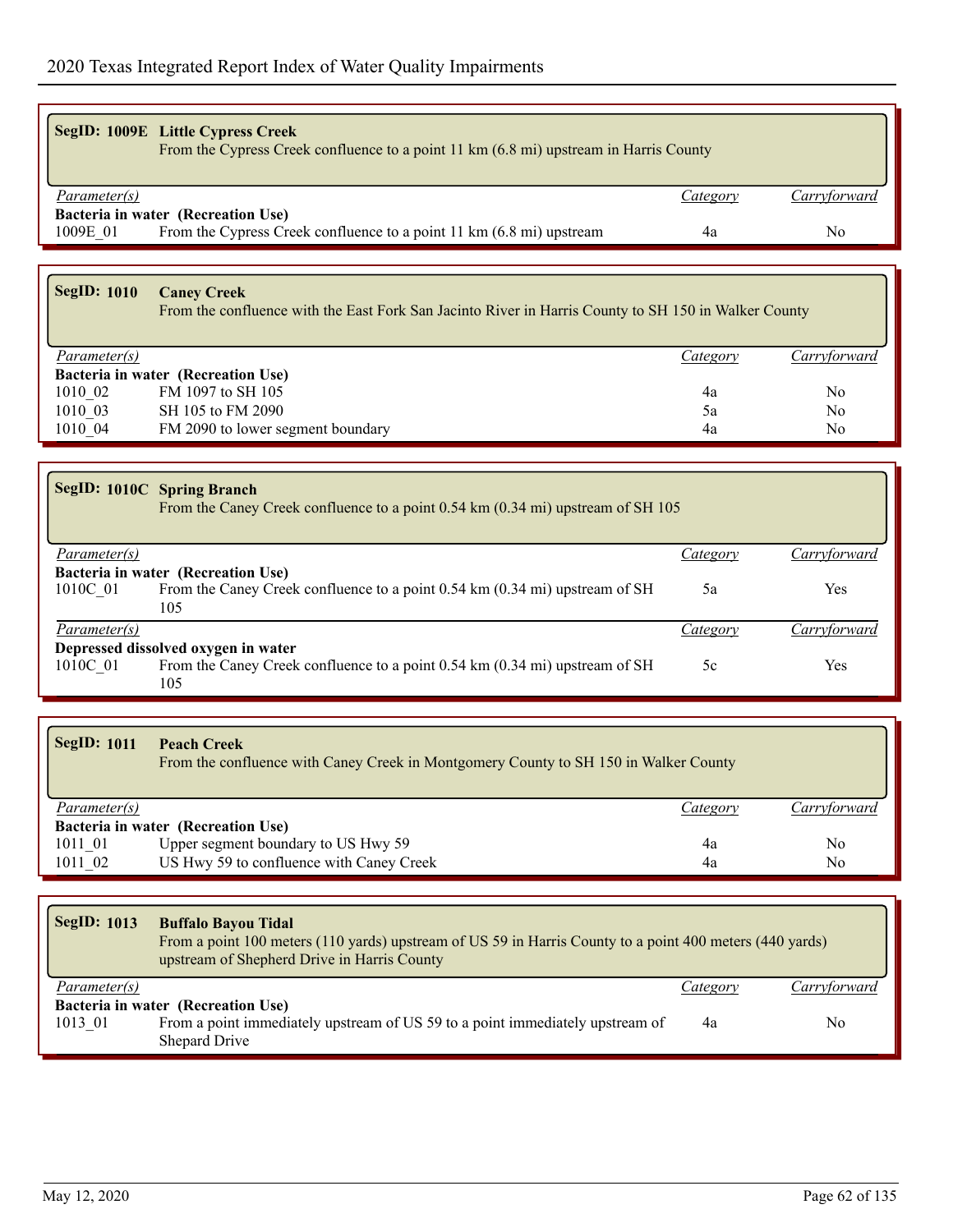### SegID: 1009E Little Cypress Creek

From the Cypress Creek confluence to a point 11 km (6.8 mi) upstream in Harris County

| *Parameter(s)* | | *Category* | *Carryforward* |
|---|---|---|---|
| **Bacteria in water (Recreation Use)** | | | |
| 1009E_01 | From the Cypress Creek confluence to a point 11 km (6.8 mi) upstream | 4a | No |

### SegID: 1010 Caney Creek

From the confluence with the East Fork San Jacinto River in Harris County to SH 150 in Walker County

| *Parameter(s)* | | *Category* | *Carryforward* |
|---|---|---|---|
| **Bacteria in water (Recreation Use)** | | | |
| 1010_02 | FM 1097 to SH 105 | 4a | No |
| 1010_03 | SH 105 to FM 2090 | 5a | No |
| 1010_04 | FM 2090 to lower segment boundary | 4a | No |

### SegID: 1010C Spring Branch

From the Caney Creek confluence to a point 0.54 km (0.34 mi) upstream of SH 105

| *Parameter(s)* | | *Category* | *Carryforward* |
|---|---|---|---|
| **Bacteria in water (Recreation Use)** | | | |
| 1010C_01 | From the Caney Creek confluence to a point 0.54 km (0.34 mi) upstream of SH 105 | 5a | Yes |

| *Parameter(s)* | | *Category* | *Carryforward* |
|---|---|---|---|
| **Depressed dissolved oxygen in water** | | | |
| 1010C_01 | From the Caney Creek confluence to a point 0.54 km (0.34 mi) upstream of SH 105 | 5c | Yes |

### SegID: 1011 Peach Creek

From the confluence with Caney Creek in Montgomery County to SH 150 in Walker County

| *Parameter(s)* | | *Category* | *Carryforward* |
|---|---|---|---|
| **Bacteria in water (Recreation Use)** | | | |
| 1011_01 | Upper segment boundary to US Hwy 59 | 4a | No |
| 1011_02 | US Hwy 59 to confluence with Caney Creek | 4a | No |

### SegID: 1013 Buffalo Bayou Tidal

From a point 100 meters (110 yards) upstream of US 59 in Harris County to a point 400 meters (440 yards) upstream of Shepherd Drive in Harris County

| *Parameter(s)* | | *Category* | *Carryforward* |
|---|---|---|---|
| **Bacteria in water (Recreation Use)** | | | |
| 1013_01 | From a point immediately upstream of US 59 to a point immediately upstream of Shepard Drive | 4a | No |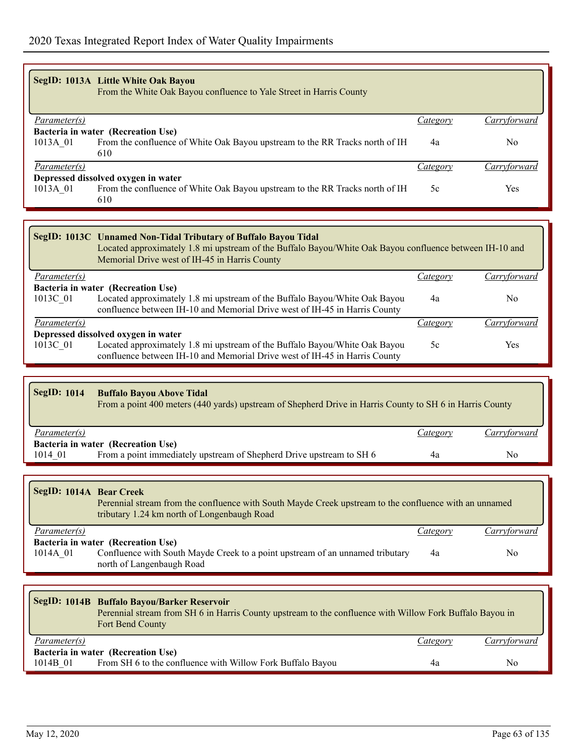**SegID: 1013A Little White Oak Bayou**
From the White Oak Bayou confluence to Yale Street in Harris County

| *Parameter(s)* | | *Category* | *Carryforward* |
|---|---|---|---|
| **Bacteria in water (Recreation Use)** | | | |
| 1013A_01 | From the confluence of White Oak Bayou upstream to the RR Tracks north of IH 610 | 4a | No |
| *Parameter(s)* | | *Category* | *Carryforward* |
| **Depressed dissolved oxygen in water** | | | |
| 1013A_01 | From the confluence of White Oak Bayou upstream to the RR Tracks north of IH 610 | 5c | Yes |

**SegID: 1013C Unnamed Non-Tidal Tributary of Buffalo Bayou Tidal**
Located approximately 1.8 mi upstream of the Buffalo Bayou/White Oak Bayou confluence between IH-10 and Memorial Drive west of IH-45 in Harris County

| *Parameter(s)* | | *Category* | *Carryforward* |
|---|---|---|---|
| **Bacteria in water (Recreation Use)** | | | |
| 1013C_01 | Located approximately 1.8 mi upstream of the Buffalo Bayou/White Oak Bayou confluence between IH-10 and Memorial Drive west of IH-45 in Harris County | 4a | No |
| *Parameter(s)* | | *Category* | *Carryforward* |
| **Depressed dissolved oxygen in water** | | | |
| 1013C_01 | Located approximately 1.8 mi upstream of the Buffalo Bayou/White Oak Bayou confluence between IH-10 and Memorial Drive west of IH-45 in Harris County | 5c | Yes |

**SegID: 1014 Buffalo Bayou Above Tidal**
From a point 400 meters (440 yards) upstream of Shepherd Drive in Harris County to SH 6 in Harris County

| *Parameter(s)* | | *Category* | *Carryforward* |
|---|---|---|---|
| **Bacteria in water (Recreation Use)** | | | |
| 1014_01 | From a point immediately upstream of Shepherd Drive upstream to SH 6 | 4a | No |

**SegID: 1014A Bear Creek**
Perennial stream from the confluence with South Mayde Creek upstream to the confluence with an unnamed tributary 1.24 km north of Longenbaugh Road

| *Parameter(s)* | | *Category* | *Carryforward* |
|---|---|---|---|
| **Bacteria in water (Recreation Use)** | | | |
| 1014A_01 | Confluence with South Mayde Creek to a point upstream of an unnamed tributary north of Langenbaugh Road | 4a | No |

**SegID: 1014B Buffalo Bayou/Barker Reservoir**
Perennial stream from SH 6 in Harris County upstream to the confluence with Willow Fork Buffalo Bayou in Fort Bend County

| *Parameter(s)* | | *Category* | *Carryforward* |
|---|---|---|---|
| **Bacteria in water (Recreation Use)** | | | |
| 1014B_01 | From SH 6 to the confluence with Willow Fork Buffalo Bayou | 4a | No |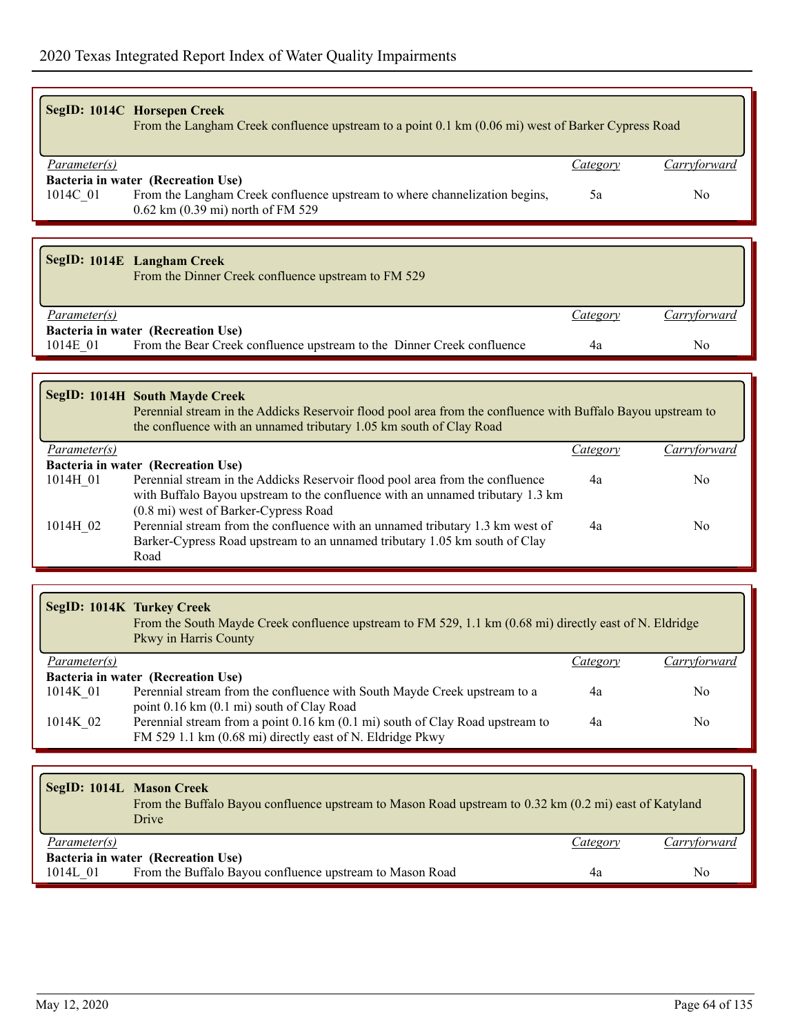### SegID: 1014C Horsepen Creek

From the Langham Creek confluence upstream to a point 0.1 km (0.06 mi) west of Barker Cypress Road

| *Parameter(s)* | | *Category* | *Carryforward* |
|---|---|---|---|
| **Bacteria in water (Recreation Use)** | | | |
| 1014C_01 | From the Langham Creek confluence upstream to where channelization begins, 0.62 km (0.39 mi) north of FM 529 | 5a | No |

### SegID: 1014E Langham Creek

From the Dinner Creek confluence upstream to FM 529

| *Parameter(s)* | | *Category* | *Carryforward* |
|---|---|---|---|
| **Bacteria in water (Recreation Use)** | | | |
| 1014E_01 | From the Bear Creek confluence upstream to the Dinner Creek confluence | 4a | No |

### SegID: 1014H South Mayde Creek

Perennial stream in the Addicks Reservoir flood pool area from the confluence with Buffalo Bayou upstream to the confluence with an unnamed tributary 1.05 km south of Clay Road

| *Parameter(s)* | | *Category* | *Carryforward* |
|---|---|---|---|
| **Bacteria in water (Recreation Use)** | | | |
| 1014H_01 | Perennial stream in the Addicks Reservoir flood pool area from the confluence with Buffalo Bayou upstream to the confluence with an unnamed tributary 1.3 km (0.8 mi) west of Barker-Cypress Road | 4a | No |
| 1014H_02 | Perennial stream from the confluence with an unnamed tributary 1.3 km west of Barker-Cypress Road upstream to an unnamed tributary 1.05 km south of Clay Road | 4a | No |

### SegID: 1014K Turkey Creek

From the South Mayde Creek confluence upstream to FM 529, 1.1 km (0.68 mi) directly east of N. Eldridge Pkwy in Harris County

| *Parameter(s)* | | *Category* | *Carryforward* |
|---|---|---|---|
| **Bacteria in water (Recreation Use)** | | | |
| 1014K_01 | Perennial stream from the confluence with South Mayde Creek upstream to a point 0.16 km (0.1 mi) south of Clay Road | 4a | No |
| 1014K_02 | Perennial stream from a point 0.16 km (0.1 mi) south of Clay Road upstream to FM 529 1.1 km (0.68 mi) directly east of N. Eldridge Pkwy | 4a | No |

### SegID: 1014L Mason Creek

From the Buffalo Bayou confluence upstream to Mason Road upstream to 0.32 km (0.2 mi) east of Katyland Drive

| *Parameter(s)* | | *Category* | *Carryforward* |
|---|---|---|---|
| **Bacteria in water (Recreation Use)** | | | |
| 1014L_01 | From the Buffalo Bayou confluence upstream to Mason Road | 4a | No |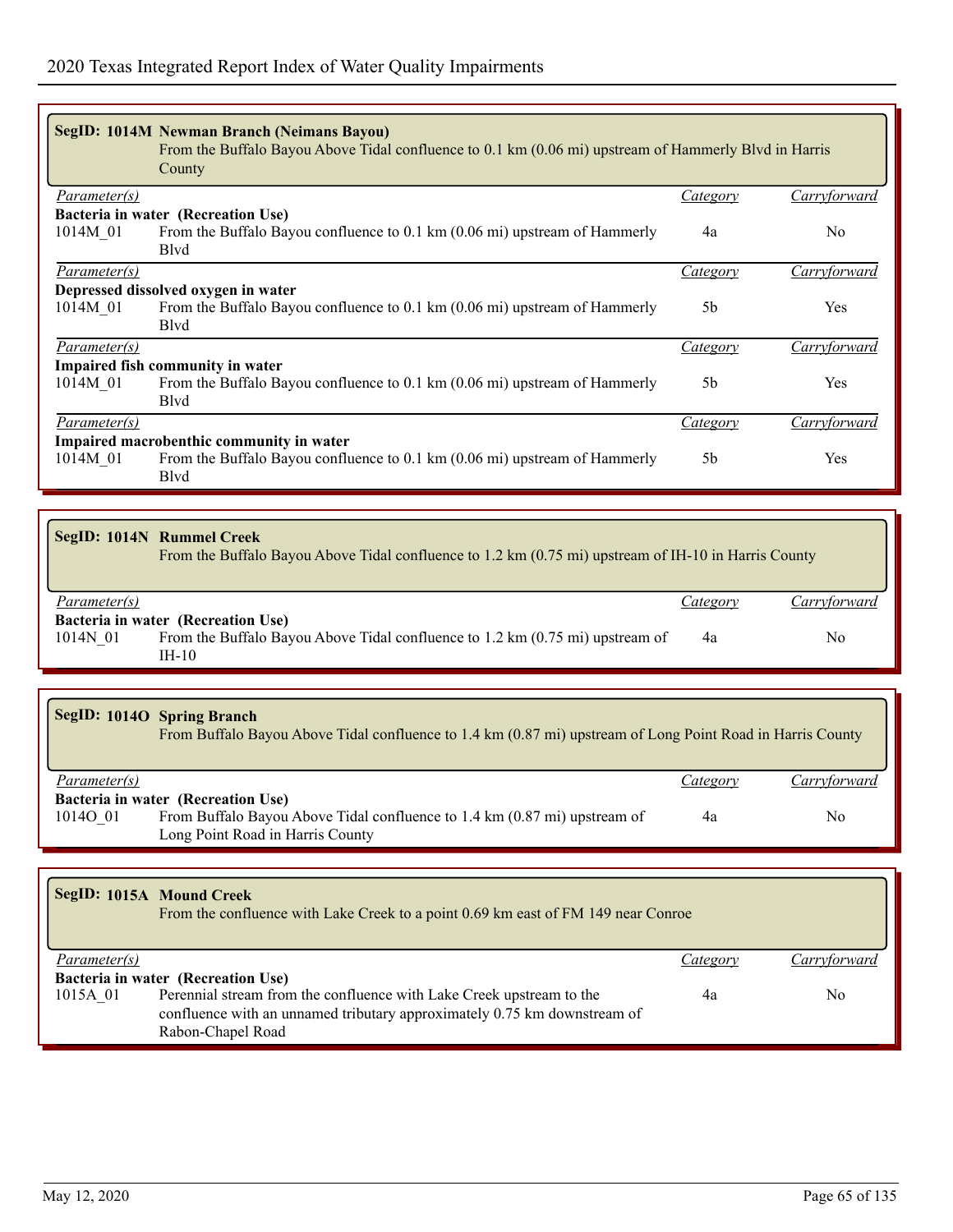## SegID: 1014M Newman Branch (Neimans Bayou)

From the Buffalo Bayou Above Tidal confluence to 0.1 km (0.06 mi) upstream of Hammerly Blvd in Harris County

| *Parameter(s)* | | *Category* | *Carryforward* |
|---|---|---|---|
| **Bacteria in water (Recreation Use)** | | | |
| 1014M_01 | From the Buffalo Bayou confluence to 0.1 km (0.06 mi) upstream of Hammerly Blvd | 4a | No |
| **Depressed dissolved oxygen in water** | | | |
| 1014M_01 | From the Buffalo Bayou confluence to 0.1 km (0.06 mi) upstream of Hammerly Blvd | 5b | Yes |
| **Impaired fish community in water** | | | |
| 1014M_01 | From the Buffalo Bayou confluence to 0.1 km (0.06 mi) upstream of Hammerly Blvd | 5b | Yes |
| **Impaired macrobenthic community in water** | | | |
| 1014M_01 | From the Buffalo Bayou confluence to 0.1 km (0.06 mi) upstream of Hammerly Blvd | 5b | Yes |

## SegID: 1014N Rummel Creek

From the Buffalo Bayou Above Tidal confluence to 1.2 km (0.75 mi) upstream of IH-10 in Harris County

| *Parameter(s)* | | *Category* | *Carryforward* |
|---|---|---|---|
| **Bacteria in water (Recreation Use)** | | | |
| 1014N_01 | From the Buffalo Bayou Above Tidal confluence to 1.2 km (0.75 mi) upstream of IH-10 | 4a | No |

## SegID: 1014O Spring Branch

From Buffalo Bayou Above Tidal confluence to 1.4 km (0.87 mi) upstream of Long Point Road in Harris County

| *Parameter(s)* | | *Category* | *Carryforward* |
|---|---|---|---|
| **Bacteria in water (Recreation Use)** | | | |
| 1014O_01 | From Buffalo Bayou Above Tidal confluence to 1.4 km (0.87 mi) upstream of Long Point Road in Harris County | 4a | No |

## SegID: 1015A Mound Creek

From the confluence with Lake Creek to a point 0.69 km east of FM 149 near Conroe

| *Parameter(s)* | | *Category* | *Carryforward* |
|---|---|---|---|
| **Bacteria in water (Recreation Use)** | | | |
| 1015A_01 | Perennial stream from the confluence with Lake Creek upstream to the confluence with an unnamed tributary approximately 0.75 km downstream of Rabon-Chapel Road | 4a | No |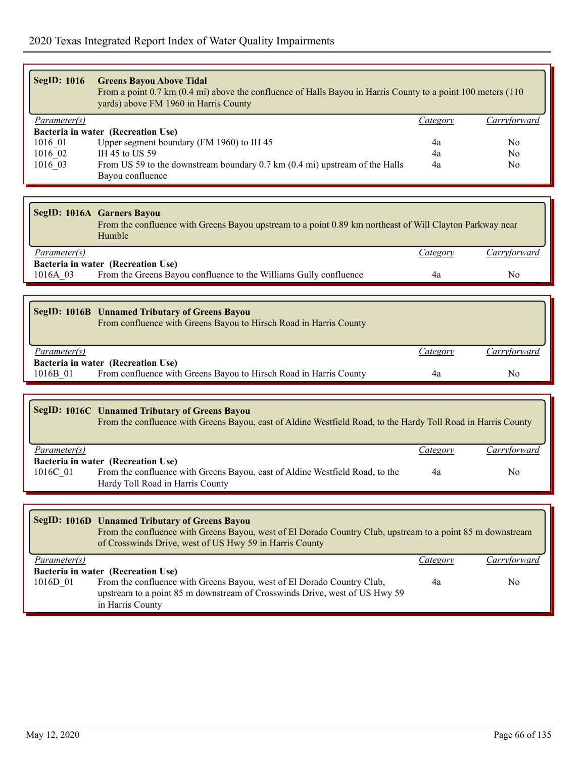## SegID: 1016 Greens Bayou Above Tidal

From a point 0.7 km (0.4 mi) above the confluence of Halls Bayou in Harris County to a point 100 meters (110 yards) above FM 1960 in Harris County

| *Parameter(s)* | | *Category* | *Carryforward* |
|---|---|---|---|
| **Bacteria in water (Recreation Use)** | | | |
| 1016_01 | Upper segment boundary (FM 1960) to IH 45 | 4a | No |
| 1016_02 | IH 45 to US 59 | 4a | No |
| 1016_03 | From US 59 to the downstream boundary 0.7 km (0.4 mi) upstream of the Halls Bayou confluence | 4a | No |

## SegID: 1016A Garners Bayou

From the confluence with Greens Bayou upstream to a point 0.89 km northeast of Will Clayton Parkway near Humble

| *Parameter(s)* | | *Category* | *Carryforward* |
|---|---|---|---|
| **Bacteria in water (Recreation Use)** | | | |
| 1016A_03 | From the Greens Bayou confluence to the Williams Gully confluence | 4a | No |

## SegID: 1016B Unnamed Tributary of Greens Bayou

From confluence with Greens Bayou to Hirsch Road in Harris County

| *Parameter(s)* | | *Category* | *Carryforward* |
|---|---|---|---|
| **Bacteria in water (Recreation Use)** | | | |
| 1016B_01 | From confluence with Greens Bayou to Hirsch Road in Harris County | 4a | No |

## SegID: 1016C Unnamed Tributary of Greens Bayou

From the confluence with Greens Bayou, east of Aldine Westfield Road, to the Hardy Toll Road in Harris County

| *Parameter(s)* | | *Category* | *Carryforward* |
|---|---|---|---|
| **Bacteria in water (Recreation Use)** | | | |
| 1016C_01 | From the confluence with Greens Bayou, east of Aldine Westfield Road, to the Hardy Toll Road in Harris County | 4a | No |

## SegID: 1016D Unnamed Tributary of Greens Bayou

From the confluence with Greens Bayou, west of El Dorado Country Club, upstream to a point 85 m downstream of Crosswinds Drive, west of US Hwy 59 in Harris County

| *Parameter(s)* | | *Category* | *Carryforward* |
|---|---|---|---|
| **Bacteria in water (Recreation Use)** | | | |
| 1016D_01 | From the confluence with Greens Bayou, west of El Dorado Country Club, upstream to a point 85 m downstream of Crosswinds Drive, west of US Hwy 59 in Harris County | 4a | No |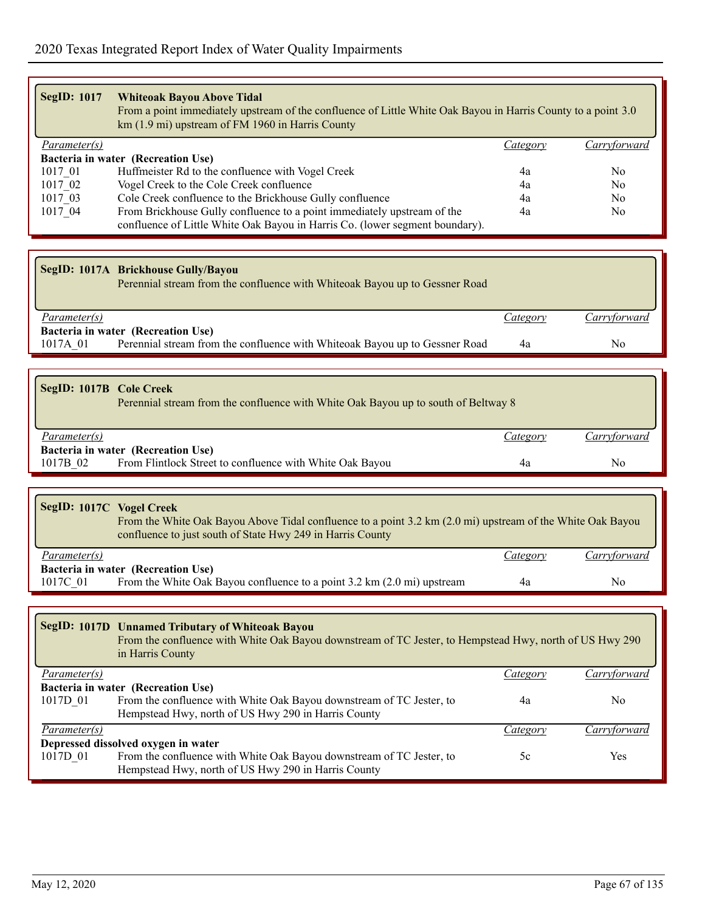## SegID: 1017 Whiteoak Bayou Above Tidal

From a point immediately upstream of the confluence of Little White Oak Bayou in Harris County to a point 3.0 km (1.9 mi) upstream of FM 1960 in Harris County

| *Parameter(s)* | | *Category* | *Carryforward* |
|---|---|---|---|
| **Bacteria in water (Recreation Use)** | | | |
| 1017_01 | Huffmeister Rd to the confluence with Vogel Creek | 4a | No |
| 1017_02 | Vogel Creek to the Cole Creek confluence | 4a | No |
| 1017_03 | Cole Creek confluence to the Brickhouse Gully confluence | 4a | No |
| 1017_04 | From Brickhouse Gully confluence to a point immediately upstream of the confluence of Little White Oak Bayou in Harris Co. (lower segment boundary). | 4a | No |

## SegID: 1017A Brickhouse Gully/Bayou

Perennial stream from the confluence with Whiteoak Bayou up to Gessner Road

| *Parameter(s)* | | *Category* | *Carryforward* |
|---|---|---|---|
| **Bacteria in water (Recreation Use)** | | | |
| 1017A_01 | Perennial stream from the confluence with Whiteoak Bayou up to Gessner Road | 4a | No |

## SegID: 1017B Cole Creek

Perennial stream from the confluence with White Oak Bayou up to south of Beltway 8

| *Parameter(s)* | | *Category* | *Carryforward* |
|---|---|---|---|
| **Bacteria in water (Recreation Use)** | | | |
| 1017B_02 | From Flintlock Street to confluence with White Oak Bayou | 4a | No |

## SegID: 1017C Vogel Creek

From the White Oak Bayou Above Tidal confluence to a point 3.2 km (2.0 mi) upstream of the White Oak Bayou confluence to just south of State Hwy 249 in Harris County

| *Parameter(s)* | | *Category* | *Carryforward* |
|---|---|---|---|
| **Bacteria in water (Recreation Use)** | | | |
| 1017C_01 | From the White Oak Bayou confluence to a point 3.2 km (2.0 mi) upstream | 4a | No |

## SegID: 1017D Unnamed Tributary of Whiteoak Bayou

From the confluence with White Oak Bayou downstream of TC Jester, to Hempstead Hwy, north of US Hwy 290 in Harris County

| *Parameter(s)* | | *Category* | *Carryforward* |
|---|---|---|---|
| **Bacteria in water (Recreation Use)** | | | |
| 1017D_01 | From the confluence with White Oak Bayou downstream of TC Jester, to Hempstead Hwy, north of US Hwy 290 in Harris County | 4a | No |

| *Parameter(s)* | | *Category* | *Carryforward* |
|---|---|---|---|
| **Depressed dissolved oxygen in water** | | | |
| 1017D_01 | From the confluence with White Oak Bayou downstream of TC Jester, to Hempstead Hwy, north of US Hwy 290 in Harris County | 5c | Yes |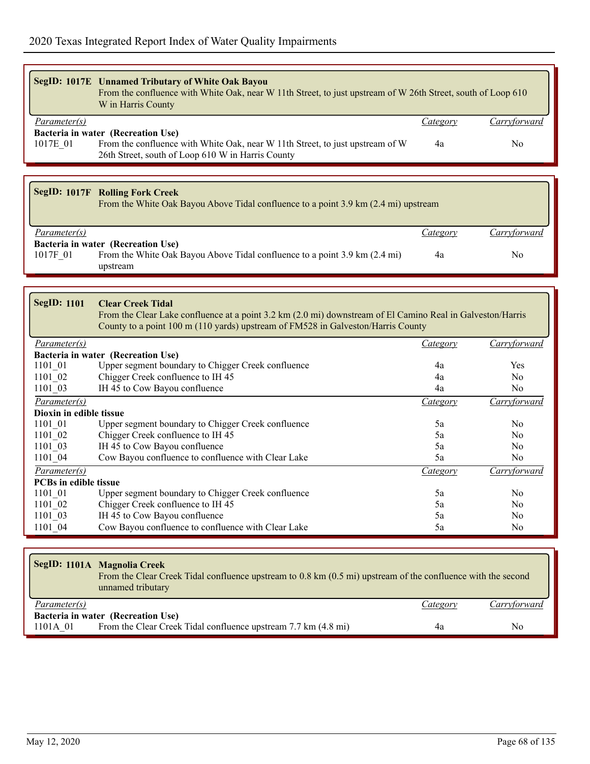## SegID: 1017E Unnamed Tributary of White Oak Bayou

From the confluence with White Oak, near W 11th Street, to just upstream of W 26th Street, south of Loop 610 W in Harris County

| *Parameter(s)* | | *Category* | *Carryforward* |
|---|---|---|---|
| **Bacteria in water (Recreation Use)** | | | |
| 1017E_01 | From the confluence with White Oak, near W 11th Street, to just upstream of W 26th Street, south of Loop 610 W in Harris County | 4a | No |

## SegID: 1017F Rolling Fork Creek

From the White Oak Bayou Above Tidal confluence to a point 3.9 km (2.4 mi) upstream

| *Parameter(s)* | | *Category* | *Carryforward* |
|---|---|---|---|
| **Bacteria in water (Recreation Use)** | | | |
| 1017F_01 | From the White Oak Bayou Above Tidal confluence to a point 3.9 km (2.4 mi) upstream | 4a | No |

## SegID: 1101 Clear Creek Tidal

From the Clear Lake confluence at a point 3.2 km (2.0 mi) downstream of El Camino Real in Galveston/Harris County to a point 100 m (110 yards) upstream of FM528 in Galveston/Harris County

| *Parameter(s)* | | *Category* | *Carryforward* |
|---|---|---|---|
| **Bacteria in water (Recreation Use)** | | | |
| 1101_01 | Upper segment boundary to Chigger Creek confluence | 4a | Yes |
| 1101_02 | Chigger Creek confluence to IH 45 | 4a | No |
| 1101_03 | IH 45 to Cow Bayou confluence | 4a | No |

| *Parameter(s)* | | *Category* | *Carryforward* |
|---|---|---|---|
| **Dioxin in edible tissue** | | | |
| 1101_01 | Upper segment boundary to Chigger Creek confluence | 5a | No |
| 1101_02 | Chigger Creek confluence to IH 45 | 5a | No |
| 1101_03 | IH 45 to Cow Bayou confluence | 5a | No |
| 1101_04 | Cow Bayou confluence to confluence with Clear Lake | 5a | No |

| *Parameter(s)* | | *Category* | *Carryforward* |
|---|---|---|---|
| **PCBs in edible tissue** | | | |
| 1101_01 | Upper segment boundary to Chigger Creek confluence | 5a | No |
| 1101_02 | Chigger Creek confluence to IH 45 | 5a | No |
| 1101_03 | IH 45 to Cow Bayou confluence | 5a | No |
| 1101_04 | Cow Bayou confluence to confluence with Clear Lake | 5a | No |

## SegID: 1101A Magnolia Creek

From the Clear Creek Tidal confluence upstream to 0.8 km (0.5 mi) upstream of the confluence with the second unnamed tributary

| *Parameter(s)* | | *Category* | *Carryforward* |
|---|---|---|---|
| **Bacteria in water (Recreation Use)** | | | |
| 1101A_01 | From the Clear Creek Tidal confluence upstream 7.7 km (4.8 mi) | 4a | No |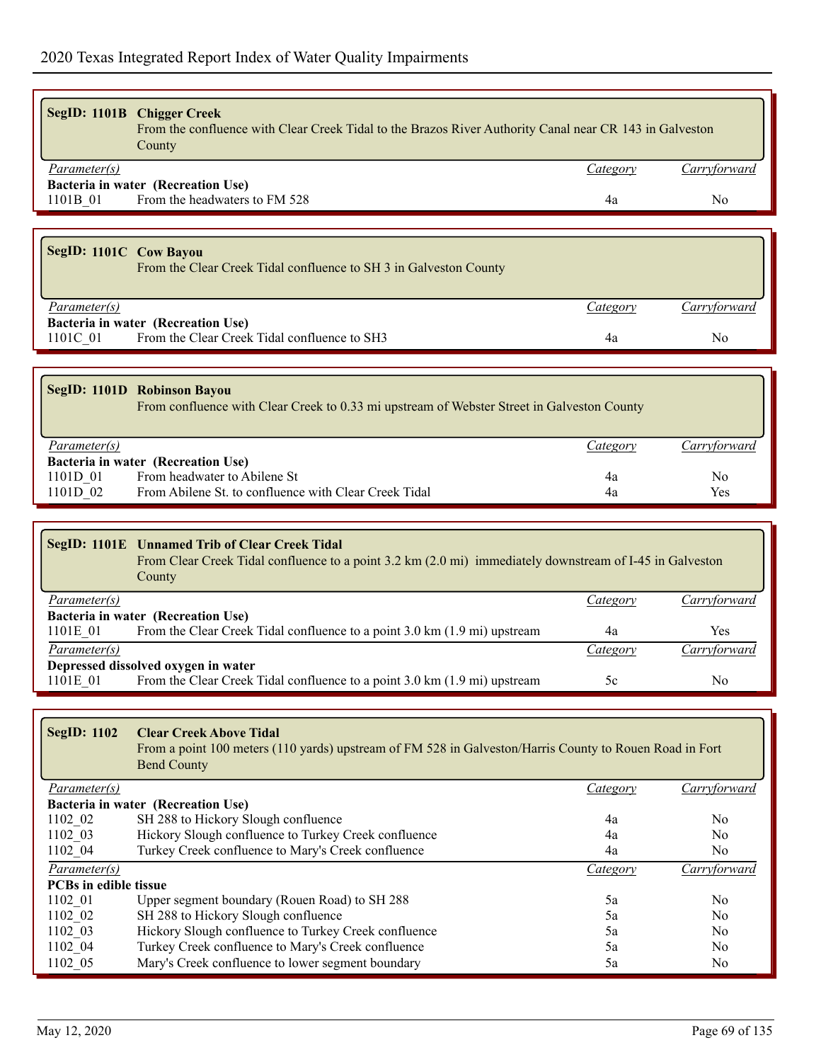### SegID: 1101B Chigger Creek

From the confluence with Clear Creek Tidal to the Brazos River Authority Canal near CR 143 in Galveston County

| *Parameter(s)* | | *Category* | *Carryforward* |
|---|---|---|---|
| **Bacteria in water (Recreation Use)** | | | |
| 1101B_01 | From the headwaters to FM 528 | 4a | No |

### SegID: 1101C Cow Bayou

From the Clear Creek Tidal confluence to SH 3 in Galveston County

| *Parameter(s)* | | *Category* | *Carryforward* |
|---|---|---|---|
| **Bacteria in water (Recreation Use)** | | | |
| 1101C_01 | From the Clear Creek Tidal confluence to SH3 | 4a | No |

### SegID: 1101D Robinson Bayou

From confluence with Clear Creek to 0.33 mi upstream of Webster Street in Galveston County

| *Parameter(s)* | | *Category* | *Carryforward* |
|---|---|---|---|
| **Bacteria in water (Recreation Use)** | | | |
| 1101D_01 | From headwater to Abilene St | 4a | No |
| 1101D_02 | From Abilene St. to confluence with Clear Creek Tidal | 4a | Yes |

### SegID: 1101E Unnamed Trib of Clear Creek Tidal

From Clear Creek Tidal confluence to a point 3.2 km (2.0 mi) immediately downstream of I-45 in Galveston County

| *Parameter(s)* | | *Category* | *Carryforward* |
|---|---|---|---|
| **Bacteria in water (Recreation Use)** | | | |
| 1101E_01 | From the Clear Creek Tidal confluence to a point 3.0 km (1.9 mi) upstream | 4a | Yes |
| *Parameter(s)* | | *Category* | *Carryforward* |
| **Depressed dissolved oxygen in water** | | | |
| 1101E_01 | From the Clear Creek Tidal confluence to a point 3.0 km (1.9 mi) upstream | 5c | No |

### SegID: 1102 Clear Creek Above Tidal

From a point 100 meters (110 yards) upstream of FM 528 in Galveston/Harris County to Rouen Road in Fort Bend County

| *Parameter(s)* | | *Category* | *Carryforward* |
|---|---|---|---|
| **Bacteria in water (Recreation Use)** | | | |
| 1102_02 | SH 288 to Hickory Slough confluence | 4a | No |
| 1102_03 | Hickory Slough confluence to Turkey Creek confluence | 4a | No |
| 1102_04 | Turkey Creek confluence to Mary's Creek confluence | 4a | No |
| *Parameter(s)* | | *Category* | *Carryforward* |
| **PCBs in edible tissue** | | | |
| 1102_01 | Upper segment boundary (Rouen Road) to SH 288 | 5a | No |
| 1102_02 | SH 288 to Hickory Slough confluence | 5a | No |
| 1102_03 | Hickory Slough confluence to Turkey Creek confluence | 5a | No |
| 1102_04 | Turkey Creek confluence to Mary's Creek confluence | 5a | No |
| 1102_05 | Mary's Creek confluence to lower segment boundary | 5a | No |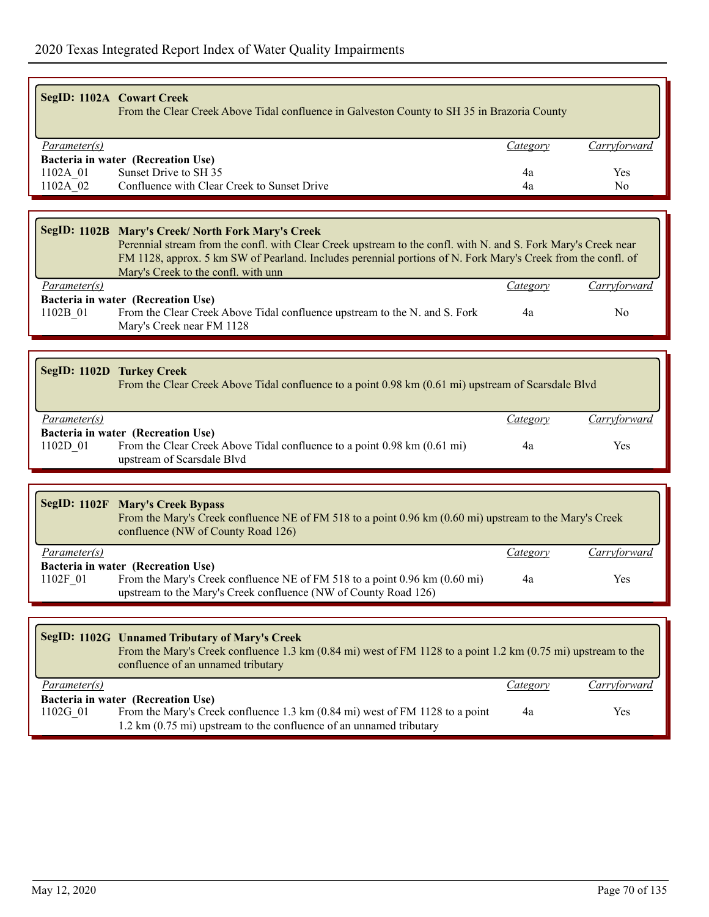**SegID: 1102A Cowart Creek**

From the Clear Creek Above Tidal confluence in Galveston County to SH 35 in Brazoria County

| *Parameter(s)* | | *Category* | *Carryforward* |
|---|---|---|---|
| **Bacteria in water (Recreation Use)** | | | |
| 1102A_01 | Sunset Drive to SH 35 | 4a | Yes |
| 1102A_02 | Confluence with Clear Creek to Sunset Drive | 4a | No |

**SegID: 1102B Mary's Creek/ North Fork Mary's Creek**

Perennial stream from the confl. with Clear Creek upstream to the confl. with N. and S. Fork Mary's Creek near FM 1128, approx. 5 km SW of Pearland. Includes perennial portions of N. Fork Mary's Creek from the confl. of Mary's Creek to the confl. with unn

| *Parameter(s)* | | *Category* | *Carryforward* |
|---|---|---|---|
| **Bacteria in water (Recreation Use)** | | | |
| 1102B_01 | From the Clear Creek Above Tidal confluence upstream to the N. and S. Fork Mary's Creek near FM 1128 | 4a | No |

**SegID: 1102D Turkey Creek**

From the Clear Creek Above Tidal confluence to a point 0.98 km (0.61 mi) upstream of Scarsdale Blvd

| *Parameter(s)* | | *Category* | *Carryforward* |
|---|---|---|---|
| **Bacteria in water (Recreation Use)** | | | |
| 1102D_01 | From the Clear Creek Above Tidal confluence to a point 0.98 km (0.61 mi) upstream of Scarsdale Blvd | 4a | Yes |

**SegID: 1102F Mary's Creek Bypass**

From the Mary's Creek confluence NE of FM 518 to a point 0.96 km (0.60 mi) upstream to the Mary's Creek confluence (NW of County Road 126)

| *Parameter(s)* | | *Category* | *Carryforward* |
|---|---|---|---|
| **Bacteria in water (Recreation Use)** | | | |
| 1102F_01 | From the Mary's Creek confluence NE of FM 518 to a point 0.96 km (0.60 mi) upstream to the Mary's Creek confluence (NW of County Road 126) | 4a | Yes |

**SegID: 1102G Unnamed Tributary of Mary's Creek**

From the Mary's Creek confluence 1.3 km (0.84 mi) west of FM 1128 to a point 1.2 km (0.75 mi) upstream to the confluence of an unnamed tributary

| *Parameter(s)* | | *Category* | *Carryforward* |
|---|---|---|---|
| **Bacteria in water (Recreation Use)** | | | |
| 1102G_01 | From the Mary's Creek confluence 1.3 km (0.84 mi) west of FM 1128 to a point 1.2 km (0.75 mi) upstream to the confluence of an unnamed tributary | 4a | Yes |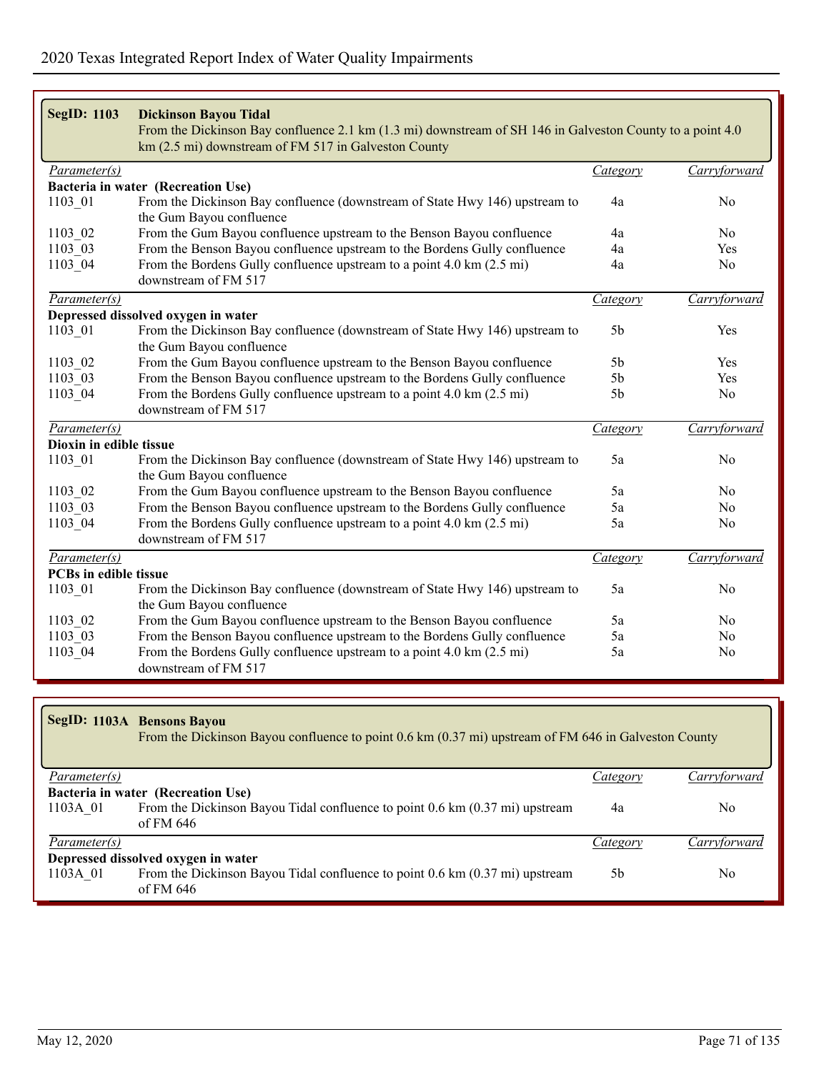## SegID: 1103 Dickinson Bayou Tidal

From the Dickinson Bay confluence 2.1 km (1.3 mi) downstream of SH 146 in Galveston County to a point 4.0 km (2.5 mi) downstream of FM 517 in Galveston County

| *Parameter(s)* | | *Category* | *Carryforward* |
|---|---|---|---|
| **Bacteria in water (Recreation Use)** | | | |
| 1103_01 | From the Dickinson Bay confluence (downstream of State Hwy 146) upstream to the Gum Bayou confluence | 4a | No |
| 1103_02 | From the Gum Bayou confluence upstream to the Benson Bayou confluence | 4a | No |
| 1103_03 | From the Benson Bayou confluence upstream to the Bordens Gully confluence | 4a | Yes |
| 1103_04 | From the Bordens Gully confluence upstream to a point 4.0 km (2.5 mi) downstream of FM 517 | 4a | No |

| *Parameter(s)* | | *Category* | *Carryforward* |
|---|---|---|---|
| **Depressed dissolved oxygen in water** | | | |
| 1103_01 | From the Dickinson Bay confluence (downstream of State Hwy 146) upstream to the Gum Bayou confluence | 5b | Yes |
| 1103_02 | From the Gum Bayou confluence upstream to the Benson Bayou confluence | 5b | Yes |
| 1103_03 | From the Benson Bayou confluence upstream to the Bordens Gully confluence | 5b | Yes |
| 1103_04 | From the Bordens Gully confluence upstream to a point 4.0 km (2.5 mi) downstream of FM 517 | 5b | No |

| *Parameter(s)* | | *Category* | *Carryforward* |
|---|---|---|---|
| **Dioxin in edible tissue** | | | |
| 1103_01 | From the Dickinson Bay confluence (downstream of State Hwy 146) upstream to the Gum Bayou confluence | 5a | No |
| 1103_02 | From the Gum Bayou confluence upstream to the Benson Bayou confluence | 5a | No |
| 1103_03 | From the Benson Bayou confluence upstream to the Bordens Gully confluence | 5a | No |
| 1103_04 | From the Bordens Gully confluence upstream to a point 4.0 km (2.5 mi) downstream of FM 517 | 5a | No |

| *Parameter(s)* | | *Category* | *Carryforward* |
|---|---|---|---|
| **PCBs in edible tissue** | | | |
| 1103_01 | From the Dickinson Bay confluence (downstream of State Hwy 146) upstream to the Gum Bayou confluence | 5a | No |
| 1103_02 | From the Gum Bayou confluence upstream to the Benson Bayou confluence | 5a | No |
| 1103_03 | From the Benson Bayou confluence upstream to the Bordens Gully confluence | 5a | No |
| 1103_04 | From the Bordens Gully confluence upstream to a point 4.0 km (2.5 mi) downstream of FM 517 | 5a | No |

## SegID: 1103A Bensons Bayou

From the Dickinson Bayou confluence to point 0.6 km (0.37 mi) upstream of FM 646 in Galveston County

| *Parameter(s)* | | *Category* | *Carryforward* |
|---|---|---|---|
| **Bacteria in water (Recreation Use)** | | | |
| 1103A_01 | From the Dickinson Bayou Tidal confluence to point 0.6 km (0.37 mi) upstream of FM 646 | 4a | No |

| *Parameter(s)* | | *Category* | *Carryforward* |
|---|---|---|---|
| **Depressed dissolved oxygen in water** | | | |
| 1103A_01 | From the Dickinson Bayou Tidal confluence to point 0.6 km (0.37 mi) upstream of FM 646 | 5b | No |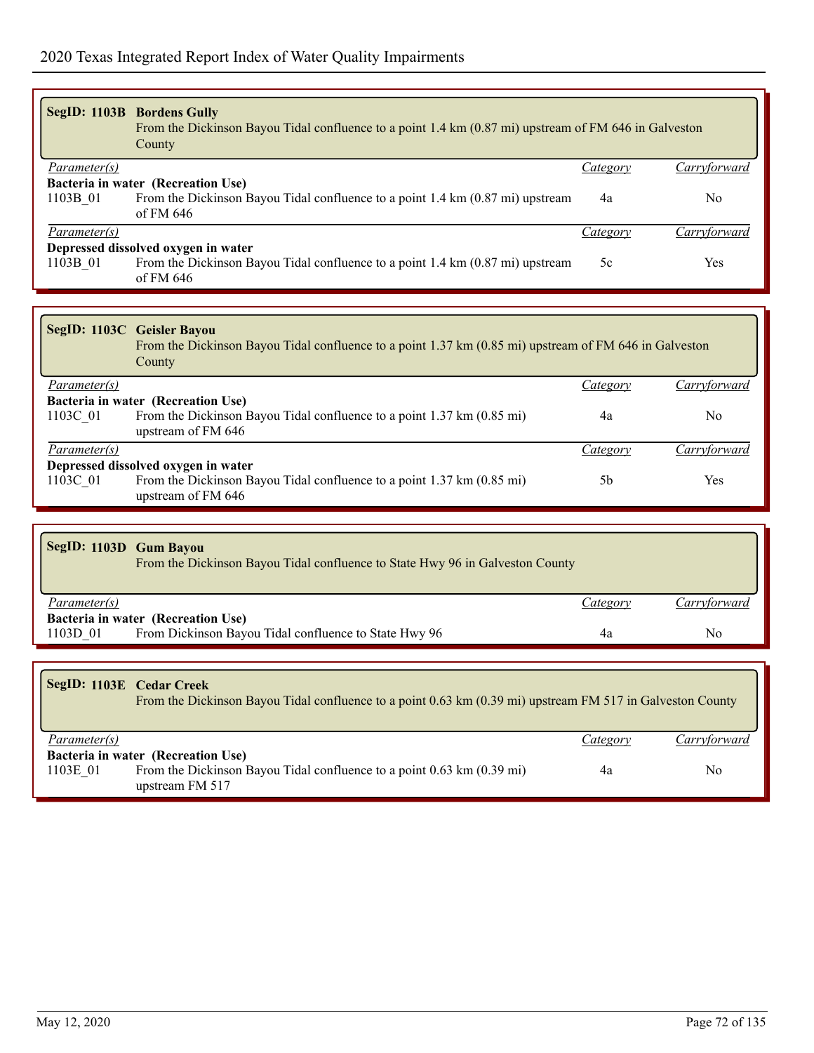## SegID: 1103B Bordens Gully

From the Dickinson Bayou Tidal confluence to a point 1.4 km (0.87 mi) upstream of FM 646 in Galveston County

| *Parameter(s)* | | *Category* | *Carryforward* |
|---|---|---|---|
| **Bacteria in water (Recreation Use)** | | | |
| 1103B_01 | From the Dickinson Bayou Tidal confluence to a point 1.4 km (0.87 mi) upstream of FM 646 | 4a | No |

| *Parameter(s)* | | *Category* | *Carryforward* |
|---|---|---|---|
| **Depressed dissolved oxygen in water** | | | |
| 1103B_01 | From the Dickinson Bayou Tidal confluence to a point 1.4 km (0.87 mi) upstream of FM 646 | 5c | Yes |

## SegID: 1103C Geisler Bayou

From the Dickinson Bayou Tidal confluence to a point 1.37 km (0.85 mi) upstream of FM 646 in Galveston County

| *Parameter(s)* | | *Category* | *Carryforward* |
|---|---|---|---|
| **Bacteria in water (Recreation Use)** | | | |
| 1103C_01 | From the Dickinson Bayou Tidal confluence to a point 1.37 km (0.85 mi) upstream of FM 646 | 4a | No |

| *Parameter(s)* | | *Category* | *Carryforward* |
|---|---|---|---|
| **Depressed dissolved oxygen in water** | | | |
| 1103C_01 | From the Dickinson Bayou Tidal confluence to a point 1.37 km (0.85 mi) upstream of FM 646 | 5b | Yes |

## SegID: 1103D Gum Bayou

From the Dickinson Bayou Tidal confluence to State Hwy 96 in Galveston County

| *Parameter(s)* | | *Category* | *Carryforward* |
|---|---|---|---|
| **Bacteria in water (Recreation Use)** | | | |
| 1103D_01 | From Dickinson Bayou Tidal confluence to State Hwy 96 | 4a | No |

## SegID: 1103E Cedar Creek

From the Dickinson Bayou Tidal confluence to a point 0.63 km (0.39 mi) upstream FM 517 in Galveston County

| *Parameter(s)* | | *Category* | *Carryforward* |
|---|---|---|---|
| **Bacteria in water (Recreation Use)** | | | |
| 1103E_01 | From the Dickinson Bayou Tidal confluence to a point 0.63 km (0.39 mi) upstream FM 517 | 4a | No |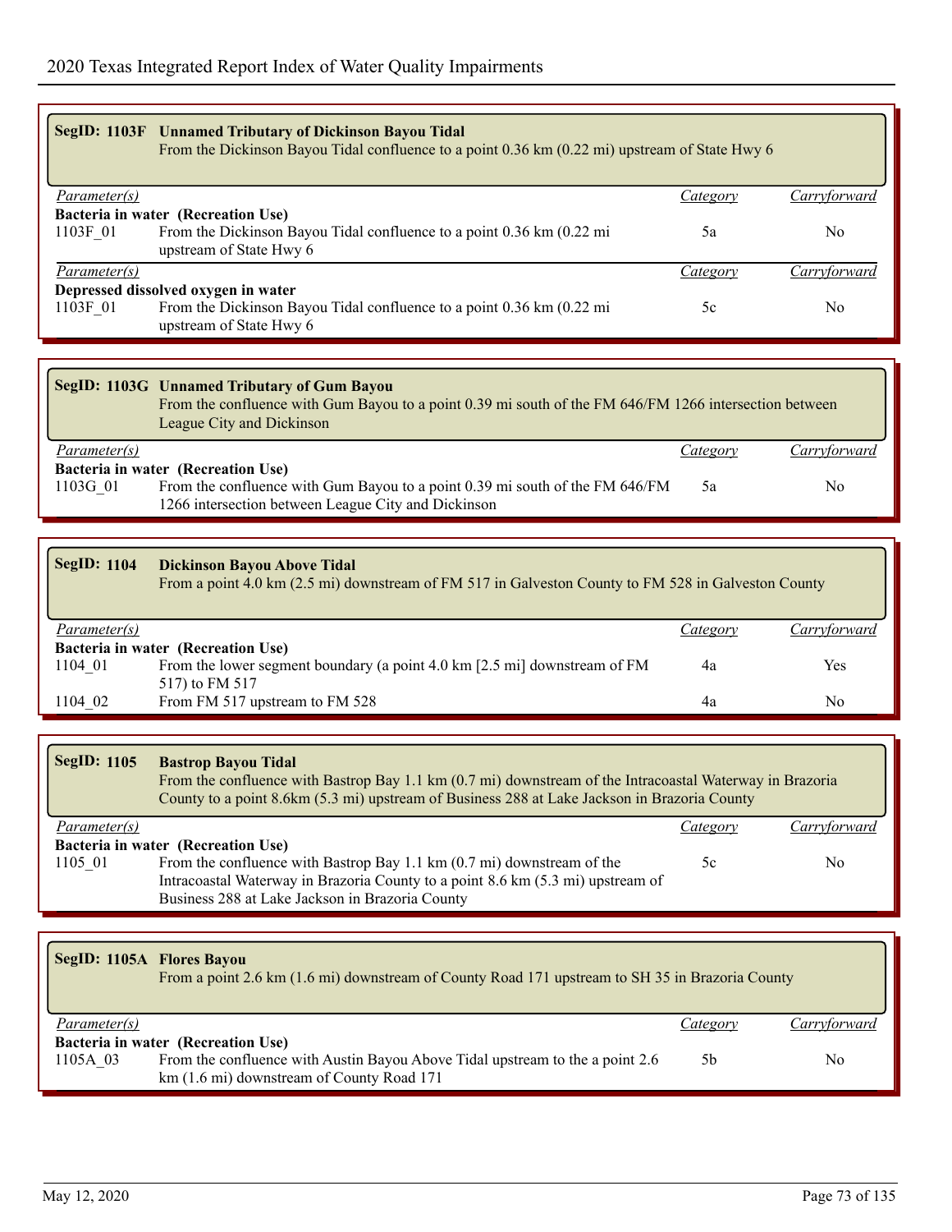## SegID: 1103F Unnamed Tributary of Dickinson Bayou Tidal

From the Dickinson Bayou Tidal confluence to a point 0.36 km (0.22 mi) upstream of State Hwy 6

| *Parameter(s)* | | *Category* | *Carryforward* |
|---|---|---|---|
| **Bacteria in water (Recreation Use)** | | | |
| 1103F_01 | From the Dickinson Bayou Tidal confluence to a point 0.36 km (0.22 mi upstream of State Hwy 6 | 5a | No |

| *Parameter(s)* | | *Category* | *Carryforward* |
|---|---|---|---|
| **Depressed dissolved oxygen in water** | | | |
| 1103F_01 | From the Dickinson Bayou Tidal confluence to a point 0.36 km (0.22 mi upstream of State Hwy 6 | 5c | No |

## SegID: 1103G Unnamed Tributary of Gum Bayou

From the confluence with Gum Bayou to a point 0.39 mi south of the FM 646/FM 1266 intersection between League City and Dickinson

| *Parameter(s)* | | *Category* | *Carryforward* |
|---|---|---|---|
| **Bacteria in water (Recreation Use)** | | | |
| 1103G_01 | From the confluence with Gum Bayou to a point 0.39 mi south of the FM 646/FM 1266 intersection between League City and Dickinson | 5a | No |

## SegID: 1104 Dickinson Bayou Above Tidal

From a point 4.0 km (2.5 mi) downstream of FM 517 in Galveston County to FM 528 in Galveston County

| *Parameter(s)* | | *Category* | *Carryforward* |
|---|---|---|---|
| **Bacteria in water (Recreation Use)** | | | |
| 1104_01 | From the lower segment boundary (a point 4.0 km [2.5 mi] downstream of FM 517) to FM 517 | 4a | Yes |
| 1104_02 | From FM 517 upstream to FM 528 | 4a | No |

## SegID: 1105 Bastrop Bayou Tidal

From the confluence with Bastrop Bay 1.1 km (0.7 mi) downstream of the Intracoastal Waterway in Brazoria County to a point 8.6km (5.3 mi) upstream of Business 288 at Lake Jackson in Brazoria County

| *Parameter(s)* | | *Category* | *Carryforward* |
|---|---|---|---|
| **Bacteria in water (Recreation Use)** | | | |
| 1105_01 | From the confluence with Bastrop Bay 1.1 km (0.7 mi) downstream of the Intracoastal Waterway in Brazoria County to a point 8.6 km (5.3 mi) upstream of Business 288 at Lake Jackson in Brazoria County | 5c | No |

## SegID: 1105A Flores Bayou

From a point 2.6 km (1.6 mi) downstream of County Road 171 upstream to SH 35 in Brazoria County

| *Parameter(s)* | | *Category* | *Carryforward* |
|---|---|---|---|
| **Bacteria in water (Recreation Use)** | | | |
| 1105A_03 | From the confluence with Austin Bayou Above Tidal upstream to the point 2.6 km (1.6 mi) downstream of County Road 171 | 5b | No |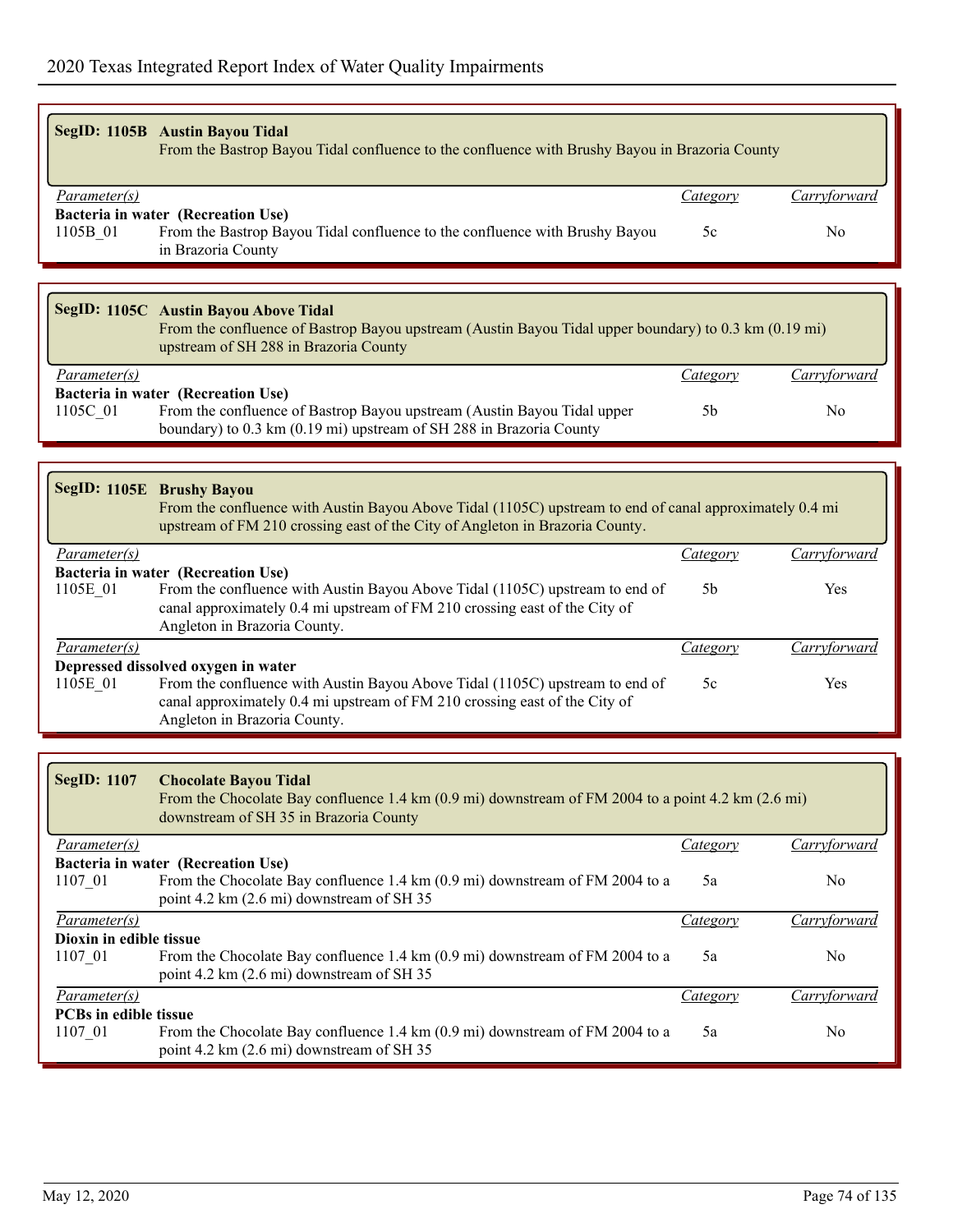**SegID: 1105B Austin Bayou Tidal**
From the Bastrop Bayou Tidal confluence to the confluence with Brushy Bayou in Brazoria County

| *Parameter(s)* | | *Category* | *Carryforward* |
|---|---|---|---|
| **Bacteria in water (Recreation Use)** | | | |
| 1105B_01 | From the Bastrop Bayou Tidal confluence to the confluence with Brushy Bayou in Brazoria County | 5c | No |

**SegID: 1105C Austin Bayou Above Tidal**
From the confluence of Bastrop Bayou upstream (Austin Bayou Tidal upper boundary) to 0.3 km (0.19 mi) upstream of SH 288 in Brazoria County

| *Parameter(s)* | | *Category* | *Carryforward* |
|---|---|---|---|
| **Bacteria in water (Recreation Use)** | | | |
| 1105C_01 | From the confluence of Bastrop Bayou upstream (Austin Bayou Tidal upper boundary) to 0.3 km (0.19 mi) upstream of SH 288 in Brazoria County | 5b | No |

**SegID: 1105E Brushy Bayou**
From the confluence with Austin Bayou Above Tidal (1105C) upstream to end of canal approximately 0.4 mi upstream of FM 210 crossing east of the City of Angleton in Brazoria County.

| *Parameter(s)* | | *Category* | *Carryforward* |
|---|---|---|---|
| **Bacteria in water (Recreation Use)** | | | |
| 1105E_01 | From the confluence with Austin Bayou Above Tidal (1105C) upstream to end of canal approximately 0.4 mi upstream of FM 210 crossing east of the City of Angleton in Brazoria County. | 5b | Yes |
| **Depressed dissolved oxygen in water** | | | |
| 1105E_01 | From the confluence with Austin Bayou Above Tidal (1105C) upstream to end of canal approximately 0.4 mi upstream of FM 210 crossing east of the City of Angleton in Brazoria County. | 5c | Yes |

**SegID: 1107 Chocolate Bayou Tidal**
From the Chocolate Bay confluence 1.4 km (0.9 mi) downstream of FM 2004 to a point 4.2 km (2.6 mi) downstream of SH 35 in Brazoria County

| *Parameter(s)* | | *Category* | *Carryforward* |
|---|---|---|---|
| **Bacteria in water (Recreation Use)** | | | |
| 1107_01 | From the Chocolate Bay confluence 1.4 km (0.9 mi) downstream of FM 2004 to a point 4.2 km (2.6 mi) downstream of SH 35 | 5a | No |
| **Dioxin in edible tissue** | | | |
| 1107_01 | From the Chocolate Bay confluence 1.4 km (0.9 mi) downstream of FM 2004 to a point 4.2 km (2.6 mi) downstream of SH 35 | 5a | No |
| **PCBs in edible tissue** | | | |
| 1107_01 | From the Chocolate Bay confluence 1.4 km (0.9 mi) downstream of FM 2004 to a point 4.2 km (2.6 mi) downstream of SH 35 | 5a | No |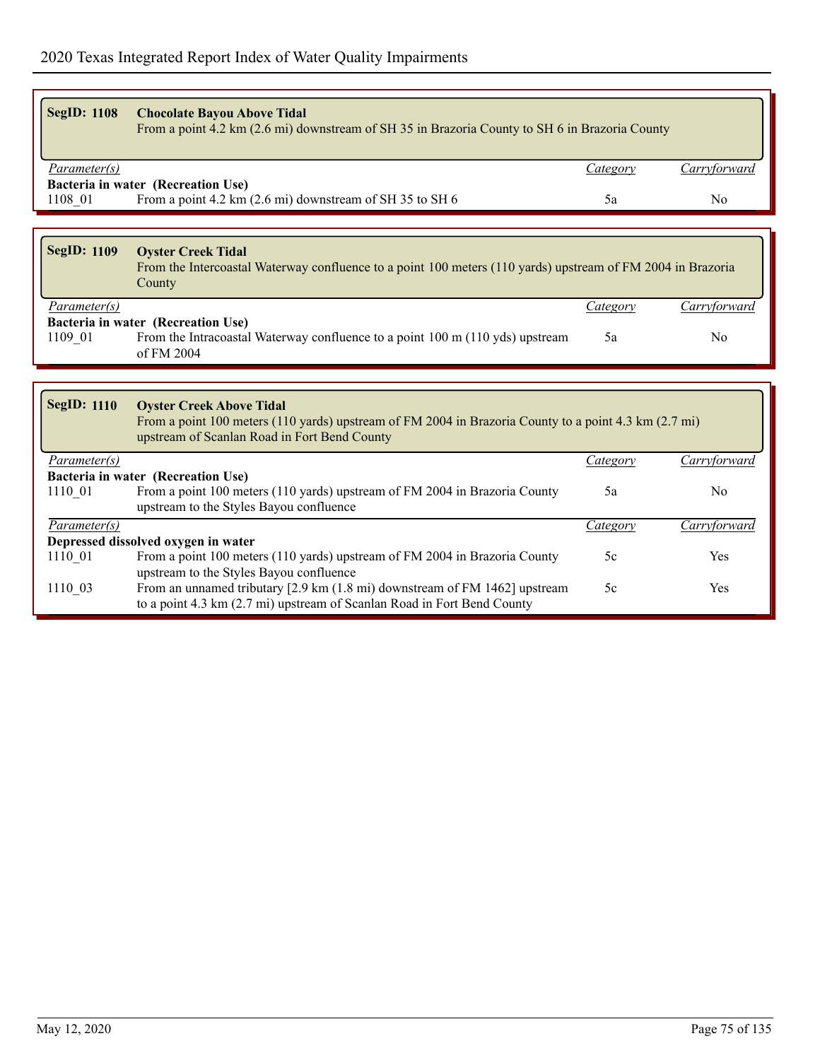## SegID: 1108 Chocolate Bayou Above Tidal

From a point 4.2 km (2.6 mi) downstream of SH 35 in Brazoria County to SH 6 in Brazoria County

| *Parameter(s)* | | *Category* | *Carryforward* |
|---|---|---|---|
| **Bacteria in water (Recreation Use)** | | | |
| 1108_01 | From a point 4.2 km (2.6 mi) downstream of SH 35 to SH 6 | 5a | No |

## SegID: 1109 Oyster Creek Tidal

From the Intercoastal Waterway confluence to a point 100 meters (110 yards) upstream of FM 2004 in Brazoria County

| *Parameter(s)* | | *Category* | *Carryforward* |
|---|---|---|---|
| **Bacteria in water (Recreation Use)** | | | |
| 1109_01 | From the Intracoastal Waterway confluence to a point 100 m (110 yds) upstream of FM 2004 | 5a | No |

## SegID: 1110 Oyster Creek Above Tidal

From a point 100 meters (110 yards) upstream of FM 2004 in Brazoria County to a point 4.3 km (2.7 mi) upstream of Scanlan Road in Fort Bend County

| *Parameter(s)* | | *Category* | *Carryforward* |
|---|---|---|---|
| **Bacteria in water (Recreation Use)** | | | |
| 1110_01 | From a point 100 meters (110 yards) upstream of FM 2004 in Brazoria County upstream to the Styles Bayou confluence | 5a | No |

| *Parameter(s)* | | *Category* | *Carryforward* |
|---|---|---|---|
| **Depressed dissolved oxygen in water** | | | |
| 1110_01 | From a point 100 meters (110 yards) upstream of FM 2004 in Brazoria County upstream to the Styles Bayou confluence | 5c | Yes |
| 1110_03 | From an unnamed tributary [2.9 km (1.8 mi) downstream of FM 1462] upstream to a point 4.3 km (2.7 mi) upstream of Scanlan Road in Fort Bend County | 5c | Yes |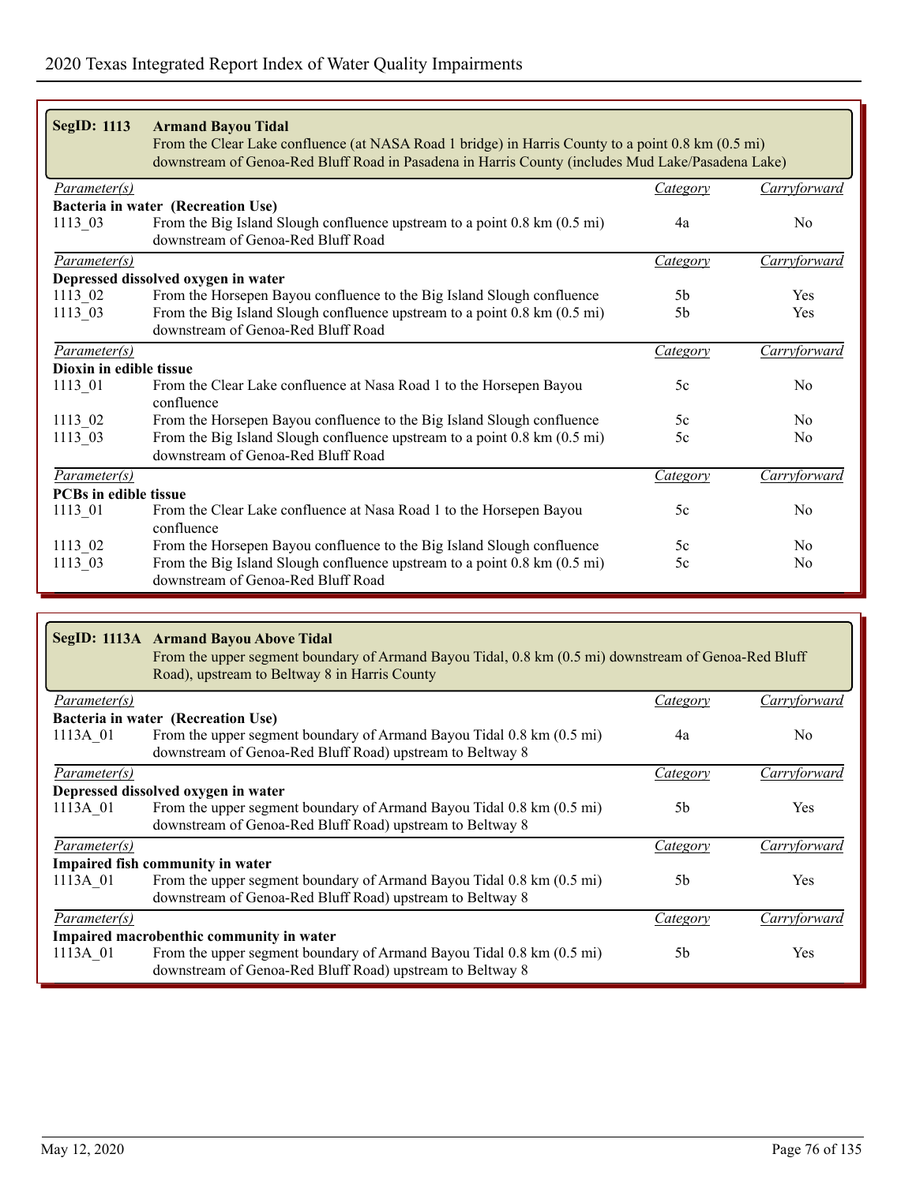## SegID: 1113 Armand Bayou Tidal

From the Clear Lake confluence (at NASA Road 1 bridge) in Harris County to a point 0.8 km (0.5 mi) downstream of Genoa-Red Bluff Road in Pasadena in Harris County (includes Mud Lake/Pasadena Lake)

| *Parameter(s)* | | *Category* | *Carryforward* |
|---|---|---|---|
| **Bacteria in water (Recreation Use)** | | | |
| 1113_03 | From the Big Island Slough confluence upstream to a point 0.8 km (0.5 mi) downstream of Genoa-Red Bluff Road | 4a | No |
| *Parameter(s)* | | *Category* | *Carryforward* |
| **Depressed dissolved oxygen in water** | | | |
| 1113_02 | From the Horsepen Bayou confluence to the Big Island Slough confluence | 5b | Yes |
| 1113_03 | From the Big Island Slough confluence upstream to a point 0.8 km (0.5 mi) downstream of Genoa-Red Bluff Road | 5b | Yes |
| *Parameter(s)* | | *Category* | *Carryforward* |
| **Dioxin in edible tissue** | | | |
| 1113_01 | From the Clear Lake confluence at Nasa Road 1 to the Horsepen Bayou confluence | 5c | No |
| 1113_02 | From the Horsepen Bayou confluence to the Big Island Slough confluence | 5c | No |
| 1113_03 | From the Big Island Slough confluence upstream to a point 0.8 km (0.5 mi) downstream of Genoa-Red Bluff Road | 5c | No |
| *Parameter(s)* | | *Category* | *Carryforward* |
| **PCBs in edible tissue** | | | |
| 1113_01 | From the Clear Lake confluence at Nasa Road 1 to the Horsepen Bayou confluence | 5c | No |
| 1113_02 | From the Horsepen Bayou confluence to the Big Island Slough confluence | 5c | No |
| 1113_03 | From the Big Island Slough confluence upstream to a point 0.8 km (0.5 mi) downstream of Genoa-Red Bluff Road | 5c | No |

## SegID: 1113A Armand Bayou Above Tidal

From the upper segment boundary of Armand Bayou Tidal, 0.8 km (0.5 mi) downstream of Genoa-Red Bluff Road), upstream to Beltway 8 in Harris County

| *Parameter(s)* | | *Category* | *Carryforward* |
|---|---|---|---|
| **Bacteria in water (Recreation Use)** | | | |
| 1113A_01 | From the upper segment boundary of Armand Bayou Tidal 0.8 km (0.5 mi) downstream of Genoa-Red Bluff Road) upstream to Beltway 8 | 4a | No |
| *Parameter(s)* | | *Category* | *Carryforward* |
| **Depressed dissolved oxygen in water** | | | |
| 1113A_01 | From the upper segment boundary of Armand Bayou Tidal 0.8 km (0.5 mi) downstream of Genoa-Red Bluff Road) upstream to Beltway 8 | 5b | Yes |
| *Parameter(s)* | | *Category* | *Carryforward* |
| **Impaired fish community in water** | | | |
| 1113A_01 | From the upper segment boundary of Armand Bayou Tidal 0.8 km (0.5 mi) downstream of Genoa-Red Bluff Road) upstream to Beltway 8 | 5b | Yes |
| *Parameter(s)* | | *Category* | *Carryforward* |
| **Impaired macrobenthic community in water** | | | |
| 1113A_01 | From the upper segment boundary of Armand Bayou Tidal 0.8 km (0.5 mi) downstream of Genoa-Red Bluff Road) upstream to Beltway 8 | 5b | Yes |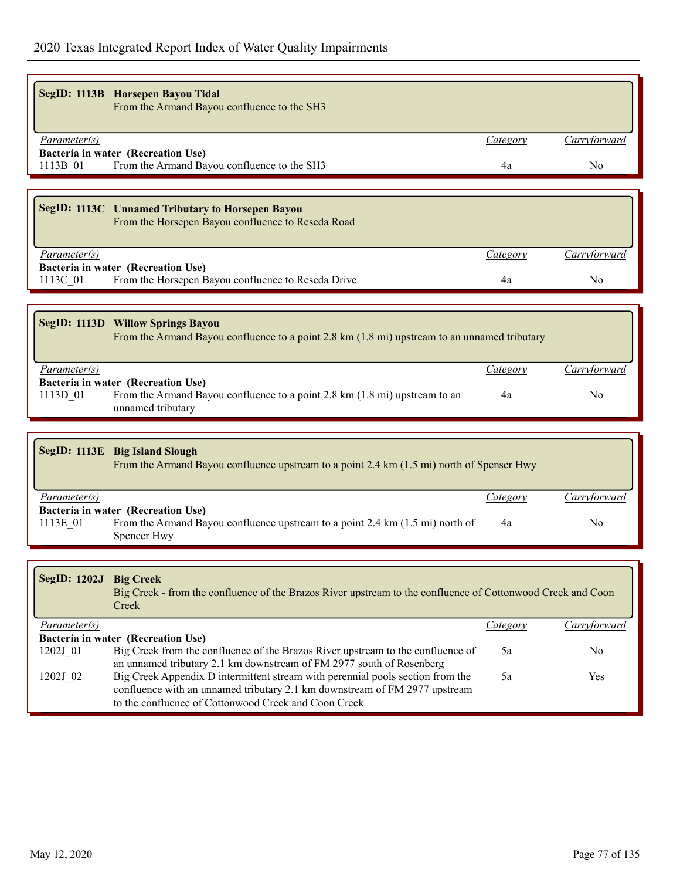## SegID: 1113B Horsepen Bayou Tidal

From the Armand Bayou confluence to the SH3

| *Parameter(s)* | | *Category* | *Carryforward* |
|---|---|---|---|
| **Bacteria in water (Recreation Use)** | | | |
| 1113B_01 | From the Armand Bayou confluence to the SH3 | 4a | No |

## SegID: 1113C Unnamed Tributary to Horsepen Bayou

From the Horsepen Bayou confluence to Reseda Road

| *Parameter(s)* | | *Category* | *Carryforward* |
|---|---|---|---|
| **Bacteria in water (Recreation Use)** | | | |
| 1113C_01 | From the Horsepen Bayou confluence to Reseda Drive | 4a | No |

## SegID: 1113D Willow Springs Bayou

From the Armand Bayou confluence to a point 2.8 km (1.8 mi) upstream to an unnamed tributary

| *Parameter(s)* | | *Category* | *Carryforward* |
|---|---|---|---|
| **Bacteria in water (Recreation Use)** | | | |
| 1113D_01 | From the Armand Bayou confluence to a point 2.8 km (1.8 mi) upstream to an unnamed tributary | 4a | No |

## SegID: 1113E Big Island Slough

From the Armand Bayou confluence upstream to a point 2.4 km (1.5 mi) north of Spenser Hwy

| *Parameter(s)* | | *Category* | *Carryforward* |
|---|---|---|---|
| **Bacteria in water (Recreation Use)** | | | |
| 1113E_01 | From the Armand Bayou confluence upstream to a point 2.4 km (1.5 mi) north of Spencer Hwy | 4a | No |

## SegID: 1202J Big Creek

Big Creek - from the confluence of the Brazos River upstream to the confluence of Cottonwood Creek and Coon Creek

| *Parameter(s)* | | *Category* | *Carryforward* |
|---|---|---|---|
| **Bacteria in water (Recreation Use)** | | | |
| 1202J_01 | Big Creek from the confluence of the Brazos River upstream to the confluence of an unnamed tributary 2.1 km downstream of FM 2977 south of Rosenberg | 5a | No |
| 1202J_02 | Big Creek Appendix D intermittent stream with perennial pools section from the confluence with an unnamed tributary 2.1 km downstream of FM 2977 upstream to the confluence of Cottonwood Creek and Coon Creek | 5a | Yes |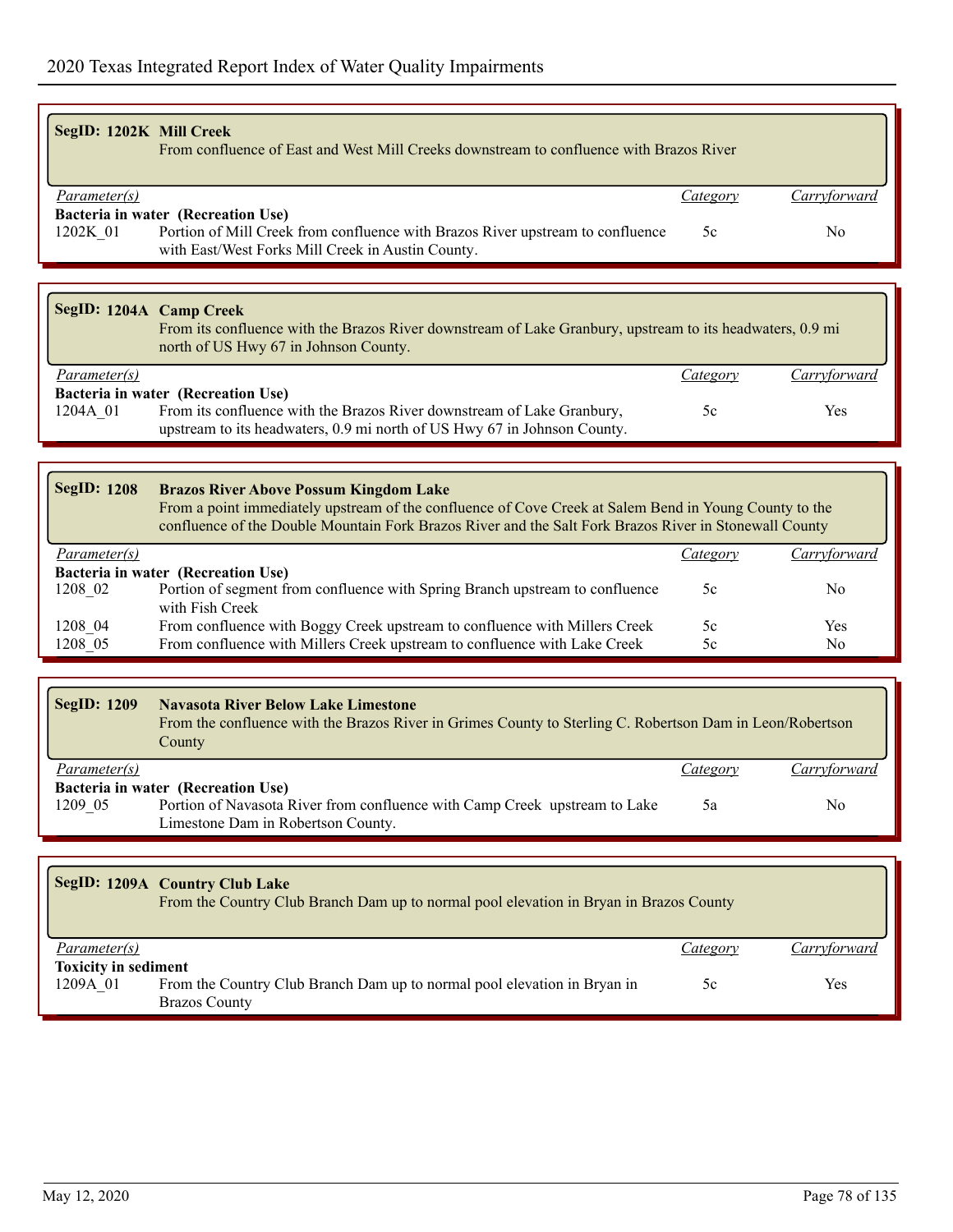## SegID: 1202K Mill Creek

From confluence of East and West Mill Creeks downstream to confluence with Brazos River

| *Parameter(s)* | | *Category* | *Carryforward* |
|---|---|---|---|
| **Bacteria in water (Recreation Use)** | | | |
| 1202K_01 | Portion of Mill Creek from confluence with Brazos River upstream to confluence with East/West Forks Mill Creek in Austin County. | 5c | No |

## SegID: 1204A Camp Creek

From its confluence with the Brazos River downstream of Lake Granbury, upstream to its headwaters, 0.9 mi north of US Hwy 67 in Johnson County.

| *Parameter(s)* | | *Category* | *Carryforward* |
|---|---|---|---|
| **Bacteria in water (Recreation Use)** | | | |
| 1204A_01 | From its confluence with the Brazos River downstream of Lake Granbury, upstream to its headwaters, 0.9 mi north of US Hwy 67 in Johnson County. | 5c | Yes |

## SegID: 1208 Brazos River Above Possum Kingdom Lake

From a point immediately upstream of the confluence of Cove Creek at Salem Bend in Young County to the confluence of the Double Mountain Fork Brazos River and the Salt Fork Brazos River in Stonewall County

| *Parameter(s)* | | *Category* | *Carryforward* |
|---|---|---|---|
| **Bacteria in water (Recreation Use)** | | | |
| 1208_02 | Portion of segment from confluence with Spring Branch upstream to confluence with Fish Creek | 5c | No |
| 1208_04 | From confluence with Boggy Creek upstream to confluence with Millers Creek | 5c | Yes |
| 1208_05 | From confluence with Millers Creek upstream to confluence with Lake Creek | 5c | No |

## SegID: 1209 Navasota River Below Lake Limestone

From the confluence with the Brazos River in Grimes County to Sterling C. Robertson Dam in Leon/Robertson County

| *Parameter(s)* | | *Category* | *Carryforward* |
|---|---|---|---|
| **Bacteria in water (Recreation Use)** | | | |
| 1209_05 | Portion of Navasota River from confluence with Camp Creek upstream to Lake Limestone Dam in Robertson County. | 5a | No |

## SegID: 1209A Country Club Lake

From the Country Club Branch Dam up to normal pool elevation in Bryan in Brazos County

| *Parameter(s)* | | *Category* | *Carryforward* |
|---|---|---|---|
| **Toxicity in sediment** | | | |
| 1209A_01 | From the Country Club Branch Dam up to normal pool elevation in Bryan in Brazos County | 5c | Yes |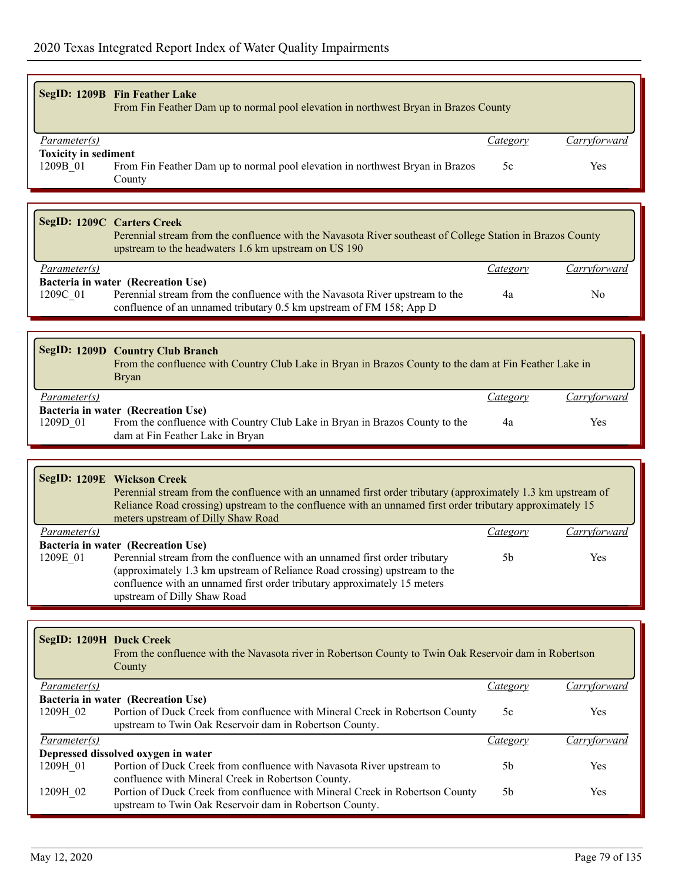## SegID: 1209B Fin Feather Lake

From Fin Feather Dam up to normal pool elevation in northwest Bryan in Brazos County

| *Parameter(s)* | | *Category* | *Carryforward* |
|---|---|---|---|
| **Toxicity in sediment** | | | |
| 1209B_01 | From Fin Feather Dam up to normal pool elevation in northwest Bryan in Brazos County | 5c | Yes |

## SegID: 1209C Carters Creek

Perennial stream from the confluence with the Navasota River southeast of College Station in Brazos County upstream to the headwaters 1.6 km upstream on US 190

| *Parameter(s)* | | *Category* | *Carryforward* |
|---|---|---|---|
| **Bacteria in water (Recreation Use)** | | | |
| 1209C_01 | Perennial stream from the confluence with the Navasota River upstream to the confluence of an unnamed tributary 0.5 km upstream of FM 158; App D | 4a | No |

## SegID: 1209D Country Club Branch

From the confluence with Country Club Lake in Bryan in Brazos County to the dam at Fin Feather Lake in Bryan

| *Parameter(s)* | | *Category* | *Carryforward* |
|---|---|---|---|
| **Bacteria in water (Recreation Use)** | | | |
| 1209D_01 | From the confluence with Country Club Lake in Bryan in Brazos County to the dam at Fin Feather Lake in Bryan | 4a | Yes |

## SegID: 1209E Wickson Creek

Perennial stream from the confluence with an unnamed first order tributary (approximately 1.3 km upstream of Reliance Road crossing) upstream to the confluence with an unnamed first order tributary approximately 15 meters upstream of Dilly Shaw Road

| *Parameter(s)* | | *Category* | *Carryforward* |
|---|---|---|---|
| **Bacteria in water (Recreation Use)** | | | |
| 1209E_01 | Perennial stream from the confluence with an unnamed first order tributary (approximately 1.3 km upstream of Reliance Road crossing) upstream to the confluence with an unnamed first order tributary approximately 15 meters upstream of Dilly Shaw Road | 5b | Yes |

## SegID: 1209H Duck Creek

From the confluence with the Navasota river in Robertson County to Twin Oak Reservoir dam in Robertson County

| *Parameter(s)* | | *Category* | *Carryforward* |
|---|---|---|---|
| **Bacteria in water (Recreation Use)** | | | |
| 1209H_02 | Portion of Duck Creek from confluence with Mineral Creek in Robertson County upstream to Twin Oak Reservoir dam in Robertson County. | 5c | Yes |

| *Parameter(s)* | | *Category* | *Carryforward* |
|---|---|---|---|
| **Depressed dissolved oxygen in water** | | | |
| 1209H_01 | Portion of Duck Creek from confluence with Navasota River upstream to confluence with Mineral Creek in Robertson County. | 5b | Yes |
| 1209H_02 | Portion of Duck Creek from confluence with Mineral Creek in Robertson County upstream to Twin Oak Reservoir dam in Robertson County. | 5b | Yes |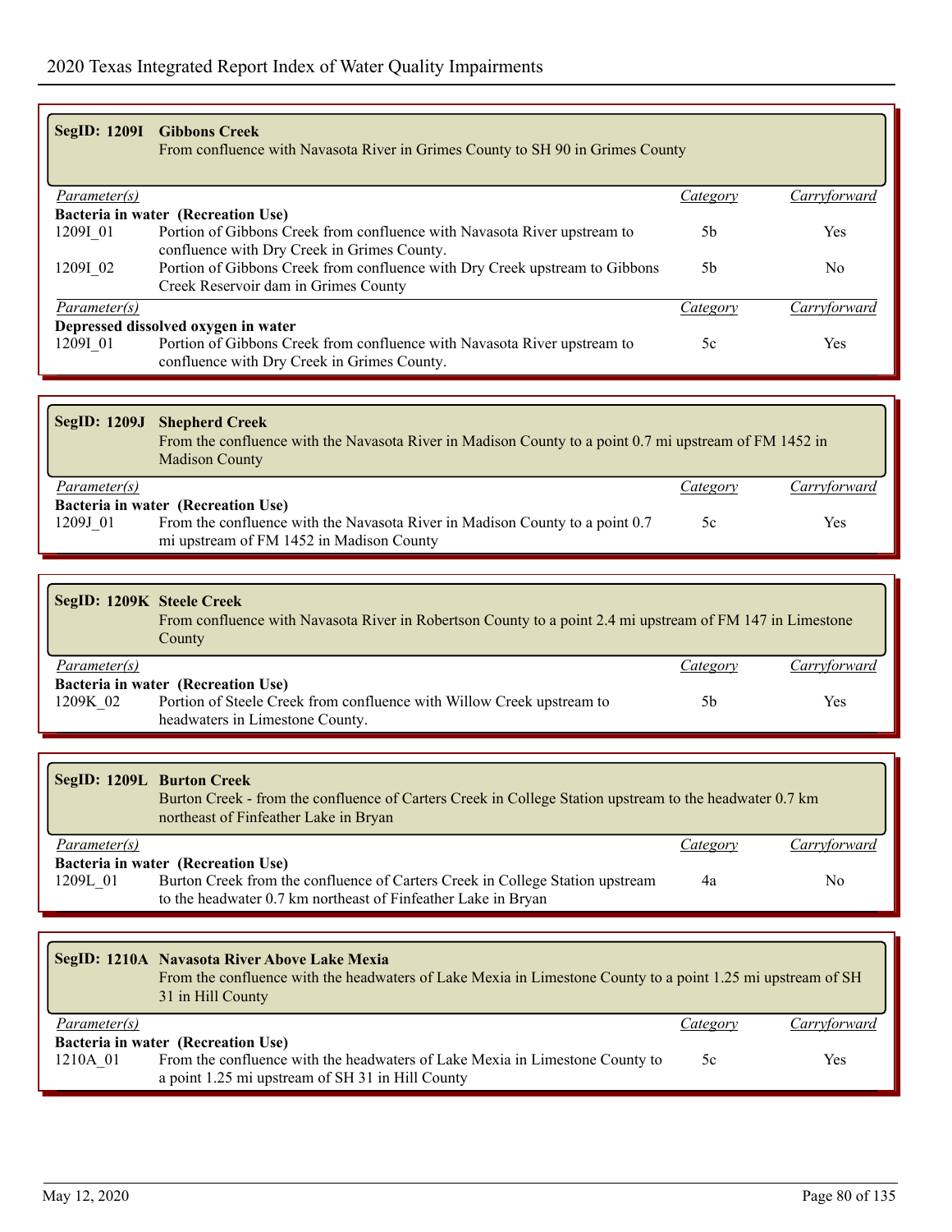## SegID: 1209I Gibbons Creek

From confluence with Navasota River in Grimes County to SH 90 in Grimes County

| *Parameter(s)* | | *Category* | *Carryforward* |
|---|---|---|---|
| **Bacteria in water (Recreation Use)** | | | |
| 1209I_01 | Portion of Gibbons Creek from confluence with Navasota River upstream to confluence with Dry Creek in Grimes County. | 5b | Yes |
| 1209I_02 | Portion of Gibbons Creek from confluence with Dry Creek upstream to Gibbons Creek Reservoir dam in Grimes County | 5b | No |

| *Parameter(s)* | | *Category* | *Carryforward* |
|---|---|---|---|
| **Depressed dissolved oxygen in water** | | | |
| 1209I_01 | Portion of Gibbons Creek from confluence with Navasota River upstream to confluence with Dry Creek in Grimes County. | 5c | Yes |

## SegID: 1209J Shepherd Creek

From the confluence with the Navasota River in Madison County to a point 0.7 mi upstream of FM 1452 in Madison County

| *Parameter(s)* | | *Category* | *Carryforward* |
|---|---|---|---|
| **Bacteria in water (Recreation Use)** | | | |
| 1209J_01 | From the confluence with the Navasota River in Madison County to a point 0.7 mi upstream of FM 1452 in Madison County | 5c | Yes |

## SegID: 1209K Steele Creek

From confluence with Navasota River in Robertson County to a point 2.4 mi upstream of FM 147 in Limestone County

| *Parameter(s)* | | *Category* | *Carryforward* |
|---|---|---|---|
| **Bacteria in water (Recreation Use)** | | | |
| 1209K_02 | Portion of Steele Creek from confluence with Willow Creek upstream to headwaters in Limestone County. | 5b | Yes |

## SegID: 1209L Burton Creek

Burton Creek - from the confluence of Carters Creek in College Station upstream to the headwater 0.7 km northeast of Finfeather Lake in Bryan

| *Parameter(s)* | | *Category* | *Carryforward* |
|---|---|---|---|
| **Bacteria in water (Recreation Use)** | | | |
| 1209L_01 | Burton Creek from the confluence of Carters Creek in College Station upstream to the headwater 0.7 km northeast of Finfeather Lake in Bryan | 4a | No |

## SegID: 1210A Navasota River Above Lake Mexia

From the confluence with the headwaters of Lake Mexia in Limestone County to a point 1.25 mi upstream of SH 31 in Hill County

| *Parameter(s)* | | *Category* | *Carryforward* |
|---|---|---|---|
| **Bacteria in water (Recreation Use)** | | | |
| 1210A_01 | From the confluence with the headwaters of Lake Mexia in Limestone County to a point 1.25 mi upstream of SH 31 in Hill County | 5c | Yes |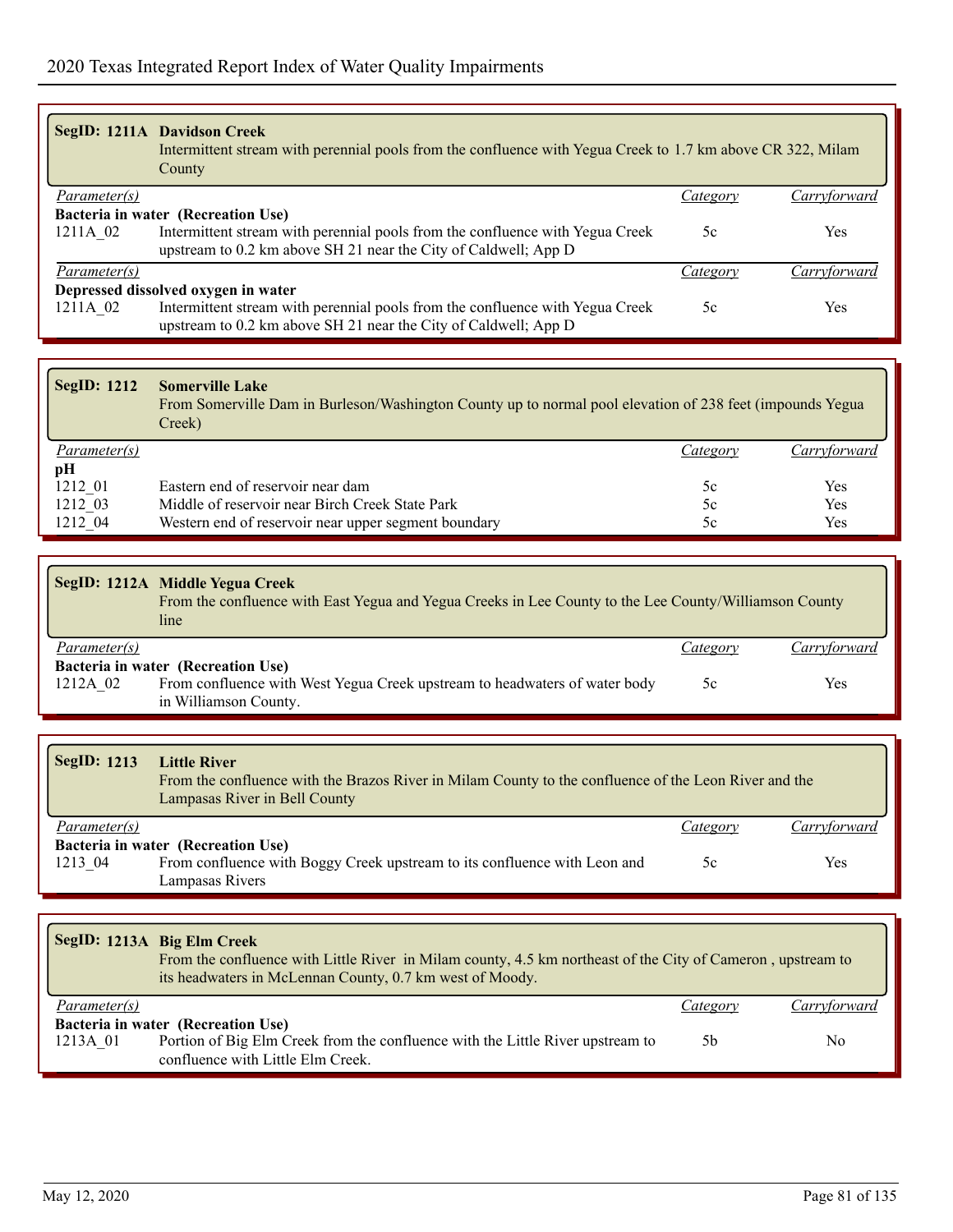### SegID: 1211A Davidson Creek

Intermittent stream with perennial pools from the confluence with Yegua Creek to 1.7 km above CR 322, Milam County

| *Parameter(s)* | | *Category* | *Carryforward* |
|---|---|---|---|
| **Bacteria in water (Recreation Use)** | | | |
| 1211A_02 | Intermittent stream with perennial pools from the confluence with Yegua Creek upstream to 0.2 km above SH 21 near the City of Caldwell; App D | 5c | Yes |

| *Parameter(s)* | | *Category* | *Carryforward* |
|---|---|---|---|
| **Depressed dissolved oxygen in water** | | | |
| 1211A_02 | Intermittent stream with perennial pools from the confluence with Yegua Creek upstream to 0.2 km above SH 21 near the City of Caldwell; App D | 5c | Yes |

### SegID: 1212 Somerville Lake

From Somerville Dam in Burleson/Washington County up to normal pool elevation of 238 feet (impounds Yegua Creek)

| *Parameter(s)* | | *Category* | *Carryforward* |
|---|---|---|---|
| **pH** | | | |
| 1212_01 | Eastern end of reservoir near dam | 5c | Yes |
| 1212_03 | Middle of reservoir near Birch Creek State Park | 5c | Yes |
| 1212_04 | Western end of reservoir near upper segment boundary | 5c | Yes |

### SegID: 1212A Middle Yegua Creek

From the confluence with East Yegua and Yegua Creeks in Lee County to the Lee County/Williamson County line

| *Parameter(s)* | | *Category* | *Carryforward* |
|---|---|---|---|
| **Bacteria in water (Recreation Use)** | | | |
| 1212A_02 | From confluence with West Yegua Creek upstream to headwaters of water body in Williamson County. | 5c | Yes |

### SegID: 1213 Little River

From the confluence with the Brazos River in Milam County to the confluence of the Leon River and the Lampasas River in Bell County

| *Parameter(s)* | | *Category* | *Carryforward* |
|---|---|---|---|
| **Bacteria in water (Recreation Use)** | | | |
| 1213_04 | From confluence with Boggy Creek upstream to its confluence with Leon and Lampasas Rivers | 5c | Yes |

### SegID: 1213A Big Elm Creek

From the confluence with Little River in Milam county, 4.5 km northeast of the City of Cameron , upstream to its headwaters in McLennan County, 0.7 km west of Moody.

| *Parameter(s)* | | *Category* | *Carryforward* |
|---|---|---|---|
| **Bacteria in water (Recreation Use)** | | | |
| 1213A_01 | Portion of Big Elm Creek from the confluence with the Little River upstream to confluence with Little Elm Creek. | 5b | No |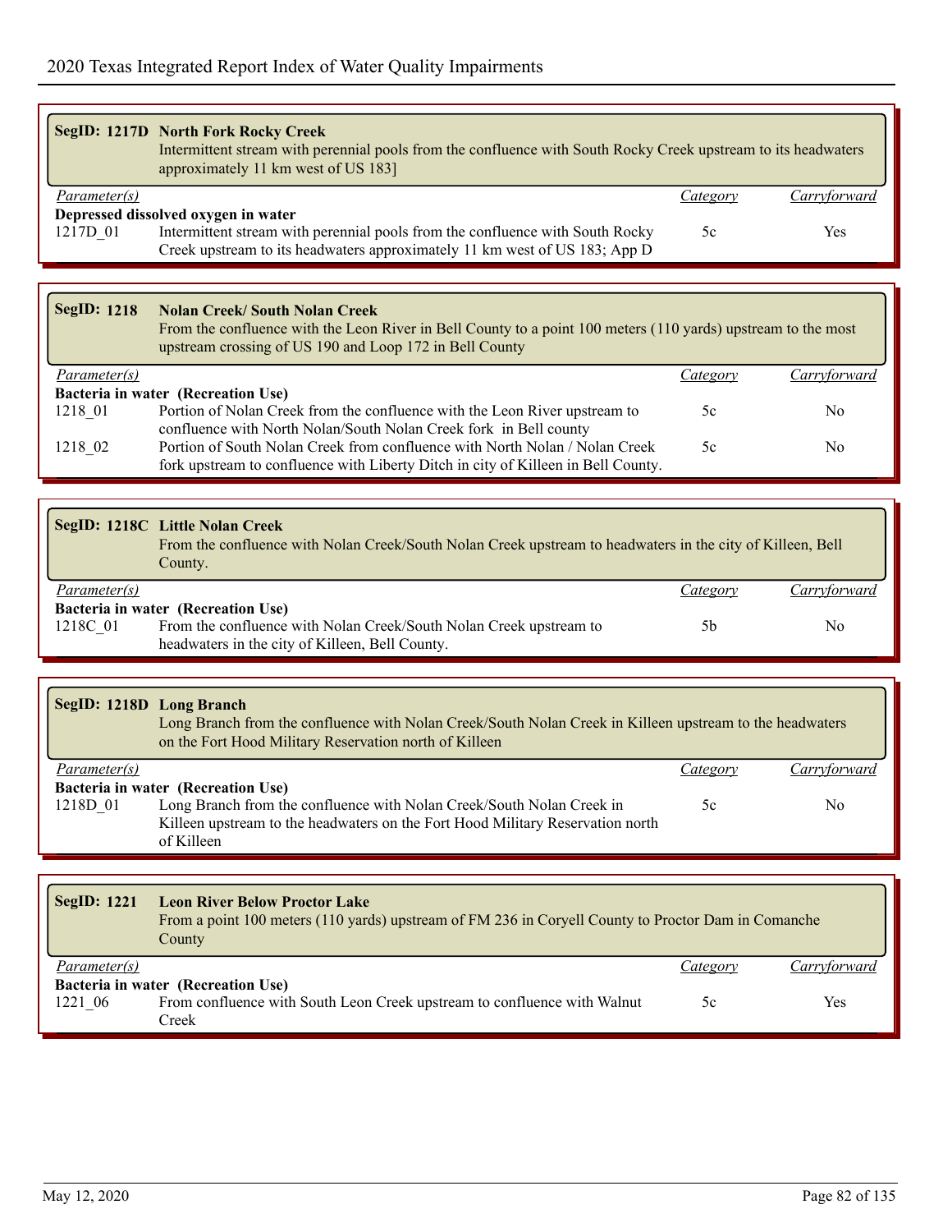## SegID: 1217D North Fork Rocky Creek

Intermittent stream with perennial pools from the confluence with South Rocky Creek upstream to its headwaters approximately 11 km west of US 183]

| Parameter(s) | | Category | Carryforward |
|---|---|---|---|
| **Depressed dissolved oxygen in water** | | | |
| 1217D_01 | Intermittent stream with perennial pools from the confluence with South Rocky Creek upstream to its headwaters approximately 11 km west of US 183; App D | 5c | Yes |

## SegID: 1218 Nolan Creek/ South Nolan Creek

From the confluence with the Leon River in Bell County to a point 100 meters (110 yards) upstream to the most upstream crossing of US 190 and Loop 172 in Bell County

| Parameter(s) | | Category | Carryforward |
|---|---|---|---|
| **Bacteria in water (Recreation Use)** | | | |
| 1218_01 | Portion of Nolan Creek from the confluence with the Leon River upstream to confluence with North Nolan/South Nolan Creek fork in Bell county | 5c | No |
| 1218_02 | Portion of South Nolan Creek from confluence with North Nolan / Nolan Creek fork upstream to confluence with Liberty Ditch in city of Killeen in Bell County. | 5c | No |

## SegID: 1218C Little Nolan Creek

From the confluence with Nolan Creek/South Nolan Creek upstream to headwaters in the city of Killeen, Bell County.

| Parameter(s) | | Category | Carryforward |
|---|---|---|---|
| **Bacteria in water (Recreation Use)** | | | |
| 1218C_01 | From the confluence with Nolan Creek/South Nolan Creek upstream to headwaters in the city of Killeen, Bell County. | 5b | No |

## SegID: 1218D Long Branch

Long Branch from the confluence with Nolan Creek/South Nolan Creek in Killeen upstream to the headwaters on the Fort Hood Military Reservation north of Killeen

| Parameter(s) | | Category | Carryforward |
|---|---|---|---|
| **Bacteria in water (Recreation Use)** | | | |
| 1218D_01 | Long Branch from the confluence with Nolan Creek/South Nolan Creek in Killeen upstream to the headwaters on the Fort Hood Military Reservation north of Killeen | 5c | No |

## SegID: 1221 Leon River Below Proctor Lake

From a point 100 meters (110 yards) upstream of FM 236 in Coryell County to Proctor Dam in Comanche County

| Parameter(s) | | Category | Carryforward |
|---|---|---|---|
| **Bacteria in water (Recreation Use)** | | | |
| 1221_06 | From confluence with South Leon Creek upstream to confluence with Walnut Creek | 5c | Yes |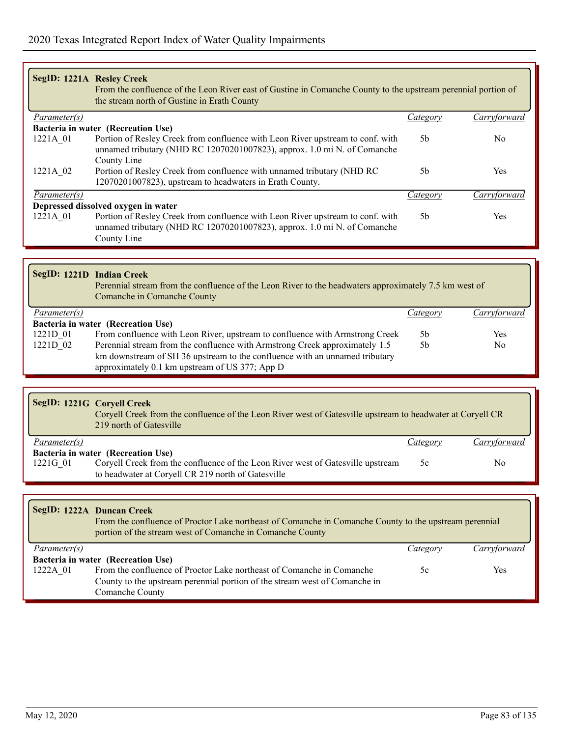## SegID: 1221A Resley Creek

From the confluence of the Leon River east of Gustine in Comanche County to the upstream perennial portion of the stream north of Gustine in Erath County

| *Parameter(s)* | | *Category* | *Carryforward* |
|---|---|---|---|
| **Bacteria in water (Recreation Use)** | | | |
| 1221A_01 | Portion of Resley Creek from confluence with Leon River upstream to conf. with unnamed tributary (NHD RC 12070201007823), approx. 1.0 mi N. of Comanche County Line | 5b | No |
| 1221A_02 | Portion of Resley Creek from confluence with unnamed tributary (NHD RC 12070201007823), upstream to headwaters in Erath County. | 5b | Yes |

| *Parameter(s)* | | *Category* | *Carryforward* |
|---|---|---|---|
| **Depressed dissolved oxygen in water** | | | |
| 1221A_01 | Portion of Resley Creek from confluence with Leon River upstream to conf. with unnamed tributary (NHD RC 12070201007823), approx. 1.0 mi N. of Comanche County Line | 5b | Yes |

## SegID: 1221D Indian Creek

Perennial stream from the confluence of the Leon River to the headwaters approximately 7.5 km west of Comanche in Comanche County

| *Parameter(s)* | | *Category* | *Carryforward* |
|---|---|---|---|
| **Bacteria in water (Recreation Use)** | | | |
| 1221D_01 | From confluence with Leon River, upstream to confluence with Armstrong Creek | 5b | Yes |
| 1221D_02 | Perennial stream from the confluence with Armstrong Creek approximately 1.5 km downstream of SH 36 upstream to the confluence with an unnamed tributary approximately 0.1 km upstream of US 377; App D | 5b | No |

## SegID: 1221G Coryell Creek

Coryell Creek from the confluence of the Leon River west of Gatesville upstream to headwater at Coryell CR 219 north of Gatesville

| *Parameter(s)* | | *Category* | *Carryforward* |
|---|---|---|---|
| **Bacteria in water (Recreation Use)** | | | |
| 1221G_01 | Coryell Creek from the confluence of the Leon River west of Gatesville upstream to headwater at Coryell CR 219 north of Gatesville | 5c | No |

## SegID: 1222A Duncan Creek

From the confluence of Proctor Lake northeast of Comanche in Comanche County to the upstream perennial portion of the stream west of Comanche in Comanche County

| *Parameter(s)* | | *Category* | *Carryforward* |
|---|---|---|---|
| **Bacteria in water (Recreation Use)** | | | |
| 1222A_01 | From the confluence of Proctor Lake northeast of Comanche in Comanche County to the upstream perennial portion of the stream west of Comanche in Comanche County | 5c | Yes |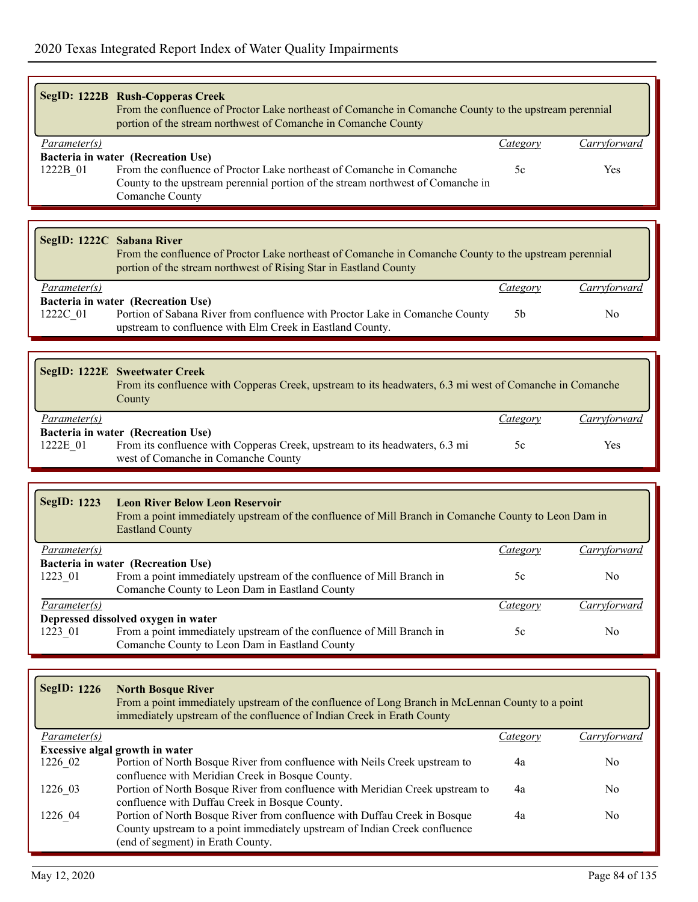## SegID: 1222B Rush-Copperas Creek

From the confluence of Proctor Lake northeast of Comanche in Comanche County to the upstream perennial portion of the stream northwest of Comanche in Comanche County

| *Parameter(s)* | | *Category* | *Carryforward* |
|---|---|---|---|
| **Bacteria in water (Recreation Use)** | | | |
| 1222B_01 | From the confluence of Proctor Lake northeast of Comanche in Comanche County to the upstream perennial portion of the stream northwest of Comanche in Comanche County | 5c | Yes |

## SegID: 1222C Sabana River

From the confluence of Proctor Lake northeast of Comanche in Comanche County to the upstream perennial portion of the stream northwest of Rising Star in Eastland County

| *Parameter(s)* | | *Category* | *Carryforward* |
|---|---|---|---|
| **Bacteria in water (Recreation Use)** | | | |
| 1222C_01 | Portion of Sabana River from confluence with Proctor Lake in Comanche County upstream to confluence with Elm Creek in Eastland County. | 5b | No |

## SegID: 1222E Sweetwater Creek

From its confluence with Copperas Creek, upstream to its headwaters, 6.3 mi west of Comanche in Comanche County

| *Parameter(s)* | | *Category* | *Carryforward* |
|---|---|---|---|
| **Bacteria in water (Recreation Use)** | | | |
| 1222E_01 | From its confluence with Copperas Creek, upstream to its headwaters, 6.3 mi west of Comanche in Comanche County | 5c | Yes |

## SegID: 1223 Leon River Below Leon Reservoir

From a point immediately upstream of the confluence of Mill Branch in Comanche County to Leon Dam in Eastland County

| *Parameter(s)* | | *Category* | *Carryforward* |
|---|---|---|---|
| **Bacteria in water (Recreation Use)** | | | |
| 1223_01 | From a point immediately upstream of the confluence of Mill Branch in Comanche County to Leon Dam in Eastland County | 5c | No |
| *Parameter(s)* | | *Category* | *Carryforward* |
| **Depressed dissolved oxygen in water** | | | |
| 1223_01 | From a point immediately upstream of the confluence of Mill Branch in Comanche County to Leon Dam in Eastland County | 5c | No |

## SegID: 1226 North Bosque River

From a point immediately upstream of the confluence of Long Branch in McLennan County to a point immediately upstream of the confluence of Indian Creek in Erath County

| *Parameter(s)* | | *Category* | *Carryforward* |
|---|---|---|---|
| **Excessive algal growth in water** | | | |
| 1226_02 | Portion of North Bosque River from confluence with Neils Creek upstream to confluence with Meridian Creek in Bosque County. | 4a | No |
| 1226_03 | Portion of North Bosque River from confluence with Meridian Creek upstream to confluence with Duffau Creek in Bosque County. | 4a | No |
| 1226_04 | Portion of North Bosque River from confluence with Duffau Creek in Bosque County upstream to a point immediately upstream of Indian Creek confluence (end of segment) in Erath County. | 4a | No |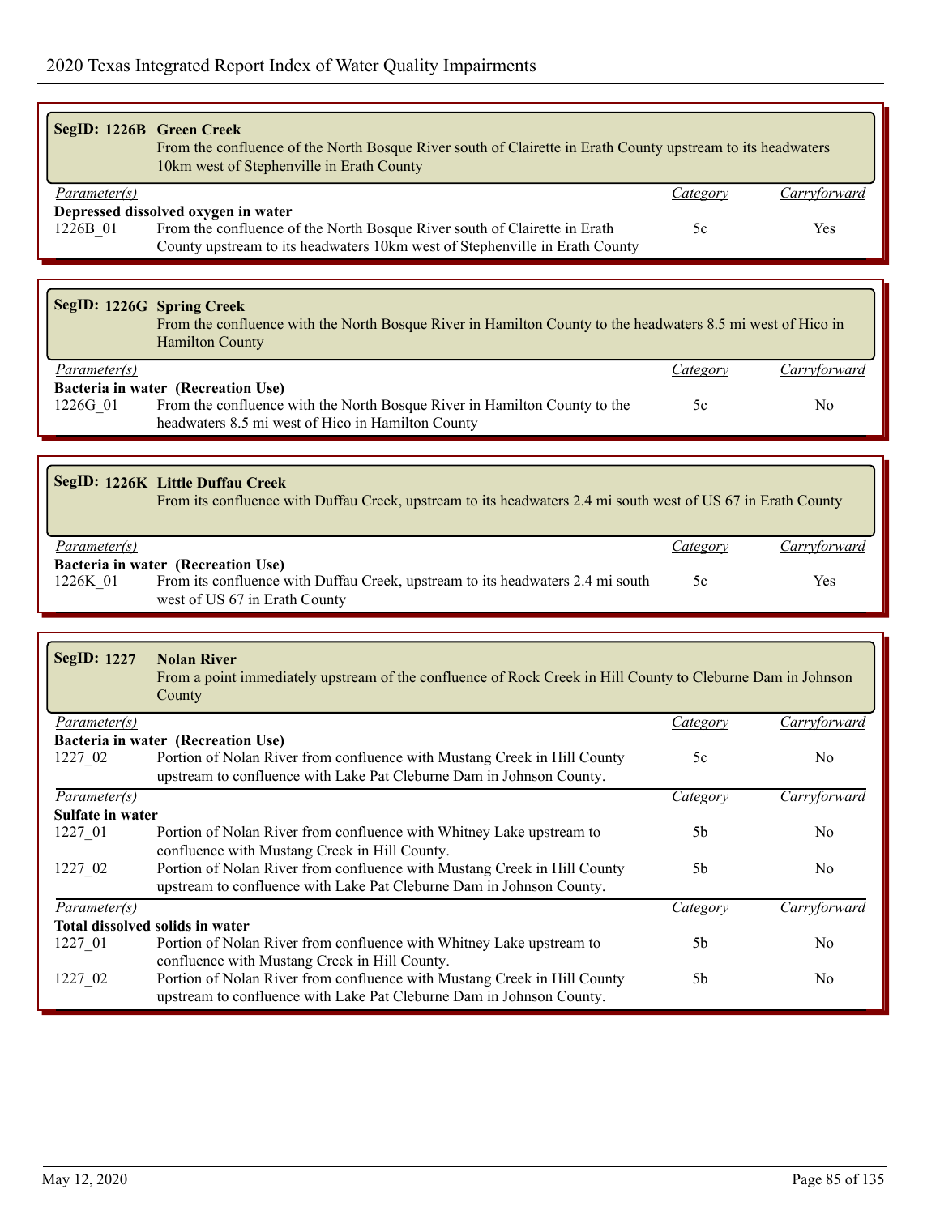## SegID: 1226B Green Creek

From the confluence of the North Bosque River south of Clairette in Erath County upstream to its headwaters 10km west of Stephenville in Erath County

| Parameter(s) | | Category | Carryforward |
|---|---|---|---|
| **Depressed dissolved oxygen in water** | | | |
| 1226B_01 | From the confluence of the North Bosque River south of Clairette in Erath County upstream to its headwaters 10km west of Stephenville in Erath County | 5c | Yes |

## SegID: 1226G Spring Creek

From the confluence with the North Bosque River in Hamilton County to the headwaters 8.5 mi west of Hico in Hamilton County

| Parameter(s) | | Category | Carryforward |
|---|---|---|---|
| **Bacteria in water (Recreation Use)** | | | |
| 1226G_01 | From the confluence with the North Bosque River in Hamilton County to the headwaters 8.5 mi west of Hico in Hamilton County | 5c | No |

## SegID: 1226K Little Duffau Creek

From its confluence with Duffau Creek, upstream to its headwaters 2.4 mi south west of US 67 in Erath County

| Parameter(s) | | Category | Carryforward |
|---|---|---|---|
| **Bacteria in water (Recreation Use)** | | | |
| 1226K_01 | From its confluence with Duffau Creek, upstream to its headwaters 2.4 mi south west of US 67 in Erath County | 5c | Yes |

## SegID: 1227 Nolan River

From a point immediately upstream of the confluence of Rock Creek in Hill County to Cleburne Dam in Johnson County

| Parameter(s) | | Category | Carryforward |
|---|---|---|---|
| **Bacteria in water (Recreation Use)** | | | |
| 1227_02 | Portion of Nolan River from confluence with Mustang Creek in Hill County upstream to confluence with Lake Pat Cleburne Dam in Johnson County. | 5c | No |
| **Sulfate in water** | | | |
| 1227_01 | Portion of Nolan River from confluence with Whitney Lake upstream to confluence with Mustang Creek in Hill County. | 5b | No |
| 1227_02 | Portion of Nolan River from confluence with Mustang Creek in Hill County upstream to confluence with Lake Pat Cleburne Dam in Johnson County. | 5b | No |
| **Total dissolved solids in water** | | | |
| 1227_01 | Portion of Nolan River from confluence with Whitney Lake upstream to confluence with Mustang Creek in Hill County. | 5b | No |
| 1227_02 | Portion of Nolan River from confluence with Mustang Creek in Hill County upstream to confluence with Lake Pat Cleburne Dam in Johnson County. | 5b | No |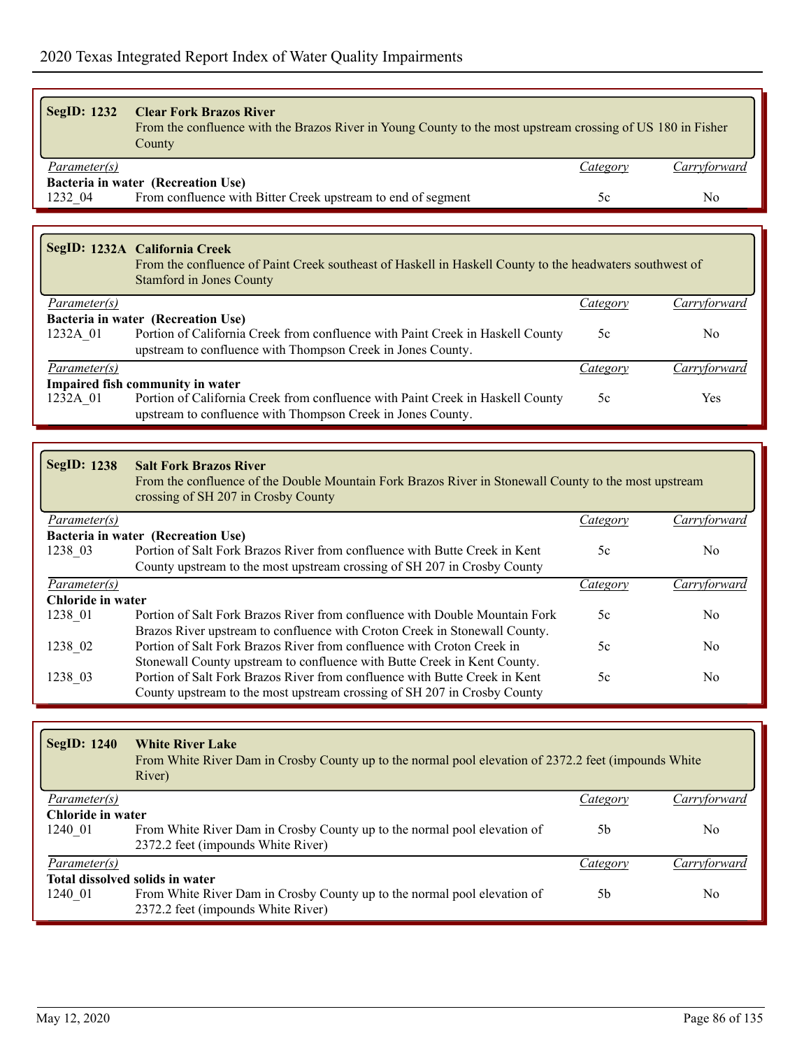**SegID: 1232 Clear Fork Brazos River**

From the confluence with the Brazos River in Young County to the most upstream crossing of US 180 in Fisher County

| *Parameter(s)* | | *Category* | *Carryforward* |
|---|---|---|---|
| **Bacteria in water (Recreation Use)** | | | |
| 1232_04 | From confluence with Bitter Creek upstream to end of segment | 5c | No |

**SegID: 1232A California Creek**

From the confluence of Paint Creek southeast of Haskell in Haskell County to the headwaters southwest of Stamford in Jones County

| *Parameter(s)* | | *Category* | *Carryforward* |
|---|---|---|---|
| **Bacteria in water (Recreation Use)** | | | |
| 1232A_01 | Portion of California Creek from confluence with Paint Creek in Haskell County upstream to confluence with Thompson Creek in Jones County. | 5c | No |
| *Parameter(s)* | | *Category* | *Carryforward* |
| **Impaired fish community in water** | | | |
| 1232A_01 | Portion of California Creek from confluence with Paint Creek in Haskell County upstream to confluence with Thompson Creek in Jones County. | 5c | Yes |

**SegID: 1238 Salt Fork Brazos River**

From the confluence of the Double Mountain Fork Brazos River in Stonewall County to the most upstream crossing of SH 207 in Crosby County

| *Parameter(s)* | | *Category* | *Carryforward* |
|---|---|---|---|
| **Bacteria in water (Recreation Use)** | | | |
| 1238_03 | Portion of Salt Fork Brazos River from confluence with Butte Creek in Kent County upstream to the most upstream crossing of SH 207 in Crosby County | 5c | No |
| *Parameter(s)* | | *Category* | *Carryforward* |
| **Chloride in water** | | | |
| 1238_01 | Portion of Salt Fork Brazos River from confluence with Double Mountain Fork Brazos River upstream to confluence with Croton Creek in Stonewall County. | 5c | No |
| 1238_02 | Portion of Salt Fork Brazos River from confluence with Croton Creek in Stonewall County upstream to confluence with Butte Creek in Kent County. | 5c | No |
| 1238_03 | Portion of Salt Fork Brazos River from confluence with Butte Creek in Kent County upstream to the most upstream crossing of SH 207 in Crosby County | 5c | No |

**SegID: 1240 White River Lake**

From White River Dam in Crosby County up to the normal pool elevation of 2372.2 feet (impounds White River)

| *Parameter(s)* | | *Category* | *Carryforward* |
|---|---|---|---|
| **Chloride in water** | | | |
| 1240_01 | From White River Dam in Crosby County up to the normal pool elevation of 2372.2 feet (impounds White River) | 5b | No |
| *Parameter(s)* | | *Category* | *Carryforward* |
| **Total dissolved solids in water** | | | |
| 1240_01 | From White River Dam in Crosby County up to the normal pool elevation of 2372.2 feet (impounds White River) | 5b | No |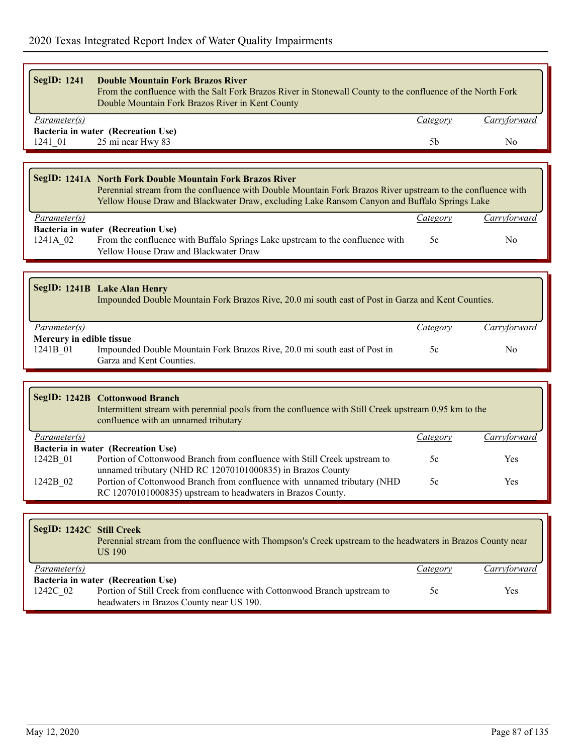**SegID: 1241** **Double Mountain Fork Brazos River**
From the confluence with the Salt Fork Brazos River in Stonewall County to the confluence of the North Fork Double Mountain Fork Brazos River in Kent County

| *Parameter(s)* | | *Category* | *Carryforward* |
|---|---|---|---|
| **Bacteria in water (Recreation Use)** | | | |
| 1241_01 | 25 mi near Hwy 83 | 5b | No |

**SegID: 1241A** **North Fork Double Mountain Fork Brazos River**
Perennial stream from the confluence with Double Mountain Fork Brazos River upstream to the confluence with Yellow House Draw and Blackwater Draw, excluding Lake Ransom Canyon and Buffalo Springs Lake

| *Parameter(s)* | | *Category* | *Carryforward* |
|---|---|---|---|
| **Bacteria in water (Recreation Use)** | | | |
| 1241A_02 | From the confluence with Buffalo Springs Lake upstream to the confluence with Yellow House Draw and Blackwater Draw | 5c | No |

**SegID: 1241B** **Lake Alan Henry**
Impounded Double Mountain Fork Brazos Rive, 20.0 mi south east of Post in Garza and Kent Counties.

| *Parameter(s)* | | *Category* | *Carryforward* |
|---|---|---|---|
| **Mercury in edible tissue** | | | |
| 1241B_01 | Impounded Double Mountain Fork Brazos Rive, 20.0 mi south east of Post in Garza and Kent Counties. | 5c | No |

**SegID: 1242B** **Cottonwood Branch**
Intermittent stream with perennial pools from the confluence with Still Creek upstream 0.95 km to the confluence with an unnamed tributary

| *Parameter(s)* | | *Category* | *Carryforward* |
|---|---|---|---|
| **Bacteria in water (Recreation Use)** | | | |
| 1242B_01 | Portion of Cottonwood Branch from confluence with Still Creek upstream to unnamed tributary (NHD RC 12070101000835) in Brazos County | 5c | Yes |
| 1242B_02 | Portion of Cottonwood Branch from confluence with unnamed tributary (NHD RC 12070101000835) upstream to headwaters in Brazos County. | 5c | Yes |

**SegID: 1242C** **Still Creek**
Perennial stream from the confluence with Thompson's Creek upstream to the headwaters in Brazos County near US 190

| *Parameter(s)* | | *Category* | *Carryforward* |
|---|---|---|---|
| **Bacteria in water (Recreation Use)** | | | |
| 1242C_02 | Portion of Still Creek from confluence with Cottonwood Branch upstream to headwaters in Brazos County near US 190. | 5c | Yes |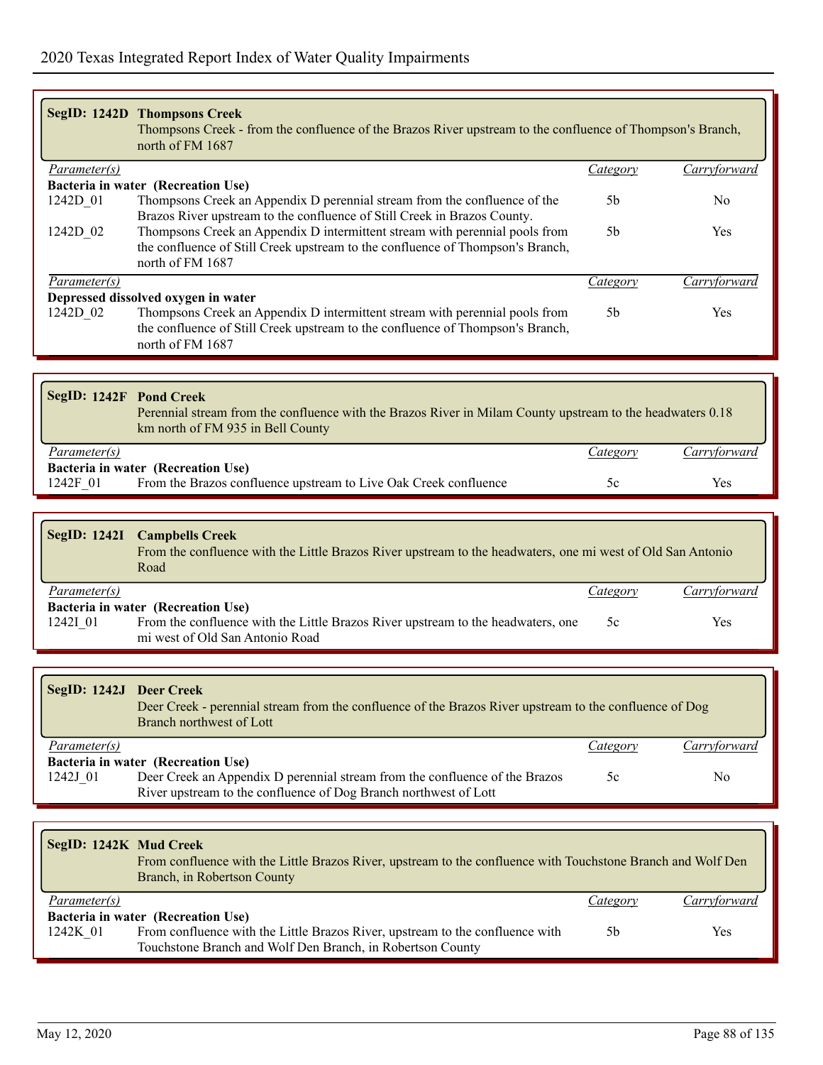## SegID: 1242D Thompsons Creek

Thompsons Creek - from the confluence of the Brazos River upstream to the confluence of Thompson's Branch, north of FM 1687

| *Parameter(s)* | | *Category* | *Carryforward* |
|---|---|---|---|
| **Bacteria in water (Recreation Use)** | | | |
| 1242D_01 | Thompsons Creek an Appendix D perennial stream from the confluence of the Brazos River upstream to the confluence of Still Creek in Brazos County. | 5b | No |
| 1242D_02 | Thompsons Creek an Appendix D intermittent stream with perennial pools from the confluence of Still Creek upstream to the confluence of Thompson's Branch, north of FM 1687 | 5b | Yes |

| *Parameter(s)* | | *Category* | *Carryforward* |
|---|---|---|---|
| **Depressed dissolved oxygen in water** | | | |
| 1242D_02 | Thompsons Creek an Appendix D intermittent stream with perennial pools from the confluence of Still Creek upstream to the confluence of Thompson's Branch, north of FM 1687 | 5b | Yes |

## SegID: 1242F Pond Creek

Perennial stream from the confluence with the Brazos River in Milam County upstream to the headwaters 0.18 km north of FM 935 in Bell County

| *Parameter(s)* | | *Category* | *Carryforward* |
|---|---|---|---|
| **Bacteria in water (Recreation Use)** | | | |
| 1242F_01 | From the Brazos confluence upstream to Live Oak Creek confluence | 5c | Yes |

## SegID: 1242I Campbells Creek

From the confluence with the Little Brazos River upstream to the headwaters, one mi west of Old San Antonio Road

| *Parameter(s)* | | *Category* | *Carryforward* |
|---|---|---|---|
| **Bacteria in water (Recreation Use)** | | | |
| 1242I_01 | From the confluence with the Little Brazos River upstream to the headwaters, one mi west of Old San Antonio Road | 5c | Yes |

## SegID: 1242J Deer Creek

Deer Creek - perennial stream from the confluence of the Brazos River upstream to the confluence of Dog Branch northwest of Lott

| *Parameter(s)* | | *Category* | *Carryforward* |
|---|---|---|---|
| **Bacteria in water (Recreation Use)** | | | |
| 1242J_01 | Deer Creek an Appendix D perennial stream from the confluence of the Brazos River upstream to the confluence of Dog Branch northwest of Lott | 5c | No |

## SegID: 1242K Mud Creek

From confluence with the Little Brazos River, upstream to the confluence with Touchstone Branch and Wolf Den Branch, in Robertson County

| *Parameter(s)* | | *Category* | *Carryforward* |
|---|---|---|---|
| **Bacteria in water (Recreation Use)** | | | |
| 1242K_01 | From confluence with the Little Brazos River, upstream to the confluence with Touchstone Branch and Wolf Den Branch, in Robertson County | 5b | Yes |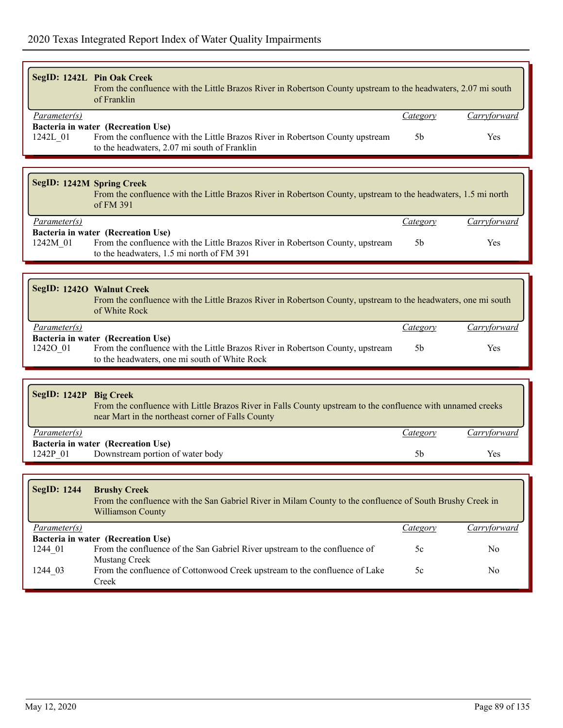### SegID: 1242L Pin Oak Creek

From the confluence with the Little Brazos River in Robertson County upstream to the headwaters, 2.07 mi south of Franklin

| *Parameter(s)* | | *Category* | *Carryforward* |
|---|---|---|---|
| **Bacteria in water (Recreation Use)** | | | |
| 1242L_01 | From the confluence with the Little Brazos River in Robertson County upstream to the headwaters, 2.07 mi south of Franklin | 5b | Yes |

### SegID: 1242M Spring Creek

From the confluence with the Little Brazos River in Robertson County, upstream to the headwaters, 1.5 mi north of FM 391

| *Parameter(s)* | | *Category* | *Carryforward* |
|---|---|---|---|
| **Bacteria in water (Recreation Use)** | | | |
| 1242M_01 | From the confluence with the Little Brazos River in Robertson County, upstream to the headwaters, 1.5 mi north of FM 391 | 5b | Yes |

### SegID: 1242O Walnut Creek

From the confluence with the Little Brazos River in Robertson County, upstream to the headwaters, one mi south of White Rock

| *Parameter(s)* | | *Category* | *Carryforward* |
|---|---|---|---|
| **Bacteria in water (Recreation Use)** | | | |
| 1242O_01 | From the confluence with the Little Brazos River in Robertson County, upstream to the headwaters, one mi south of White Rock | 5b | Yes |

### SegID: 1242P Big Creek

From the confluence with Little Brazos River in Falls County upstream to the confluence with unnamed creeks near Mart in the northeast corner of Falls County

| *Parameter(s)* | | *Category* | *Carryforward* |
|---|---|---|---|
| **Bacteria in water (Recreation Use)** | | | |
| 1242P_01 | Downstream portion of water body | 5b | Yes |

### SegID: 1244 Brushy Creek

From the confluence with the San Gabriel River in Milam County to the confluence of South Brushy Creek in Williamson County

| *Parameter(s)* | | *Category* | *Carryforward* |
|---|---|---|---|
| **Bacteria in water (Recreation Use)** | | | |
| 1244_01 | From the confluence of the San Gabriel River upstream to the confluence of Mustang Creek | 5c | No |
| 1244_03 | From the confluence of Cottonwood Creek upstream to the confluence of Lake Creek | 5c | No |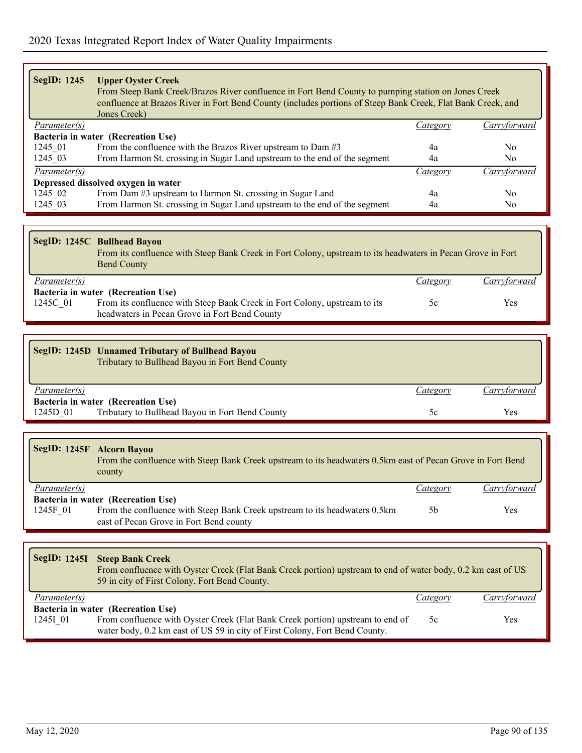## SegID: 1245 Upper Oyster Creek

From Steep Bank Creek/Brazos River confluence in Fort Bend County to pumping station on Jones Creek confluence at Brazos River in Fort Bend County (includes portions of Steep Bank Creek, Flat Bank Creek, and Jones Creek)

| *Parameter(s)* | | *Category* | *Carryforward* |
|---|---|---|---|
| **Bacteria in water (Recreation Use)** | | | |
| 1245_01 | From the confluence with the Brazos River upstream to Dam #3 | 4a | No |
| 1245_03 | From Harmon St. crossing in Sugar Land upstream to the end of the segment | 4a | No |

| *Parameter(s)* | | *Category* | *Carryforward* |
|---|---|---|---|
| **Depressed dissolved oxygen in water** | | | |
| 1245_02 | From Dam #3 upstream to Harmon St. crossing in Sugar Land | 4a | No |
| 1245_03 | From Harmon St. crossing in Sugar Land upstream to the end of the segment | 4a | No |

## SegID: 1245C Bullhead Bayou

From its confluence with Steep Bank Creek in Fort Colony, upstream to its headwaters in Pecan Grove in Fort Bend County

| *Parameter(s)* | | *Category* | *Carryforward* |
|---|---|---|---|
| **Bacteria in water (Recreation Use)** | | | |
| 1245C_01 | From its confluence with Steep Bank Creek in Fort Colony, upstream to its headwaters in Pecan Grove in Fort Bend County | 5c | Yes |

## SegID: 1245D Unnamed Tributary of Bullhead Bayou

Tributary to Bullhead Bayou in Fort Bend County

| *Parameter(s)* | | *Category* | *Carryforward* |
|---|---|---|---|
| **Bacteria in water (Recreation Use)** | | | |
| 1245D_01 | Tributary to Bullhead Bayou in Fort Bend County | 5c | Yes |

## SegID: 1245F Alcorn Bayou

From the confluence with Steep Bank Creek upstream to its headwaters 0.5km east of Pecan Grove in Fort Bend county

| *Parameter(s)* | | *Category* | *Carryforward* |
|---|---|---|---|
| **Bacteria in water (Recreation Use)** | | | |
| 1245F_01 | From the confluence with Steep Bank Creek upstream to its headwaters 0.5km east of Pecan Grove in Fort Bend county | 5b | Yes |

## SegID: 1245I Steep Bank Creek

From confluence with Oyster Creek (Flat Bank Creek portion) upstream to end of water body, 0.2 km east of US 59 in city of First Colony, Fort Bend County.

| *Parameter(s)* | | *Category* | *Carryforward* |
|---|---|---|---|
| **Bacteria in water (Recreation Use)** | | | |
| 1245I_01 | From confluence with Oyster Creek (Flat Bank Creek portion) upstream to end of water body, 0.2 km east of US 59 in city of First Colony, Fort Bend County. | 5c | Yes |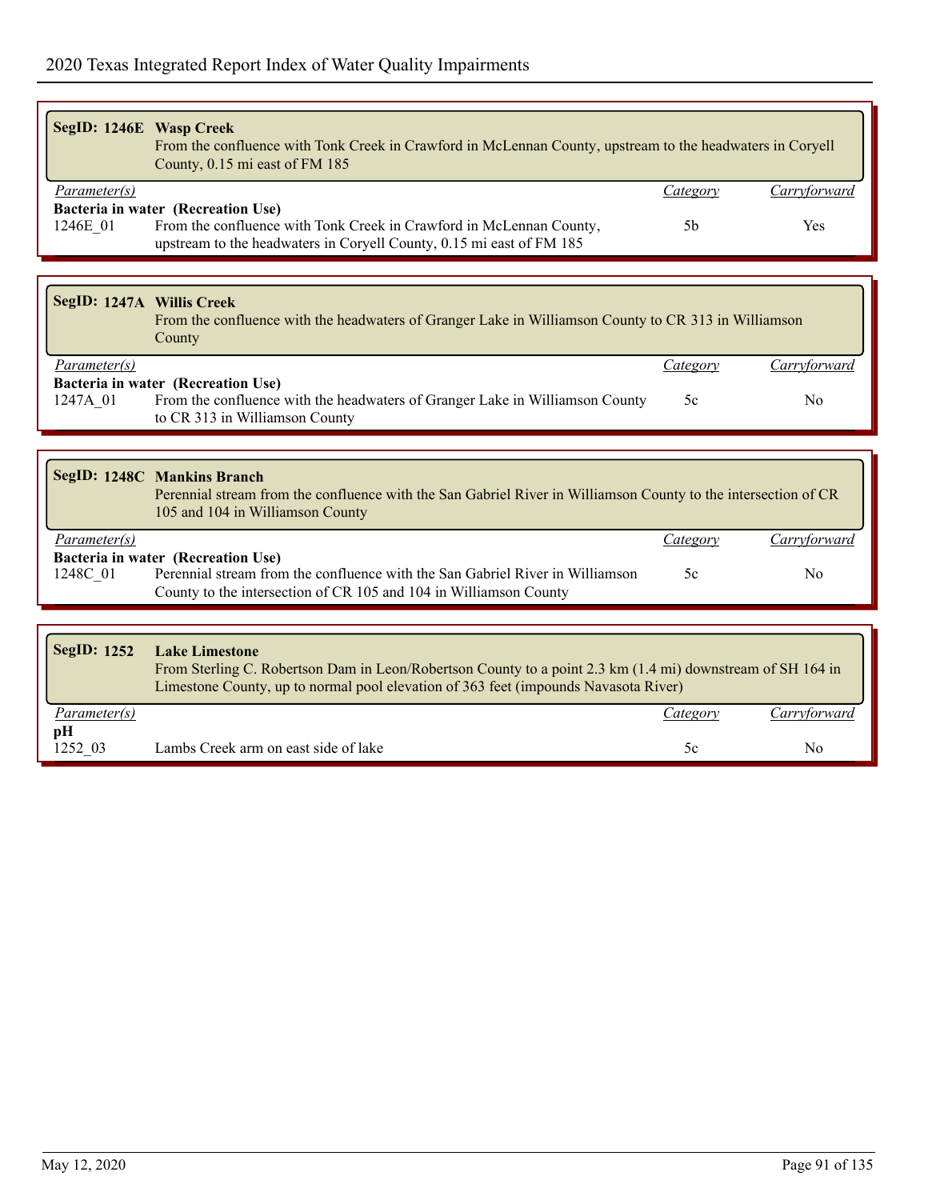**SegID: 1246E** **Wasp Creek**
From the confluence with Tonk Creek in Crawford in McLennan County, upstream to the headwaters in Coryell County, 0.15 mi east of FM 185

| *Parameter(s)* | | *Category* | *Carryforward* |
|---|---|---|---|
| **Bacteria in water (Recreation Use)** | | | |
| 1246E_01 | From the confluence with Tonk Creek in Crawford in McLennan County, upstream to the headwaters in Coryell County, 0.15 mi east of FM 185 | 5b | Yes |

**SegID: 1247A** **Willis Creek**
From the confluence with the headwaters of Granger Lake in Williamson County to CR 313 in Williamson County

| *Parameter(s)* | | *Category* | *Carryforward* |
|---|---|---|---|
| **Bacteria in water (Recreation Use)** | | | |
| 1247A_01 | From the confluence with the headwaters of Granger Lake in Williamson County to CR 313 in Williamson County | 5c | No |

**SegID: 1248C** **Mankins Branch**
Perennial stream from the confluence with the San Gabriel River in Williamson County to the intersection of CR 105 and 104 in Williamson County

| *Parameter(s)* | | *Category* | *Carryforward* |
|---|---|---|---|
| **Bacteria in water (Recreation Use)** | | | |
| 1248C_01 | Perennial stream from the confluence with the San Gabriel River in Williamson County to the intersection of CR 105 and 104 in Williamson County | 5c | No |

**SegID: 1252** **Lake Limestone**
From Sterling C. Robertson Dam in Leon/Robertson County to a point 2.3 km (1.4 mi) downstream of SH 164 in Limestone County, up to normal pool elevation of 363 feet (impounds Navasota River)

| *Parameter(s)* | | *Category* | *Carryforward* |
|---|---|---|---|
| **pH** | | | |
| 1252_03 | Lambs Creek arm on east side of lake | 5c | No |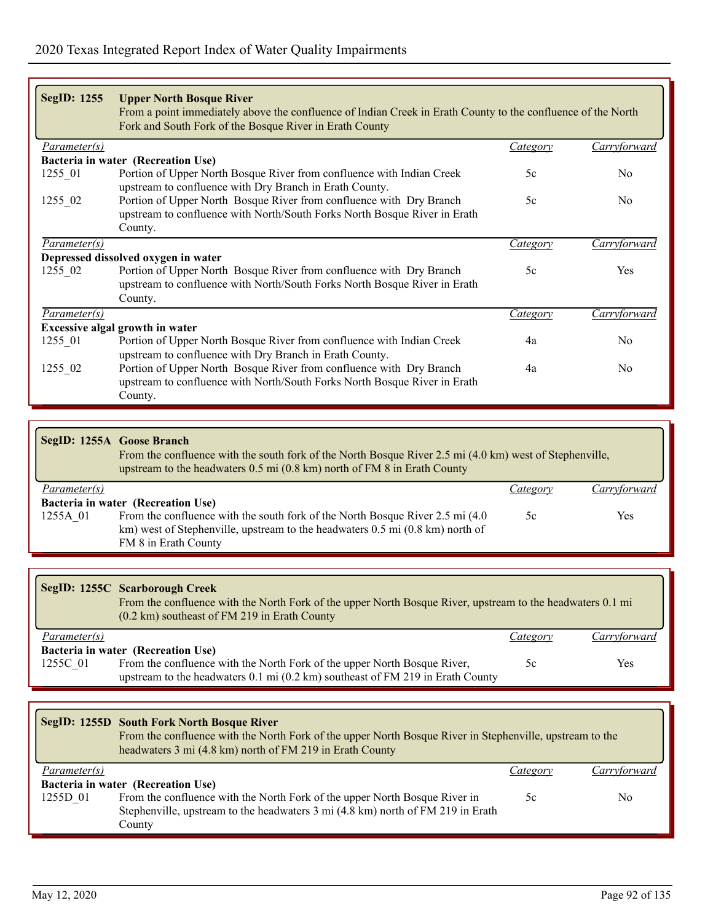## SegID: 1255 Upper North Bosque River

From a point immediately above the confluence of Indian Creek in Erath County to the confluence of the North Fork and South Fork of the Bosque River in Erath County

| Parameter(s) | | Category | Carryforward |
|---|---|---|---|
| **Bacteria in water (Recreation Use)** | | | |
| 1255_01 | Portion of Upper North Bosque River from confluence with Indian Creek upstream to confluence with Dry Branch in Erath County. | 5c | No |
| 1255_02 | Portion of Upper North Bosque River from confluence with Dry Branch upstream to confluence with North/South Forks North Bosque River in Erath County. | 5c | No |

| Parameter(s) | | Category | Carryforward |
|---|---|---|---|
| **Depressed dissolved oxygen in water** | | | |
| 1255_02 | Portion of Upper North Bosque River from confluence with Dry Branch upstream to confluence with North/South Forks North Bosque River in Erath County. | 5c | Yes |

| Parameter(s) | | Category | Carryforward |
|---|---|---|---|
| **Excessive algal growth in water** | | | |
| 1255_01 | Portion of Upper North Bosque River from confluence with Indian Creek upstream to confluence with Dry Branch in Erath County. | 4a | No |
| 1255_02 | Portion of Upper North Bosque River from confluence with Dry Branch upstream to confluence with North/South Forks North Bosque River in Erath County. | 4a | No |

## SegID: 1255A Goose Branch

From the confluence with the south fork of the North Bosque River 2.5 mi (4.0 km) west of Stephenville, upstream to the headwaters 0.5 mi (0.8 km) north of FM 8 in Erath County

| Parameter(s) | | Category | Carryforward |
|---|---|---|---|
| **Bacteria in water (Recreation Use)** | | | |
| 1255A_01 | From the confluence with the south fork of the North Bosque River 2.5 mi (4.0 km) west of Stephenville, upstream to the headwaters 0.5 mi (0.8 km) north of FM 8 in Erath County | 5c | Yes |

## SegID: 1255C Scarborough Creek

From the confluence with the North Fork of the upper North Bosque River, upstream to the headwaters 0.1 mi (0.2 km) southeast of FM 219 in Erath County

| Parameter(s) | | Category | Carryforward |
|---|---|---|---|
| **Bacteria in water (Recreation Use)** | | | |
| 1255C_01 | From the confluence with the North Fork of the upper North Bosque River, upstream to the headwaters 0.1 mi (0.2 km) southeast of FM 219 in Erath County | 5c | Yes |

## SegID: 1255D South Fork North Bosque River

From the confluence with the North Fork of the upper North Bosque River in Stephenville, upstream to the headwaters 3 mi (4.8 km) north of FM 219 in Erath County

| Parameter(s) | | Category | Carryforward |
|---|---|---|---|
| **Bacteria in water (Recreation Use)** | | | |
| 1255D_01 | From the confluence with the North Fork of the upper North Bosque River in Stephenville, upstream to the headwaters 3 mi (4.8 km) north of FM 219 in Erath County | 5c | No |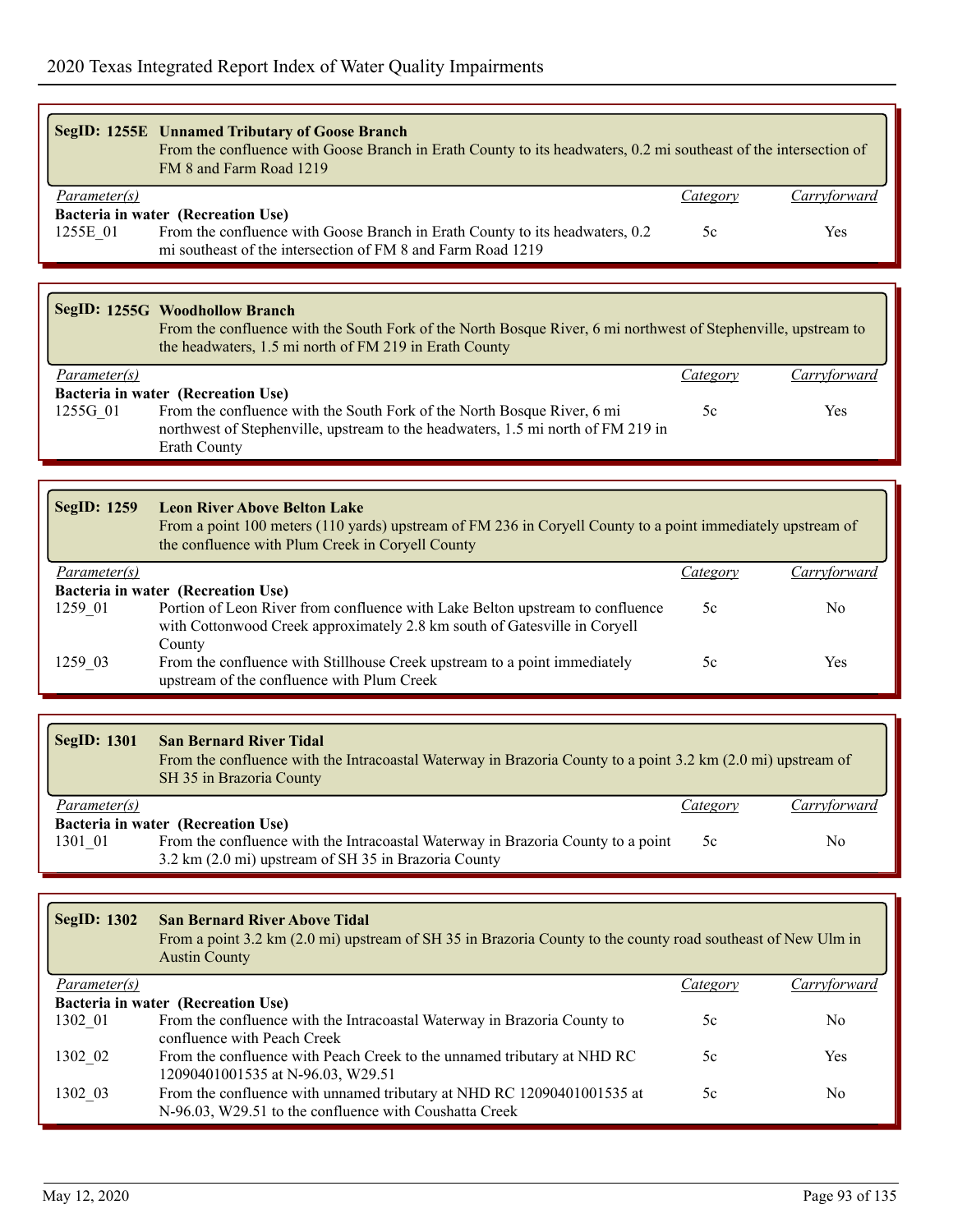**SegID: 1255E Unnamed Tributary of Goose Branch**
From the confluence with Goose Branch in Erath County to its headwaters, 0.2 mi southeast of the intersection of FM 8 and Farm Road 1219

| *Parameter(s)* | | *Category* | *Carryforward* |
|---|---|---|---|
| **Bacteria in water (Recreation Use)** | | | |
| 1255E_01 | From the confluence with Goose Branch in Erath County to its headwaters, 0.2 mi southeast of the intersection of FM 8 and Farm Road 1219 | 5c | Yes |

**SegID: 1255G Woodhollow Branch**
From the confluence with the South Fork of the North Bosque River, 6 mi northwest of Stephenville, upstream to the headwaters, 1.5 mi north of FM 219 in Erath County

| *Parameter(s)* | | *Category* | *Carryforward* |
|---|---|---|---|
| **Bacteria in water (Recreation Use)** | | | |
| 1255G_01 | From the confluence with the South Fork of the North Bosque River, 6 mi northwest of Stephenville, upstream to the headwaters, 1.5 mi north of FM 219 in Erath County | 5c | Yes |

**SegID: 1259 Leon River Above Belton Lake**
From a point 100 meters (110 yards) upstream of FM 236 in Coryell County to a point immediately upstream of the confluence with Plum Creek in Coryell County

| *Parameter(s)* | | *Category* | *Carryforward* |
|---|---|---|---|
| **Bacteria in water (Recreation Use)** | | | |
| 1259_01 | Portion of Leon River from confluence with Lake Belton upstream to confluence with Cottonwood Creek approximately 2.8 km south of Gatesville in Coryell County | 5c | No |
| 1259_03 | From the confluence with Stillhouse Creek upstream to a point immediately upstream of the confluence with Plum Creek | 5c | Yes |

**SegID: 1301 San Bernard River Tidal**
From the confluence with the Intracoastal Waterway in Brazoria County to a point 3.2 km (2.0 mi) upstream of SH 35 in Brazoria County

| *Parameter(s)* | | *Category* | *Carryforward* |
|---|---|---|---|
| **Bacteria in water (Recreation Use)** | | | |
| 1301_01 | From the confluence with the Intracoastal Waterway in Brazoria County to a point 3.2 km (2.0 mi) upstream of SH 35 in Brazoria County | 5c | No |

**SegID: 1302 San Bernard River Above Tidal**
From a point 3.2 km (2.0 mi) upstream of SH 35 in Brazoria County to the county road southeast of New Ulm in Austin County

| *Parameter(s)* | | *Category* | *Carryforward* |
|---|---|---|---|
| **Bacteria in water (Recreation Use)** | | | |
| 1302_01 | From the confluence with the Intracoastal Waterway in Brazoria County to confluence with Peach Creek | 5c | No |
| 1302_02 | From the confluence with Peach Creek to the unnamed tributary at NHD RC 12090401001535 at N-96.03, W29.51 | 5c | Yes |
| 1302_03 | From the confluence with unnamed tributary at NHD RC 12090401001535 at N-96.03, W29.51 to the confluence with Coushatta Creek | 5c | No |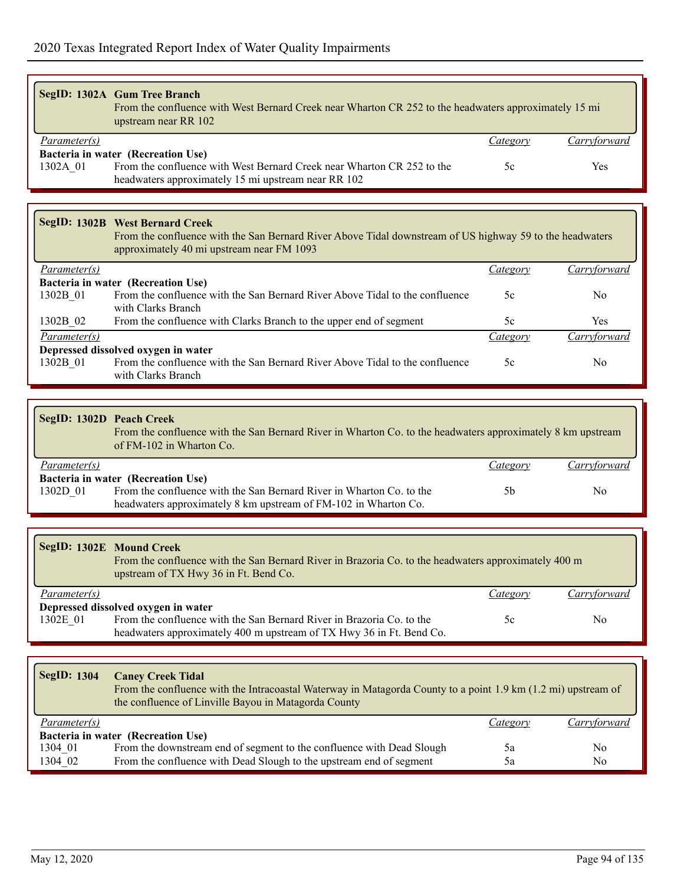## SegID: 1302A Gum Tree Branch

From the confluence with West Bernard Creek near Wharton CR 252 to the headwaters approximately 15 mi upstream near RR 102

| *Parameter(s)* | | *Category* | *Carryforward* |
|---|---|---|---|
| **Bacteria in water (Recreation Use)** | | | |
| 1302A_01 | From the confluence with West Bernard Creek near Wharton CR 252 to the headwaters approximately 15 mi upstream near RR 102 | 5c | Yes |

## SegID: 1302B West Bernard Creek

From the confluence with the San Bernard River Above Tidal downstream of US highway 59 to the headwaters approximately 40 mi upstream near FM 1093

| *Parameter(s)* | | *Category* | *Carryforward* |
|---|---|---|---|
| **Bacteria in water (Recreation Use)** | | | |
| 1302B_01 | From the confluence with the San Bernard River Above Tidal to the confluence with Clarks Branch | 5c | No |
| 1302B_02 | From the confluence with Clarks Branch to the upper end of segment | 5c | Yes |
| *Parameter(s)* | | *Category* | *Carryforward* |
| **Depressed dissolved oxygen in water** | | | |
| 1302B_01 | From the confluence with the San Bernard River Above Tidal to the confluence with Clarks Branch | 5c | No |

## SegID: 1302D Peach Creek

From the confluence with the San Bernard River in Wharton Co. to the headwaters approximately 8 km upstream of FM-102 in Wharton Co.

| *Parameter(s)* | | *Category* | *Carryforward* |
|---|---|---|---|
| **Bacteria in water (Recreation Use)** | | | |
| 1302D_01 | From the confluence with the San Bernard River in Wharton Co. to the headwaters approximately 8 km upstream of FM-102 in Wharton Co. | 5b | No |

## SegID: 1302E Mound Creek

From the confluence with the San Bernard River in Brazoria Co. to the headwaters approximately 400 m upstream of TX Hwy 36 in Ft. Bend Co.

| *Parameter(s)* | | *Category* | *Carryforward* |
|---|---|---|---|
| **Depressed dissolved oxygen in water** | | | |
| 1302E_01 | From the confluence with the San Bernard River in Brazoria Co. to the headwaters approximately 400 m upstream of TX Hwy 36 in Ft. Bend Co. | 5c | No |

## SegID: 1304 Caney Creek Tidal

From the confluence with the Intracoastal Waterway in Matagorda County to a point 1.9 km (1.2 mi) upstream of the confluence of Linville Bayou in Matagorda County

| *Parameter(s)* | | *Category* | *Carryforward* |
|---|---|---|---|
| **Bacteria in water (Recreation Use)** | | | |
| 1304_01 | From the downstream end of segment to the confluence with Dead Slough | 5a | No |
| 1304_02 | From the confluence with Dead Slough to the upstream end of segment | 5a | No |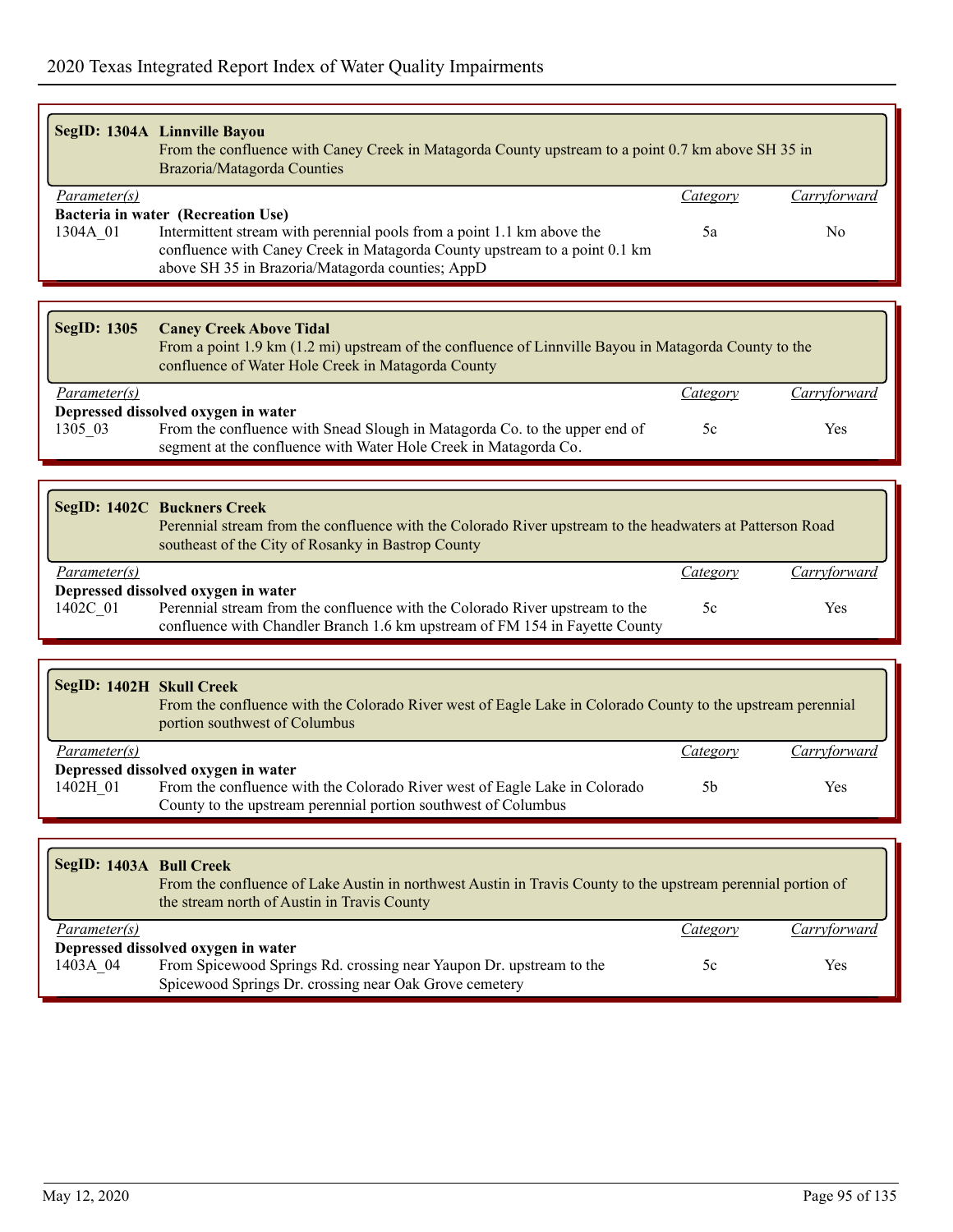**SegID: 1304A Linnville Bayou**
From the confluence with Caney Creek in Matagorda County upstream to a point 0.7 km above SH 35 in Brazoria/Matagorda Counties

| *Parameter(s)* | | *Category* | *Carryforward* |
|---|---|---|---|
| **Bacteria in water (Recreation Use)** | | | |
| 1304A_01 | Intermittent stream with perennial pools from a point 1.1 km above the confluence with Caney Creek in Matagorda County upstream to a point 0.1 km above SH 35 in Brazoria/Matagorda counties; AppD | 5a | No |

**SegID: 1305 Caney Creek Above Tidal**
From a point 1.9 km (1.2 mi) upstream of the confluence of Linnville Bayou in Matagorda County to the confluence of Water Hole Creek in Matagorda County

| *Parameter(s)* | | *Category* | *Carryforward* |
|---|---|---|---|
| **Depressed dissolved oxygen in water** | | | |
| 1305_03 | From the confluence with Snead Slough in Matagorda Co. to the upper end of segment at the confluence with Water Hole Creek in Matagorda Co. | 5c | Yes |

**SegID: 1402C Buckners Creek**
Perennial stream from the confluence with the Colorado River upstream to the headwaters at Patterson Road southeast of the City of Rosanky in Bastrop County

| *Parameter(s)* | | *Category* | *Carryforward* |
|---|---|---|---|
| **Depressed dissolved oxygen in water** | | | |
| 1402C_01 | Perennial stream from the confluence with the Colorado River upstream to the confluence with Chandler Branch 1.6 km upstream of FM 154 in Fayette County | 5c | Yes |

**SegID: 1402H Skull Creek**
From the confluence with the Colorado River west of Eagle Lake in Colorado County to the upstream perennial portion southwest of Columbus

| *Parameter(s)* | | *Category* | *Carryforward* |
|---|---|---|---|
| **Depressed dissolved oxygen in water** | | | |
| 1402H_01 | From the confluence with the Colorado River west of Eagle Lake in Colorado County to the upstream perennial portion southwest of Columbus | 5b | Yes |

**SegID: 1403A Bull Creek**
From the confluence of Lake Austin in northwest Austin in Travis County to the upstream perennial portion of the stream north of Austin in Travis County

| *Parameter(s)* | | *Category* | *Carryforward* |
|---|---|---|---|
| **Depressed dissolved oxygen in water** | | | |
| 1403A_04 | From Spicewood Springs Rd. crossing near Yaupon Dr. upstream to the Spicewood Springs Dr. crossing near Oak Grove cemetery | 5c | Yes |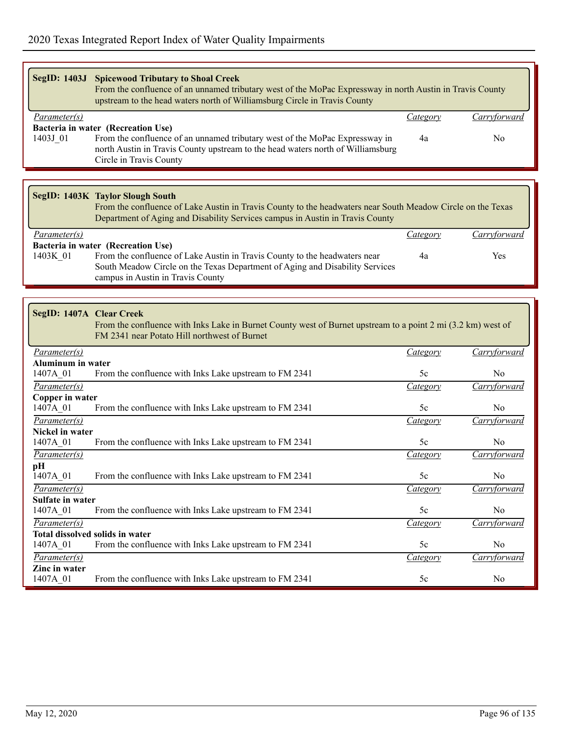## SegID: 1403J Spicewood Tributary to Shoal Creek

From the confluence of an unnamed tributary west of the MoPac Expressway in north Austin in Travis County upstream to the head waters north of Williamsburg Circle in Travis County

| *Parameter(s)* | | *Category* | *Carryforward* |
|---|---|---|---|
| **Bacteria in water (Recreation Use)** | | | |
| 1403J_01 | From the confluence of an unnamed tributary west of the MoPac Expressway in north Austin in Travis County upstream to the head waters north of Williamsburg Circle in Travis County | 4a | No |

## SegID: 1403K Taylor Slough South

From the confluence of Lake Austin in Travis County to the headwaters near South Meadow Circle on the Texas Department of Aging and Disability Services campus in Austin in Travis County

| *Parameter(s)* | | *Category* | *Carryforward* |
|---|---|---|---|
| **Bacteria in water (Recreation Use)** | | | |
| 1403K_01 | From the confluence of Lake Austin in Travis County to the headwaters near South Meadow Circle on the Texas Department of Aging and Disability Services campus in Austin in Travis County | 4a | Yes |

## SegID: 1407A Clear Creek

From the confluence with Inks Lake in Burnet County west of Burnet upstream to a point 2 mi (3.2 km) west of FM 2341 near Potato Hill northwest of Burnet

| *Parameter(s)* | | *Category* | *Carryforward* |
|---|---|---|---|
| **Aluminum in water** | | | |
| 1407A_01 | From the confluence with Inks Lake upstream to FM 2341 | 5c | No |
| **Copper in water** | | | |
| 1407A_01 | From the confluence with Inks Lake upstream to FM 2341 | 5c | No |
| **Nickel in water** | | | |
| 1407A_01 | From the confluence with Inks Lake upstream to FM 2341 | 5c | No |
| **pH** | | | |
| 1407A_01 | From the confluence with Inks Lake upstream to FM 2341 | 5c | No |
| **Sulfate in water** | | | |
| 1407A_01 | From the confluence with Inks Lake upstream to FM 2341 | 5c | No |
| **Total dissolved solids in water** | | | |
| 1407A_01 | From the confluence with Inks Lake upstream to FM 2341 | 5c | No |
| **Zinc in water** | | | |
| 1407A_01 | From the confluence with Inks Lake upstream to FM 2341 | 5c | No |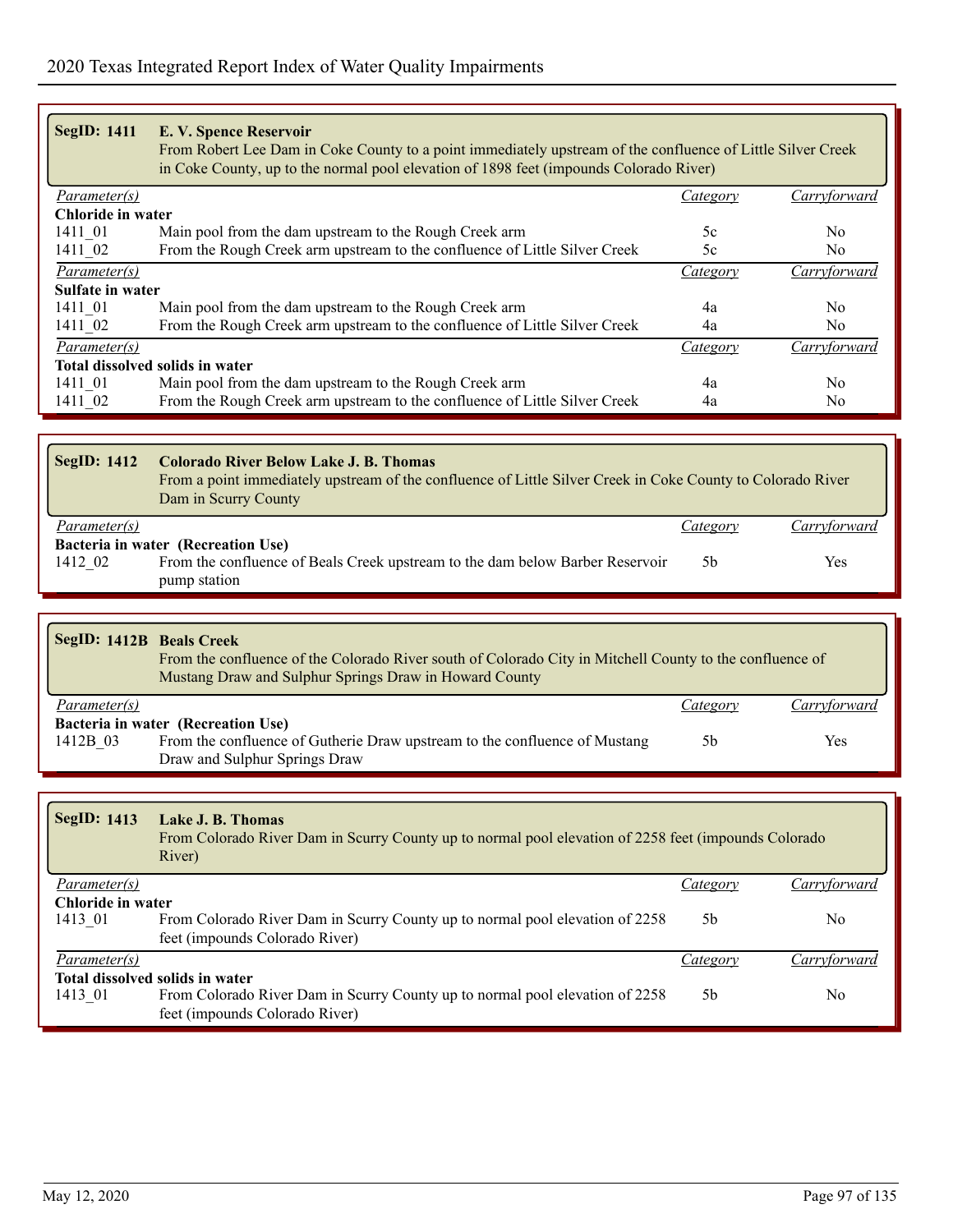## SegID: 1411 E. V. Spence Reservoir

From Robert Lee Dam in Coke County to a point immediately upstream of the confluence of Little Silver Creek in Coke County, up to the normal pool elevation of 1898 feet (impounds Colorado River)

| *Parameter(s)* | | *Category* | *Carryforward* |
|---|---|---|---|
| **Chloride in water** | | | |
| 1411_01 | Main pool from the dam upstream to the Rough Creek arm | 5c | No |
| 1411_02 | From the Rough Creek arm upstream to the confluence of Little Silver Creek | 5c | No |

| *Parameter(s)* | | *Category* | *Carryforward* |
|---|---|---|---|
| **Sulfate in water** | | | |
| 1411_01 | Main pool from the dam upstream to the Rough Creek arm | 4a | No |
| 1411_02 | From the Rough Creek arm upstream to the confluence of Little Silver Creek | 4a | No |

| *Parameter(s)* | | *Category* | *Carryforward* |
|---|---|---|---|
| **Total dissolved solids in water** | | | |
| 1411_01 | Main pool from the dam upstream to the Rough Creek arm | 4a | No |
| 1411_02 | From the Rough Creek arm upstream to the confluence of Little Silver Creek | 4a | No |

## SegID: 1412 Colorado River Below Lake J. B. Thomas

From a point immediately upstream of the confluence of Little Silver Creek in Coke County to Colorado River Dam in Scurry County

| *Parameter(s)* | | *Category* | *Carryforward* |
|---|---|---|---|
| **Bacteria in water (Recreation Use)** | | | |
| 1412_02 | From the confluence of Beals Creek upstream to the dam below Barber Reservoir pump station | 5b | Yes |

## SegID: 1412B Beals Creek

From the confluence of the Colorado River south of Colorado City in Mitchell County to the confluence of Mustang Draw and Sulphur Springs Draw in Howard County

| *Parameter(s)* | | *Category* | *Carryforward* |
|---|---|---|---|
| **Bacteria in water (Recreation Use)** | | | |
| 1412B_03 | From the confluence of Gutherie Draw upstream to the confluence of Mustang Draw and Sulphur Springs Draw | 5b | Yes |

## SegID: 1413 Lake J. B. Thomas

From Colorado River Dam in Scurry County up to normal pool elevation of 2258 feet (impounds Colorado River)

| *Parameter(s)* | | *Category* | *Carryforward* |
|---|---|---|---|
| **Chloride in water** | | | |
| 1413_01 | From Colorado River Dam in Scurry County up to normal pool elevation of 2258 feet (impounds Colorado River) | 5b | No |

| *Parameter(s)* | | *Category* | *Carryforward* |
|---|---|---|---|
| **Total dissolved solids in water** | | | |
| 1413_01 | From Colorado River Dam in Scurry County up to normal pool elevation of 2258 feet (impounds Colorado River) | 5b | No |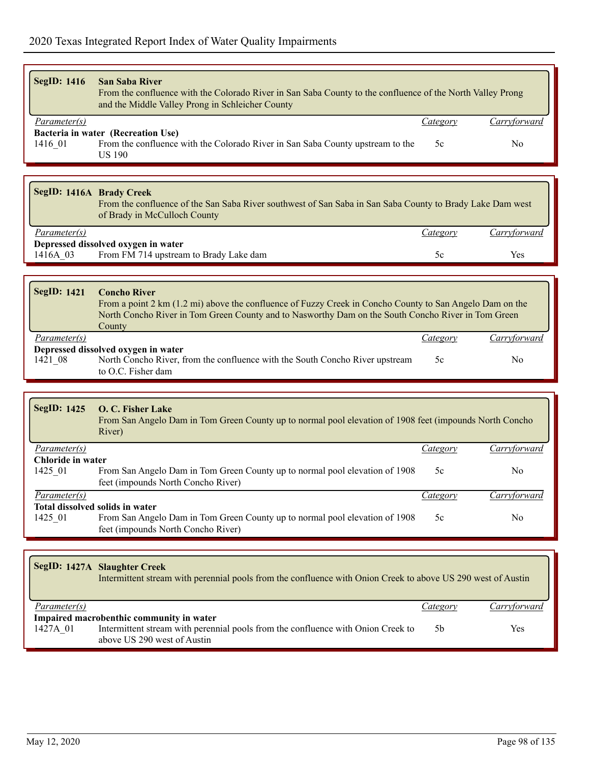**SegID: 1416 San Saba River**
From the confluence with the Colorado River in San Saba County to the confluence of the North Valley Prong and the Middle Valley Prong in Schleicher County

| *Parameter(s)* | | *Category* | *Carryforward* |
|---|---|---|---|
| **Bacteria in water (Recreation Use)** | | | |
| 1416_01 | From the confluence with the Colorado River in San Saba County upstream to the US 190 | 5c | No |

**SegID: 1416A Brady Creek**
From the confluence of the San Saba River southwest of San Saba in San Saba County to Brady Lake Dam west of Brady in McCulloch County

| *Parameter(s)* | | *Category* | *Carryforward* |
|---|---|---|---|
| **Depressed dissolved oxygen in water** | | | |
| 1416A_03 | From FM 714 upstream to Brady Lake dam | 5c | Yes |

**SegID: 1421 Concho River**
From a point 2 km (1.2 mi) above the confluence of Fuzzy Creek in Concho County to San Angelo Dam on the North Concho River in Tom Green County and to Nasworthy Dam on the South Concho River in Tom Green County

| *Parameter(s)* | | *Category* | *Carryforward* |
|---|---|---|---|
| **Depressed dissolved oxygen in water** | | | |
| 1421_08 | North Concho River, from the confluence with the South Concho River upstream to O.C. Fisher dam | 5c | No |

**SegID: 1425 O. C. Fisher Lake**
From San Angelo Dam in Tom Green County up to normal pool elevation of 1908 feet (impounds North Concho River)

| *Parameter(s)* | | *Category* | *Carryforward* |
|---|---|---|---|
| **Chloride in water** | | | |
| 1425_01 | From San Angelo Dam in Tom Green County up to normal pool elevation of 1908 feet (impounds North Concho River) | 5c | No |

| *Parameter(s)* | | *Category* | *Carryforward* |
|---|---|---|---|
| **Total dissolved solids in water** | | | |
| 1425_01 | From San Angelo Dam in Tom Green County up to normal pool elevation of 1908 feet (impounds North Concho River) | 5c | No |

**SegID: 1427A Slaughter Creek**
Intermittent stream with perennial pools from the confluence with Onion Creek to above US 290 west of Austin

| *Parameter(s)* | | *Category* | *Carryforward* |
|---|---|---|---|
| **Impaired macrobenthic community in water** | | | |
| 1427A_01 | Intermittent stream with perennial pools from the confluence with Onion Creek to above US 290 west of Austin | 5b | Yes |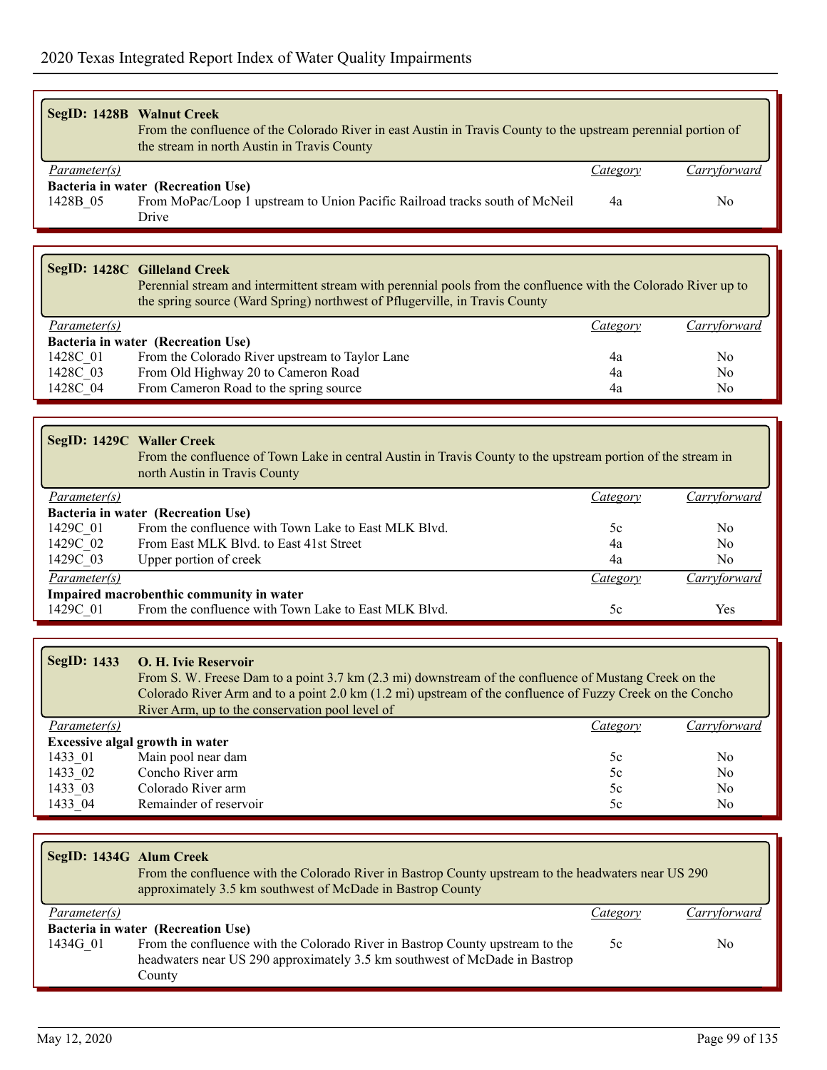### SegID: 1428B Walnut Creek

From the confluence of the Colorado River in east Austin in Travis County to the upstream perennial portion of the stream in north Austin in Travis County

| *Parameter(s)* | | *Category* | *Carryforward* |
|---|---|---|---|
| **Bacteria in water (Recreation Use)** | | | |
| 1428B_05 | From MoPac/Loop 1 upstream to Union Pacific Railroad tracks south of McNeil Drive | 4a | No |

### SegID: 1428C Gilleland Creek

Perennial stream and intermittent stream with perennial pools from the confluence with the Colorado River up to the spring source (Ward Spring) northwest of Pflugerville, in Travis County

| *Parameter(s)* | | *Category* | *Carryforward* |
|---|---|---|---|
| **Bacteria in water (Recreation Use)** | | | |
| 1428C_01 | From the Colorado River upstream to Taylor Lane | 4a | No |
| 1428C_03 | From Old Highway 20 to Cameron Road | 4a | No |
| 1428C_04 | From Cameron Road to the spring source | 4a | No |

### SegID: 1429C Waller Creek

From the confluence of Town Lake in central Austin in Travis County to the upstream portion of the stream in north Austin in Travis County

| *Parameter(s)* | | *Category* | *Carryforward* |
|---|---|---|---|
| **Bacteria in water (Recreation Use)** | | | |
| 1429C_01 | From the confluence with Town Lake to East MLK Blvd. | 5c | No |
| 1429C_02 | From East MLK Blvd. to East 41st Street | 4a | No |
| 1429C_03 | Upper portion of creek | 4a | No |

| *Parameter(s)* | | *Category* | *Carryforward* |
|---|---|---|---|
| **Impaired macrobenthic community in water** | | | |
| 1429C_01 | From the confluence with Town Lake to East MLK Blvd. | 5c | Yes |

### SegID: 1433 O. H. Ivie Reservoir

From S. W. Freese Dam to a point 3.7 km (2.3 mi) downstream of the confluence of Mustang Creek on the Colorado River Arm and to a point 2.0 km (1.2 mi) upstream of the confluence of Fuzzy Creek on the Concho River Arm, up to the conservation pool level of

| *Parameter(s)* | | *Category* | *Carryforward* |
|---|---|---|---|
| **Excessive algal growth in water** | | | |
| 1433_01 | Main pool near dam | 5c | No |
| 1433_02 | Concho River arm | 5c | No |
| 1433_03 | Colorado River arm | 5c | No |
| 1433_04 | Remainder of reservoir | 5c | No |

### SegID: 1434G Alum Creek

From the confluence with the Colorado River in Bastrop County upstream to the headwaters near US 290 approximately 3.5 km southwest of McDade in Bastrop County

| *Parameter(s)* | | *Category* | *Carryforward* |
|---|---|---|---|
| **Bacteria in water (Recreation Use)** | | | |
| 1434G_01 | From the confluence with the Colorado River in Bastrop County upstream to the headwaters near US 290 approximately 3.5 km southwest of McDade in Bastrop County | 5c | No |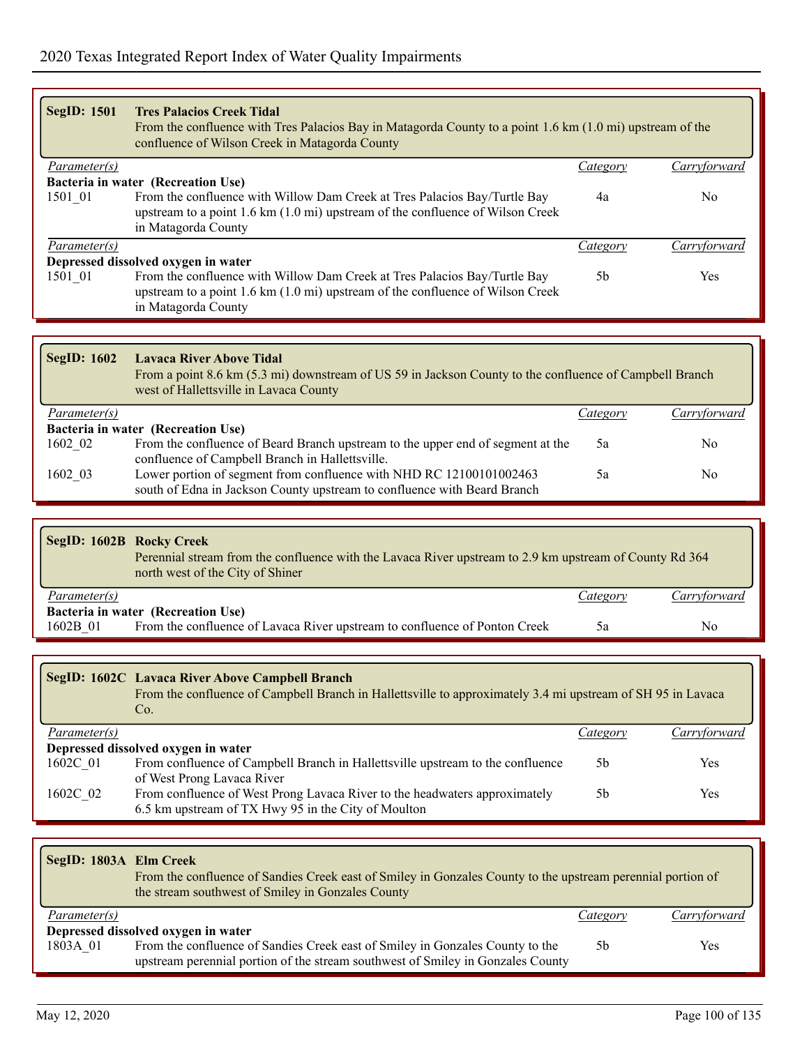## SegID: 1501 Tres Palacios Creek Tidal

From the confluence with Tres Palacios Bay in Matagorda County to a point 1.6 km (1.0 mi) upstream of the confluence of Wilson Creek in Matagorda County

| *Parameter(s)* | | *Category* | *Carryforward* |
|---|---|---|---|
| **Bacteria in water (Recreation Use)** | | | |
| 1501_01 | From the confluence with Willow Dam Creek at Tres Palacios Bay/Turtle Bay upstream to a point 1.6 km (1.0 mi) upstream of the confluence of Wilson Creek in Matagorda County | 4a | No |

| *Parameter(s)* | | *Category* | *Carryforward* |
|---|---|---|---|
| **Depressed dissolved oxygen in water** | | | |
| 1501_01 | From the confluence with Willow Dam Creek at Tres Palacios Bay/Turtle Bay upstream to a point 1.6 km (1.0 mi) upstream of the confluence of Wilson Creek in Matagorda County | 5b | Yes |

## SegID: 1602 Lavaca River Above Tidal

From a point 8.6 km (5.3 mi) downstream of US 59 in Jackson County to the confluence of Campbell Branch west of Hallettsville in Lavaca County

| *Parameter(s)* | | *Category* | *Carryforward* |
|---|---|---|---|
| **Bacteria in water (Recreation Use)** | | | |
| 1602_02 | From the confluence of Beard Branch upstream to the upper end of segment at the confluence of Campbell Branch in Hallettsville. | 5a | No |
| 1602_03 | Lower portion of segment from confluence with NHD RC 12100101002463 south of Edna in Jackson County upstream to confluence with Beard Branch | 5a | No |

## SegID: 1602B Rocky Creek

Perennial stream from the confluence with the Lavaca River upstream to 2.9 km upstream of County Rd 364 north west of the City of Shiner

| *Parameter(s)* | | *Category* | *Carryforward* |
|---|---|---|---|
| **Bacteria in water (Recreation Use)** | | | |
| 1602B_01 | From the confluence of Lavaca River upstream to confluence of Ponton Creek | 5a | No |

## SegID: 1602C Lavaca River Above Campbell Branch

From the confluence of Campbell Branch in Hallettsville to approximately 3.4 mi upstream of SH 95 in Lavaca Co.

| *Parameter(s)* | | *Category* | *Carryforward* |
|---|---|---|---|
| **Depressed dissolved oxygen in water** | | | |
| 1602C_01 | From confluence of Campbell Branch in Hallettsville upstream to the confluence of West Prong Lavaca River | 5b | Yes |
| 1602C_02 | From confluence of West Prong Lavaca River to the headwaters approximately 6.5 km upstream of TX Hwy 95 in the City of Moulton | 5b | Yes |

## SegID: 1803A Elm Creek

From the confluence of Sandies Creek east of Smiley in Gonzales County to the upstream perennial portion of the stream southwest of Smiley in Gonzales County

| *Parameter(s)* | | *Category* | *Carryforward* |
|---|---|---|---|
| **Depressed dissolved oxygen in water** | | | |
| 1803A_01 | From the confluence of Sandies Creek east of Smiley in Gonzales County to the upstream perennial portion of the stream southwest of Smiley in Gonzales County | 5b | Yes |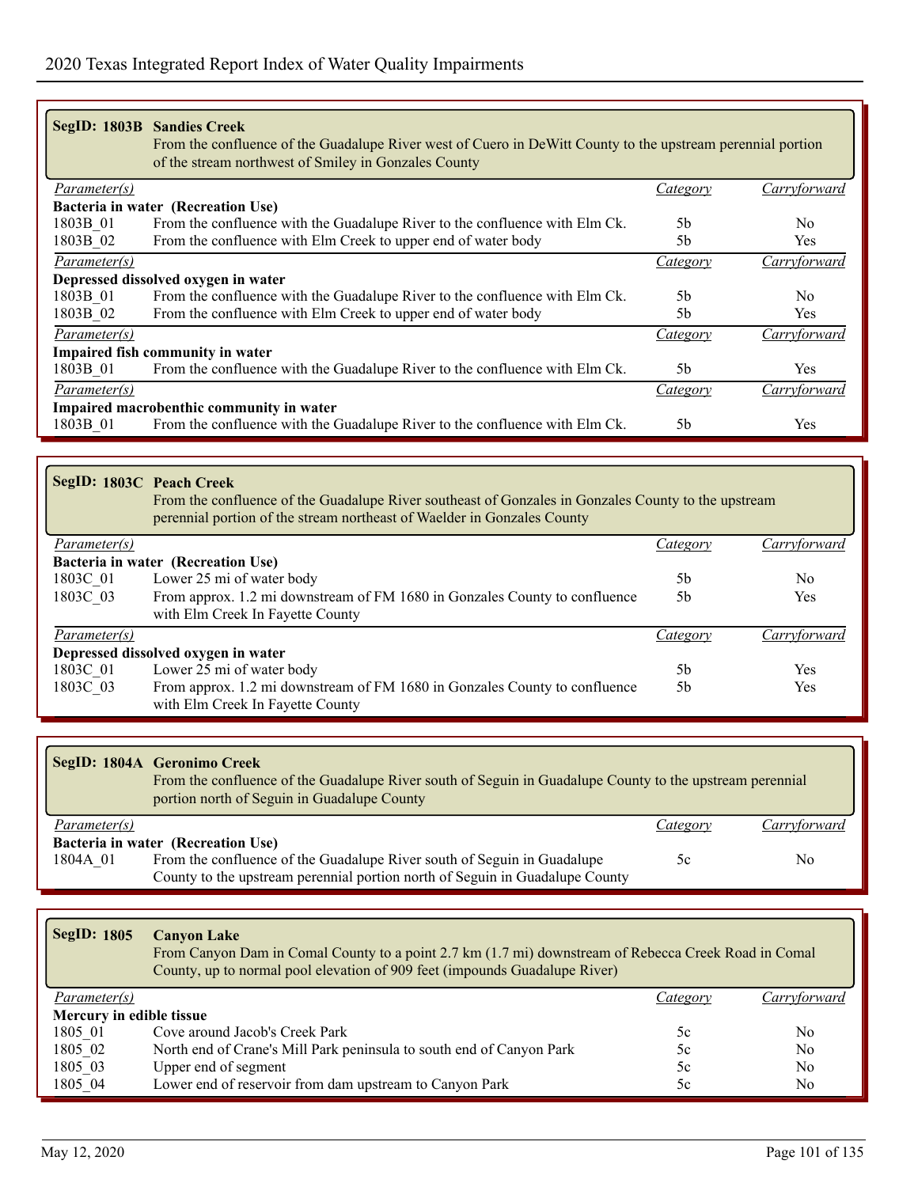## SegID: 1803B Sandies Creek

From the confluence of the Guadalupe River west of Cuero in DeWitt County to the upstream perennial portion of the stream northwest of Smiley in Gonzales County

| Parameter(s) | | Category | Carryforward |
|---|---|---|---|
| **Bacteria in water (Recreation Use)** | | | |
| 1803B_01 | From the confluence with the Guadalupe River to the confluence with Elm Ck. | 5b | No |
| 1803B_02 | From the confluence with Elm Creek to upper end of water body | 5b | Yes |
| **Depressed dissolved oxygen in water** | | | |
| 1803B_01 | From the confluence with the Guadalupe River to the confluence with Elm Ck. | 5b | No |
| 1803B_02 | From the confluence with Elm Creek to upper end of water body | 5b | Yes |
| **Impaired fish community in water** | | | |
| 1803B_01 | From the confluence with the Guadalupe River to the confluence with Elm Ck. | 5b | Yes |
| **Impaired macrobenthic community in water** | | | |
| 1803B_01 | From the confluence with the Guadalupe River to the confluence with Elm Ck. | 5b | Yes |

## SegID: 1803C Peach Creek

From the confluence of the Guadalupe River southeast of Gonzales in Gonzales County to the upstream perennial portion of the stream northeast of Waelder in Gonzales County

| Parameter(s) | | Category | Carryforward |
|---|---|---|---|
| **Bacteria in water (Recreation Use)** | | | |
| 1803C_01 | Lower 25 mi of water body | 5b | No |
| 1803C_03 | From approx. 1.2 mi downstream of FM 1680 in Gonzales County to confluence with Elm Creek In Fayette County | 5b | Yes |
| **Depressed dissolved oxygen in water** | | | |
| 1803C_01 | Lower 25 mi of water body | 5b | Yes |
| 1803C_03 | From approx. 1.2 mi downstream of FM 1680 in Gonzales County to confluence with Elm Creek In Fayette County | 5b | Yes |

## SegID: 1804A Geronimo Creek

From the confluence of the Guadalupe River south of Seguin in Guadalupe County to the upstream perennial portion north of Seguin in Guadalupe County

| Parameter(s) | | Category | Carryforward |
|---|---|---|---|
| **Bacteria in water (Recreation Use)** | | | |
| 1804A_01 | From the confluence of the Guadalupe River south of Seguin in Guadalupe County to the upstream perennial portion north of Seguin in Guadalupe County | 5c | No |

## SegID: 1805 Canyon Lake

From Canyon Dam in Comal County to a point 2.7 km (1.7 mi) downstream of Rebecca Creek Road in Comal County, up to normal pool elevation of 909 feet (impounds Guadalupe River)

| Parameter(s) | | Category | Carryforward |
|---|---|---|---|
| **Mercury in edible tissue** | | | |
| 1805_01 | Cove around Jacob's Creek Park | 5c | No |
| 1805_02 | North end of Crane's Mill Park peninsula to south end of Canyon Park | 5c | No |
| 1805_03 | Upper end of segment | 5c | No |
| 1805_04 | Lower end of reservoir from dam upstream to Canyon Park | 5c | No |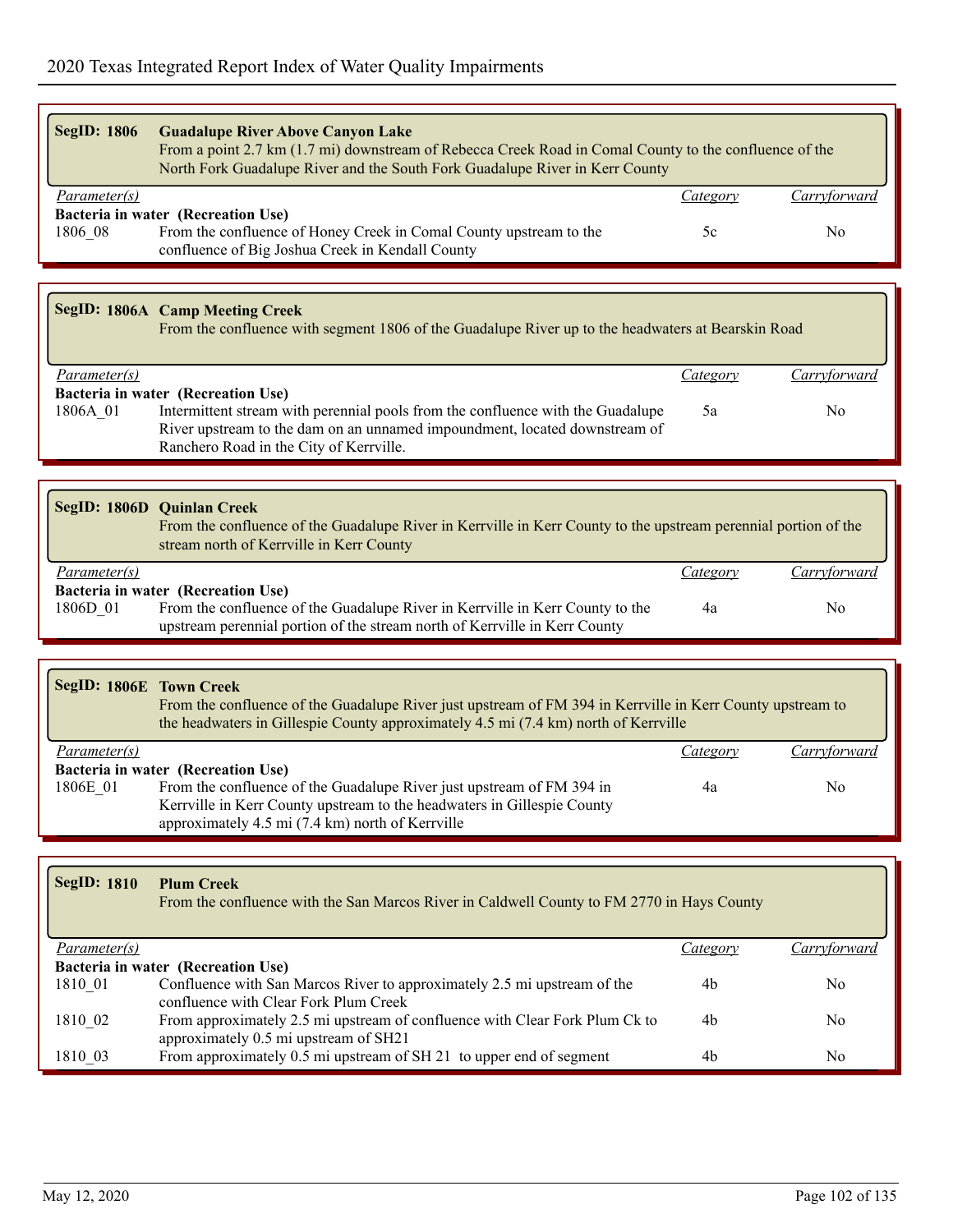## SegID: 1806 Guadalupe River Above Canyon Lake

From a point 2.7 km (1.7 mi) downstream of Rebecca Creek Road in Comal County to the confluence of the North Fork Guadalupe River and the South Fork Guadalupe River in Kerr County

| *Parameter(s)* | | *Category* | *Carryforward* |
|---|---|---|---|
| **Bacteria in water (Recreation Use)** | | | |
| 1806_08 | From the confluence of Honey Creek in Comal County upstream to the confluence of Big Joshua Creek in Kendall County | 5c | No |

## SegID: 1806A Camp Meeting Creek

From the confluence with segment 1806 of the Guadalupe River up to the headwaters at Bearskin Road

| *Parameter(s)* | | *Category* | *Carryforward* |
|---|---|---|---|
| **Bacteria in water (Recreation Use)** | | | |
| 1806A_01 | Intermittent stream with perennial pools from the confluence with the Guadalupe River upstream to the dam on an unnamed impoundment, located downstream of Ranchero Road in the City of Kerrville. | 5a | No |

## SegID: 1806D Quinlan Creek

From the confluence of the Guadalupe River in Kerrville in Kerr County to the upstream perennial portion of the stream north of Kerrville in Kerr County

| *Parameter(s)* | | *Category* | *Carryforward* |
|---|---|---|---|
| **Bacteria in water (Recreation Use)** | | | |
| 1806D_01 | From the confluence of the Guadalupe River in Kerrville in Kerr County to the upstream perennial portion of the stream north of Kerrville in Kerr County | 4a | No |

## SegID: 1806E Town Creek

From the confluence of the Guadalupe River just upstream of FM 394 in Kerrville in Kerr County upstream to the headwaters in Gillespie County approximately 4.5 mi (7.4 km) north of Kerrville

| *Parameter(s)* | | *Category* | *Carryforward* |
|---|---|---|---|
| **Bacteria in water (Recreation Use)** | | | |
| 1806E_01 | From the confluence of the Guadalupe River just upstream of FM 394 in Kerrville in Kerr County upstream to the headwaters in Gillespie County approximately 4.5 mi (7.4 km) north of Kerrville | 4a | No |

## SegID: 1810 Plum Creek

From the confluence with the San Marcos River in Caldwell County to FM 2770 in Hays County

| *Parameter(s)* | | *Category* | *Carryforward* |
|---|---|---|---|
| **Bacteria in water (Recreation Use)** | | | |
| 1810_01 | Confluence with San Marcos River to approximately 2.5 mi upstream of the confluence with Clear Fork Plum Creek | 4b | No |
| 1810_02 | From approximately 2.5 mi upstream of confluence with Clear Fork Plum Ck to approximately 0.5 mi upstream of SH21 | 4b | No |
| 1810_03 | From approximately 0.5 mi upstream of SH 21 to upper end of segment | 4b | No |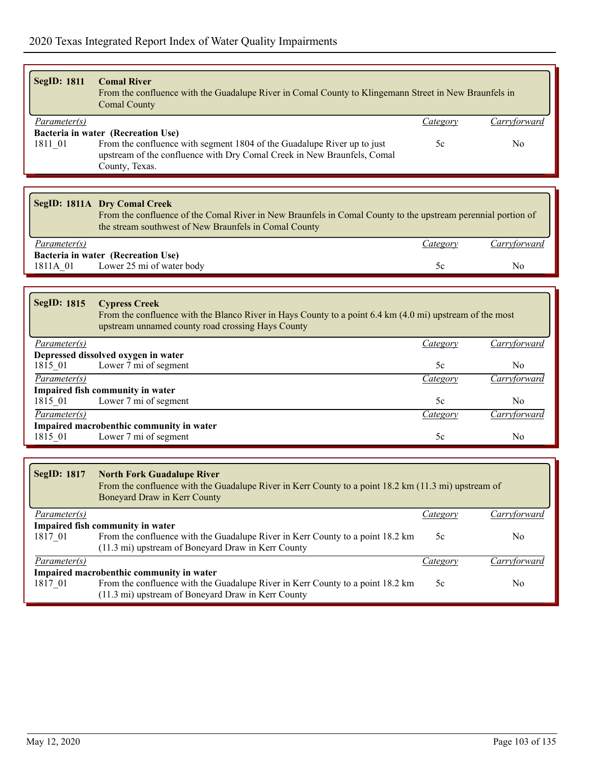**SegID: 1811** **Comal River**
From the confluence with the Guadalupe River in Comal County to Klingemann Street in New Braunfels in Comal County

| *Parameter(s)* | | *Category* | *Carryforward* |
|---|---|---|---|
| **Bacteria in water (Recreation Use)** | | | |
| 1811_01 | From the confluence with segment 1804 of the Guadalupe River up to just upstream of the confluence with Dry Comal Creek in New Braunfels, Comal County, Texas. | 5c | No |

**SegID: 1811A** **Dry Comal Creek**
From the confluence of the Comal River in New Braunfels in Comal County to the upstream perennial portion of the stream southwest of New Braunfels in Comal County

| *Parameter(s)* | | *Category* | *Carryforward* |
|---|---|---|---|
| **Bacteria in water (Recreation Use)** | | | |
| 1811A_01 | Lower 25 mi of water body | 5c | No |

**SegID: 1815** **Cypress Creek**
From the confluence with the Blanco River in Hays County to a point 6.4 km (4.0 mi) upstream of the most upstream unnamed county road crossing Hays County

| *Parameter(s)* | | *Category* | *Carryforward* |
|---|---|---|---|
| **Depressed dissolved oxygen in water** | | | |
| 1815_01 | Lower 7 mi of segment | 5c | No |
| **Impaired fish community in water** | | | |
| 1815_01 | Lower 7 mi of segment | 5c | No |
| **Impaired macrobenthic community in water** | | | |
| 1815_01 | Lower 7 mi of segment | 5c | No |

**SegID: 1817** **North Fork Guadalupe River**
From the confluence with the Guadalupe River in Kerr County to a point 18.2 km (11.3 mi) upstream of Boneyard Draw in Kerr County

| *Parameter(s)* | | *Category* | *Carryforward* |
|---|---|---|---|
| **Impaired fish community in water** | | | |
| 1817_01 | From the confluence with the Guadalupe River in Kerr County to a point 18.2 km (11.3 mi) upstream of Boneyard Draw in Kerr County | 5c | No |
| **Impaired macrobenthic community in water** | | | |
| 1817_01 | From the confluence with the Guadalupe River in Kerr County to a point 18.2 km (11.3 mi) upstream of Boneyard Draw in Kerr County | 5c | No |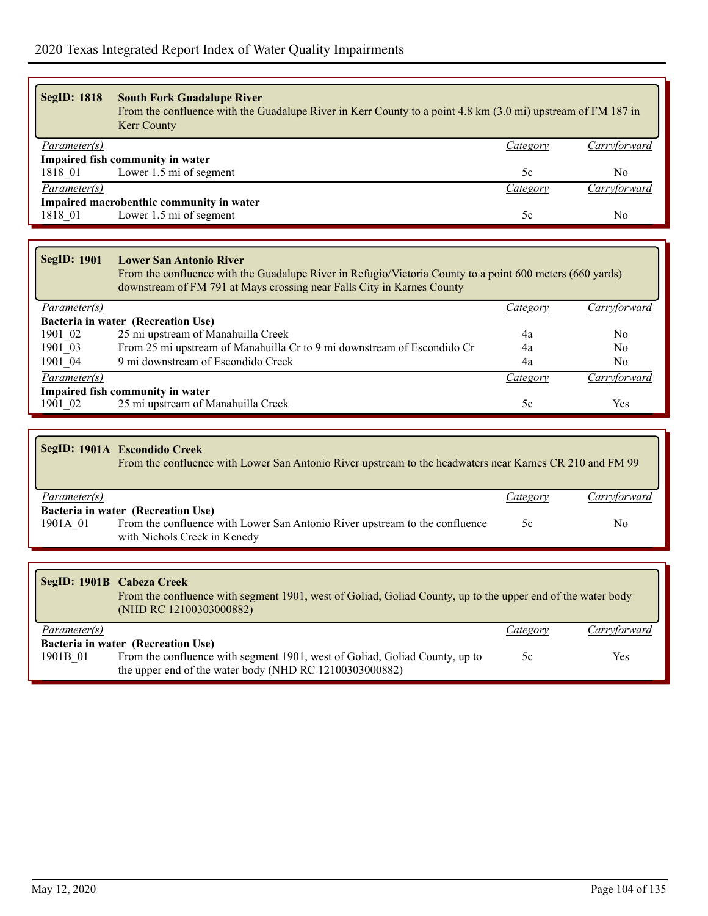## SegID: 1818 South Fork Guadalupe River

From the confluence with the Guadalupe River in Kerr County to a point 4.8 km (3.0 mi) upstream of FM 187 in Kerr County

| *Parameter(s)* | | *Category* | *Carryforward* |
|---|---|---|---|
| **Impaired fish community in water** | | | |
| 1818_01 | Lower 1.5 mi of segment | 5c | No |

| *Parameter(s)* | | *Category* | *Carryforward* |
|---|---|---|---|
| **Impaired macrobenthic community in water** | | | |
| 1818_01 | Lower 1.5 mi of segment | 5c | No |

## SegID: 1901 Lower San Antonio River

From the confluence with the Guadalupe River in Refugio/Victoria County to a point 600 meters (660 yards) downstream of FM 791 at Mays crossing near Falls City in Karnes County

| *Parameter(s)* | | *Category* | *Carryforward* |
|---|---|---|---|
| **Bacteria in water (Recreation Use)** | | | |
| 1901_02 | 25 mi upstream of Manahuilla Creek | 4a | No |
| 1901_03 | From 25 mi upstream of Manahuilla Cr to 9 mi downstream of Escondido Cr | 4a | No |
| 1901_04 | 9 mi downstream of Escondido Creek | 4a | No |

| *Parameter(s)* | | *Category* | *Carryforward* |
|---|---|---|---|
| **Impaired fish community in water** | | | |
| 1901_02 | 25 mi upstream of Manahuilla Creek | 5c | Yes |

## SegID: 1901A Escondido Creek

From the confluence with Lower San Antonio River upstream to the headwaters near Karnes CR 210 and FM 99

| *Parameter(s)* | | *Category* | *Carryforward* |
|---|---|---|---|
| **Bacteria in water (Recreation Use)** | | | |
| 1901A_01 | From the confluence with Lower San Antonio River upstream to the confluence with Nichols Creek in Kenedy | 5c | No |

## SegID: 1901B Cabeza Creek

From the confluence with segment 1901, west of Goliad, Goliad County, up to the upper end of the water body (NHD RC 12100303000882)

| *Parameter(s)* | | *Category* | *Carryforward* |
|---|---|---|---|
| **Bacteria in water (Recreation Use)** | | | |
| 1901B_01 | From the confluence with segment 1901, west of Goliad, Goliad County, up to the upper end of the water body (NHD RC 12100303000882) | 5c | Yes |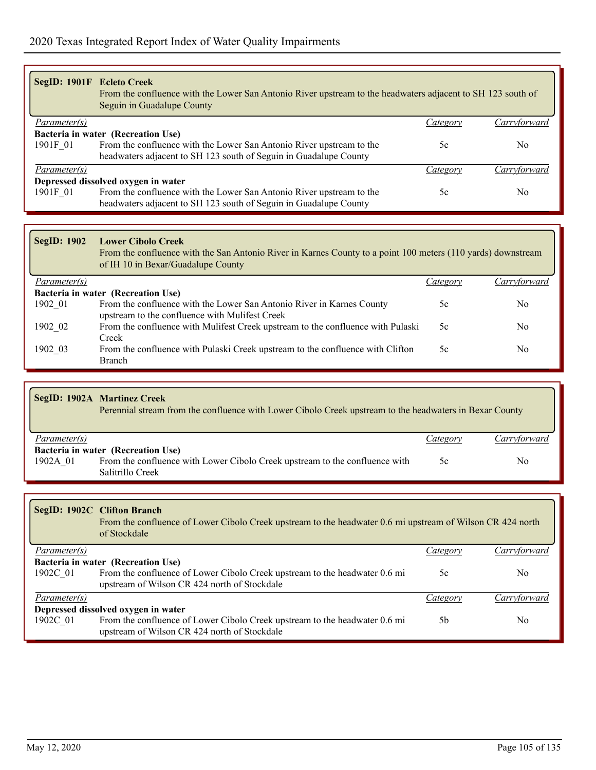**SegID: 1901F Ecleto Creek**
From the confluence with the Lower San Antonio River upstream to the headwaters adjacent to SH 123 south of Seguin in Guadalupe County

| *Parameter(s)* | | *Category* | *Carryforward* |
|---|---|---|---|
| **Bacteria in water (Recreation Use)** | | | |
| 1901F_01 | From the confluence with the Lower San Antonio River upstream to the headwaters adjacent to SH 123 south of Seguin in Guadalupe County | 5c | No |
| **Depressed dissolved oxygen in water** | | | |
| 1901F_01 | From the confluence with the Lower San Antonio River upstream to the headwaters adjacent to SH 123 south of Seguin in Guadalupe County | 5c | No |

**SegID: 1902 Lower Cibolo Creek**
From the confluence with the San Antonio River in Karnes County to a point 100 meters (110 yards) downstream of IH 10 in Bexar/Guadalupe County

| *Parameter(s)* | | *Category* | *Carryforward* |
|---|---|---|---|
| **Bacteria in water (Recreation Use)** | | | |
| 1902_01 | From the confluence with the Lower San Antonio River in Karnes County upstream to the confluence with Mulifest Creek | 5c | No |
| 1902_02 | From the confluence with Mulifest Creek upstream to the confluence with Pulaski Creek | 5c | No |
| 1902_03 | From the confluence with Pulaski Creek upstream to the confluence with Clifton Branch | 5c | No |

**SegID: 1902A Martinez Creek**
Perennial stream from the confluence with Lower Cibolo Creek upstream to the headwaters in Bexar County

| *Parameter(s)* | | *Category* | *Carryforward* |
|---|---|---|---|
| **Bacteria in water (Recreation Use)** | | | |
| 1902A_01 | From the confluence with Lower Cibolo Creek upstream to the confluence with Salitrillo Creek | 5c | No |

**SegID: 1902C Clifton Branch**
From the confluence of Lower Cibolo Creek upstream to the headwater 0.6 mi upstream of Wilson CR 424 north of Stockdale

| *Parameter(s)* | | *Category* | *Carryforward* |
|---|---|---|---|
| **Bacteria in water (Recreation Use)** | | | |
| 1902C_01 | From the confluence of Lower Cibolo Creek upstream to the headwater 0.6 mi upstream of Wilson CR 424 north of Stockdale | 5c | No |
| **Depressed dissolved oxygen in water** | | | |
| 1902C_01 | From the confluence of Lower Cibolo Creek upstream to the headwater 0.6 mi upstream of Wilson CR 424 north of Stockdale | 5b | No |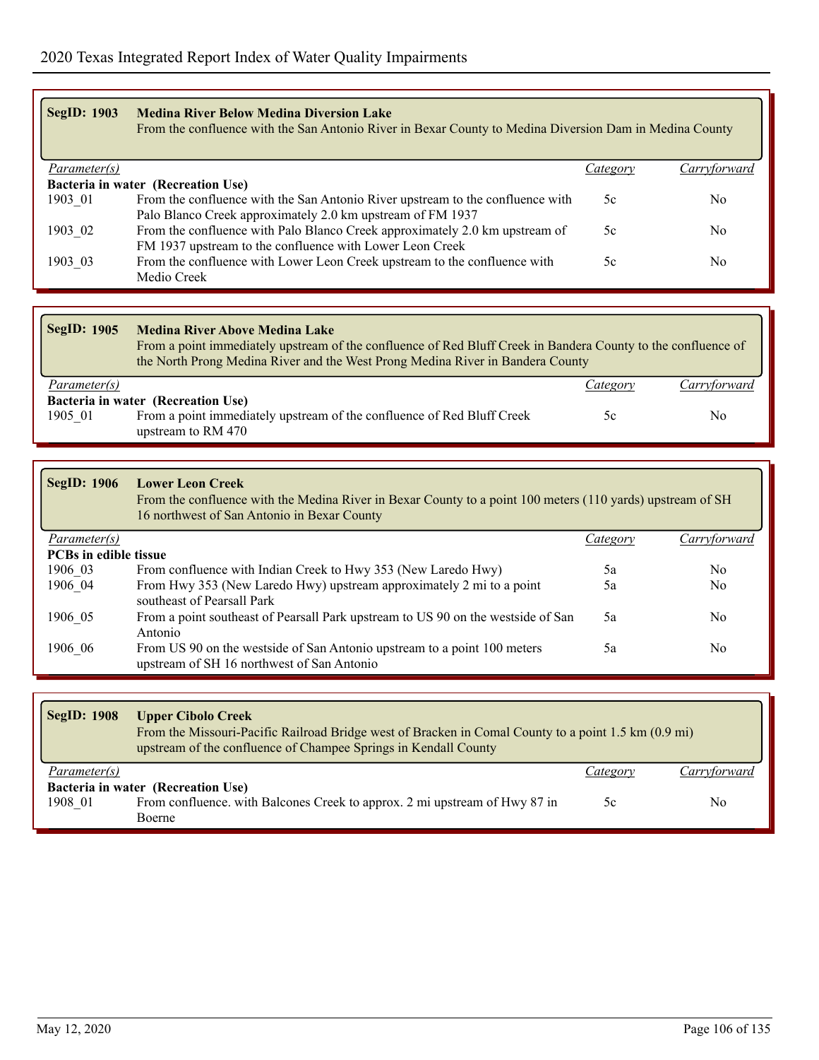## SegID: 1903 Medina River Below Medina Diversion Lake

From the confluence with the San Antonio River in Bexar County to Medina Diversion Dam in Medina County

| *Parameter(s)* | | *Category* | *Carryforward* |
|---|---|---|---|
| **Bacteria in water (Recreation Use)** | | | |
| 1903_01 | From the confluence with the San Antonio River upstream to the confluence with Palo Blanco Creek approximately 2.0 km upstream of FM 1937 | 5c | No |
| 1903_02 | From the confluence with Palo Blanco Creek approximately 2.0 km upstream of FM 1937 upstream to the confluence with Lower Leon Creek | 5c | No |
| 1903_03 | From the confluence with Lower Leon Creek upstream to the confluence with Medio Creek | 5c | No |

## SegID: 1905 Medina River Above Medina Lake

From a point immediately upstream of the confluence of Red Bluff Creek in Bandera County to the confluence of the North Prong Medina River and the West Prong Medina River in Bandera County

| *Parameter(s)* | | *Category* | *Carryforward* |
|---|---|---|---|
| **Bacteria in water (Recreation Use)** | | | |
| 1905_01 | From a point immediately upstream of the confluence of Red Bluff Creek upstream to RM 470 | 5c | No |

## SegID: 1906 Lower Leon Creek

From the confluence with the Medina River in Bexar County to a point 100 meters (110 yards) upstream of SH 16 northwest of San Antonio in Bexar County

| *Parameter(s)* | | *Category* | *Carryforward* |
|---|---|---|---|
| **PCBs in edible tissue** | | | |
| 1906_03 | From confluence with Indian Creek to Hwy 353 (New Laredo Hwy) | 5a | No |
| 1906_04 | From Hwy 353 (New Laredo Hwy) upstream approximately 2 mi to a point southeast of Pearsall Park | 5a | No |
| 1906_05 | From a point southeast of Pearsall Park upstream to US 90 on the westside of San Antonio | 5a | No |
| 1906_06 | From US 90 on the westside of San Antonio upstream to a point 100 meters upstream of SH 16 northwest of San Antonio | 5a | No |

## SegID: 1908 Upper Cibolo Creek

From the Missouri-Pacific Railroad Bridge west of Bracken in Comal County to a point 1.5 km (0.9 mi) upstream of the confluence of Champee Springs in Kendall County

| *Parameter(s)* | | *Category* | *Carryforward* |
|---|---|---|---|
| **Bacteria in water (Recreation Use)** | | | |
| 1908_01 | From confluence. with Balcones Creek to approx. 2 mi upstream of Hwy 87 in Boerne | 5c | No |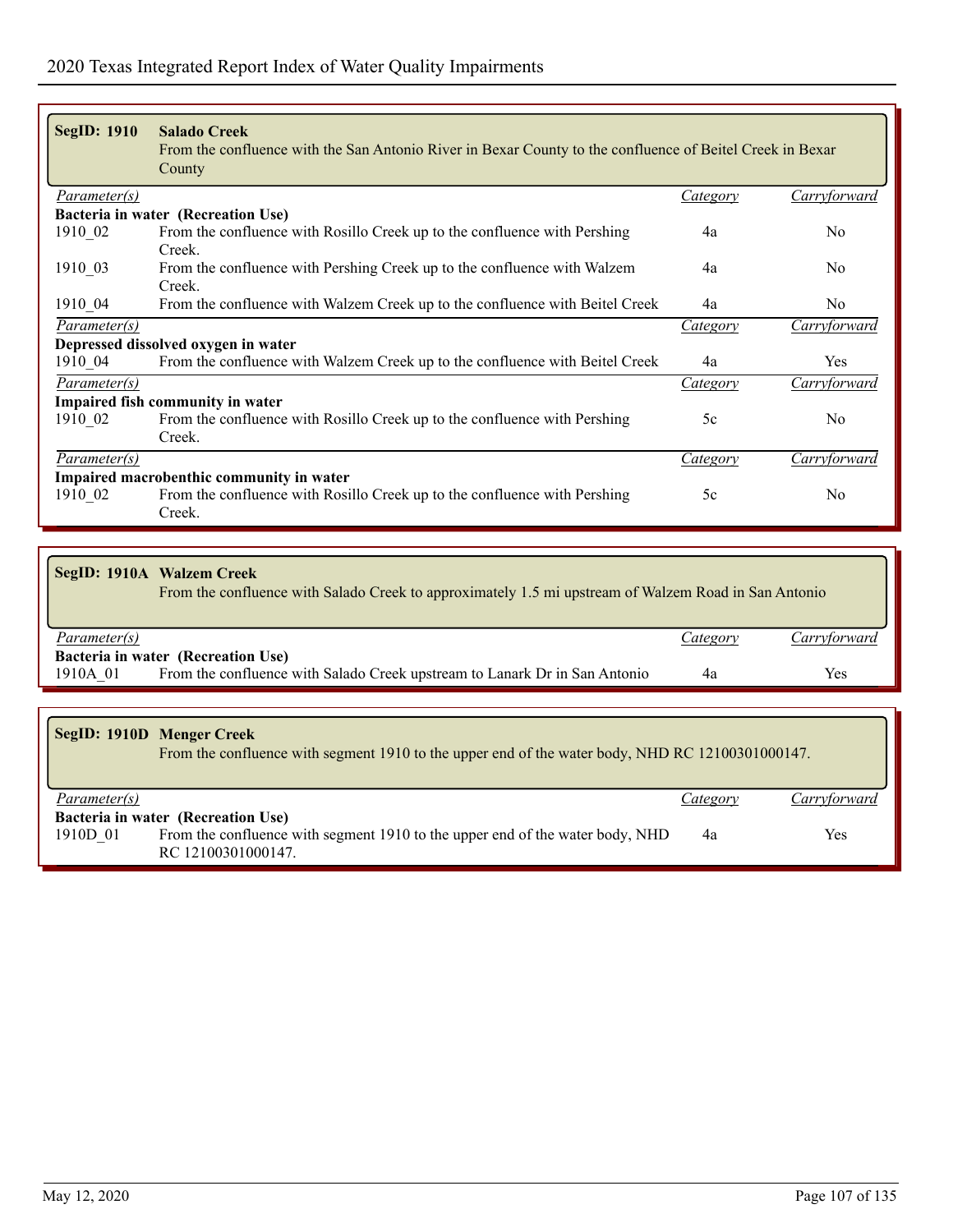## SegID: 1910 Salado Creek

From the confluence with the San Antonio River in Bexar County to the confluence of Beitel Creek in Bexar County

| *Parameter(s)* | | *Category* | *Carryforward* |
|---|---|---|---|
| **Bacteria in water (Recreation Use)** | | | |
| 1910_02 | From the confluence with Rosillo Creek up to the confluence with Pershing Creek. | 4a | No |
| 1910_03 | From the confluence with Pershing Creek up to the confluence with Walzem Creek. | 4a | No |
| 1910_04 | From the confluence with Walzem Creek up to the confluence with Beitel Creek | 4a | No |

| *Parameter(s)* | | *Category* | *Carryforward* |
|---|---|---|---|
| **Depressed dissolved oxygen in water** | | | |
| 1910_04 | From the confluence with Walzem Creek up to the confluence with Beitel Creek | 4a | Yes |

| *Parameter(s)* | | *Category* | *Carryforward* |
|---|---|---|---|
| **Impaired fish community in water** | | | |
| 1910_02 | From the confluence with Rosillo Creek up to the confluence with Pershing Creek. | 5c | No |

| *Parameter(s)* | | *Category* | *Carryforward* |
|---|---|---|---|
| **Impaired macrobenthic community in water** | | | |
| 1910_02 | From the confluence with Rosillo Creek up to the confluence with Pershing Creek. | 5c | No |

## SegID: 1910A Walzem Creek

From the confluence with Salado Creek to approximately 1.5 mi upstream of Walzem Road in San Antonio

| *Parameter(s)* | | *Category* | *Carryforward* |
|---|---|---|---|
| **Bacteria in water (Recreation Use)** | | | |
| 1910A_01 | From the confluence with Salado Creek upstream to Lanark Dr in San Antonio | 4a | Yes |

## SegID: 1910D Menger Creek

From the confluence with segment 1910 to the upper end of the water body, NHD RC 12100301000147.

| *Parameter(s)* | | *Category* | *Carryforward* |
|---|---|---|---|
| **Bacteria in water (Recreation Use)** | | | |
| 1910D_01 | From the confluence with segment 1910 to the upper end of the water body, NHD RC 12100301000147. | 4a | Yes |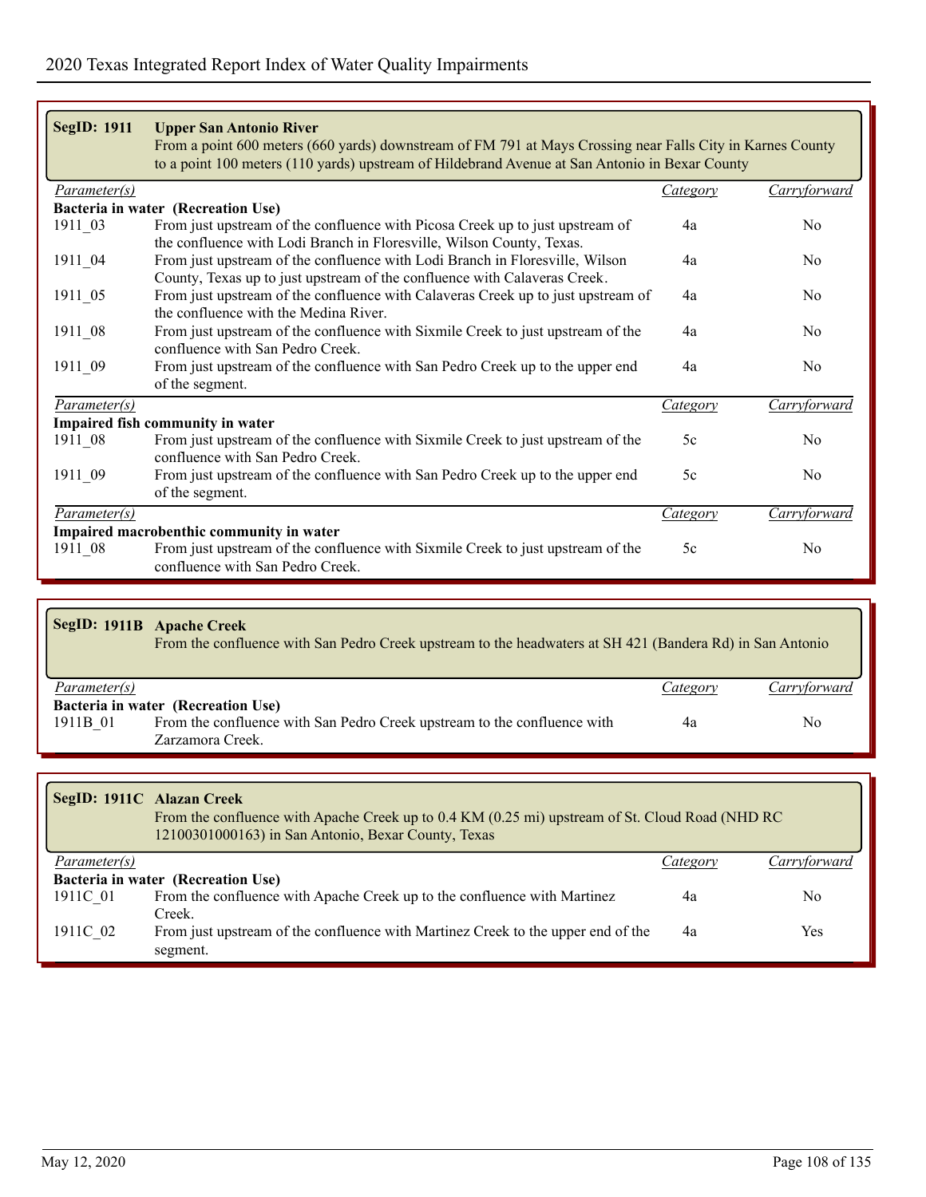## SegID: 1911 Upper San Antonio River

From a point 600 meters (660 yards) downstream of FM 791 at Mays Crossing near Falls City in Karnes County to a point 100 meters (110 yards) upstream of Hildebrand Avenue at San Antonio in Bexar County

| *Parameter(s)* | | *Category* | *Carryforward* |
|---|---|---|---|
| **Bacteria in water (Recreation Use)** | | | |
| 1911_03 | From just upstream of the confluence with Picosa Creek up to just upstream of the confluence with Lodi Branch in Floresville, Wilson County, Texas. | 4a | No |
| 1911_04 | From just upstream of the confluence with Lodi Branch in Floresville, Wilson County, Texas up to just upstream of the confluence with Calaveras Creek. | 4a | No |
| 1911_05 | From just upstream of the confluence with Calaveras Creek up to just upstream of the confluence with the Medina River. | 4a | No |
| 1911_08 | From just upstream of the confluence with Sixmile Creek to just upstream of the confluence with San Pedro Creek. | 4a | No |
| 1911_09 | From just upstream of the confluence with San Pedro Creek up to the upper end of the segment. | 4a | No |

| *Parameter(s)* | | *Category* | *Carryforward* |
|---|---|---|---|
| **Impaired fish community in water** | | | |
| 1911_08 | From just upstream of the confluence with Sixmile Creek to just upstream of the confluence with San Pedro Creek. | 5c | No |
| 1911_09 | From just upstream of the confluence with San Pedro Creek up to the upper end of the segment. | 5c | No |

| *Parameter(s)* | | *Category* | *Carryforward* |
|---|---|---|---|
| **Impaired macrobenthic community in water** | | | |
| 1911_08 | From just upstream of the confluence with Sixmile Creek to just upstream of the confluence with San Pedro Creek. | 5c | No |

## SegID: 1911B Apache Creek

From the confluence with San Pedro Creek upstream to the headwaters at SH 421 (Bandera Rd) in San Antonio

| *Parameter(s)* | | *Category* | *Carryforward* |
|---|---|---|---|
| **Bacteria in water (Recreation Use)** | | | |
| 1911B_01 | From the confluence with San Pedro Creek upstream to the confluence with Zarzamora Creek. | 4a | No |

## SegID: 1911C Alazan Creek

From the confluence with Apache Creek up to 0.4 KM (0.25 mi) upstream of St. Cloud Road (NHD RC 12100301000163) in San Antonio, Bexar County, Texas

| *Parameter(s)* | | *Category* | *Carryforward* |
|---|---|---|---|
| **Bacteria in water (Recreation Use)** | | | |
| 1911C_01 | From the confluence with Apache Creek up to the confluence with Martinez Creek. | 4a | No |
| 1911C_02 | From just upstream of the confluence with Martinez Creek to the upper end of the segment. | 4a | Yes |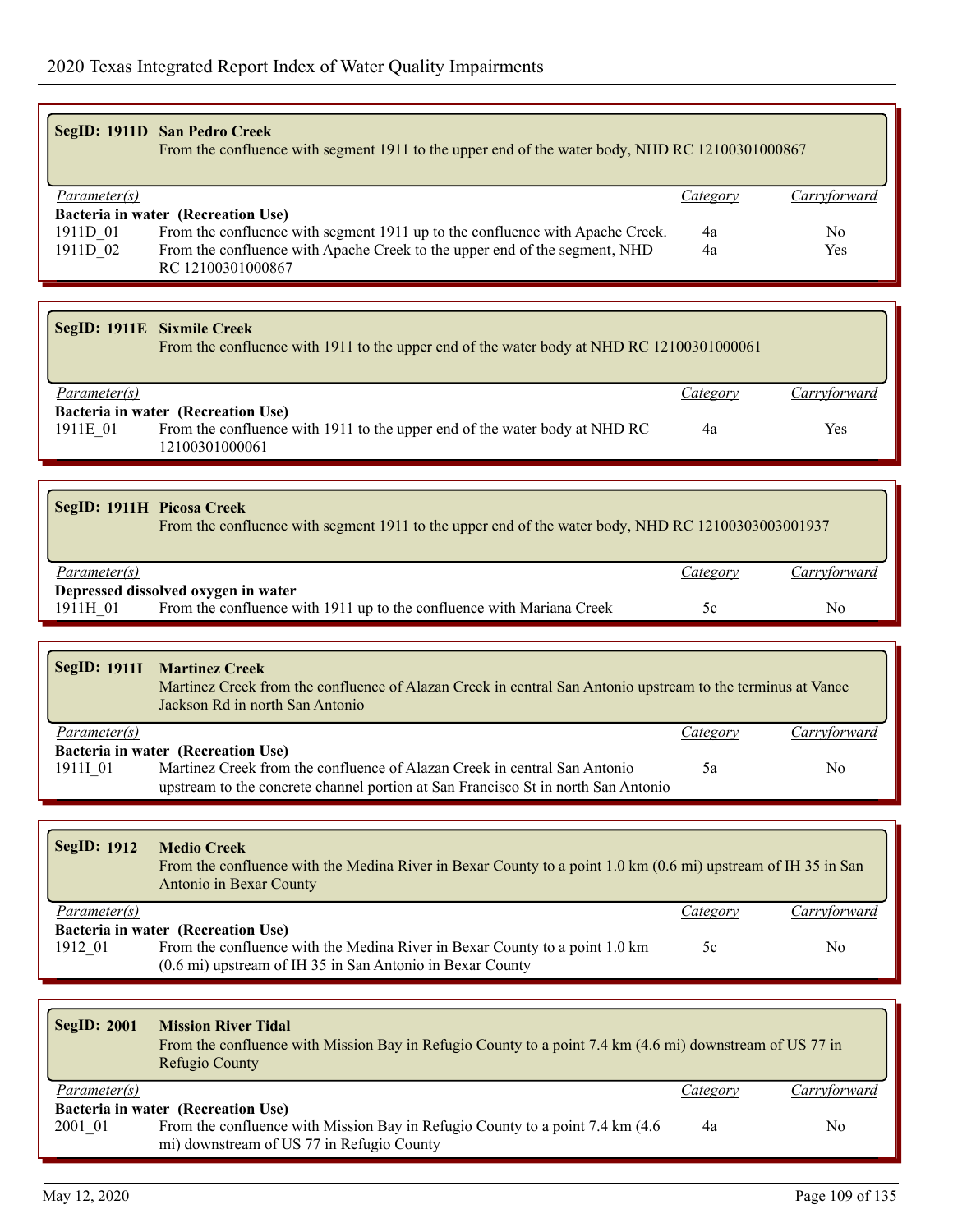## SegID: 1911D San Pedro Creek

From the confluence with segment 1911 to the upper end of the water body, NHD RC 12100301000867

| Parameter(s) | | Category | Carryforward |
|---|---|---|---|
| **Bacteria in water (Recreation Use)** | | | |
| 1911D_01 | From the confluence with segment 1911 up to the confluence with Apache Creek. | 4a | No |
| 1911D_02 | From the confluence with Apache Creek to the upper end of the segment, NHD RC 12100301000867 | 4a | Yes |

## SegID: 1911E Sixmile Creek

From the confluence with 1911 to the upper end of the water body at NHD RC 12100301000061

| Parameter(s) | | Category | Carryforward |
|---|---|---|---|
| **Bacteria in water (Recreation Use)** | | | |
| 1911E_01 | From the confluence with 1911 to the upper end of the water body at NHD RC 12100301000061 | 4a | Yes |

## SegID: 1911H Picosa Creek

From the confluence with segment 1911 to the upper end of the water body, NHD RC 12100303003001937

| Parameter(s) | | Category | Carryforward |
|---|---|---|---|
| **Depressed dissolved oxygen in water** | | | |
| 1911H_01 | From the confluence with 1911 up to the confluence with Mariana Creek | 5c | No |

## SegID: 1911I Martinez Creek

Martinez Creek from the confluence of Alazan Creek in central San Antonio upstream to the terminus at Vance Jackson Rd in north San Antonio

| Parameter(s) | | Category | Carryforward |
|---|---|---|---|
| **Bacteria in water (Recreation Use)** | | | |
| 1911I_01 | Martinez Creek from the confluence of Alazan Creek in central San Antonio upstream to the concrete channel portion at San Francisco St in north San Antonio | 5a | No |

## SegID: 1912 Medio Creek

From the confluence with the Medina River in Bexar County to a point 1.0 km (0.6 mi) upstream of IH 35 in San Antonio in Bexar County

| Parameter(s) | | Category | Carryforward |
|---|---|---|---|
| **Bacteria in water (Recreation Use)** | | | |
| 1912_01 | From the confluence with the Medina River in Bexar County to a point 1.0 km (0.6 mi) upstream of IH 35 in San Antonio in Bexar County | 5c | No |

## SegID: 2001 Mission River Tidal

From the confluence with Mission Bay in Refugio County to a point 7.4 km (4.6 mi) downstream of US 77 in Refugio County

| Parameter(s) | | Category | Carryforward |
|---|---|---|---|
| **Bacteria in water (Recreation Use)** | | | |
| 2001_01 | From the confluence with Mission Bay in Refugio County to a point 7.4 km (4.6 mi) downstream of US 77 in Refugio County | 4a | No |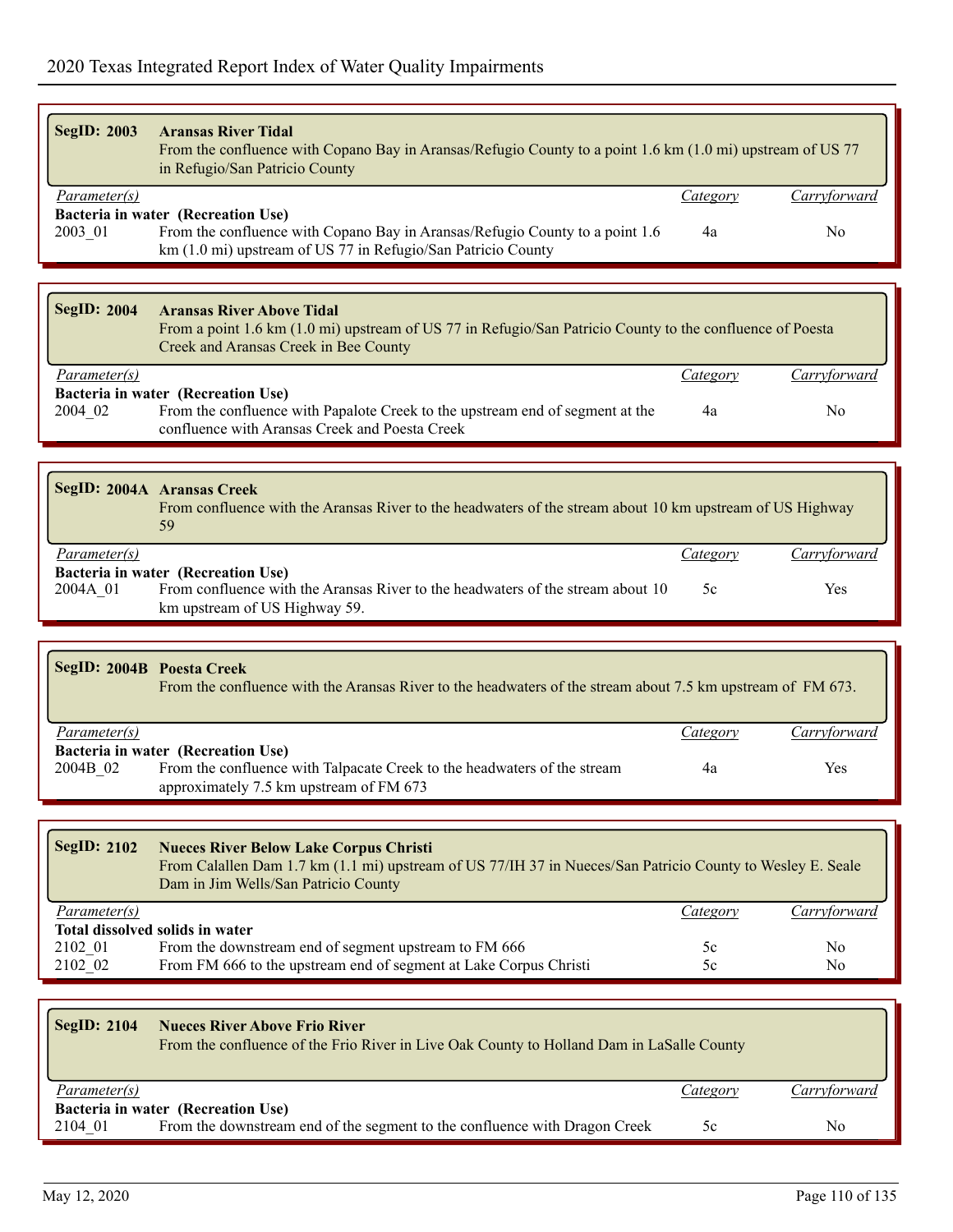**SegID: 2003** **Aransas River Tidal**
From the confluence with Copano Bay in Aransas/Refugio County to a point 1.6 km (1.0 mi) upstream of US 77 in Refugio/San Patricio County

| *Parameter(s)* | | *Category* | *Carryforward* |
|---|---|---|---|
| **Bacteria in water (Recreation Use)** | | | |
| 2003_01 | From the confluence with Copano Bay in Aransas/Refugio County to a point 1.6 km (1.0 mi) upstream of US 77 in Refugio/San Patricio County | 4a | No |

**SegID: 2004** **Aransas River Above Tidal**
From a point 1.6 km (1.0 mi) upstream of US 77 in Refugio/San Patricio County to the confluence of Poesta Creek and Aransas Creek in Bee County

| *Parameter(s)* | | *Category* | *Carryforward* |
|---|---|---|---|
| **Bacteria in water (Recreation Use)** | | | |
| 2004_02 | From the confluence with Papalote Creek to the upstream end of segment at the confluence with Aransas Creek and Poesta Creek | 4a | No |

**SegID: 2004A** **Aransas Creek**
From confluence with the Aransas River to the headwaters of the stream about 10 km upstream of US Highway 59

| *Parameter(s)* | | *Category* | *Carryforward* |
|---|---|---|---|
| **Bacteria in water (Recreation Use)** | | | |
| 2004A_01 | From confluence with the Aransas River to the headwaters of the stream about 10 km upstream of US Highway 59. | 5c | Yes |

**SegID: 2004B** **Poesta Creek**
From the confluence with the Aransas River to the headwaters of the stream about 7.5 km upstream of FM 673.

| *Parameter(s)* | | *Category* | *Carryforward* |
|---|---|---|---|
| **Bacteria in water (Recreation Use)** | | | |
| 2004B_02 | From the confluence with Talpacate Creek to the headwaters of the stream approximately 7.5 km upstream of FM 673 | 4a | Yes |

**SegID: 2102** **Nueces River Below Lake Corpus Christi**
From Calallen Dam 1.7 km (1.1 mi) upstream of US 77/IH 37 in Nueces/San Patricio County to Wesley E. Seale Dam in Jim Wells/San Patricio County

| *Parameter(s)* | | *Category* | *Carryforward* |
|---|---|---|---|
| **Total dissolved solids in water** | | | |
| 2102_01 | From the downstream end of segment upstream to FM 666 | 5c | No |
| 2102_02 | From FM 666 to the upstream end of segment at Lake Corpus Christi | 5c | No |

**SegID: 2104** **Nueces River Above Frio River**
From the confluence of the Frio River in Live Oak County to Holland Dam in LaSalle County

| *Parameter(s)* | | *Category* | *Carryforward* |
|---|---|---|---|
| **Bacteria in water (Recreation Use)** | | | |
| 2104_01 | From the downstream end of the segment to the confluence with Dragon Creek | 5c | No |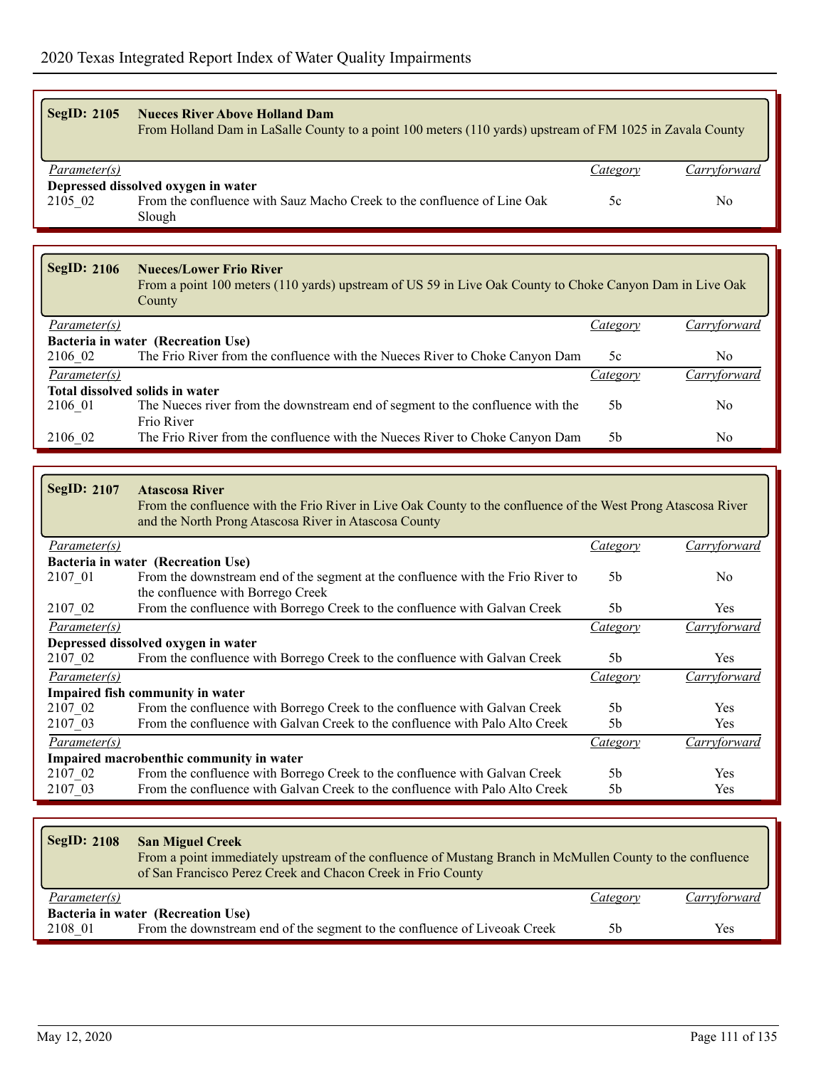## SegID: 2105 Nueces River Above Holland Dam

From Holland Dam in LaSalle County to a point 100 meters (110 yards) upstream of FM 1025 in Zavala County

| *Parameter(s)* | | *Category* | *Carryforward* |
|---|---|---|---|
| **Depressed dissolved oxygen in water** | | | |
| 2105_02 | From the confluence with Sauz Macho Creek to the confluence of Line Oak Slough | 5c | No |

## SegID: 2106 Nueces/Lower Frio River

From a point 100 meters (110 yards) upstream of US 59 in Live Oak County to Choke Canyon Dam in Live Oak County

| *Parameter(s)* | | *Category* | *Carryforward* |
|---|---|---|---|
| **Bacteria in water (Recreation Use)** | | | |
| 2106_02 | The Frio River from the confluence with the Nueces River to Choke Canyon Dam | 5c | No |
| *Parameter(s)* | | *Category* | *Carryforward* |
| **Total dissolved solids in water** | | | |
| 2106_01 | The Nueces river from the downstream end of segment to the confluence with the Frio River | 5b | No |
| 2106_02 | The Frio River from the confluence with the Nueces River to Choke Canyon Dam | 5b | No |

## SegID: 2107 Atascosa River

From the confluence with the Frio River in Live Oak County to the confluence of the West Prong Atascosa River and the North Prong Atascosa River in Atascosa County

| *Parameter(s)* | | *Category* | *Carryforward* |
|---|---|---|---|
| **Bacteria in water (Recreation Use)** | | | |
| 2107_01 | From the downstream end of the segment at the confluence with the Frio River to the confluence with Borrego Creek | 5b | No |
| 2107_02 | From the confluence with Borrego Creek to the confluence with Galvan Creek | 5b | Yes |
| *Parameter(s)* | | *Category* | *Carryforward* |
| **Depressed dissolved oxygen in water** | | | |
| 2107_02 | From the confluence with Borrego Creek to the confluence with Galvan Creek | 5b | Yes |
| *Parameter(s)* | | *Category* | *Carryforward* |
| **Impaired fish community in water** | | | |
| 2107_02 | From the confluence with Borrego Creek to the confluence with Galvan Creek | 5b | Yes |
| 2107_03 | From the confluence with Galvan Creek to the confluence with Palo Alto Creek | 5b | Yes |
| *Parameter(s)* | | *Category* | *Carryforward* |
| **Impaired macrobenthic community in water** | | | |
| 2107_02 | From the confluence with Borrego Creek to the confluence with Galvan Creek | 5b | Yes |
| 2107_03 | From the confluence with Galvan Creek to the confluence with Palo Alto Creek | 5b | Yes |

## SegID: 2108 San Miguel Creek

From a point immediately upstream of the confluence of Mustang Branch in McMullen County to the confluence of San Francisco Perez Creek and Chacon Creek in Frio County

| *Parameter(s)* | | *Category* | *Carryforward* |
|---|---|---|---|
| **Bacteria in water (Recreation Use)** | | | |
| 2108_01 | From the downstream end of the segment to the confluence of Liveoak Creek | 5b | Yes |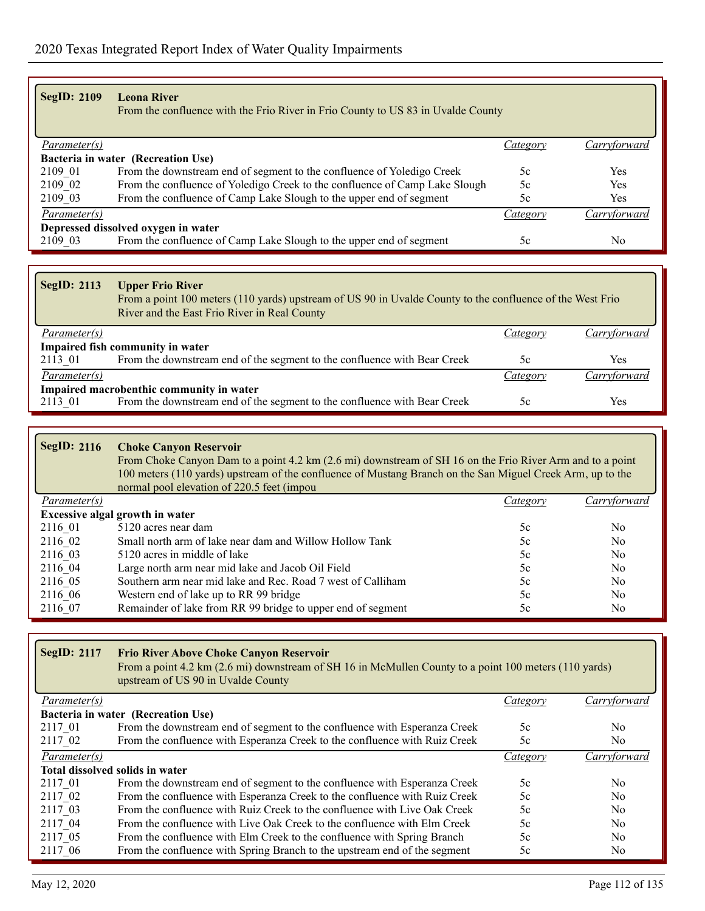## SegID: 2109 Leona River

From the confluence with the Frio River in Frio County to US 83 in Uvalde County

| *Parameter(s)* | | *Category* | *Carryforward* |
|---|---|---|---|
| **Bacteria in water (Recreation Use)** | | | |
| 2109_01 | From the downstream end of segment to the confluence of Yoledigo Creek | 5c | Yes |
| 2109_02 | From the confluence of Yoledigo Creek to the confluence of Camp Lake Slough | 5c | Yes |
| 2109_03 | From the confluence of Camp Lake Slough to the upper end of segment | 5c | Yes |
| *Parameter(s)* | | *Category* | *Carryforward* |
| **Depressed dissolved oxygen in water** | | | |
| 2109_03 | From the confluence of Camp Lake Slough to the upper end of segment | 5c | No |

## SegID: 2113 Upper Frio River

From a point 100 meters (110 yards) upstream of US 90 in Uvalde County to the confluence of the West Frio River and the East Frio River in Real County

| *Parameter(s)* | | *Category* | *Carryforward* |
|---|---|---|---|
| **Impaired fish community in water** | | | |
| 2113_01 | From the downstream end of the segment to the confluence with Bear Creek | 5c | Yes |
| *Parameter(s)* | | *Category* | *Carryforward* |
| **Impaired macrobenthic community in water** | | | |
| 2113_01 | From the downstream end of the segment to the confluence with Bear Creek | 5c | Yes |

## SegID: 2116 Choke Canyon Reservoir

From Choke Canyon Dam to a point 4.2 km (2.6 mi) downstream of SH 16 on the Frio River Arm and to a point 100 meters (110 yards) upstream of the confluence of Mustang Branch on the San Miguel Creek Arm, up to the normal pool elevation of 220.5 feet (impou

| *Parameter(s)* | | *Category* | *Carryforward* |
|---|---|---|---|
| **Excessive algal growth in water** | | | |
| 2116_01 | 5120 acres near dam | 5c | No |
| 2116_02 | Small north arm of lake near dam and Willow Hollow Tank | 5c | No |
| 2116_03 | 5120 acres in middle of lake | 5c | No |
| 2116_04 | Large north arm near mid lake and Jacob Oil Field | 5c | No |
| 2116_05 | Southern arm near mid lake and Rec. Road 7 west of Calliham | 5c | No |
| 2116_06 | Western end of lake up to RR 99 bridge | 5c | No |
| 2116_07 | Remainder of lake from RR 99 bridge to upper end of segment | 5c | No |

## SegID: 2117 Frio River Above Choke Canyon Reservoir

From a point 4.2 km (2.6 mi) downstream of SH 16 in McMullen County to a point 100 meters (110 yards) upstream of US 90 in Uvalde County

| *Parameter(s)* | | *Category* | *Carryforward* |
|---|---|---|---|
| **Bacteria in water (Recreation Use)** | | | |
| 2117_01 | From the downstream end of segment to the confluence with Esperanza Creek | 5c | No |
| 2117_02 | From the confluence with Esperanza Creek to the confluence with Ruiz Creek | 5c | No |
| *Parameter(s)* | | *Category* | *Carryforward* |
| **Total dissolved solids in water** | | | |
| 2117_01 | From the downstream end of segment to the confluence with Esperanza Creek | 5c | No |
| 2117_02 | From the confluence with Esperanza Creek to the confluence with Ruiz Creek | 5c | No |
| 2117_03 | From the confluence with Ruiz Creek to the confluence with Live Oak Creek | 5c | No |
| 2117_04 | From the confluence with Live Oak Creek to the confluence with Elm Creek | 5c | No |
| 2117_05 | From the confluence with Elm Creek to the confluence with Spring Branch | 5c | No |
| 2117_06 | From the confluence with Spring Branch to the upstream end of the segment | 5c | No |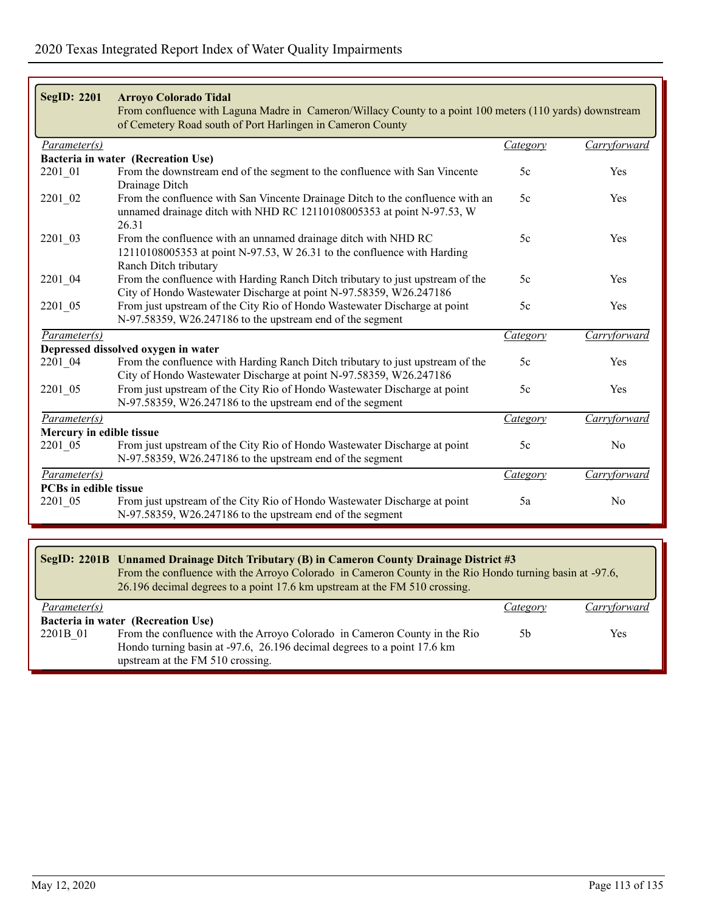**SegID: 2201** **Arroyo Colorado Tidal**

From confluence with Laguna Madre in Cameron/Willacy County to a point 100 meters (110 yards) downstream of Cemetery Road south of Port Harlingen in Cameron County

| *Parameter(s)* | | *Category* | *Carryforward* |
|---|---|---|---|
| **Bacteria in water (Recreation Use)** | | | |
| 2201_01 | From the downstream end of the segment to the confluence with San Vincente Drainage Ditch | 5c | Yes |
| 2201_02 | From the confluence with San Vincente Drainage Ditch to the confluence with an unnamed drainage ditch with NHD RC 12110108005353 at point N-97.53, W 26.31 | 5c | Yes |
| 2201_03 | From the confluence with an unnamed drainage ditch with NHD RC 12110108005353 at point N-97.53, W 26.31 to the confluence with Harding Ranch Ditch tributary | 5c | Yes |
| 2201_04 | From the confluence with Harding Ranch Ditch tributary to just upstream of the City of Hondo Wastewater Discharge at point N-97.58359, W26.247186 | 5c | Yes |
| 2201_05 | From just upstream of the City Rio of Hondo Wastewater Discharge at point N-97.58359, W26.247186 to the upstream end of the segment | 5c | Yes |

| *Parameter(s)* | | *Category* | *Carryforward* |
|---|---|---|---|
| **Depressed dissolved oxygen in water** | | | |
| 2201_04 | From the confluence with Harding Ranch Ditch tributary to just upstream of the City of Hondo Wastewater Discharge at point N-97.58359, W26.247186 | 5c | Yes |
| 2201_05 | From just upstream of the City Rio of Hondo Wastewater Discharge at point N-97.58359, W26.247186 to the upstream end of the segment | 5c | Yes |

| *Parameter(s)* | | *Category* | *Carryforward* |
|---|---|---|---|
| **Mercury in edible tissue** | | | |
| 2201_05 | From just upstream of the City Rio of Hondo Wastewater Discharge at point N-97.58359, W26.247186 to the upstream end of the segment | 5c | No |

| *Parameter(s)* | | *Category* | *Carryforward* |
|---|---|---|---|
| **PCBs in edible tissue** | | | |
| 2201_05 | From just upstream of the City Rio of Hondo Wastewater Discharge at point N-97.58359, W26.247186 to the upstream end of the segment | 5a | No |

**SegID: 2201B** **Unnamed Drainage Ditch Tributary (B) in Cameron County Drainage District #3**

From the confluence with the Arroyo Colorado in Cameron County in the Rio Hondo turning basin at -97.6, 26.196 decimal degrees to a point 17.6 km upstream at the FM 510 crossing.

| *Parameter(s)* | | *Category* | *Carryforward* |
|---|---|---|---|
| **Bacteria in water (Recreation Use)** | | | |
| 2201B_01 | From the confluence with the Arroyo Colorado in Cameron County in the Rio Hondo turning basin at -97.6, 26.196 decimal degrees to a point 17.6 km upstream at the FM 510 crossing. | 5b | Yes |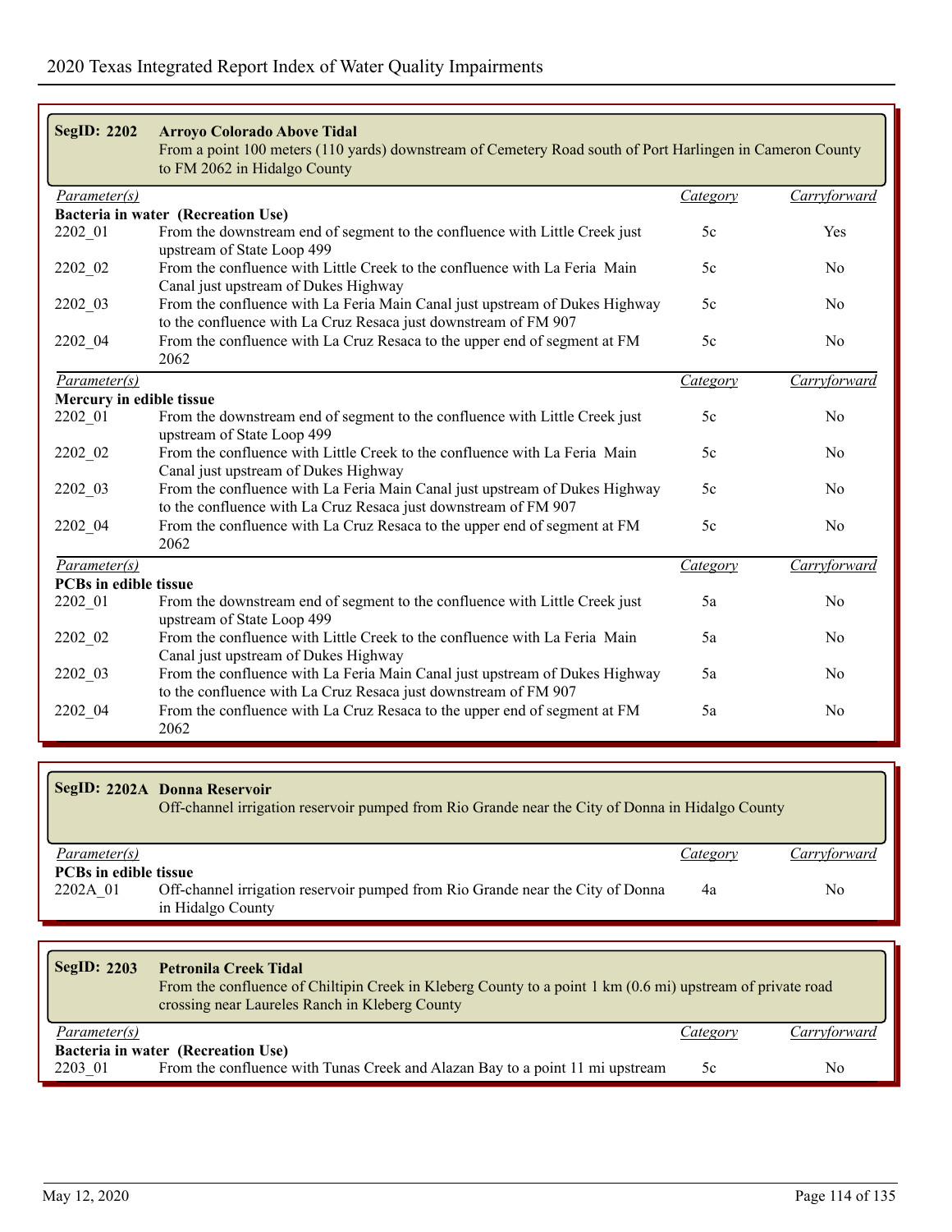## SegID: 2202 Arroyo Colorado Above Tidal

From a point 100 meters (110 yards) downstream of Cemetery Road south of Port Harlingen in Cameron County to FM 2062 in Hidalgo County

| Parameter(s) | | Category | Carryforward |
|---|---|---|---|
| **Bacteria in water (Recreation Use)** | | | |
| 2202_01 | From the downstream end of segment to the confluence with Little Creek just upstream of State Loop 499 | 5c | Yes |
| 2202_02 | From the confluence with Little Creek to the confluence with La Feria Main Canal just upstream of Dukes Highway | 5c | No |
| 2202_03 | From the confluence with La Feria Main Canal just upstream of Dukes Highway to the confluence with La Cruz Resaca just downstream of FM 907 | 5c | No |
| 2202_04 | From the confluence with La Cruz Resaca to the upper end of segment at FM 2062 | 5c | No |

| Parameter(s) | | Category | Carryforward |
|---|---|---|---|
| **Mercury in edible tissue** | | | |
| 2202_01 | From the downstream end of segment to the confluence with Little Creek just upstream of State Loop 499 | 5c | No |
| 2202_02 | From the confluence with Little Creek to the confluence with La Feria Main Canal just upstream of Dukes Highway | 5c | No |
| 2202_03 | From the confluence with La Feria Main Canal just upstream of Dukes Highway to the confluence with La Cruz Resaca just downstream of FM 907 | 5c | No |
| 2202_04 | From the confluence with La Cruz Resaca to the upper end of segment at FM 2062 | 5c | No |

| Parameter(s) | | Category | Carryforward |
|---|---|---|---|
| **PCBs in edible tissue** | | | |
| 2202_01 | From the downstream end of segment to the confluence with Little Creek just upstream of State Loop 499 | 5a | No |
| 2202_02 | From the confluence with Little Creek to the confluence with La Feria Main Canal just upstream of Dukes Highway | 5a | No |
| 2202_03 | From the confluence with La Feria Main Canal just upstream of Dukes Highway to the confluence with La Cruz Resaca just downstream of FM 907 | 5a | No |
| 2202_04 | From the confluence with La Cruz Resaca to the upper end of segment at FM 2062 | 5a | No |

## SegID: 2202A Donna Reservoir

Off-channel irrigation reservoir pumped from Rio Grande near the City of Donna in Hidalgo County

| Parameter(s) | | Category | Carryforward |
|---|---|---|---|
| **PCBs in edible tissue** | | | |
| 2202A_01 | Off-channel irrigation reservoir pumped from Rio Grande near the City of Donna in Hidalgo County | 4a | No |

## SegID: 2203 Petronila Creek Tidal

From the confluence of Chiltipin Creek in Kleberg County to a point 1 km (0.6 mi) upstream of private road crossing near Laureles Ranch in Kleberg County

| Parameter(s) | | Category | Carryforward |
|---|---|---|---|
| **Bacteria in water (Recreation Use)** | | | |
| 2203_01 | From the confluence with Tunas Creek and Alazan Bay to a point 11 mi upstream | 5c | No |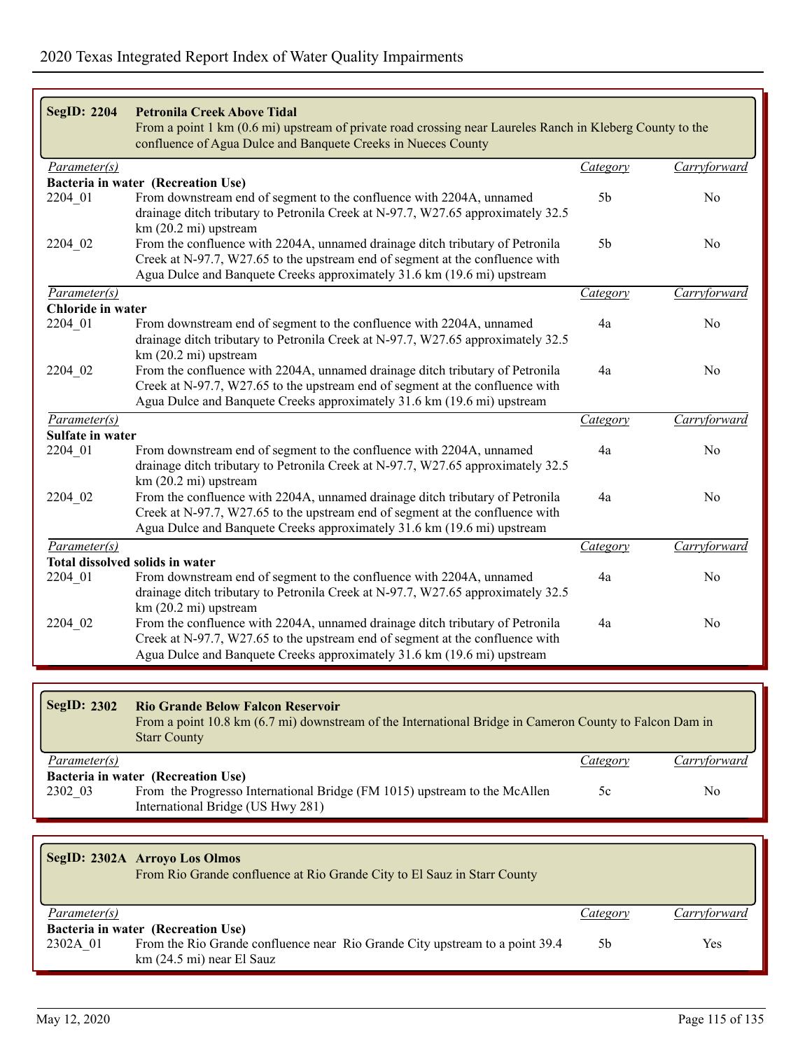## SegID: 2204 Petronila Creek Above Tidal

From a point 1 km (0.6 mi) upstream of private road crossing near Laureles Ranch in Kleberg County to the confluence of Agua Dulce and Banquete Creeks in Nueces County

| *Parameter(s)* | | *Category* | *Carryforward* |
|---|---|---|---|
| **Bacteria in water (Recreation Use)** | | | |
| 2204_01 | From downstream end of segment to the confluence with 2204A, unnamed drainage ditch tributary to Petronila Creek at N-97.7, W27.65 approximately 32.5 km (20.2 mi) upstream | 5b | No |
| 2204_02 | From the confluence with 2204A, unnamed drainage ditch tributary of Petronila Creek at N-97.7, W27.65 to the upstream end of segment at the confluence with Agua Dulce and Banquete Creeks approximately 31.6 km (19.6 mi) upstream | 5b | No |

| *Parameter(s)* | | *Category* | *Carryforward* |
|---|---|---|---|
| **Chloride in water** | | | |
| 2204_01 | From downstream end of segment to the confluence with 2204A, unnamed drainage ditch tributary to Petronila Creek at N-97.7, W27.65 approximately 32.5 km (20.2 mi) upstream | 4a | No |
| 2204_02 | From the confluence with 2204A, unnamed drainage ditch tributary of Petronila Creek at N-97.7, W27.65 to the upstream end of segment at the confluence with Agua Dulce and Banquete Creeks approximately 31.6 km (19.6 mi) upstream | 4a | No |

| *Parameter(s)* | | *Category* | *Carryforward* |
|---|---|---|---|
| **Sulfate in water** | | | |
| 2204_01 | From downstream end of segment to the confluence with 2204A, unnamed drainage ditch tributary to Petronila Creek at N-97.7, W27.65 approximately 32.5 km (20.2 mi) upstream | 4a | No |
| 2204_02 | From the confluence with 2204A, unnamed drainage ditch tributary of Petronila Creek at N-97.7, W27.65 to the upstream end of segment at the confluence with Agua Dulce and Banquete Creeks approximately 31.6 km (19.6 mi) upstream | 4a | No |

| *Parameter(s)* | | *Category* | *Carryforward* |
|---|---|---|---|
| **Total dissolved solids in water** | | | |
| 2204_01 | From downstream end of segment to the confluence with 2204A, unnamed drainage ditch tributary to Petronila Creek at N-97.7, W27.65 approximately 32.5 km (20.2 mi) upstream | 4a | No |
| 2204_02 | From the confluence with 2204A, unnamed drainage ditch tributary of Petronila Creek at N-97.7, W27.65 to the upstream end of segment at the confluence with Agua Dulce and Banquete Creeks approximately 31.6 km (19.6 mi) upstream | 4a | No |

## SegID: 2302 Rio Grande Below Falcon Reservoir

From a point 10.8 km (6.7 mi) downstream of the International Bridge in Cameron County to Falcon Dam in Starr County

| *Parameter(s)* | | *Category* | *Carryforward* |
|---|---|---|---|
| **Bacteria in water (Recreation Use)** | | | |
| 2302_03 | From the Progresso International Bridge (FM 1015) upstream to the McAllen International Bridge (US Hwy 281) | 5c | No |

## SegID: 2302A Arroyo Los Olmos

From Rio Grande confluence at Rio Grande City to El Sauz in Starr County

| *Parameter(s)* | | *Category* | *Carryforward* |
|---|---|---|---|
| **Bacteria in water (Recreation Use)** | | | |
| 2302A_01 | From the Rio Grande confluence near Rio Grande City upstream to a point 39.4 km (24.5 mi) near El Sauz | 5b | Yes |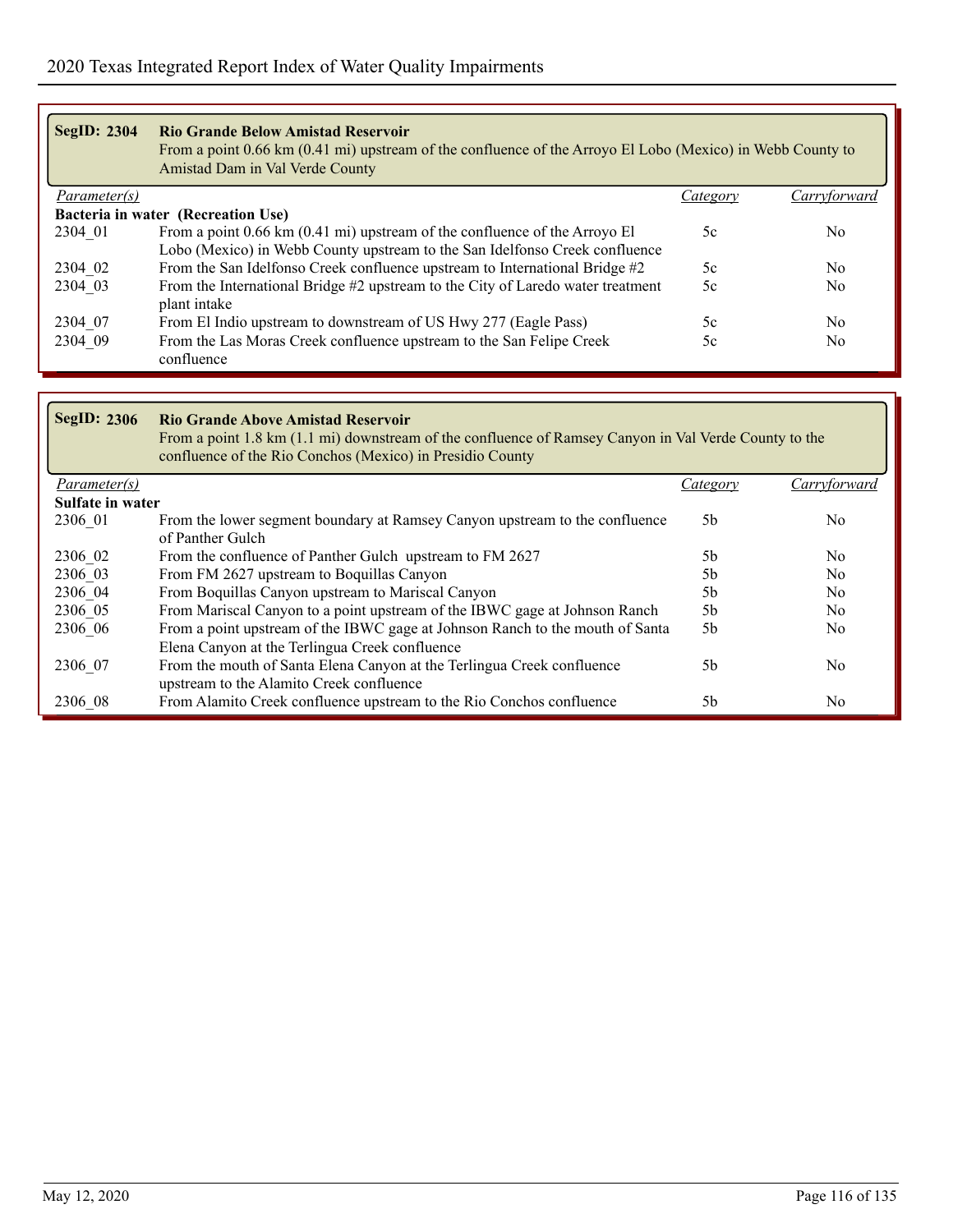## SegID: 2304 Rio Grande Below Amistad Reservoir

From a point 0.66 km (0.41 mi) upstream of the confluence of the Arroyo El Lobo (Mexico) in Webb County to Amistad Dam in Val Verde County

| *Parameter(s)* | | *Category* | *Carryforward* |
|---|---|---|---|
| **Bacteria in water (Recreation Use)** | | | |
| 2304_01 | From a point 0.66 km (0.41 mi) upstream of the confluence of the Arroyo El Lobo (Mexico) in Webb County upstream to the San Idelfonso Creek confluence | 5c | No |
| 2304_02 | From the San Idelfonso Creek confluence upstream to International Bridge #2 | 5c | No |
| 2304_03 | From the International Bridge #2 upstream to the City of Laredo water treatment plant intake | 5c | No |
| 2304_07 | From El Indio upstream to downstream of US Hwy 277 (Eagle Pass) | 5c | No |
| 2304_09 | From the Las Moras Creek confluence upstream to the San Felipe Creek confluence | 5c | No |

## SegID: 2306 Rio Grande Above Amistad Reservoir

From a point 1.8 km (1.1 mi) downstream of the confluence of Ramsey Canyon in Val Verde County to the confluence of the Rio Conchos (Mexico) in Presidio County

| *Parameter(s)* | | *Category* | *Carryforward* |
|---|---|---|---|
| **Sulfate in water** | | | |
| 2306_01 | From the lower segment boundary at Ramsey Canyon upstream to the confluence of Panther Gulch | 5b | No |
| 2306_02 | From the confluence of Panther Gulch upstream to FM 2627 | 5b | No |
| 2306_03 | From FM 2627 upstream to Boquillas Canyon | 5b | No |
| 2306_04 | From Boquillas Canyon upstream to Mariscal Canyon | 5b | No |
| 2306_05 | From Mariscal Canyon to a point upstream of the IBWC gage at Johnson Ranch | 5b | No |
| 2306_06 | From a point upstream of the IBWC gage at Johnson Ranch to the mouth of Santa Elena Canyon at the Terlingua Creek confluence | 5b | No |
| 2306_07 | From the mouth of Santa Elena Canyon at the Terlingua Creek confluence upstream to the Alamito Creek confluence | 5b | No |
| 2306_08 | From Alamito Creek confluence upstream to the Rio Conchos confluence | 5b | No |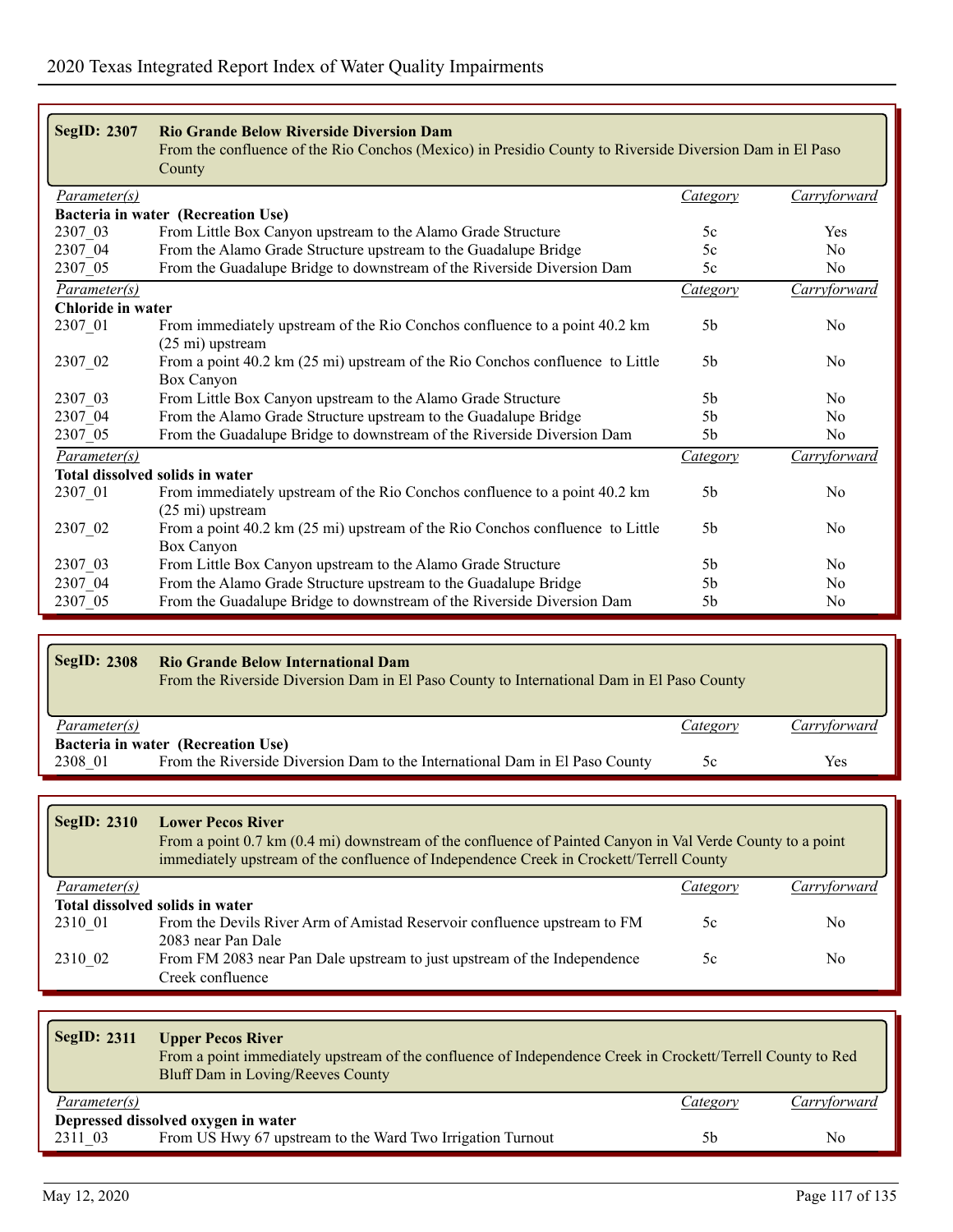## SegID: 2307 Rio Grande Below Riverside Diversion Dam

From the confluence of the Rio Conchos (Mexico) in Presidio County to Riverside Diversion Dam in El Paso County

| Parameter(s) | | Category | Carryforward |
|---|---|---|---|
| **Bacteria in water (Recreation Use)** | | | |
| 2307_03 | From Little Box Canyon upstream to the Alamo Grade Structure | 5c | Yes |
| 2307_04 | From the Alamo Grade Structure upstream to the Guadalupe Bridge | 5c | No |
| 2307_05 | From the Guadalupe Bridge to downstream of the Riverside Diversion Dam | 5c | No |

| Parameter(s) | | Category | Carryforward |
|---|---|---|---|
| **Chloride in water** | | | |
| 2307_01 | From immediately upstream of the Rio Conchos confluence to a point 40.2 km (25 mi) upstream | 5b | No |
| 2307_02 | From a point 40.2 km (25 mi) upstream of the Rio Conchos confluence to Little Box Canyon | 5b | No |
| 2307_03 | From Little Box Canyon upstream to the Alamo Grade Structure | 5b | No |
| 2307_04 | From the Alamo Grade Structure upstream to the Guadalupe Bridge | 5b | No |
| 2307_05 | From the Guadalupe Bridge to downstream of the Riverside Diversion Dam | 5b | No |

| Parameter(s) | | Category | Carryforward |
|---|---|---|---|
| **Total dissolved solids in water** | | | |
| 2307_01 | From immediately upstream of the Rio Conchos confluence to a point 40.2 km (25 mi) upstream | 5b | No |
| 2307_02 | From a point 40.2 km (25 mi) upstream of the Rio Conchos confluence to Little Box Canyon | 5b | No |
| 2307_03 | From Little Box Canyon upstream to the Alamo Grade Structure | 5b | No |
| 2307_04 | From the Alamo Grade Structure upstream to the Guadalupe Bridge | 5b | No |
| 2307_05 | From the Guadalupe Bridge to downstream of the Riverside Diversion Dam | 5b | No |

## SegID: 2308 Rio Grande Below International Dam

From the Riverside Diversion Dam in El Paso County to International Dam in El Paso County

| Parameter(s) | | Category | Carryforward |
|---|---|---|---|
| **Bacteria in water (Recreation Use)** | | | |
| 2308_01 | From the Riverside Diversion Dam to the International Dam in El Paso County | 5c | Yes |

## SegID: 2310 Lower Pecos River

From a point 0.7 km (0.4 mi) downstream of the confluence of Painted Canyon in Val Verde County to a point immediately upstream of the confluence of Independence Creek in Crockett/Terrell County

| Parameter(s) | | Category | Carryforward |
|---|---|---|---|
| **Total dissolved solids in water** | | | |
| 2310_01 | From the Devils River Arm of Amistad Reservoir confluence upstream to FM 2083 near Pan Dale | 5c | No |
| 2310_02 | From FM 2083 near Pan Dale upstream to just upstream of the Independence Creek confluence | 5c | No |

## SegID: 2311 Upper Pecos River

From a point immediately upstream of the confluence of Independence Creek in Crockett/Terrell County to Red Bluff Dam in Loving/Reeves County

| Parameter(s) | | Category | Carryforward |
|---|---|---|---|
| **Depressed dissolved oxygen in water** | | | |
| 2311_03 | From US Hwy 67 upstream to the Ward Two Irrigation Turnout | 5b | No |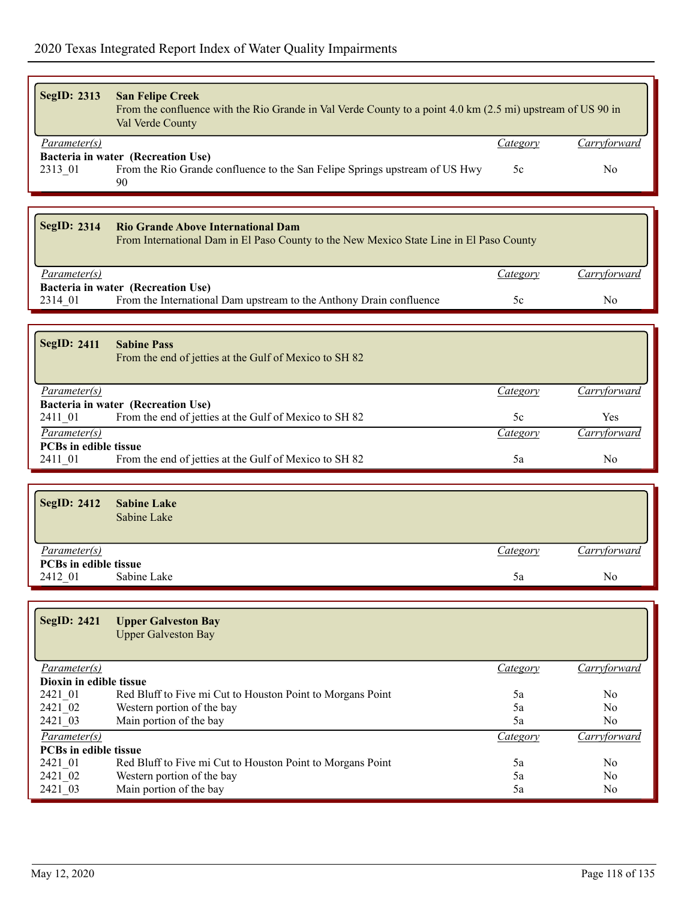## SegID: 2313 San Felipe Creek

From the confluence with the Rio Grande in Val Verde County to a point 4.0 km (2.5 mi) upstream of US 90 in Val Verde County

| *Parameter(s)* | | *Category* | *Carryforward* |
|---|---|---|---|
| **Bacteria in water (Recreation Use)** | | | |
| 2313_01 | From the Rio Grande confluence to the San Felipe Springs upstream of US Hwy 90 | 5c | No |

## SegID: 2314 Rio Grande Above International Dam

From International Dam in El Paso County to the New Mexico State Line in El Paso County

| *Parameter(s)* | | *Category* | *Carryforward* |
|---|---|---|---|
| **Bacteria in water (Recreation Use)** | | | |
| 2314_01 | From the International Dam upstream to the Anthony Drain confluence | 5c | No |

## SegID: 2411 Sabine Pass

From the end of jetties at the Gulf of Mexico to SH 82

| *Parameter(s)* | | *Category* | *Carryforward* |
|---|---|---|---|
| **Bacteria in water (Recreation Use)** | | | |
| 2411_01 | From the end of jetties at the Gulf of Mexico to SH 82 | 5c | Yes |
| *Parameter(s)* | | *Category* | *Carryforward* |
| **PCBs in edible tissue** | | | |
| 2411_01 | From the end of jetties at the Gulf of Mexico to SH 82 | 5a | No |

## SegID: 2412 Sabine Lake

Sabine Lake

| *Parameter(s)* | | *Category* | *Carryforward* |
|---|---|---|---|
| **PCBs in edible tissue** | | | |
| 2412_01 | Sabine Lake | 5a | No |

## SegID: 2421 Upper Galveston Bay

Upper Galveston Bay

| *Parameter(s)* | | *Category* | *Carryforward* |
|---|---|---|---|
| **Dioxin in edible tissue** | | | |
| 2421_01 | Red Bluff to Five mi Cut to Houston Point to Morgans Point | 5a | No |
| 2421_02 | Western portion of the bay | 5a | No |
| 2421_03 | Main portion of the bay | 5a | No |
| *Parameter(s)* | | *Category* | *Carryforward* |
| **PCBs in edible tissue** | | | |
| 2421_01 | Red Bluff to Five mi Cut to Houston Point to Morgans Point | 5a | No |
| 2421_02 | Western portion of the bay | 5a | No |
| 2421_03 | Main portion of the bay | 5a | No |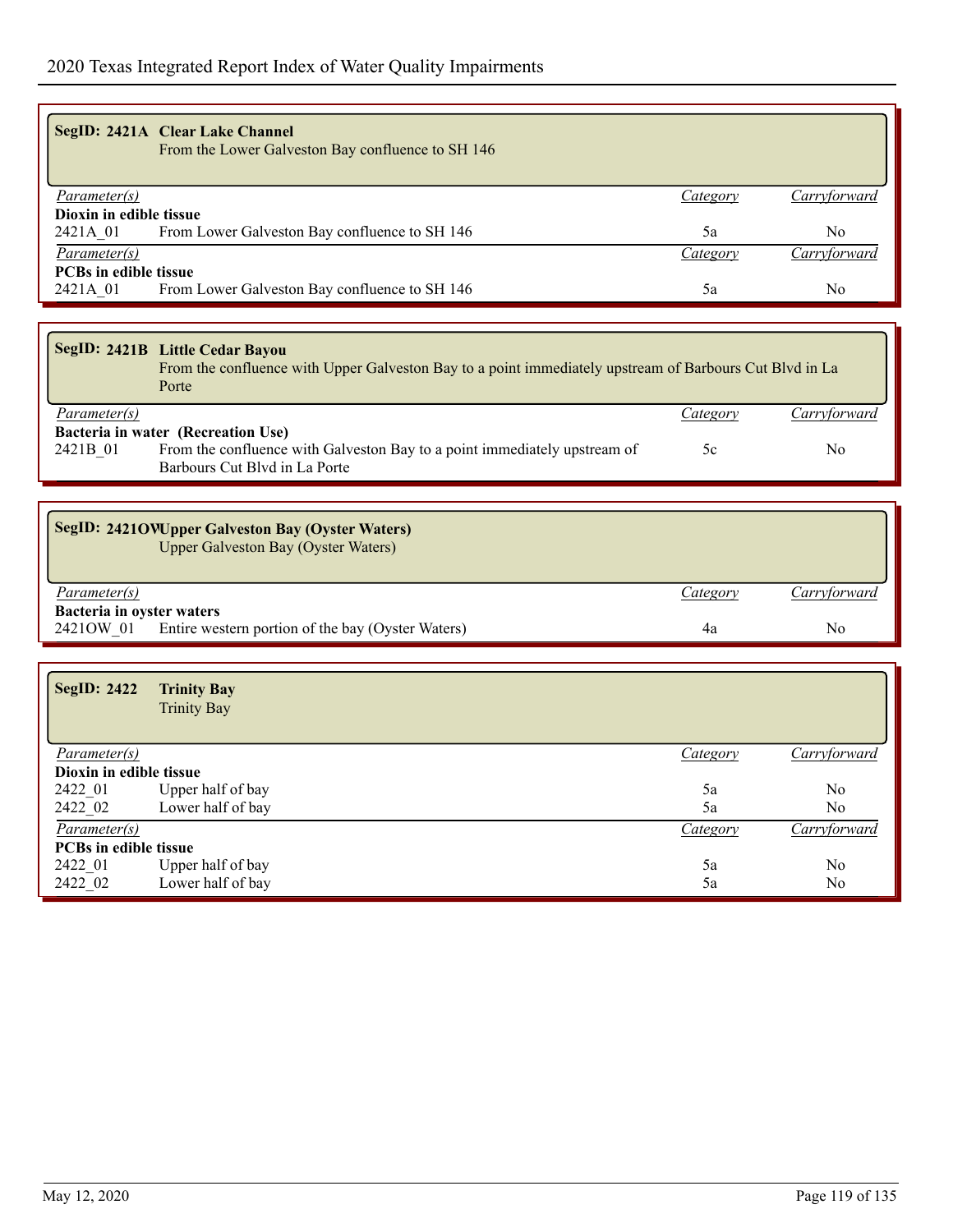**SegID: 2421A Clear Lake Channel**
From the Lower Galveston Bay confluence to SH 146

| *Parameter(s)* | | *Category* | *Carryforward* |
|---|---|---|---|
| **Dioxin in edible tissue** | | | |
| 2421A_01 | From Lower Galveston Bay confluence to SH 146 | 5a | No |
| *Parameter(s)* | | *Category* | *Carryforward* |
| **PCBs in edible tissue** | | | |
| 2421A_01 | From Lower Galveston Bay confluence to SH 146 | 5a | No |

**SegID: 2421B Little Cedar Bayou**
From the confluence with Upper Galveston Bay to a point immediately upstream of Barbours Cut Blvd in La Porte

| *Parameter(s)* | | *Category* | *Carryforward* |
|---|---|---|---|
| **Bacteria in water (Recreation Use)** | | | |
| 2421B_01 | From the confluence with Galveston Bay to a point immediately upstream of Barbours Cut Blvd in La Porte | 5c | No |

**SegID: 2421OW Upper Galveston Bay (Oyster Waters)**
Upper Galveston Bay (Oyster Waters)

| *Parameter(s)* | | *Category* | *Carryforward* |
|---|---|---|---|
| **Bacteria in oyster waters** | | | |
| 2421OW_01 | Entire western portion of the bay (Oyster Waters) | 4a | No |

**SegID: 2422 Trinity Bay**
Trinity Bay

| *Parameter(s)* | | *Category* | *Carryforward* |
|---|---|---|---|
| **Dioxin in edible tissue** | | | |
| 2422_01 | Upper half of bay | 5a | No |
| 2422_02 | Lower half of bay | 5a | No |
| *Parameter(s)* | | *Category* | *Carryforward* |
| **PCBs in edible tissue** | | | |
| 2422_01 | Upper half of bay | 5a | No |
| 2422_02 | Lower half of bay | 5a | No |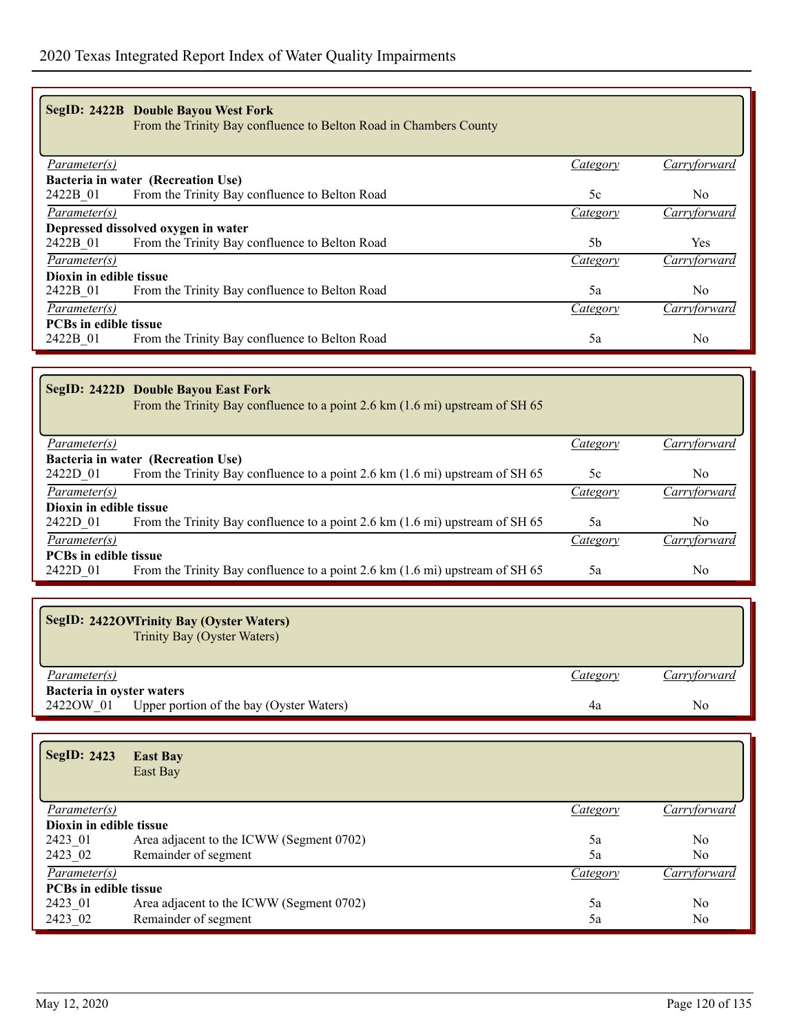**SegID: 2422B Double Bayou West Fork**
From the Trinity Bay confluence to Belton Road in Chambers County

| *Parameter(s)* | | *Category* | *Carryforward* |
|---|---|---|---|
| **Bacteria in water (Recreation Use)** | | | |
| 2422B_01 | From the Trinity Bay confluence to Belton Road | 5c | No |
| *Parameter(s)* | | *Category* | *Carryforward* |
| **Depressed dissolved oxygen in water** | | | |
| 2422B_01 | From the Trinity Bay confluence to Belton Road | 5b | Yes |
| *Parameter(s)* | | *Category* | *Carryforward* |
| **Dioxin in edible tissue** | | | |
| 2422B_01 | From the Trinity Bay confluence to Belton Road | 5a | No |
| *Parameter(s)* | | *Category* | *Carryforward* |
| **PCBs in edible tissue** | | | |
| 2422B_01 | From the Trinity Bay confluence to Belton Road | 5a | No |

**SegID: 2422D Double Bayou East Fork**
From the Trinity Bay confluence to a point 2.6 km (1.6 mi) upstream of SH 65

| *Parameter(s)* | | *Category* | *Carryforward* |
|---|---|---|---|
| **Bacteria in water (Recreation Use)** | | | |
| 2422D_01 | From the Trinity Bay confluence to a point 2.6 km (1.6 mi) upstream of SH 65 | 5c | No |
| *Parameter(s)* | | *Category* | *Carryforward* |
| **Dioxin in edible tissue** | | | |
| 2422D_01 | From the Trinity Bay confluence to a point 2.6 km (1.6 mi) upstream of SH 65 | 5a | No |
| *Parameter(s)* | | *Category* | *Carryforward* |
| **PCBs in edible tissue** | | | |
| 2422D_01 | From the Trinity Bay confluence to a point 2.6 km (1.6 mi) upstream of SH 65 | 5a | No |

**SegID: 2422OW Trinity Bay (Oyster Waters)**
Trinity Bay (Oyster Waters)

| *Parameter(s)* | | *Category* | *Carryforward* |
|---|---|---|---|
| **Bacteria in oyster waters** | | | |
| 2422OW_01 | Upper portion of the bay (Oyster Waters) | 4a | No |

**SegID: 2423 East Bay**
East Bay

| *Parameter(s)* | | *Category* | *Carryforward* |
|---|---|---|---|
| **Dioxin in edible tissue** | | | |
| 2423_01 | Area adjacent to the ICWW (Segment 0702) | 5a | No |
| 2423_02 | Remainder of segment | 5a | No |
| *Parameter(s)* | | *Category* | *Carryforward* |
| **PCBs in edible tissue** | | | |
| 2423_01 | Area adjacent to the ICWW (Segment 0702) | 5a | No |
| 2423_02 | Remainder of segment | 5a | No |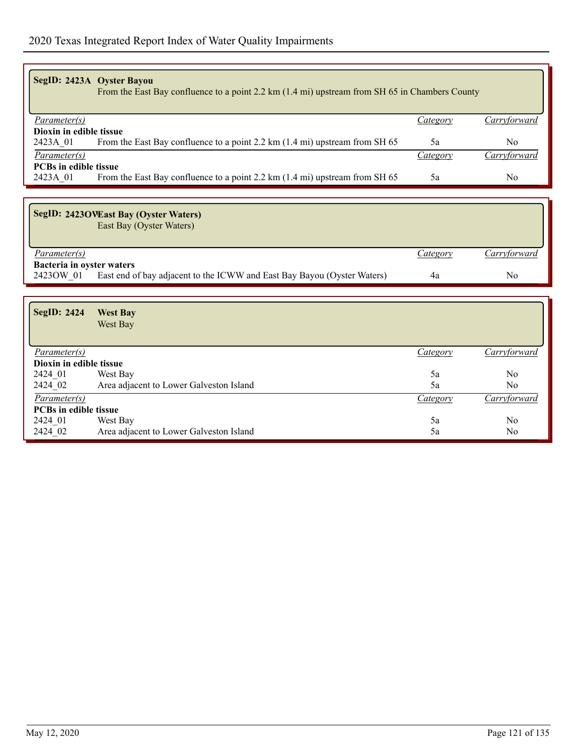## SegID: 2423A Oyster Bayou

From the East Bay confluence to a point 2.2 km (1.4 mi) upstream from SH 65 in Chambers County

| Parameter(s) | | Category | Carryforward |
|---|---|---|---|
| **Dioxin in edible tissue** | | | |
| 2423A_01 | From the East Bay confluence to a point 2.2 km (1.4 mi) upstream from SH 65 | 5a | No |
| **PCBs in edible tissue** | | | |
| 2423A_01 | From the East Bay confluence to a point 2.2 km (1.4 mi) upstream from SH 65 | 5a | No |

## SegID: 2423OW East Bay (Oyster Waters)

East Bay (Oyster Waters)

| Parameter(s) | | Category | Carryforward |
|---|---|---|---|
| **Bacteria in oyster waters** | | | |
| 2423OW_01 | East end of bay adjacent to the ICWW and East Bay Bayou (Oyster Waters) | 4a | No |

## SegID: 2424 West Bay

West Bay

| Parameter(s) | | Category | Carryforward |
|---|---|---|---|
| **Dioxin in edible tissue** | | | |
| 2424_01 | West Bay | 5a | No |
| 2424_02 | Area adjacent to Lower Galveston Island | 5a | No |
| **PCBs in edible tissue** | | | |
| 2424_01 | West Bay | 5a | No |
| 2424_02 | Area adjacent to Lower Galveston Island | 5a | No |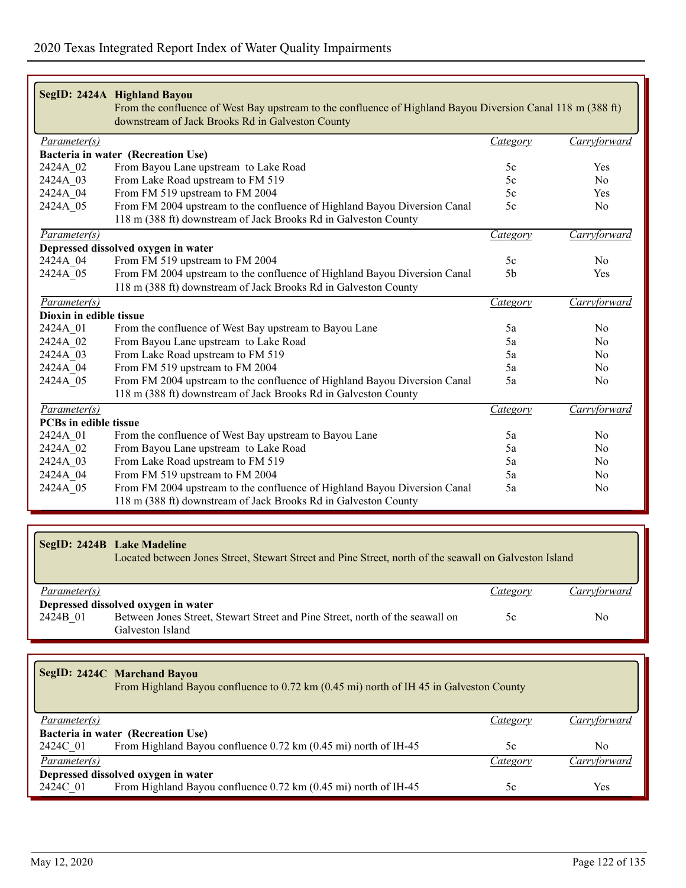## SegID: 2424A Highland Bayou

From the confluence of West Bay upstream to the confluence of Highland Bayou Diversion Canal 118 m (388 ft) downstream of Jack Brooks Rd in Galveston County

| *Parameter(s)* | | *Category* | *Carryforward* |
|---|---|---|---|
| **Bacteria in water (Recreation Use)** | | | |
| 2424A_02 | From Bayou Lane upstream to Lake Road | 5c | Yes |
| 2424A_03 | From Lake Road upstream to FM 519 | 5c | No |
| 2424A_04 | From FM 519 upstream to FM 2004 | 5c | Yes |
| 2424A_05 | From FM 2004 upstream to the confluence of Highland Bayou Diversion Canal 118 m (388 ft) downstream of Jack Brooks Rd in Galveston County | 5c | No |
| *Parameter(s)* | | *Category* | *Carryforward* |
| **Depressed dissolved oxygen in water** | | | |
| 2424A_04 | From FM 519 upstream to FM 2004 | 5c | No |
| 2424A_05 | From FM 2004 upstream to the confluence of Highland Bayou Diversion Canal 118 m (388 ft) downstream of Jack Brooks Rd in Galveston County | 5b | Yes |
| *Parameter(s)* | | *Category* | *Carryforward* |
| **Dioxin in edible tissue** | | | |
| 2424A_01 | From the confluence of West Bay upstream to Bayou Lane | 5a | No |
| 2424A_02 | From Bayou Lane upstream to Lake Road | 5a | No |
| 2424A_03 | From Lake Road upstream to FM 519 | 5a | No |
| 2424A_04 | From FM 519 upstream to FM 2004 | 5a | No |
| 2424A_05 | From FM 2004 upstream to the confluence of Highland Bayou Diversion Canal 118 m (388 ft) downstream of Jack Brooks Rd in Galveston County | 5a | No |
| *Parameter(s)* | | *Category* | *Carryforward* |
| **PCBs in edible tissue** | | | |
| 2424A_01 | From the confluence of West Bay upstream to Bayou Lane | 5a | No |
| 2424A_02 | From Bayou Lane upstream to Lake Road | 5a | No |
| 2424A_03 | From Lake Road upstream to FM 519 | 5a | No |
| 2424A_04 | From FM 519 upstream to FM 2004 | 5a | No |
| 2424A_05 | From FM 2004 upstream to the confluence of Highland Bayou Diversion Canal 118 m (388 ft) downstream of Jack Brooks Rd in Galveston County | 5a | No |

## SegID: 2424B Lake Madeline

Located between Jones Street, Stewart Street and Pine Street, north of the seawall on Galveston Island

| *Parameter(s)* | | *Category* | *Carryforward* |
|---|---|---|---|
| **Depressed dissolved oxygen in water** | | | |
| 2424B_01 | Between Jones Street, Stewart Street and Pine Street, north of the seawall on Galveston Island | 5c | No |

## SegID: 2424C Marchand Bayou

From Highland Bayou confluence to 0.72 km (0.45 mi) north of IH 45 in Galveston County

| *Parameter(s)* | | *Category* | *Carryforward* |
|---|---|---|---|
| **Bacteria in water (Recreation Use)** | | | |
| 2424C_01 | From Highland Bayou confluence 0.72 km (0.45 mi) north of IH-45 | 5c | No |
| *Parameter(s)* | | *Category* | *Carryforward* |
| **Depressed dissolved oxygen in water** | | | |
| 2424C_01 | From Highland Bayou confluence 0.72 km (0.45 mi) north of IH-45 | 5c | Yes |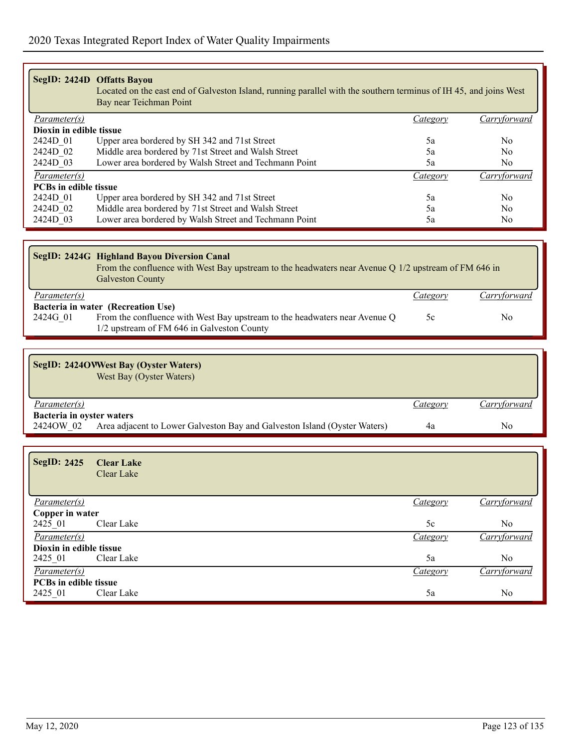## SegID: 2424D Offatts Bayou

Located on the east end of Galveston Island, running parallel with the southern terminus of IH 45, and joins West Bay near Teichman Point

| Parameter(s) | | Category | Carryforward |
|---|---|---|---|
| **Dioxin in edible tissue** | | | |
| 2424D_01 | Upper area bordered by SH 342 and 71st Street | 5a | No |
| 2424D_02 | Middle area bordered by 71st Street and Walsh Street | 5a | No |
| 2424D_03 | Lower area bordered by Walsh Street and Techmann Point | 5a | No |

| Parameter(s) | | Category | Carryforward |
|---|---|---|---|
| **PCBs in edible tissue** | | | |
| 2424D_01 | Upper area bordered by SH 342 and 71st Street | 5a | No |
| 2424D_02 | Middle area bordered by 71st Street and Walsh Street | 5a | No |
| 2424D_03 | Lower area bordered by Walsh Street and Techmann Point | 5a | No |

## SegID: 2424G Highland Bayou Diversion Canal

From the confluence with West Bay upstream to the headwaters near Avenue Q 1/2 upstream of FM 646 in Galveston County

| Parameter(s) | | Category | Carryforward |
|---|---|---|---|
| **Bacteria in water (Recreation Use)** | | | |
| 2424G_01 | From the confluence with West Bay upstream to the headwaters near Avenue Q 1/2 upstream of FM 646 in Galveston County | 5c | No |

## SegID: 2424OW West Bay (Oyster Waters)

West Bay (Oyster Waters)

| Parameter(s) | | Category | Carryforward |
|---|---|---|---|
| **Bacteria in oyster waters** | | | |
| 2424OW_02 | Area adjacent to Lower Galveston Bay and Galveston Island (Oyster Waters) | 4a | No |

## SegID: 2425 Clear Lake

Clear Lake

| Parameter(s) | | Category | Carryforward |
|---|---|---|---|
| **Copper in water** | | | |
| 2425_01 | Clear Lake | 5c | No |

| Parameter(s) | | Category | Carryforward |
|---|---|---|---|
| **Dioxin in edible tissue** | | | |
| 2425_01 | Clear Lake | 5a | No |

| Parameter(s) | | Category | Carryforward |
|---|---|---|---|
| **PCBs in edible tissue** | | | |
| 2425_01 | Clear Lake | 5a | No |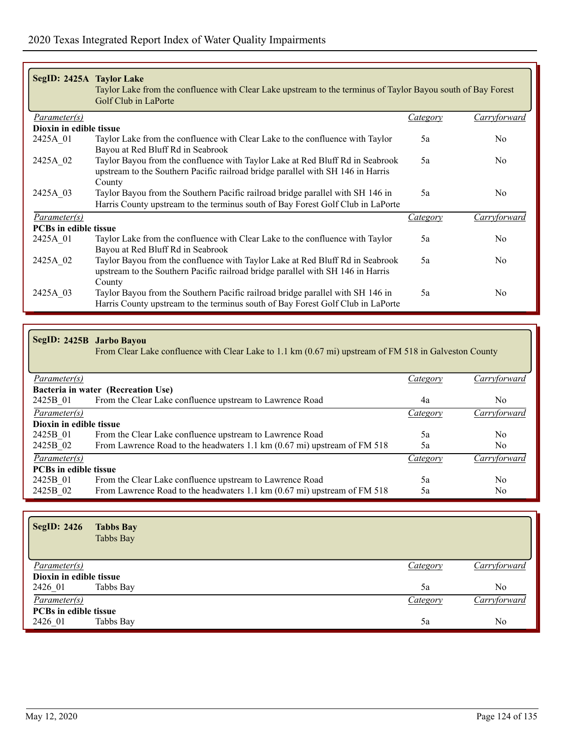## SegID: 2425A Taylor Lake

Taylor Lake from the confluence with Clear Lake upstream to the terminus of Taylor Bayou south of Bay Forest Golf Club in LaPorte

| *Parameter(s)* | | *Category* | *Carryforward* |
|---|---|---|---|
| **Dioxin in edible tissue** | | | |
| 2425A_01 | Taylor Lake from the confluence with Clear Lake to the confluence with Taylor Bayou at Red Bluff Rd in Seabrook | 5a | No |
| 2425A_02 | Taylor Bayou from the confluence with Taylor Lake at Red Bluff Rd in Seabrook upstream to the Southern Pacific railroad bridge parallel with SH 146 in Harris County | 5a | No |
| 2425A_03 | Taylor Bayou from the Southern Pacific railroad bridge parallel with SH 146 in Harris County upstream to the terminus south of Bay Forest Golf Club in LaPorte | 5a | No |
| *Parameter(s)* | | *Category* | *Carryforward* |
| **PCBs in edible tissue** | | | |
| 2425A_01 | Taylor Lake from the confluence with Clear Lake to the confluence with Taylor Bayou at Red Bluff Rd in Seabrook | 5a | No |
| 2425A_02 | Taylor Bayou from the confluence with Taylor Lake at Red Bluff Rd in Seabrook upstream to the Southern Pacific railroad bridge parallel with SH 146 in Harris County | 5a | No |
| 2425A_03 | Taylor Bayou from the Southern Pacific railroad bridge parallel with SH 146 in Harris County upstream to the terminus south of Bay Forest Golf Club in LaPorte | 5a | No |

## SegID: 2425B Jarbo Bayou

From Clear Lake confluence with Clear Lake to 1.1 km (0.67 mi) upstream of FM 518 in Galveston County

| *Parameter(s)* | | *Category* | *Carryforward* |
|---|---|---|---|
| **Bacteria in water (Recreation Use)** | | | |
| 2425B_01 | From the Clear Lake confluence upstream to Lawrence Road | 4a | No |
| *Parameter(s)* | | *Category* | *Carryforward* |
| **Dioxin in edible tissue** | | | |
| 2425B_01 | From the Clear Lake confluence upstream to Lawrence Road | 5a | No |
| 2425B_02 | From Lawrence Road to the headwaters 1.1 km (0.67 mi) upstream of FM 518 | 5a | No |
| *Parameter(s)* | | *Category* | *Carryforward* |
| **PCBs in edible tissue** | | | |
| 2425B_01 | From the Clear Lake confluence upstream to Lawrence Road | 5a | No |
| 2425B_02 | From Lawrence Road to the headwaters 1.1 km (0.67 mi) upstream of FM 518 | 5a | No |

## SegID: 2426 Tabbs Bay

Tabbs Bay

| *Parameter(s)* | | *Category* | *Carryforward* |
|---|---|---|---|
| **Dioxin in edible tissue** | | | |
| 2426_01 | Tabbs Bay | 5a | No |
| *Parameter(s)* | | *Category* | *Carryforward* |
| **PCBs in edible tissue** | | | |
| 2426_01 | Tabbs Bay | 5a | No |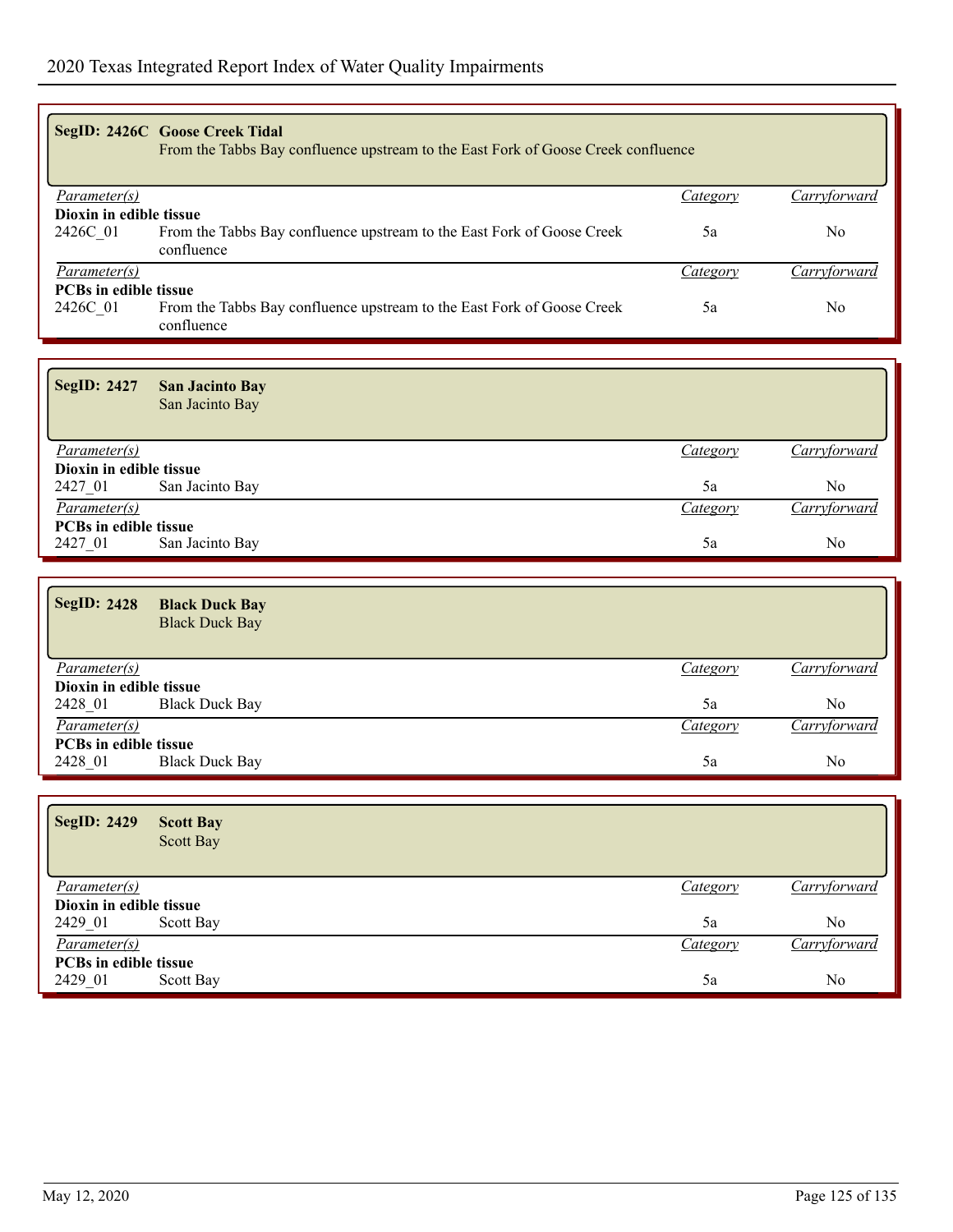**SegID: 2426C Goose Creek Tidal**
From the Tabbs Bay confluence upstream to the East Fork of Goose Creek confluence

| *Parameter(s)* | | *Category* | *Carryforward* |
|---|---|---|---|
| **Dioxin in edible tissue** | | | |
| 2426C_01 | From the Tabbs Bay confluence upstream to the East Fork of Goose Creek confluence | 5a | No |
| *Parameter(s)* | | *Category* | *Carryforward* |
| **PCBs in edible tissue** | | | |
| 2426C_01 | From the Tabbs Bay confluence upstream to the East Fork of Goose Creek confluence | 5a | No |

**SegID: 2427 San Jacinto Bay**
San Jacinto Bay

| *Parameter(s)* | | *Category* | *Carryforward* |
|---|---|---|---|
| **Dioxin in edible tissue** | | | |
| 2427_01 | San Jacinto Bay | 5a | No |
| *Parameter(s)* | | *Category* | *Carryforward* |
| **PCBs in edible tissue** | | | |
| 2427_01 | San Jacinto Bay | 5a | No |

**SegID: 2428 Black Duck Bay**
Black Duck Bay

| *Parameter(s)* | | *Category* | *Carryforward* |
|---|---|---|---|
| **Dioxin in edible tissue** | | | |
| 2428_01 | Black Duck Bay | 5a | No |
| *Parameter(s)* | | *Category* | *Carryforward* |
| **PCBs in edible tissue** | | | |
| 2428_01 | Black Duck Bay | 5a | No |

**SegID: 2429 Scott Bay**
Scott Bay

| *Parameter(s)* | | *Category* | *Carryforward* |
|---|---|---|---|
| **Dioxin in edible tissue** | | | |
| 2429_01 | Scott Bay | 5a | No |
| *Parameter(s)* | | *Category* | *Carryforward* |
| **PCBs in edible tissue** | | | |
| 2429_01 | Scott Bay | 5a | No |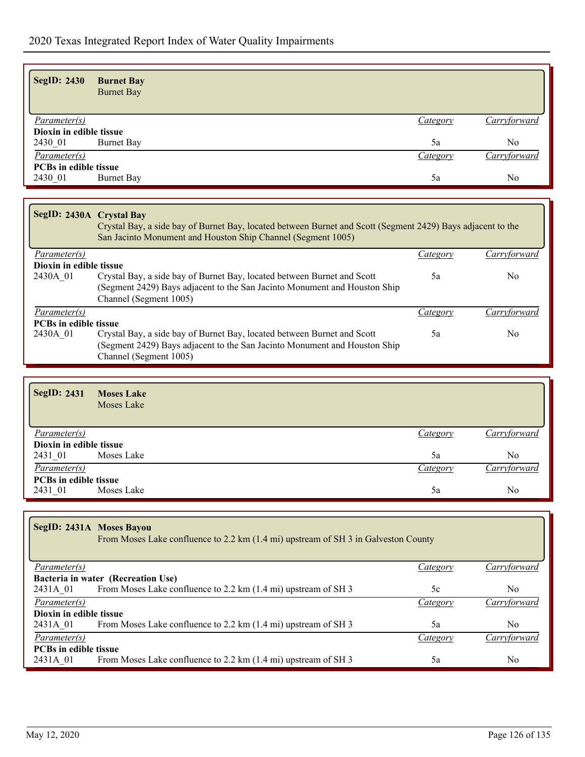## SegID: 2430 Burnet Bay

Burnet Bay

| *Parameter(s)* | | *Category* | *Carryforward* |
|---|---|---|---|
| **Dioxin in edible tissue** | | | |
| 2430_01 | Burnet Bay | 5a | No |
| *Parameter(s)* | | *Category* | *Carryforward* |
| **PCBs in edible tissue** | | | |
| 2430_01 | Burnet Bay | 5a | No |

## SegID: 2430A Crystal Bay

Crystal Bay, a side bay of Burnet Bay, located between Burnet and Scott (Segment 2429) Bays adjacent to the San Jacinto Monument and Houston Ship Channel (Segment 1005)

| *Parameter(s)* | | *Category* | *Carryforward* |
|---|---|---|---|
| **Dioxin in edible tissue** | | | |
| 2430A_01 | Crystal Bay, a side bay of Burnet Bay, located between Burnet and Scott (Segment 2429) Bays adjacent to the San Jacinto Monument and Houston Ship Channel (Segment 1005) | 5a | No |
| *Parameter(s)* | | *Category* | *Carryforward* |
| **PCBs in edible tissue** | | | |
| 2430A_01 | Crystal Bay, a side bay of Burnet Bay, located between Burnet and Scott (Segment 2429) Bays adjacent to the San Jacinto Monument and Houston Ship Channel (Segment 1005) | 5a | No |

## SegID: 2431 Moses Lake

Moses Lake

| *Parameter(s)* | | *Category* | *Carryforward* |
|---|---|---|---|
| **Dioxin in edible tissue** | | | |
| 2431_01 | Moses Lake | 5a | No |
| *Parameter(s)* | | *Category* | *Carryforward* |
| **PCBs in edible tissue** | | | |
| 2431_01 | Moses Lake | 5a | No |

## SegID: 2431A Moses Bayou

From Moses Lake confluence to 2.2 km (1.4 mi) upstream of SH 3 in Galveston County

| *Parameter(s)* | | *Category* | *Carryforward* |
|---|---|---|---|
| **Bacteria in water (Recreation Use)** | | | |
| 2431A_01 | From Moses Lake confluence to 2.2 km (1.4 mi) upstream of SH 3 | 5c | No |
| *Parameter(s)* | | *Category* | *Carryforward* |
| **Dioxin in edible tissue** | | | |
| 2431A_01 | From Moses Lake confluence to 2.2 km (1.4 mi) upstream of SH 3 | 5a | No |
| *Parameter(s)* | | *Category* | *Carryforward* |
| **PCBs in edible tissue** | | | |
| 2431A_01 | From Moses Lake confluence to 2.2 km (1.4 mi) upstream of SH 3 | 5a | No |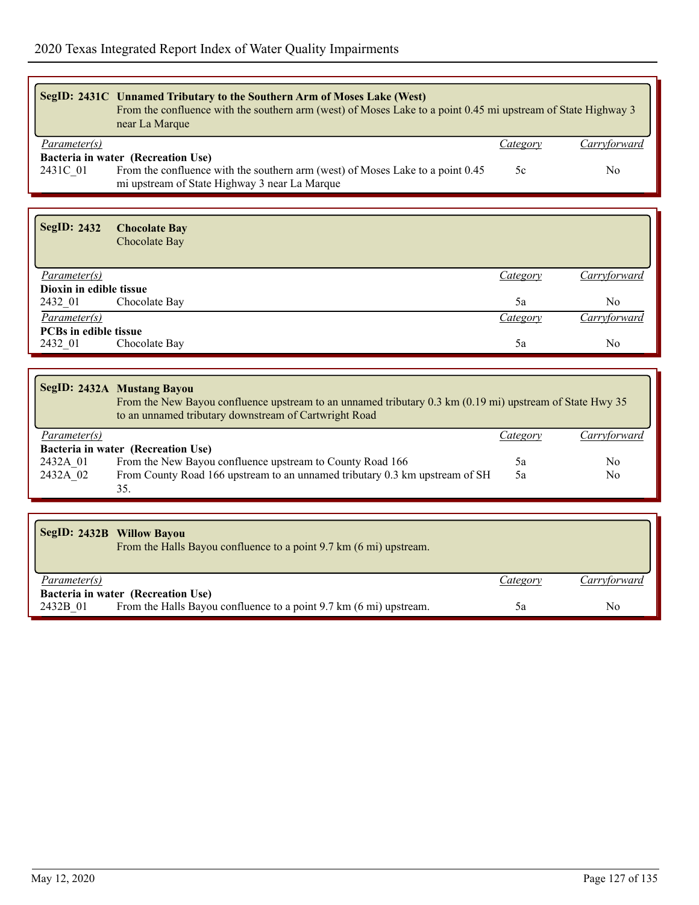**SegID: 2431C Unnamed Tributary to the Southern Arm of Moses Lake (West)**
From the confluence with the southern arm (west) of Moses Lake to a point 0.45 mi upstream of State Highway 3 near La Marque

| *Parameter(s)* | | *Category* | *Carryforward* |
|---|---|---|---|
| **Bacteria in water (Recreation Use)** | | | |
| 2431C_01 | From the confluence with the southern arm (west) of Moses Lake to a point 0.45 mi upstream of State Highway 3 near La Marque | 5c | No |

**SegID: 2432 Chocolate Bay**
Chocolate Bay

| *Parameter(s)* | | *Category* | *Carryforward* |
|---|---|---|---|
| **Dioxin in edible tissue** | | | |
| 2432_01 | Chocolate Bay | 5a | No |

| *Parameter(s)* | | *Category* | *Carryforward* |
|---|---|---|---|
| **PCBs in edible tissue** | | | |
| 2432_01 | Chocolate Bay | 5a | No |

**SegID: 2432A Mustang Bayou**
From the New Bayou confluence upstream to an unnamed tributary 0.3 km (0.19 mi) upstream of State Hwy 35 to an unnamed tributary downstream of Cartwright Road

| *Parameter(s)* | | *Category* | *Carryforward* |
|---|---|---|---|
| **Bacteria in water (Recreation Use)** | | | |
| 2432A_01 | From the New Bayou confluence upstream to County Road 166 | 5a | No |
| 2432A_02 | From County Road 166 upstream to an unnamed tributary 0.3 km upstream of SH 35. | 5a | No |

**SegID: 2432B Willow Bayou**
From the Halls Bayou confluence to a point 9.7 km (6 mi) upstream.

| *Parameter(s)* | | *Category* | *Carryforward* |
|---|---|---|---|
| **Bacteria in water (Recreation Use)** | | | |
| 2432B_01 | From the Halls Bayou confluence to a point 9.7 km (6 mi) upstream. | 5a | No |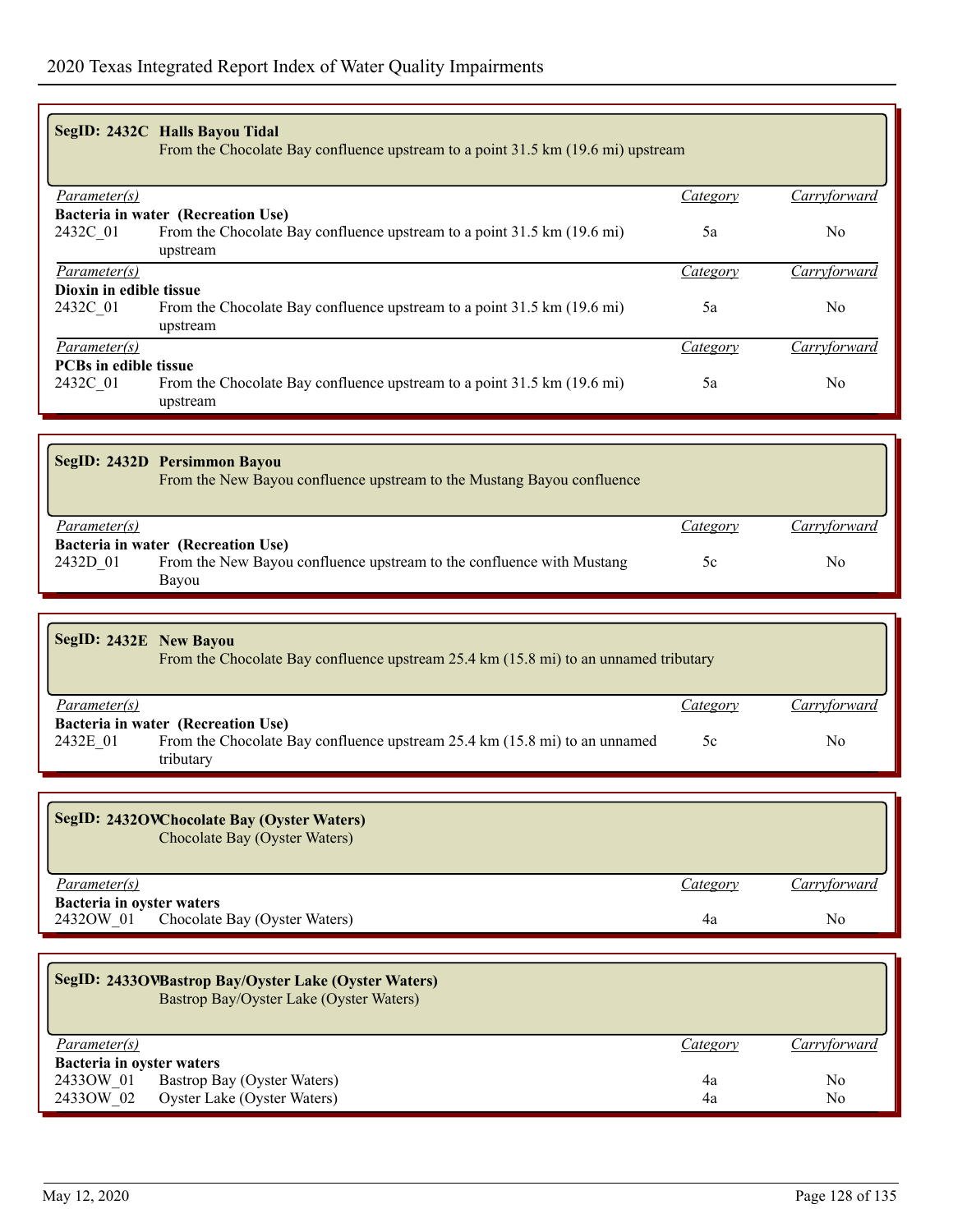### SegID: 2432C Halls Bayou Tidal

From the Chocolate Bay confluence upstream to a point 31.5 km (19.6 mi) upstream

| Parameter(s) | | Category | Carryforward |
|---|---|---|---|
| **Bacteria in water (Recreation Use)** | | | |
| 2432C_01 | From the Chocolate Bay confluence upstream to a point 31.5 km (19.6 mi) upstream | 5a | No |
| **Dioxin in edible tissue** | | | |
| 2432C_01 | From the Chocolate Bay confluence upstream to a point 31.5 km (19.6 mi) upstream | 5a | No |
| **PCBs in edible tissue** | | | |
| 2432C_01 | From the Chocolate Bay confluence upstream to a point 31.5 km (19.6 mi) upstream | 5a | No |

### SegID: 2432D Persimmon Bayou

From the New Bayou confluence upstream to the Mustang Bayou confluence

| Parameter(s) | | Category | Carryforward |
|---|---|---|---|
| **Bacteria in water (Recreation Use)** | | | |
| 2432D_01 | From the New Bayou confluence upstream to the confluence with Mustang Bayou | 5c | No |

### SegID: 2432E New Bayou

From the Chocolate Bay confluence upstream 25.4 km (15.8 mi) to an unnamed tributary

| Parameter(s) | | Category | Carryforward |
|---|---|---|---|
| **Bacteria in water (Recreation Use)** | | | |
| 2432E_01 | From the Chocolate Bay confluence upstream 25.4 km (15.8 mi) to an unnamed tributary | 5c | No |

### SegID: 2432OW Chocolate Bay (Oyster Waters)

Chocolate Bay (Oyster Waters)

| Parameter(s) | | Category | Carryforward |
|---|---|---|---|
| **Bacteria in oyster waters** | | | |
| 2432OW_01 | Chocolate Bay (Oyster Waters) | 4a | No |

### SegID: 2433OW Bastrop Bay/Oyster Lake (Oyster Waters)

Bastrop Bay/Oyster Lake (Oyster Waters)

| Parameter(s) | | Category | Carryforward |
|---|---|---|---|
| **Bacteria in oyster waters** | | | |
| 2433OW_01 | Bastrop Bay (Oyster Waters) | 4a | No |
| 2433OW_02 | Oyster Lake (Oyster Waters) | 4a | No |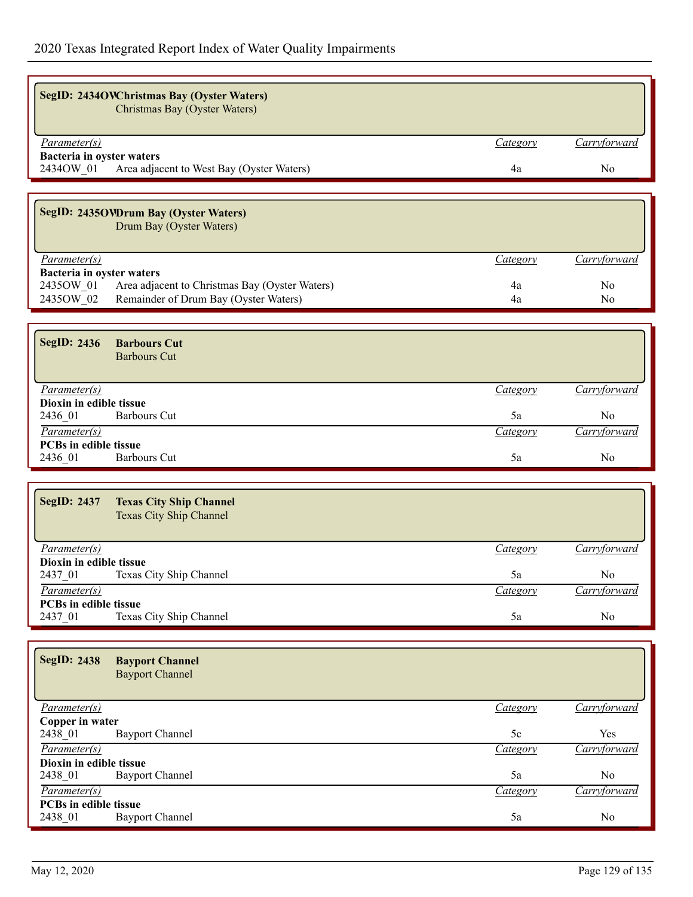**SegID: 2434OW Christmas Bay (Oyster Waters)**
Christmas Bay (Oyster Waters)

| *Parameter(s)* | | *Category* | *Carryforward* |
|---|---|---|---|
| **Bacteria in oyster waters** | | | |
| 2434OW_01 | Area adjacent to West Bay (Oyster Waters) | 4a | No |

**SegID: 2435OW Drum Bay (Oyster Waters)**
Drum Bay (Oyster Waters)

| *Parameter(s)* | | *Category* | *Carryforward* |
|---|---|---|---|
| **Bacteria in oyster waters** | | | |
| 2435OW_01 | Area adjacent to Christmas Bay (Oyster Waters) | 4a | No |
| 2435OW_02 | Remainder of Drum Bay (Oyster Waters) | 4a | No |

**SegID: 2436 Barbours Cut**
Barbours Cut

| *Parameter(s)* | | *Category* | *Carryforward* |
|---|---|---|---|
| **Dioxin in edible tissue** | | | |
| 2436_01 | Barbours Cut | 5a | No |
| *Parameter(s)* | | *Category* | *Carryforward* |
| **PCBs in edible tissue** | | | |
| 2436_01 | Barbours Cut | 5a | No |

**SegID: 2437 Texas City Ship Channel**
Texas City Ship Channel

| *Parameter(s)* | | *Category* | *Carryforward* |
|---|---|---|---|
| **Dioxin in edible tissue** | | | |
| 2437_01 | Texas City Ship Channel | 5a | No |
| *Parameter(s)* | | *Category* | *Carryforward* |
| **PCBs in edible tissue** | | | |
| 2437_01 | Texas City Ship Channel | 5a | No |

**SegID: 2438 Bayport Channel**
Bayport Channel

| *Parameter(s)* | | *Category* | *Carryforward* |
|---|---|---|---|
| **Copper in water** | | | |
| 2438_01 | Bayport Channel | 5c | Yes |
| *Parameter(s)* | | *Category* | *Carryforward* |
| **Dioxin in edible tissue** | | | |
| 2438_01 | Bayport Channel | 5a | No |
| *Parameter(s)* | | *Category* | *Carryforward* |
| **PCBs in edible tissue** | | | |
| 2438_01 | Bayport Channel | 5a | No |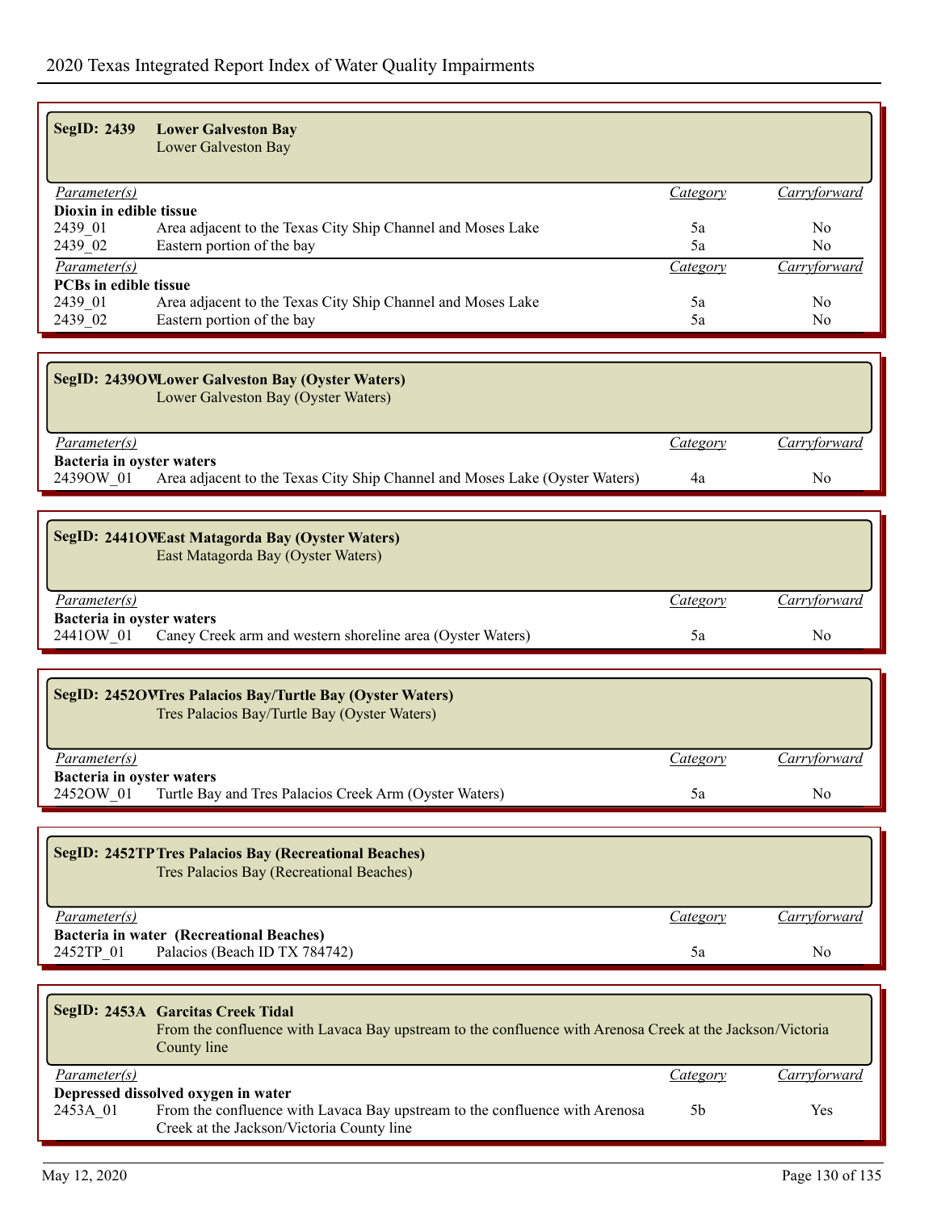**SegID: 2439** **Lower Galveston Bay**
Lower Galveston Bay

| *Parameter(s)* | | *Category* | *Carryforward* |
|---|---|---|---|
| **Dioxin in edible tissue** | | | |
| 2439_01 | Area adjacent to the Texas City Ship Channel and Moses Lake | 5a | No |
| 2439_02 | Eastern portion of the bay | 5a | No |
| *Parameter(s)* | | *Category* | *Carryforward* |
| **PCBs in edible tissue** | | | |
| 2439_01 | Area adjacent to the Texas City Ship Channel and Moses Lake | 5a | No |
| 2439_02 | Eastern portion of the bay | 5a | No |

**SegID: 2439OW** **Lower Galveston Bay (Oyster Waters)**
Lower Galveston Bay (Oyster Waters)

| *Parameter(s)* | | *Category* | *Carryforward* |
|---|---|---|---|
| **Bacteria in oyster waters** | | | |
| 2439OW_01 | Area adjacent to the Texas City Ship Channel and Moses Lake (Oyster Waters) | 4a | No |

**SegID: 2441OW** **East Matagorda Bay (Oyster Waters)**
East Matagorda Bay (Oyster Waters)

| *Parameter(s)* | | *Category* | *Carryforward* |
|---|---|---|---|
| **Bacteria in oyster waters** | | | |
| 2441OW_01 | Caney Creek arm and western shoreline area (Oyster Waters) | 5a | No |

**SegID: 2452OW** **Tres Palacios Bay/Turtle Bay (Oyster Waters)**
Tres Palacios Bay/Turtle Bay (Oyster Waters)

| *Parameter(s)* | | *Category* | *Carryforward* |
|---|---|---|---|
| **Bacteria in oyster waters** | | | |
| 2452OW_01 | Turtle Bay and Tres Palacios Creek Arm (Oyster Waters) | 5a | No |

**SegID: 2452TP** **Tres Palacios Bay (Recreational Beaches)**
Tres Palacios Bay (Recreational Beaches)

| *Parameter(s)* | | *Category* | *Carryforward* |
|---|---|---|---|
| **Bacteria in water (Recreational Beaches)** | | | |
| 2452TP_01 | Palacios (Beach ID TX 784742) | 5a | No |

**SegID: 2453A** **Garcitas Creek Tidal**
From the confluence with Lavaca Bay upstream to the confluence with Arenosa Creek at the Jackson/Victoria County line

| *Parameter(s)* | | *Category* | *Carryforward* |
|---|---|---|---|
| **Depressed dissolved oxygen in water** | | | |
| 2453A_01 | From the confluence with Lavaca Bay upstream to the confluence with Arenosa Creek at the Jackson/Victoria County line | 5b | Yes |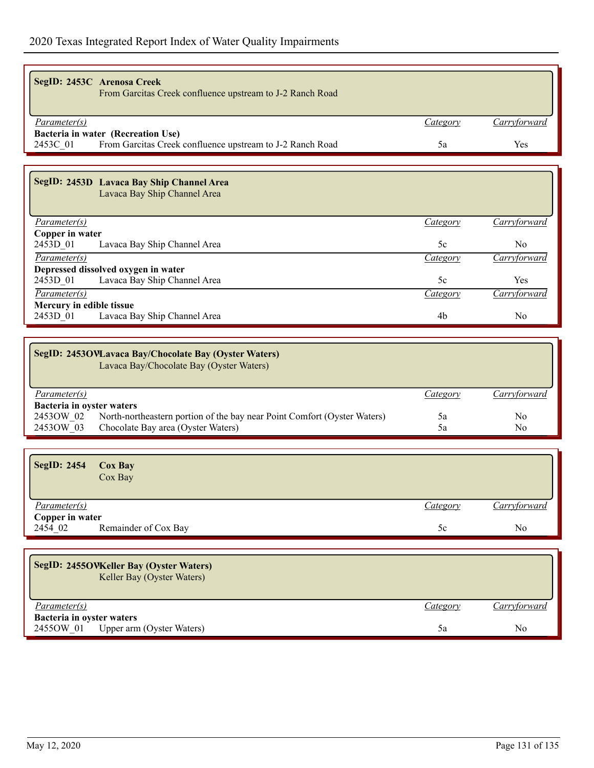**SegID: 2453C Arenosa Creek**
From Garcitas Creek confluence upstream to J-2 Ranch Road

| *Parameter(s)* | | *Category* | *Carryforward* |
|---|---|---|---|
| **Bacteria in water (Recreation Use)** | | | |
| 2453C_01 | From Garcitas Creek confluence upstream to J-2 Ranch Road | 5a | Yes |

**SegID: 2453D Lavaca Bay Ship Channel Area**
Lavaca Bay Ship Channel Area

| *Parameter(s)* | | *Category* | *Carryforward* |
|---|---|---|---|
| **Copper in water** | | | |
| 2453D_01 | Lavaca Bay Ship Channel Area | 5c | No |
| *Parameter(s)* | | *Category* | *Carryforward* |
| **Depressed dissolved oxygen in water** | | | |
| 2453D_01 | Lavaca Bay Ship Channel Area | 5c | Yes |
| *Parameter(s)* | | *Category* | *Carryforward* |
| **Mercury in edible tissue** | | | |
| 2453D_01 | Lavaca Bay Ship Channel Area | 4b | No |

**SegID: 2453OW Lavaca Bay/Chocolate Bay (Oyster Waters)**
Lavaca Bay/Chocolate Bay (Oyster Waters)

| *Parameter(s)* | | *Category* | *Carryforward* |
|---|---|---|---|
| **Bacteria in oyster waters** | | | |
| 2453OW_02 | North-northeastern portion of the bay near Point Comfort (Oyster Waters) | 5a | No |
| 2453OW_03 | Chocolate Bay area (Oyster Waters) | 5a | No |

**SegID: 2454 Cox Bay**
Cox Bay

| *Parameter(s)* | | *Category* | *Carryforward* |
|---|---|---|---|
| **Copper in water** | | | |
| 2454_02 | Remainder of Cox Bay | 5c | No |

**SegID: 2455OW Keller Bay (Oyster Waters)**
Keller Bay (Oyster Waters)

| *Parameter(s)* | | *Category* | *Carryforward* |
|---|---|---|---|
| **Bacteria in oyster waters** | | | |
| 2455OW_01 | Upper arm (Oyster Waters) | 5a | No |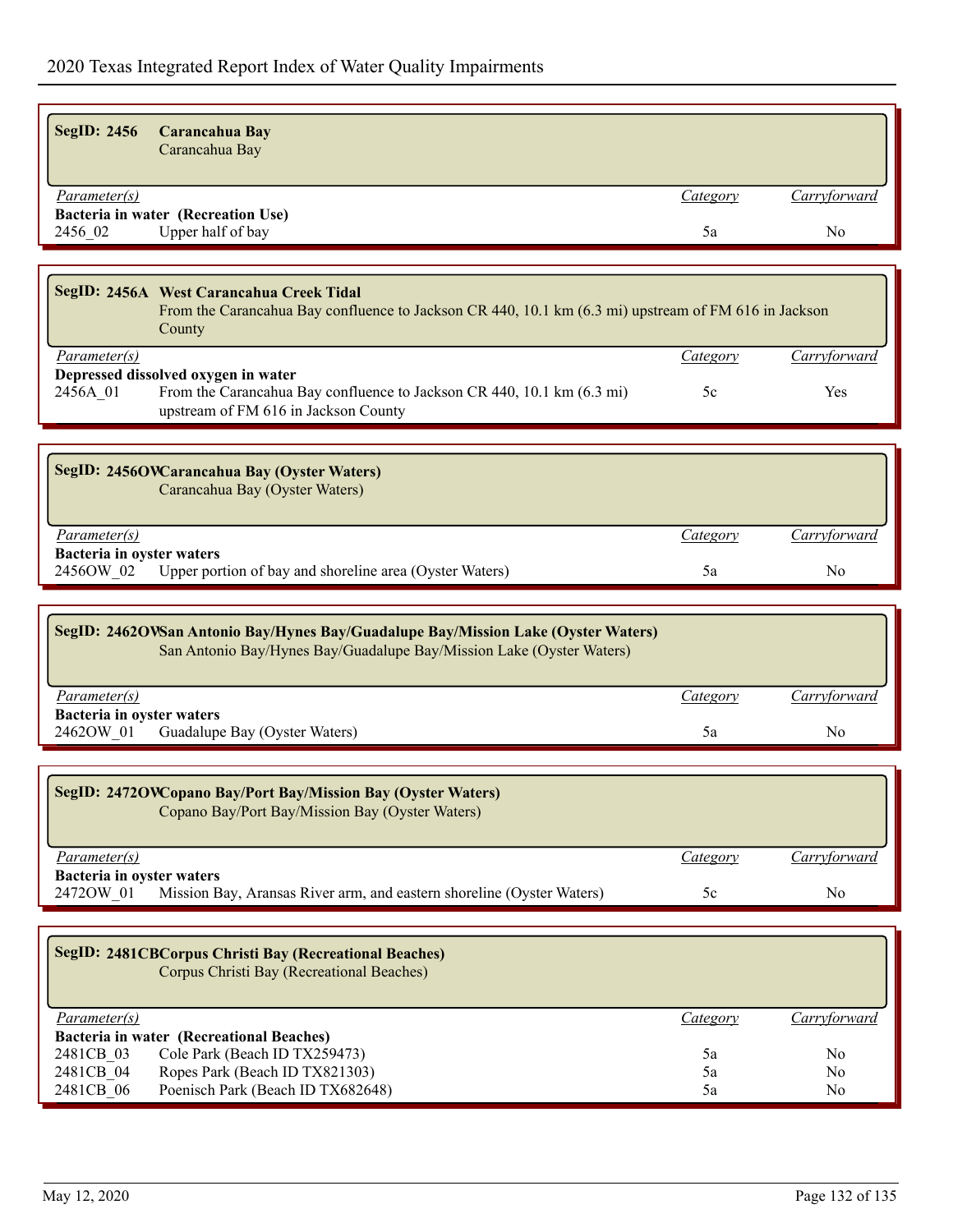**SegID: 2456** **Carancahua Bay**
Carancahua Bay

| *Parameter(s)* | | *Category* | *Carryforward* |
|---|---|---|---|
| **Bacteria in water (Recreation Use)** | | | |
| 2456_02 | Upper half of bay | 5a | No |

**SegID: 2456A** **West Carancahua Creek Tidal**
From the Carancahua Bay confluence to Jackson CR 440, 10.1 km (6.3 mi) upstream of FM 616 in Jackson County

| *Parameter(s)* | | *Category* | *Carryforward* |
|---|---|---|---|
| **Depressed dissolved oxygen in water** | | | |
| 2456A_01 | From the Carancahua Bay confluence to Jackson CR 440, 10.1 km (6.3 mi) upstream of FM 616 in Jackson County | 5c | Yes |

**SegID: 2456OW** **Carancahua Bay (Oyster Waters)**
Carancahua Bay (Oyster Waters)

| *Parameter(s)* | | *Category* | *Carryforward* |
|---|---|---|---|
| **Bacteria in oyster waters** | | | |
| 2456OW_02 | Upper portion of bay and shoreline area (Oyster Waters) | 5a | No |

**SegID: 2462OW** **San Antonio Bay/Hynes Bay/Guadalupe Bay/Mission Lake (Oyster Waters)**
San Antonio Bay/Hynes Bay/Guadalupe Bay/Mission Lake (Oyster Waters)

| *Parameter(s)* | | *Category* | *Carryforward* |
|---|---|---|---|
| **Bacteria in oyster waters** | | | |
| 2462OW_01 | Guadalupe Bay (Oyster Waters) | 5a | No |

**SegID: 2472OW** **Copano Bay/Port Bay/Mission Bay (Oyster Waters)**
Copano Bay/Port Bay/Mission Bay (Oyster Waters)

| *Parameter(s)* | | *Category* | *Carryforward* |
|---|---|---|---|
| **Bacteria in oyster waters** | | | |
| 2472OW_01 | Mission Bay, Aransas River arm, and eastern shoreline (Oyster Waters) | 5c | No |

**SegID: 2481CB** **Corpus Christi Bay (Recreational Beaches)**
Corpus Christi Bay (Recreational Beaches)

| *Parameter(s)* | | *Category* | *Carryforward* |
|---|---|---|---|
| **Bacteria in water (Recreational Beaches)** | | | |
| 2481CB_03 | Cole Park (Beach ID TX259473) | 5a | No |
| 2481CB_04 | Ropes Park (Beach ID TX821303) | 5a | No |
| 2481CB_06 | Poenisch Park (Beach ID TX682648) | 5a | No |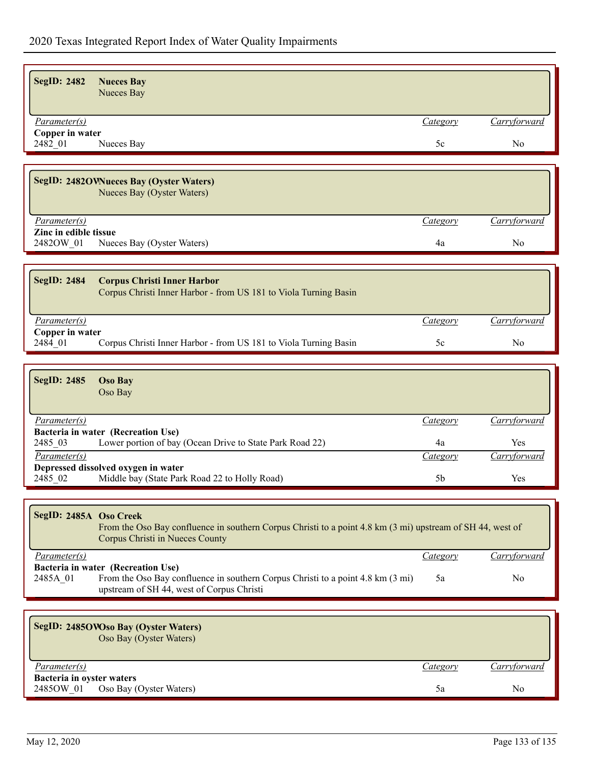**SegID: 2482** **Nueces Bay**
Nueces Bay

| *Parameter(s)* | | *Category* | *Carryforward* |
|---|---|---|---|
| **Copper in water** | | | |
| 2482_01 | Nueces Bay | 5c | No |

**SegID: 2482OW** **Nueces Bay (Oyster Waters)**
Nueces Bay (Oyster Waters)

| *Parameter(s)* | | *Category* | *Carryforward* |
|---|---|---|---|
| **Zinc in edible tissue** | | | |
| 2482OW_01 | Nueces Bay (Oyster Waters) | 4a | No |

**SegID: 2484** **Corpus Christi Inner Harbor**
Corpus Christi Inner Harbor - from US 181 to Viola Turning Basin

| *Parameter(s)* | | *Category* | *Carryforward* |
|---|---|---|---|
| **Copper in water** | | | |
| 2484_01 | Corpus Christi Inner Harbor - from US 181 to Viola Turning Basin | 5c | No |

**SegID: 2485** **Oso Bay**
Oso Bay

| *Parameter(s)* | | *Category* | *Carryforward* |
|---|---|---|---|
| **Bacteria in water (Recreation Use)** | | | |
| 2485_03 | Lower portion of bay (Ocean Drive to State Park Road 22) | 4a | Yes |
| *Parameter(s)* | | *Category* | *Carryforward* |
| **Depressed dissolved oxygen in water** | | | |
| 2485_02 | Middle bay (State Park Road 22 to Holly Road) | 5b | Yes |

**SegID: 2485A** **Oso Creek**
From the Oso Bay confluence in southern Corpus Christi to a point 4.8 km (3 mi) upstream of SH 44, west of Corpus Christi in Nueces County

| *Parameter(s)* | | *Category* | *Carryforward* |
|---|---|---|---|
| **Bacteria in water (Recreation Use)** | | | |
| 2485A_01 | From the Oso Bay confluence in southern Corpus Christi to a point 4.8 km (3 mi) upstream of SH 44, west of Corpus Christi | 5a | No |

**SegID: 2485OW** **Oso Bay (Oyster Waters)**
Oso Bay (Oyster Waters)

| *Parameter(s)* | | *Category* | *Carryforward* |
|---|---|---|---|
| **Bacteria in oyster waters** | | | |
| 2485OW_01 | Oso Bay (Oyster Waters) | 5a | No |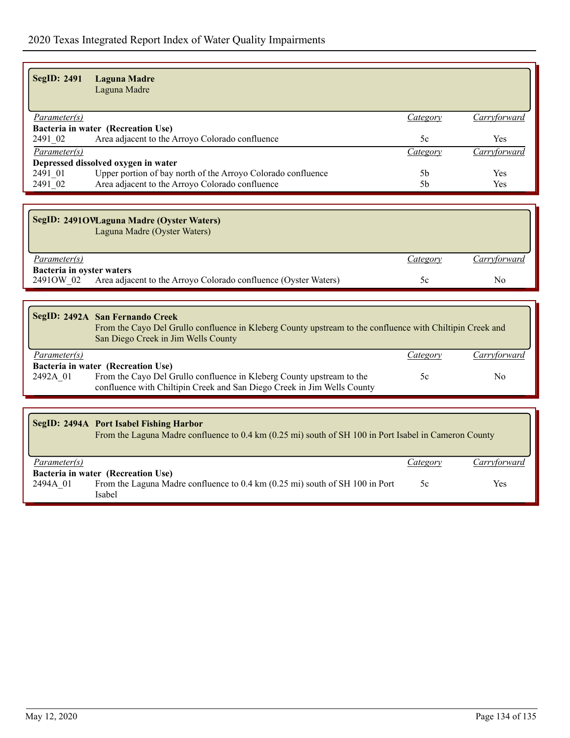## SegID: 2491 Laguna Madre

Laguna Madre

| Parameter(s) | | Category | Carryforward |
|---|---|---|---|
| **Bacteria in water (Recreation Use)** | | | |
| 2491_02 | Area adjacent to the Arroyo Colorado confluence | 5c | Yes |

| Parameter(s) | | Category | Carryforward |
|---|---|---|---|
| **Depressed dissolved oxygen in water** | | | |
| 2491_01 | Upper portion of bay north of the Arroyo Colorado confluence | 5b | Yes |
| 2491_02 | Area adjacent to the Arroyo Colorado confluence | 5b | Yes |

## SegID: 2491OW Laguna Madre (Oyster Waters)

Laguna Madre (Oyster Waters)

| Parameter(s) | | Category | Carryforward |
|---|---|---|---|
| **Bacteria in oyster waters** | | | |
| 2491OW_02 | Area adjacent to the Arroyo Colorado confluence (Oyster Waters) | 5c | No |

## SegID: 2492A San Fernando Creek

From the Cayo Del Grullo confluence in Kleberg County upstream to the confluence with Chiltipin Creek and San Diego Creek in Jim Wells County

| Parameter(s) | | Category | Carryforward |
|---|---|---|---|
| **Bacteria in water (Recreation Use)** | | | |
| 2492A_01 | From the Cayo Del Grullo confluence in Kleberg County upstream to the confluence with Chiltipin Creek and San Diego Creek in Jim Wells County | 5c | No |

## SegID: 2494A Port Isabel Fishing Harbor

From the Laguna Madre confluence to 0.4 km (0.25 mi) south of SH 100 in Port Isabel in Cameron County

| Parameter(s) | | Category | Carryforward |
|---|---|---|---|
| **Bacteria in water (Recreation Use)** | | | |
| 2494A_01 | From the Laguna Madre confluence to 0.4 km (0.25 mi) south of SH 100 in Port Isabel | 5c | Yes |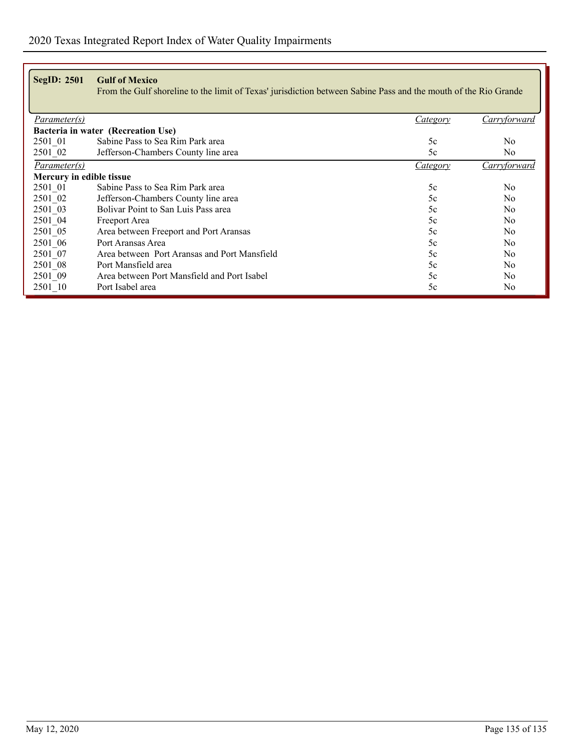**SegID: 2501** **Gulf of Mexico**

From the Gulf shoreline to the limit of Texas' jurisdiction between Sabine Pass and the mouth of the Rio Grande

| *Parameter(s)* | | *Category* | *Carryforward* |
|---|---|---|---|
| **Bacteria in water (Recreation Use)** | | | |
| 2501_01 | Sabine Pass to Sea Rim Park area | 5c | No |
| 2501_02 | Jefferson-Chambers County line area | 5c | No |

| *Parameter(s)* | | *Category* | *Carryforward* |
|---|---|---|---|
| **Mercury in edible tissue** | | | |
| 2501_01 | Sabine Pass to Sea Rim Park area | 5c | No |
| 2501_02 | Jefferson-Chambers County line area | 5c | No |
| 2501_03 | Bolivar Point to San Luis Pass area | 5c | No |
| 2501_04 | Freeport Area | 5c | No |
| 2501_05 | Area between Freeport and Port Aransas | 5c | No |
| 2501_06 | Port Aransas Area | 5c | No |
| 2501_07 | Area between Port Aransas and Port Mansfield | 5c | No |
| 2501_08 | Port Mansfield area | 5c | No |
| 2501_09 | Area between Port Mansfield and Port Isabel | 5c | No |
| 2501_10 | Port Isabel area | 5c | No |